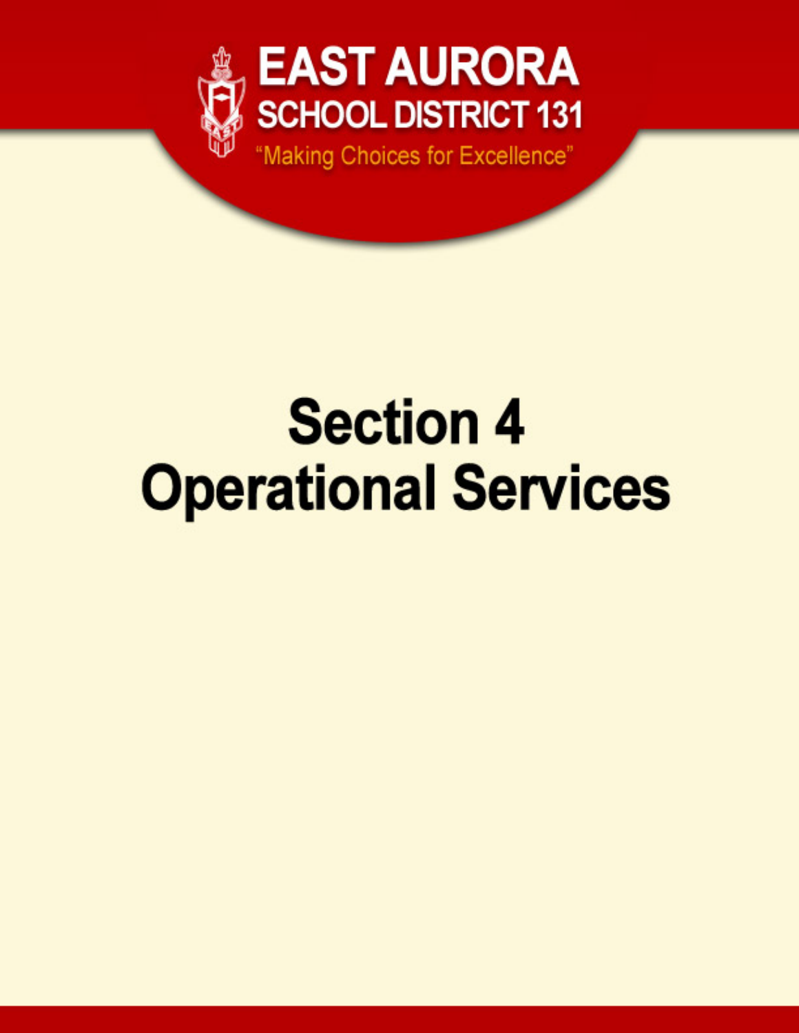# EAST AURORA SCHOOL DISTRICT 131

"Making Choices for Excellence"

# Section 4
# Operational Services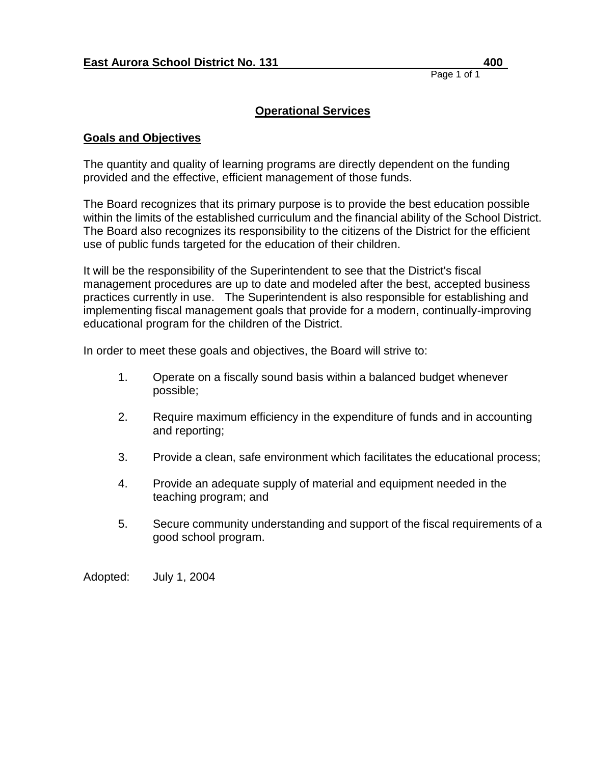# Operational Services

## Goals and Objectives

The quantity and quality of learning programs are directly dependent on the funding provided and the effective, efficient management of those funds.

The Board recognizes that its primary purpose is to provide the best education possible within the limits of the established curriculum and the financial ability of the School District. The Board also recognizes its responsibility to the citizens of the District for the efficient use of public funds targeted for the education of their children.

It will be the responsibility of the Superintendent to see that the District's fiscal management procedures are up to date and modeled after the best, accepted business practices currently in use. The Superintendent is also responsible for establishing and implementing fiscal management goals that provide for a modern, continually-improving educational program for the children of the District.

In order to meet these goals and objectives, the Board will strive to:

1. Operate on a fiscally sound basis within a balanced budget whenever possible;
2. Require maximum efficiency in the expenditure of funds and in accounting and reporting;
3. Provide a clean, safe environment which facilitates the educational process;
4. Provide an adequate supply of material and equipment needed in the teaching program; and
5. Secure community understanding and support of the fiscal requirements of a good school program.

Adopted: July 1, 2004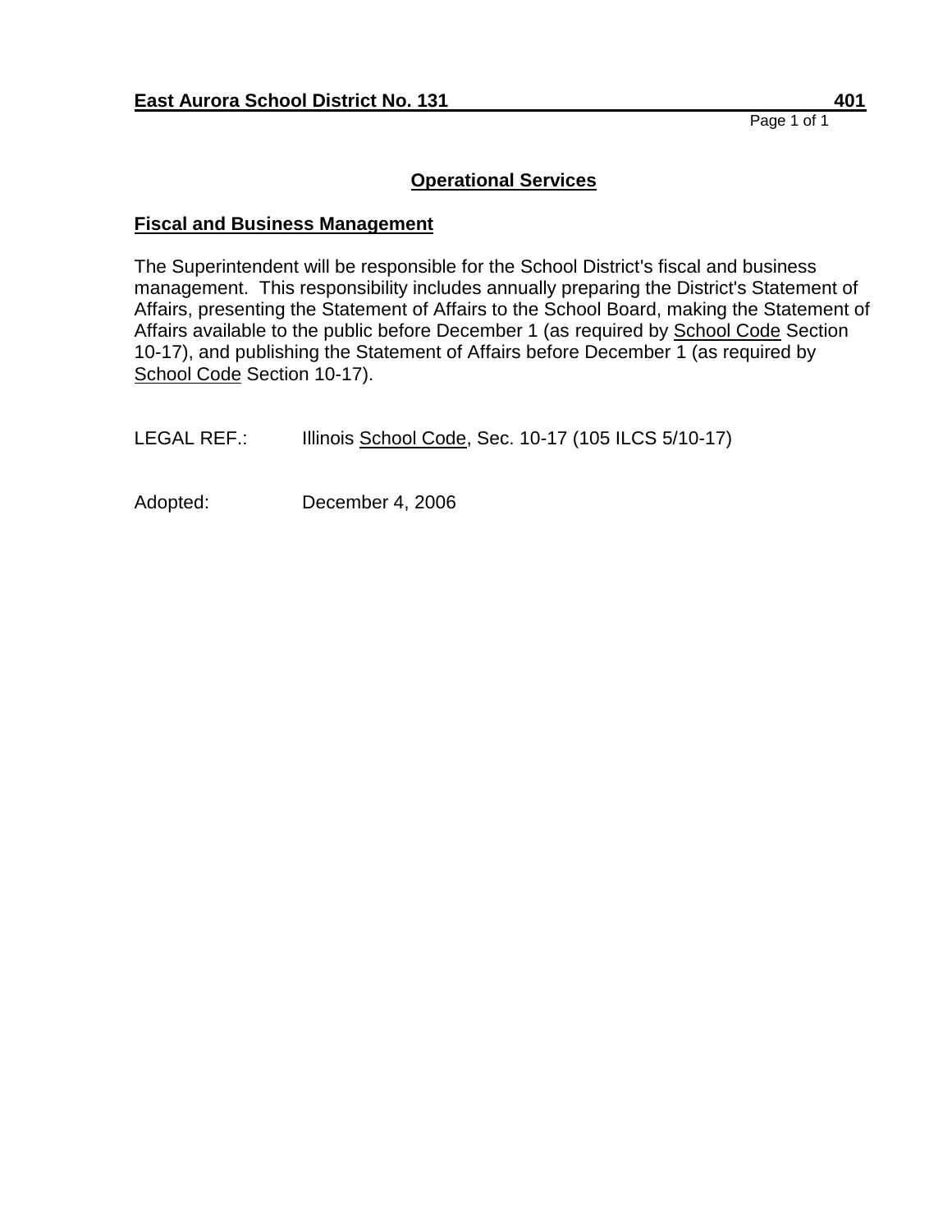## Operational Services

### Fiscal and Business Management

The Superintendent will be responsible for the School District's fiscal and business management. This responsibility includes annually preparing the District's Statement of Affairs, presenting the Statement of Affairs to the School Board, making the Statement of Affairs available to the public before December 1 (as required by School Code Section 10-17), and publishing the Statement of Affairs before December 1 (as required by School Code Section 10-17).

LEGAL REF.: Illinois School Code, Sec. 10-17 (105 ILCS 5/10-17)

Adopted: December 4, 2006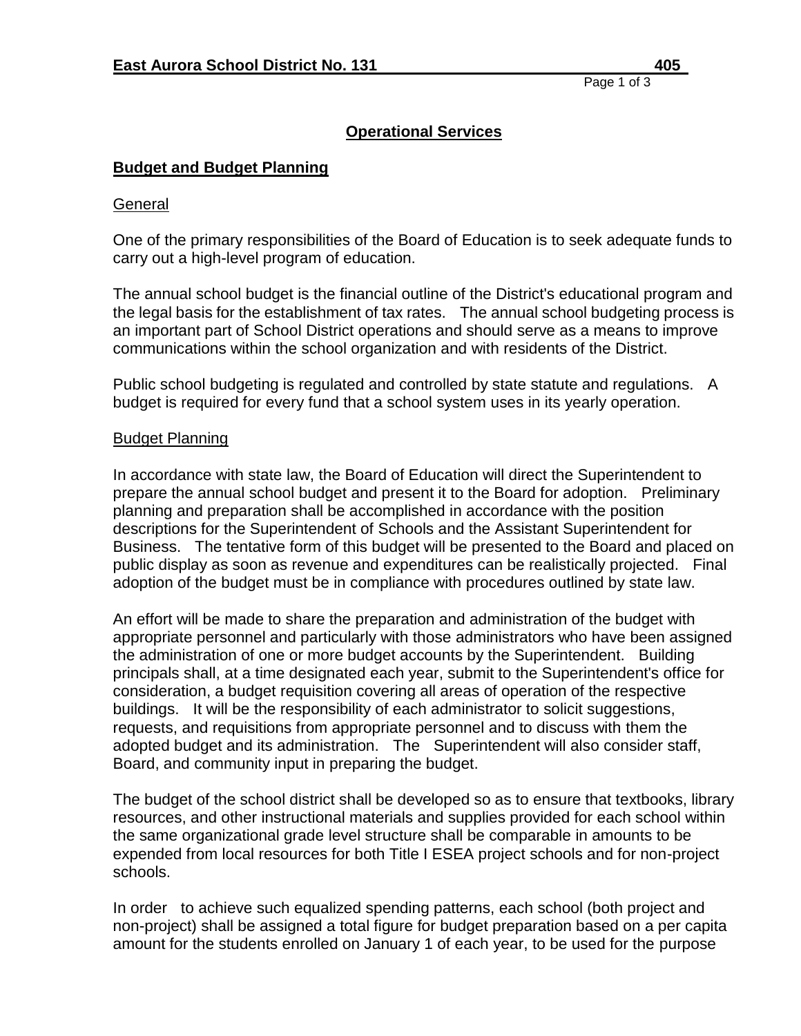## Operational Services

### Budget and Budget Planning

General

One of the primary responsibilities of the Board of Education is to seek adequate funds to carry out a high-level program of education.

The annual school budget is the financial outline of the District's educational program and the legal basis for the establishment of tax rates. The annual school budgeting process is an important part of School District operations and should serve as a means to improve communications within the school organization and with residents of the District.

Public school budgeting is regulated and controlled by state statute and regulations. A budget is required for every fund that a school system uses in its yearly operation.

Budget Planning

In accordance with state law, the Board of Education will direct the Superintendent to prepare the annual school budget and present it to the Board for adoption. Preliminary planning and preparation shall be accomplished in accordance with the position descriptions for the Superintendent of Schools and the Assistant Superintendent for Business. The tentative form of this budget will be presented to the Board and placed on public display as soon as revenue and expenditures can be realistically projected. Final adoption of the budget must be in compliance with procedures outlined by state law.

An effort will be made to share the preparation and administration of the budget with appropriate personnel and particularly with those administrators who have been assigned the administration of one or more budget accounts by the Superintendent. Building principals shall, at a time designated each year, submit to the Superintendent's office for consideration, a budget requisition covering all areas of operation of the respective buildings. It will be the responsibility of each administrator to solicit suggestions, requests, and requisitions from appropriate personnel and to discuss with them the adopted budget and its administration. The Superintendent will also consider staff, Board, and community input in preparing the budget.

The budget of the school district shall be developed so as to ensure that textbooks, library resources, and other instructional materials and supplies provided for each school within the same organizational grade level structure shall be comparable in amounts to be expended from local resources for both Title I ESEA project schools and for non-project schools.

In order to achieve such equalized spending patterns, each school (both project and non-project) shall be assigned a total figure for budget preparation based on a per capita amount for the students enrolled on January 1 of each year, to be used for the purpose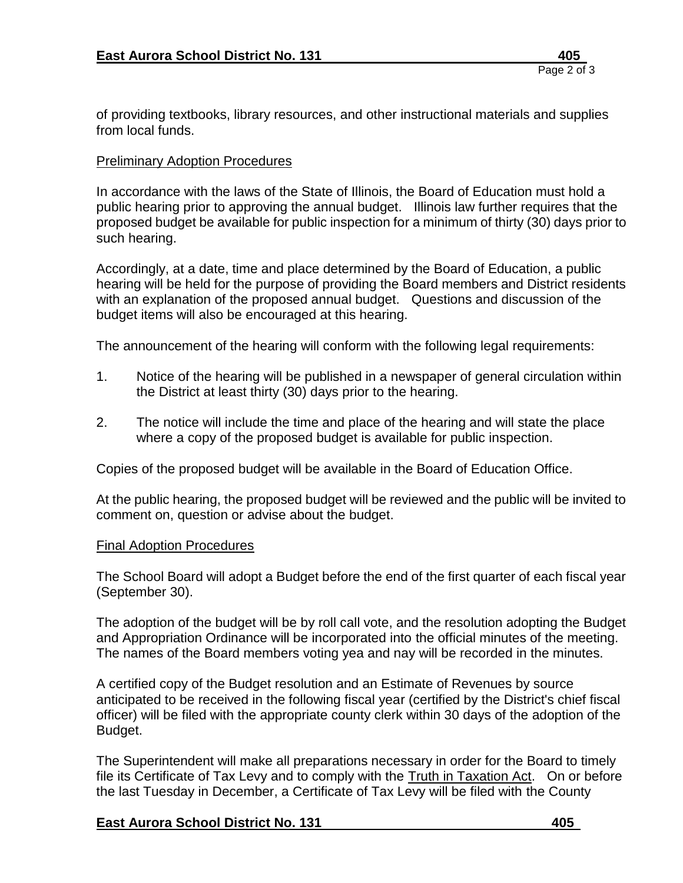of providing textbooks, library resources, and other instructional materials and supplies from local funds.

Preliminary Adoption Procedures

In accordance with the laws of the State of Illinois, the Board of Education must hold a public hearing prior to approving the annual budget. Illinois law further requires that the proposed budget be available for public inspection for a minimum of thirty (30) days prior to such hearing.

Accordingly, at a date, time and place determined by the Board of Education, a public hearing will be held for the purpose of providing the Board members and District residents with an explanation of the proposed annual budget. Questions and discussion of the budget items will also be encouraged at this hearing.

The announcement of the hearing will conform with the following legal requirements:

1. Notice of the hearing will be published in a newspaper of general circulation within the District at least thirty (30) days prior to the hearing.

2. The notice will include the time and place of the hearing and will state the place where a copy of the proposed budget is available for public inspection.

Copies of the proposed budget will be available in the Board of Education Office.

At the public hearing, the proposed budget will be reviewed and the public will be invited to comment on, question or advise about the budget.

Final Adoption Procedures

The School Board will adopt a Budget before the end of the first quarter of each fiscal year (September 30).

The adoption of the budget will be by roll call vote, and the resolution adopting the Budget and Appropriation Ordinance will be incorporated into the official minutes of the meeting. The names of the Board members voting yea and nay will be recorded in the minutes.

A certified copy of the Budget resolution and an Estimate of Revenues by source anticipated to be received in the following fiscal year (certified by the District's chief fiscal officer) will be filed with the appropriate county clerk within 30 days of the adoption of the Budget.

The Superintendent will make all preparations necessary in order for the Board to timely file its Certificate of Tax Levy and to comply with the Truth in Taxation Act. On or before the last Tuesday in December, a Certificate of Tax Levy will be filed with the County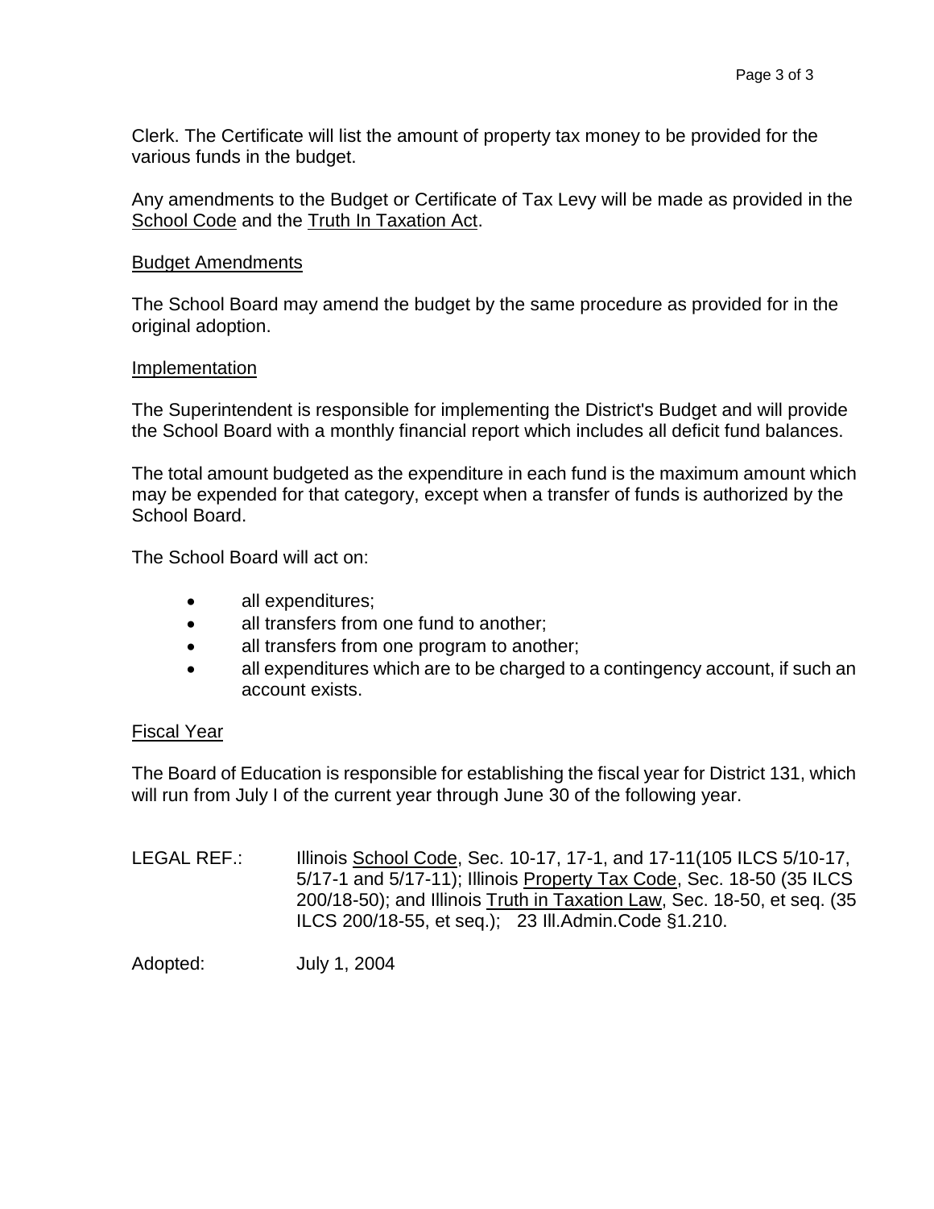Clerk. The Certificate will list the amount of property tax money to be provided for the various funds in the budget.

Any amendments to the Budget or Certificate of Tax Levy will be made as provided in the School Code and the Truth In Taxation Act.

### Budget Amendments

The School Board may amend the budget by the same procedure as provided for in the original adoption.

### Implementation

The Superintendent is responsible for implementing the District's Budget and will provide the School Board with a monthly financial report which includes all deficit fund balances.

The total amount budgeted as the expenditure in each fund is the maximum amount which may be expended for that category, except when a transfer of funds is authorized by the School Board.

The School Board will act on:

- all expenditures;
- all transfers from one fund to another;
- all transfers from one program to another;
- all expenditures which are to be charged to a contingency account, if such an account exists.

### Fiscal Year

The Board of Education is responsible for establishing the fiscal year for District 131, which will run from July I of the current year through June 30 of the following year.

LEGAL REF.: Illinois School Code, Sec. 10-17, 17-1, and 17-11(105 ILCS 5/10-17, 5/17-1 and 5/17-11); Illinois Property Tax Code, Sec. 18-50 (35 ILCS 200/18-50); and Illinois Truth in Taxation Law, Sec. 18-50, et seq. (35 ILCS 200/18-55, et seq.); 23 Ill.Admin.Code §1.210.

Adopted: July 1, 2004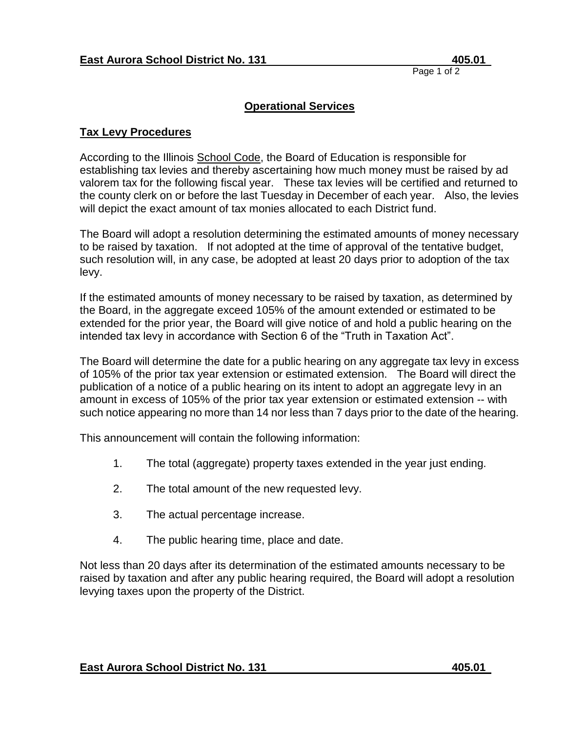## Operational Services

### Tax Levy Procedures

According to the Illinois School Code, the Board of Education is responsible for establishing tax levies and thereby ascertaining how much money must be raised by ad valorem tax for the following fiscal year. These tax levies will be certified and returned to the county clerk on or before the last Tuesday in December of each year. Also, the levies will depict the exact amount of tax monies allocated to each District fund.

The Board will adopt a resolution determining the estimated amounts of money necessary to be raised by taxation. If not adopted at the time of approval of the tentative budget, such resolution will, in any case, be adopted at least 20 days prior to adoption of the tax levy.

If the estimated amounts of money necessary to be raised by taxation, as determined by the Board, in the aggregate exceed 105% of the amount extended or estimated to be extended for the prior year, the Board will give notice of and hold a public hearing on the intended tax levy in accordance with Section 6 of the "Truth in Taxation Act".

The Board will determine the date for a public hearing on any aggregate tax levy in excess of 105% of the prior tax year extension or estimated extension. The Board will direct the publication of a notice of a public hearing on its intent to adopt an aggregate levy in an amount in excess of 105% of the prior tax year extension or estimated extension -- with such notice appearing no more than 14 nor less than 7 days prior to the date of the hearing.

This announcement will contain the following information:

1. The total (aggregate) property taxes extended in the year just ending.
2. The total amount of the new requested levy.
3. The actual percentage increase.
4. The public hearing time, place and date.

Not less than 20 days after its determination of the estimated amounts necessary to be raised by taxation and after any public hearing required, the Board will adopt a resolution levying taxes upon the property of the District.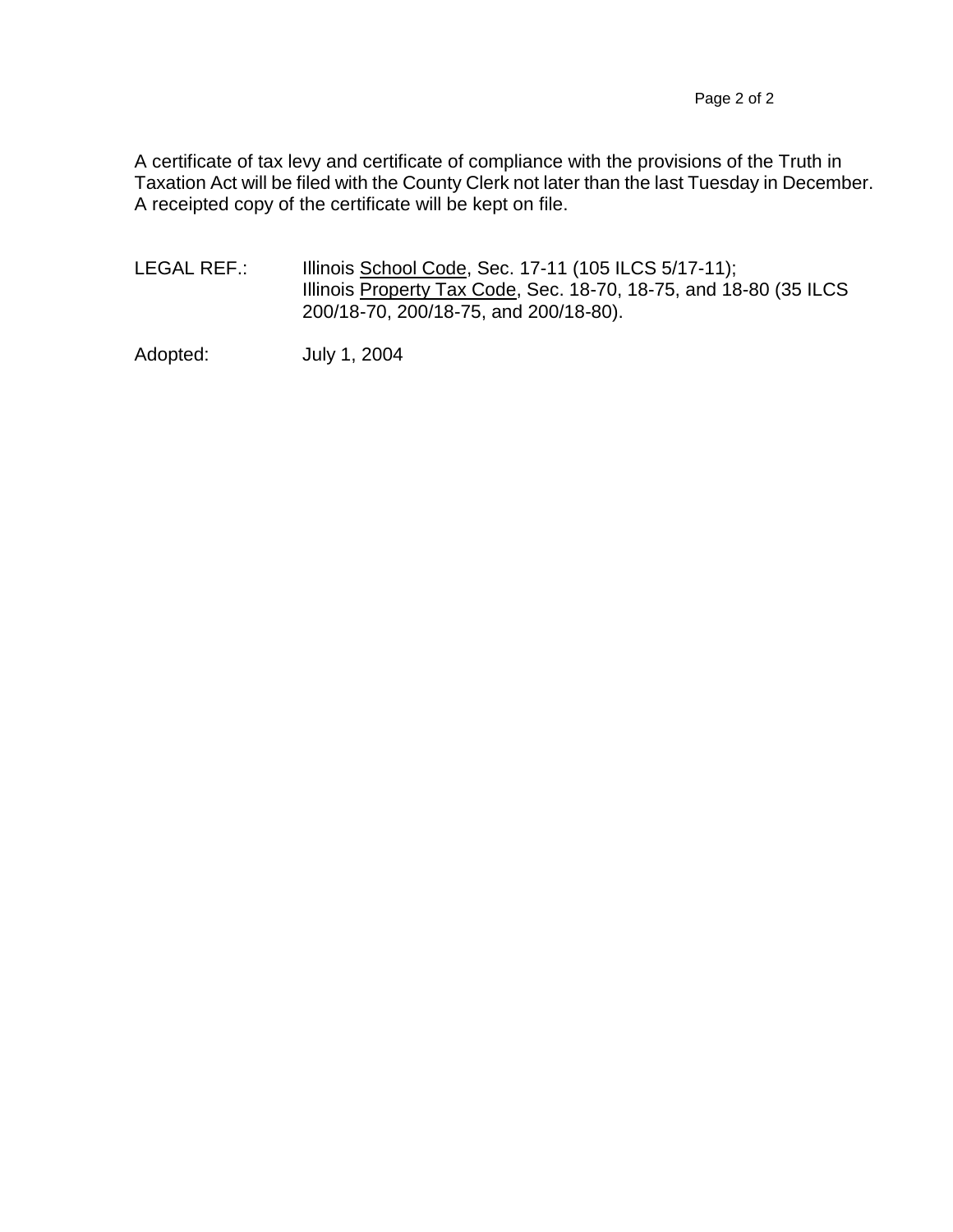A certificate of tax levy and certificate of compliance with the provisions of the Truth in Taxation Act will be filed with the County Clerk not later than the last Tuesday in December. A receipted copy of the certificate will be kept on file.

LEGAL REF.: Illinois School Code, Sec. 17-11 (105 ILCS 5/17-11);
Illinois Property Tax Code, Sec. 18-70, 18-75, and 18-80 (35 ILCS 200/18-70, 200/18-75, and 200/18-80).

Adopted: July 1, 2004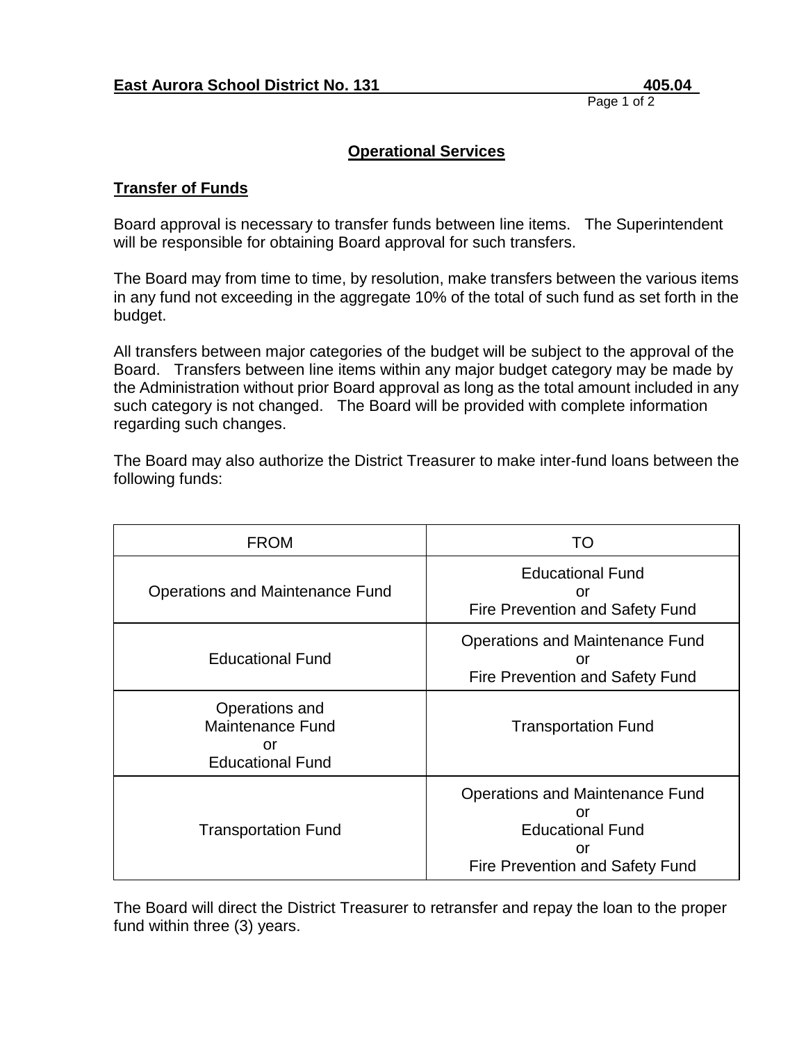**East Aurora School District No. 131** **405.04**

## Operational Services

### Transfer of Funds

Board approval is necessary to transfer funds between line items. The Superintendent will be responsible for obtaining Board approval for such transfers.

The Board may from time to time, by resolution, make transfers between the various items in any fund not exceeding in the aggregate 10% of the total of such fund as set forth in the budget.

All transfers between major categories of the budget will be subject to the approval of the Board. Transfers between line items within any major budget category may be made by the Administration without prior Board approval as long as the total amount included in any such category is not changed. The Board will be provided with complete information regarding such changes.

The Board may also authorize the District Treasurer to make inter-fund loans between the following funds:

| FROM | TO |
|---|---|
| Operations and Maintenance Fund | Educational Fund or Fire Prevention and Safety Fund |
| Educational Fund | Operations and Maintenance Fund or Fire Prevention and Safety Fund |
| Operations and Maintenance Fund or Educational Fund | Transportation Fund |
| Transportation Fund | Operations and Maintenance Fund or Educational Fund or Fire Prevention and Safety Fund |

The Board will direct the District Treasurer to retransfer and repay the loan to the proper fund within three (3) years.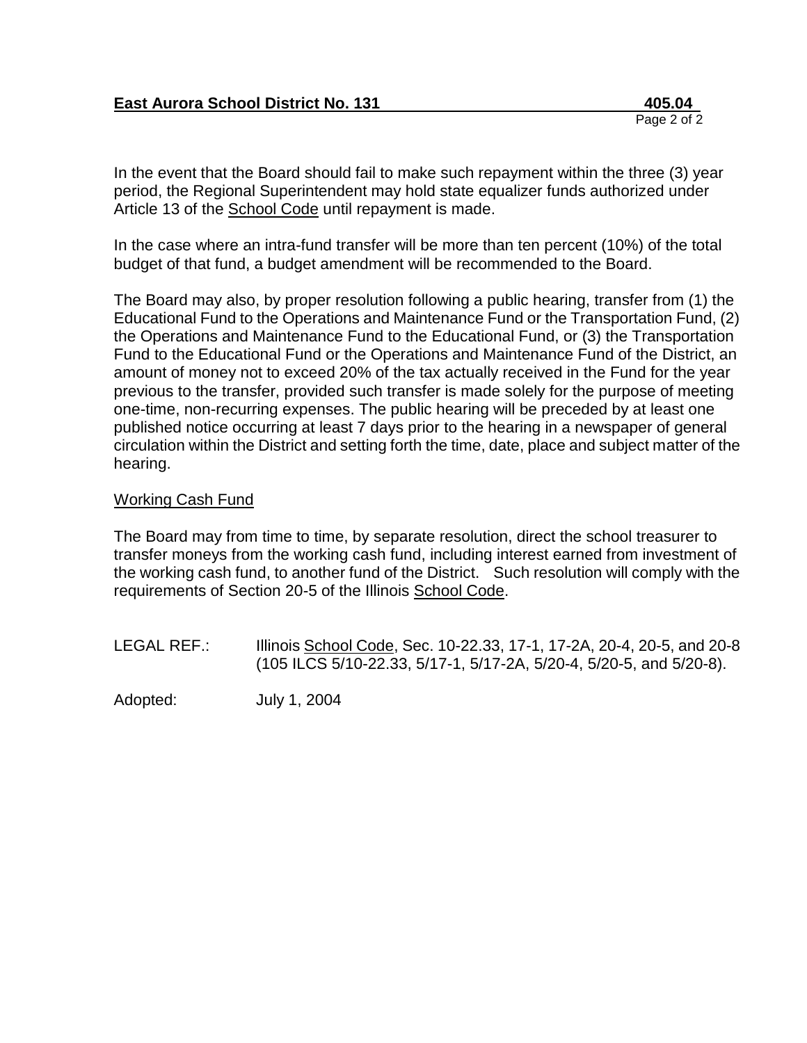In the event that the Board should fail to make such repayment within the three (3) year period, the Regional Superintendent may hold state equalizer funds authorized under Article 13 of the School Code until repayment is made.

In the case where an intra-fund transfer will be more than ten percent (10%) of the total budget of that fund, a budget amendment will be recommended to the Board.

The Board may also, by proper resolution following a public hearing, transfer from (1) the Educational Fund to the Operations and Maintenance Fund or the Transportation Fund, (2) the Operations and Maintenance Fund to the Educational Fund, or (3) the Transportation Fund to the Educational Fund or the Operations and Maintenance Fund of the District, an amount of money not to exceed 20% of the tax actually received in the Fund for the year previous to the transfer, provided such transfer is made solely for the purpose of meeting one-time, non-recurring expenses. The public hearing will be preceded by at least one published notice occurring at least 7 days prior to the hearing in a newspaper of general circulation within the District and setting forth the time, date, place and subject matter of the hearing.

## Working Cash Fund

The Board may from time to time, by separate resolution, direct the school treasurer to transfer moneys from the working cash fund, including interest earned from investment of the working cash fund, to another fund of the District. Such resolution will comply with the requirements of Section 20-5 of the Illinois School Code.

LEGAL REF.: Illinois School Code, Sec. 10-22.33, 17-1, 17-2A, 20-4, 20-5, and 20-8 (105 ILCS 5/10-22.33, 5/17-1, 5/17-2A, 5/20-4, 5/20-5, and 5/20-8).

Adopted: July 1, 2004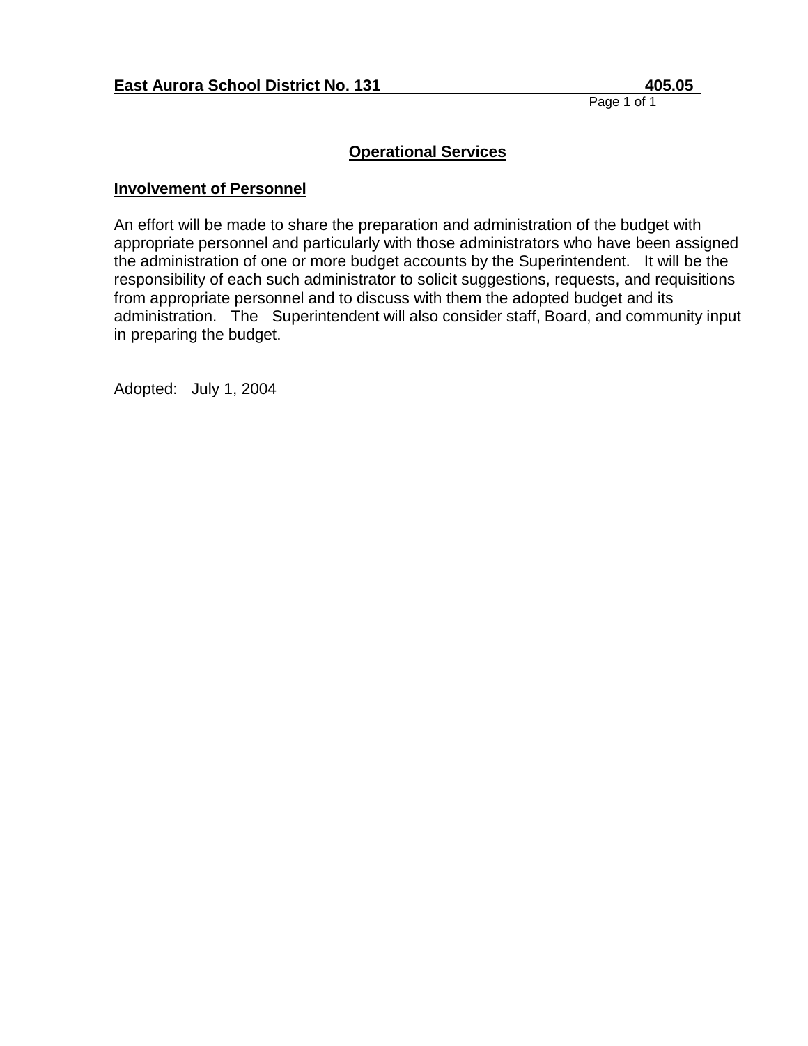**East Aurora School District No. 131** **405.05**

## Operational Services

### Involvement of Personnel

An effort will be made to share the preparation and administration of the budget with appropriate personnel and particularly with those administrators who have been assigned the administration of one or more budget accounts by the Superintendent. It will be the responsibility of each such administrator to solicit suggestions, requests, and requisitions from appropriate personnel and to discuss with them the adopted budget and its administration. The Superintendent will also consider staff, Board, and community input in preparing the budget.

Adopted: July 1, 2004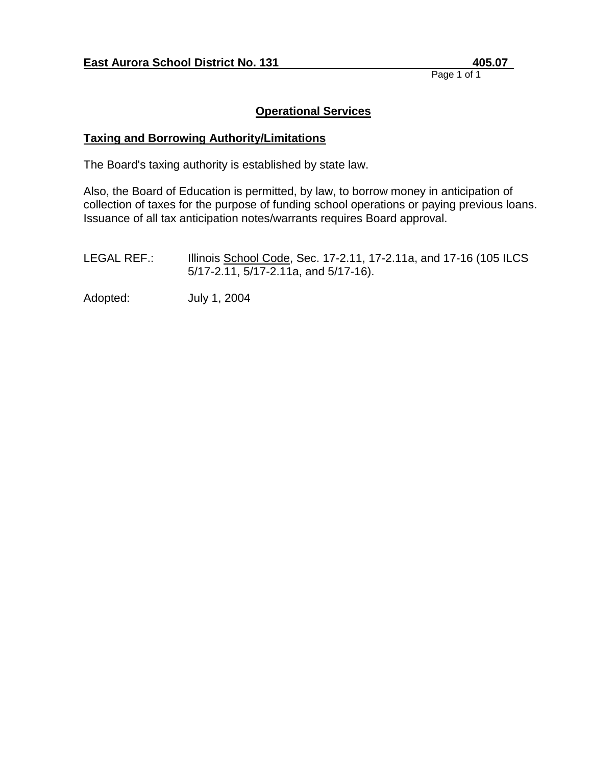**East Aurora School District No. 131 405.07**

## Operational Services

### Taxing and Borrowing Authority/Limitations

The Board's taxing authority is established by state law.

Also, the Board of Education is permitted, by law, to borrow money in anticipation of collection of taxes for the purpose of funding school operations or paying previous loans. Issuance of all tax anticipation notes/warrants requires Board approval.

LEGAL REF.: Illinois School Code, Sec. 17-2.11, 17-2.11a, and 17-16 (105 ILCS 5/17-2.11, 5/17-2.11a, and 5/17-16).

Adopted: July 1, 2004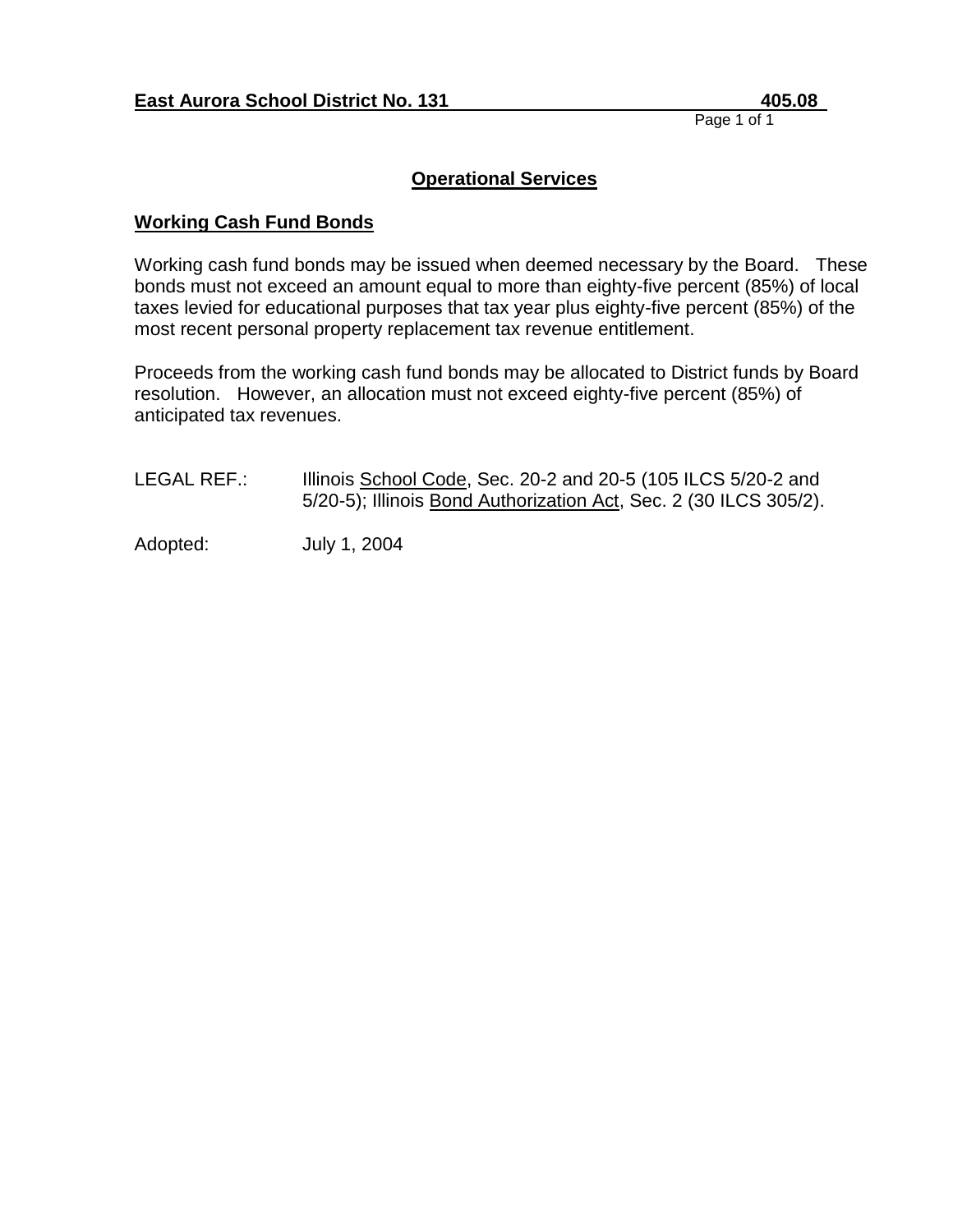**East Aurora School District No. 131** **405.08**

## Operational Services

### Working Cash Fund Bonds

Working cash fund bonds may be issued when deemed necessary by the Board. These bonds must not exceed an amount equal to more than eighty-five percent (85%) of local taxes levied for educational purposes that tax year plus eighty-five percent (85%) of the most recent personal property replacement tax revenue entitlement.

Proceeds from the working cash fund bonds may be allocated to District funds by Board resolution. However, an allocation must not exceed eighty-five percent (85%) of anticipated tax revenues.

LEGAL REF.: Illinois School Code, Sec. 20-2 and 20-5 (105 ILCS 5/20-2 and 5/20-5); Illinois Bond Authorization Act, Sec. 2 (30 ILCS 305/2).

Adopted: July 1, 2004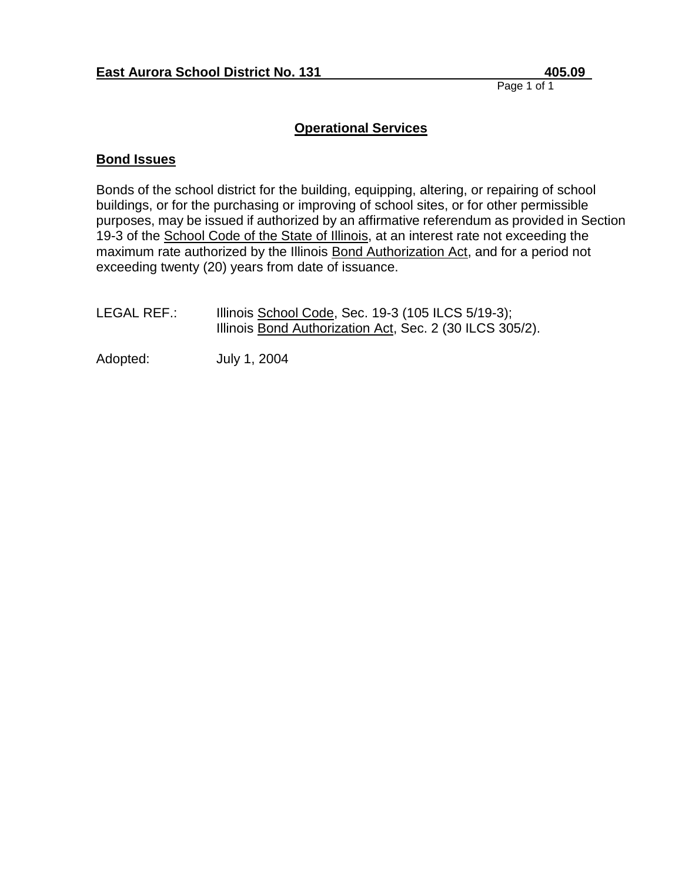**East Aurora School District No. 131** **405.09**

## Operational Services

### Bond Issues

Bonds of the school district for the building, equipping, altering, or repairing of school buildings, or for the purchasing or improving of school sites, or for other permissible purposes, may be issued if authorized by an affirmative referendum as provided in Section 19-3 of the School Code of the State of Illinois, at an interest rate not exceeding the maximum rate authorized by the Illinois Bond Authorization Act, and for a period not exceeding twenty (20) years from date of issuance.

LEGAL REF.: Illinois School Code, Sec. 19-3 (105 ILCS 5/19-3);
Illinois Bond Authorization Act, Sec. 2 (30 ILCS 305/2).

Adopted: July 1, 2004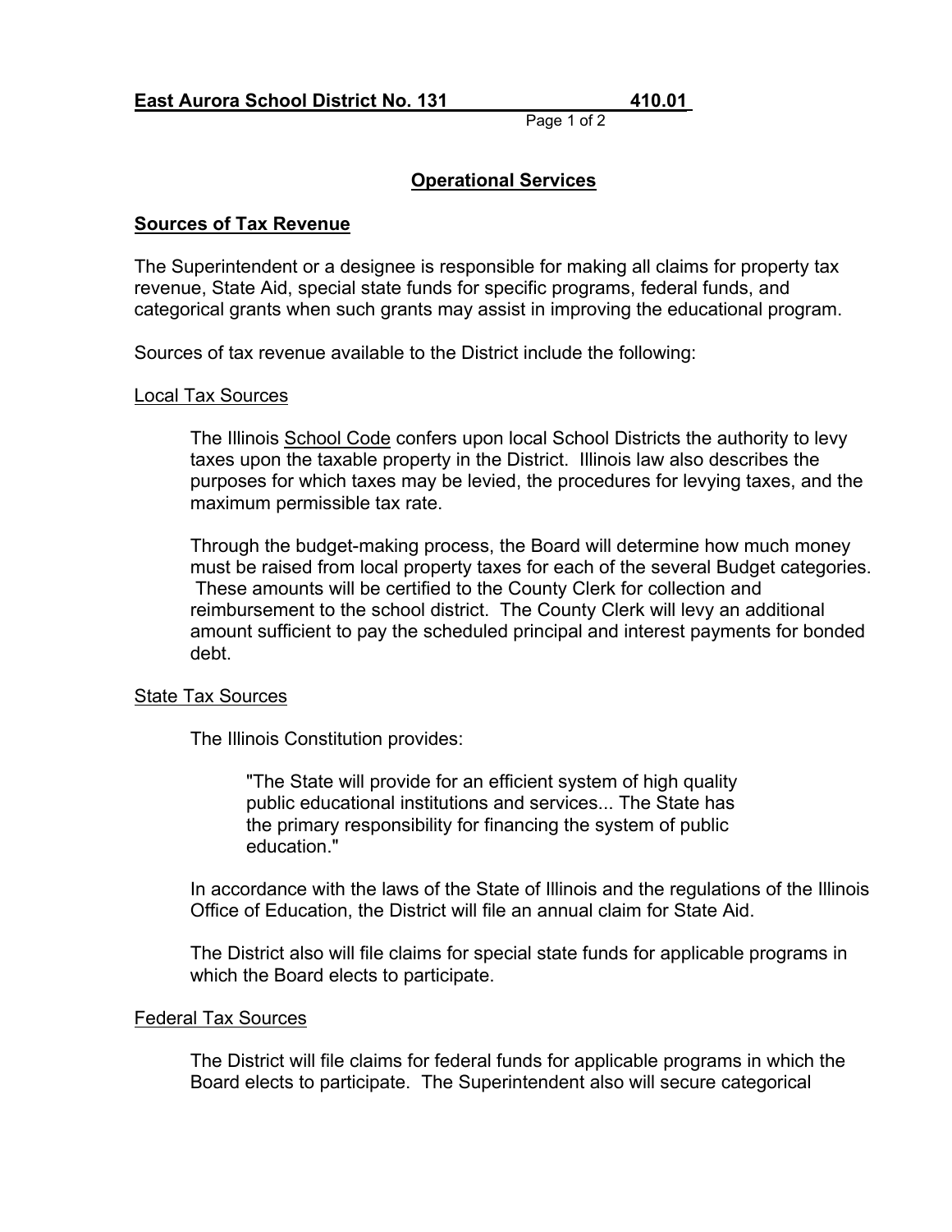**East Aurora School District No. 131 410.01**

## Operational Services

### Sources of Tax Revenue

The Superintendent or a designee is responsible for making all claims for property tax revenue, State Aid, special state funds for specific programs, federal funds, and categorical grants when such grants may assist in improving the educational program.

Sources of tax revenue available to the District include the following:

Local Tax Sources

The Illinois School Code confers upon local School Districts the authority to levy taxes upon the taxable property in the District. Illinois law also describes the purposes for which taxes may be levied, the procedures for levying taxes, and the maximum permissible tax rate.

Through the budget-making process, the Board will determine how much money must be raised from local property taxes for each of the several Budget categories. These amounts will be certified to the County Clerk for collection and reimbursement to the school district. The County Clerk will levy an additional amount sufficient to pay the scheduled principal and interest payments for bonded debt.

State Tax Sources

The Illinois Constitution provides:

> "The State will provide for an efficient system of high quality public educational institutions and services... The State has the primary responsibility for financing the system of public education."

In accordance with the laws of the State of Illinois and the regulations of the Illinois Office of Education, the District will file an annual claim for State Aid.

The District also will file claims for special state funds for applicable programs in which the Board elects to participate.

Federal Tax Sources

The District will file claims for federal funds for applicable programs in which the Board elects to participate. The Superintendent also will secure categorical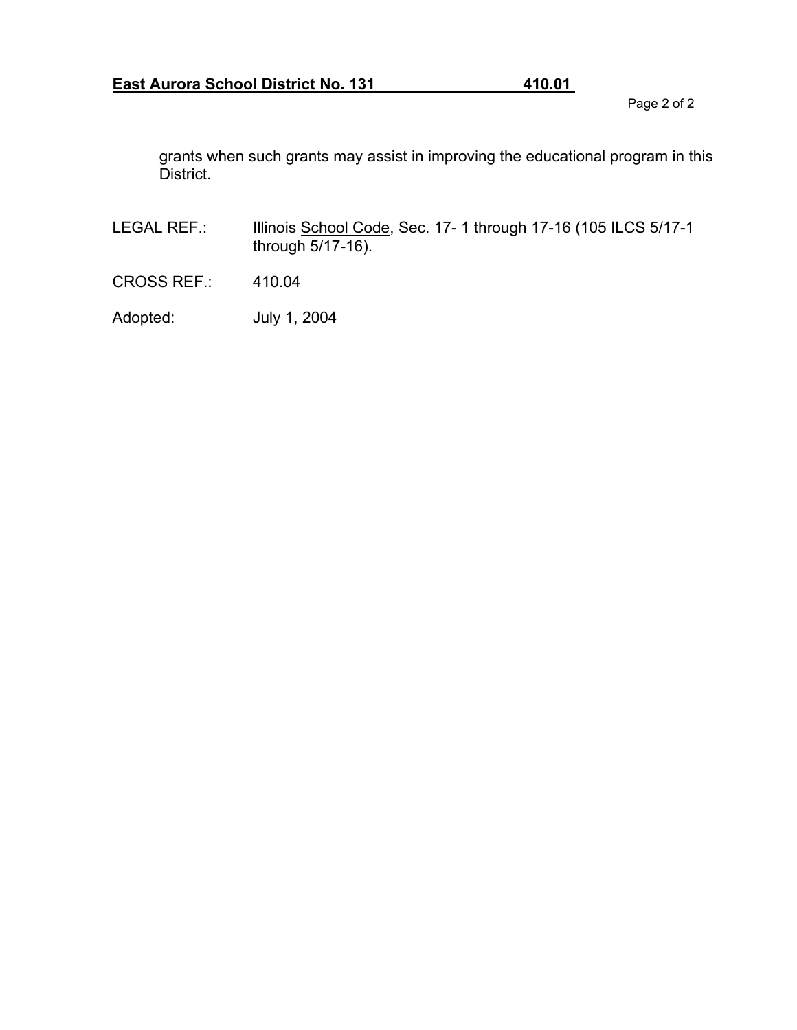grants when such grants may assist in improving the educational program in this District.

LEGAL REF.: Illinois School Code, Sec. 17- 1 through 17-16 (105 ILCS 5/17-1 through 5/17-16).

CROSS REF.: 410.04

Adopted: July 1, 2004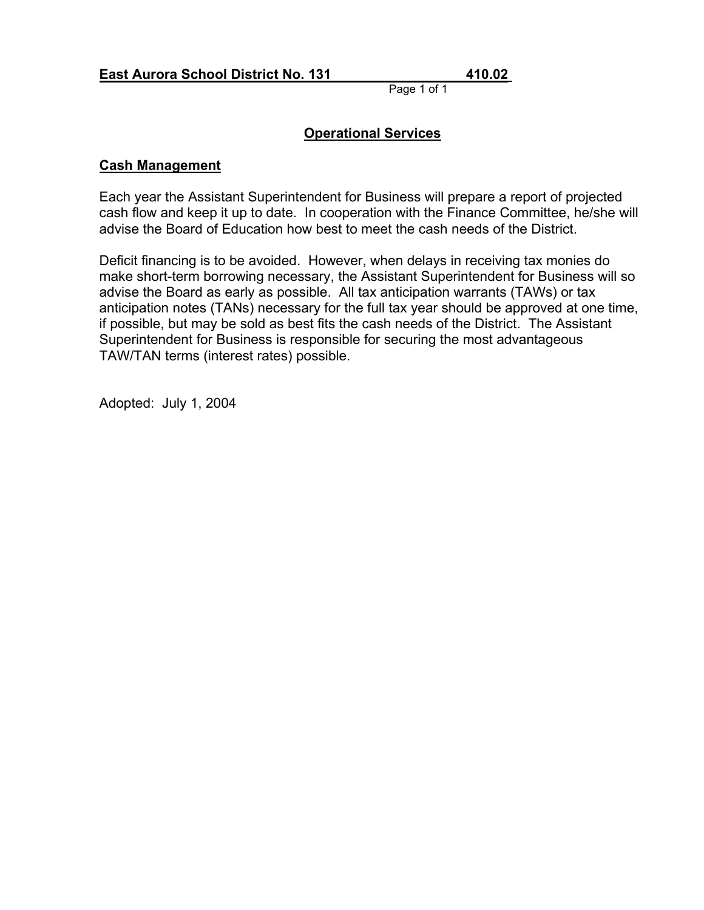**East Aurora School District No. 131 410.02**

## Operational Services

### Cash Management

Each year the Assistant Superintendent for Business will prepare a report of projected cash flow and keep it up to date. In cooperation with the Finance Committee, he/she will advise the Board of Education how best to meet the cash needs of the District.

Deficit financing is to be avoided. However, when delays in receiving tax monies do make short-term borrowing necessary, the Assistant Superintendent for Business will so advise the Board as early as possible. All tax anticipation warrants (TAWs) or tax anticipation notes (TANs) necessary for the full tax year should be approved at one time, if possible, but may be sold as best fits the cash needs of the District. The Assistant Superintendent for Business is responsible for securing the most advantageous TAW/TAN terms (interest rates) possible.

Adopted: July 1, 2004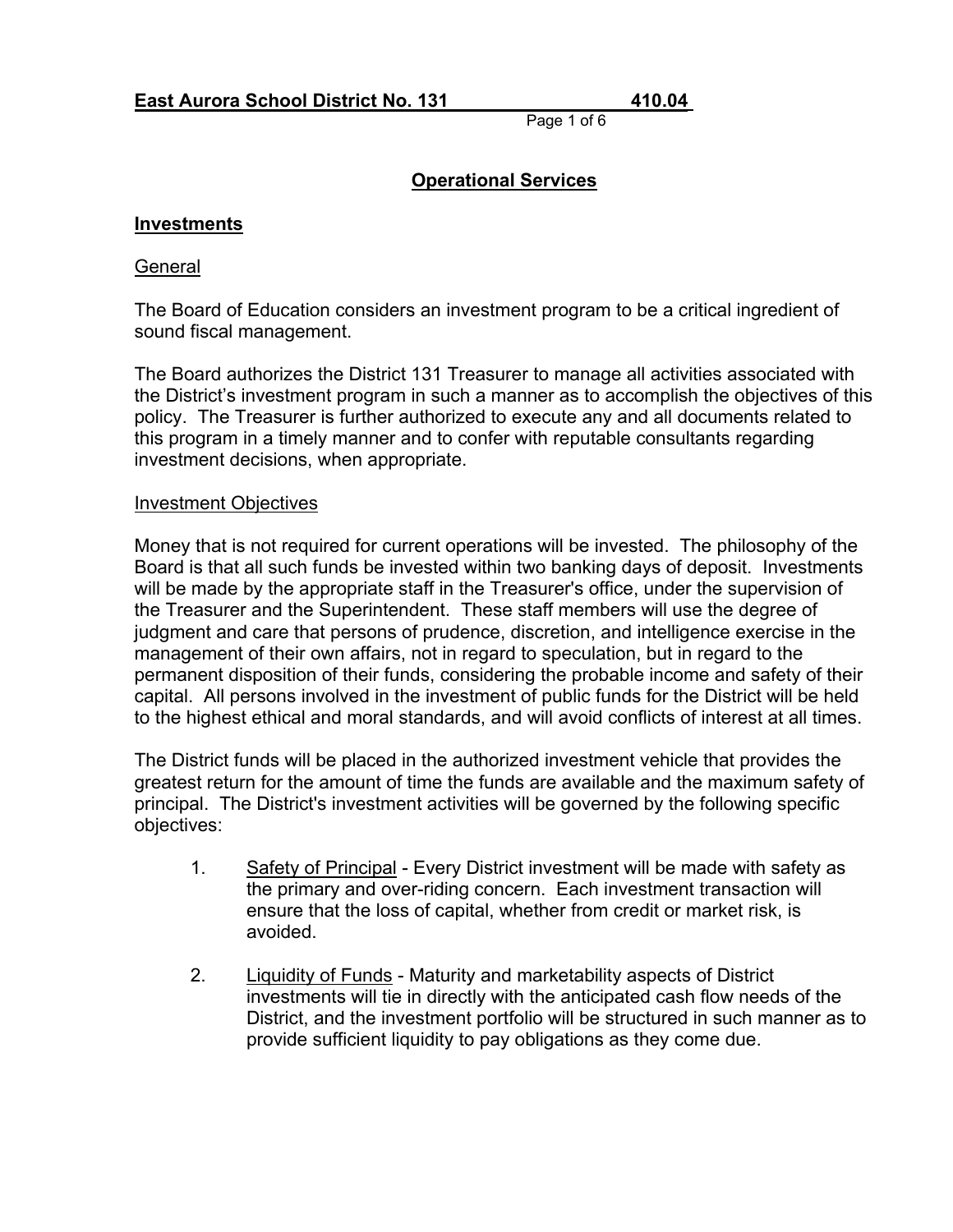**East Aurora School District No. 131 410.04**

## Operational Services

### Investments

General

The Board of Education considers an investment program to be a critical ingredient of sound fiscal management.

The Board authorizes the District 131 Treasurer to manage all activities associated with the District's investment program in such a manner as to accomplish the objectives of this policy. The Treasurer is further authorized to execute any and all documents related to this program in a timely manner and to confer with reputable consultants regarding investment decisions, when appropriate.

Investment Objectives

Money that is not required for current operations will be invested. The philosophy of the Board is that all such funds be invested within two banking days of deposit. Investments will be made by the appropriate staff in the Treasurer's office, under the supervision of the Treasurer and the Superintendent. These staff members will use the degree of judgment and care that persons of prudence, discretion, and intelligence exercise in the management of their own affairs, not in regard to speculation, but in regard to the permanent disposition of their funds, considering the probable income and safety of their capital. All persons involved in the investment of public funds for the District will be held to the highest ethical and moral standards, and will avoid conflicts of interest at all times.

The District funds will be placed in the authorized investment vehicle that provides the greatest return for the amount of time the funds are available and the maximum safety of principal. The District's investment activities will be governed by the following specific objectives:

1. Safety of Principal - Every District investment will be made with safety as the primary and over-riding concern. Each investment transaction will ensure that the loss of capital, whether from credit or market risk, is avoided.

2. Liquidity of Funds - Maturity and marketability aspects of District investments will tie in directly with the anticipated cash flow needs of the District, and the investment portfolio will be structured in such manner as to provide sufficient liquidity to pay obligations as they come due.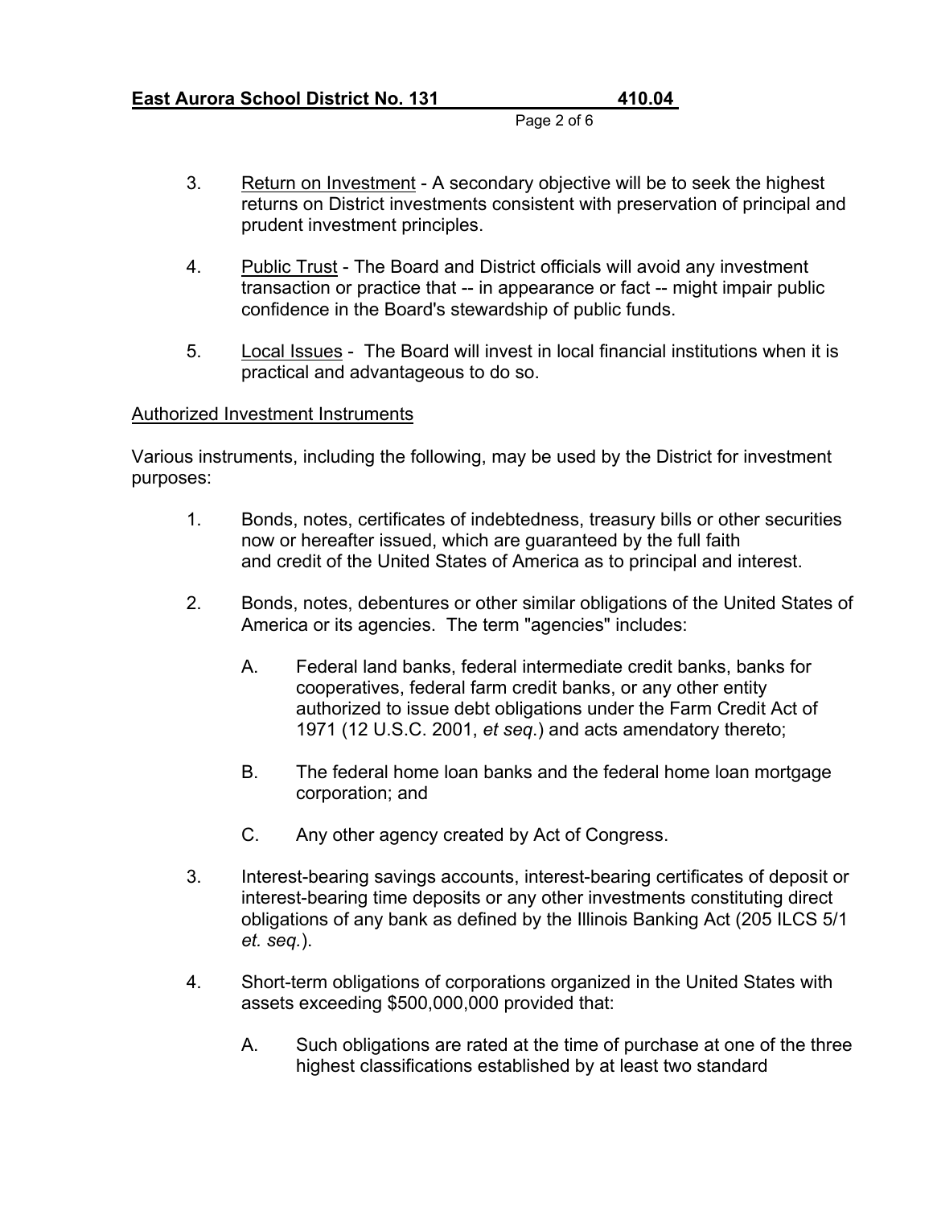3. Return on Investment - A secondary objective will be to seek the highest returns on District investments consistent with preservation of principal and prudent investment principles.

4. Public Trust - The Board and District officials will avoid any investment transaction or practice that -- in appearance or fact -- might impair public confidence in the Board's stewardship of public funds.

5. Local Issues - The Board will invest in local financial institutions when it is practical and advantageous to do so.

Authorized Investment Instruments

Various instruments, including the following, may be used by the District for investment purposes:

1. Bonds, notes, certificates of indebtedness, treasury bills or other securities now or hereafter issued, which are guaranteed by the full faith and credit of the United States of America as to principal and interest.

2. Bonds, notes, debentures or other similar obligations of the United States of America or its agencies. The term "agencies" includes:

   A. Federal land banks, federal intermediate credit banks, banks for cooperatives, federal farm credit banks, or any other entity authorized to issue debt obligations under the Farm Credit Act of 1971 (12 U.S.C. 2001, *et seq.*) and acts amendatory thereto;

   B. The federal home loan banks and the federal home loan mortgage corporation; and

   C. Any other agency created by Act of Congress.

3. Interest-bearing savings accounts, interest-bearing certificates of deposit or interest-bearing time deposits or any other investments constituting direct obligations of any bank as defined by the Illinois Banking Act (205 ILCS 5/1 *et. seq.*).

4. Short-term obligations of corporations organized in the United States with assets exceeding $500,000,000 provided that:

   A. Such obligations are rated at the time of purchase at one of the three highest classifications established by at least two standard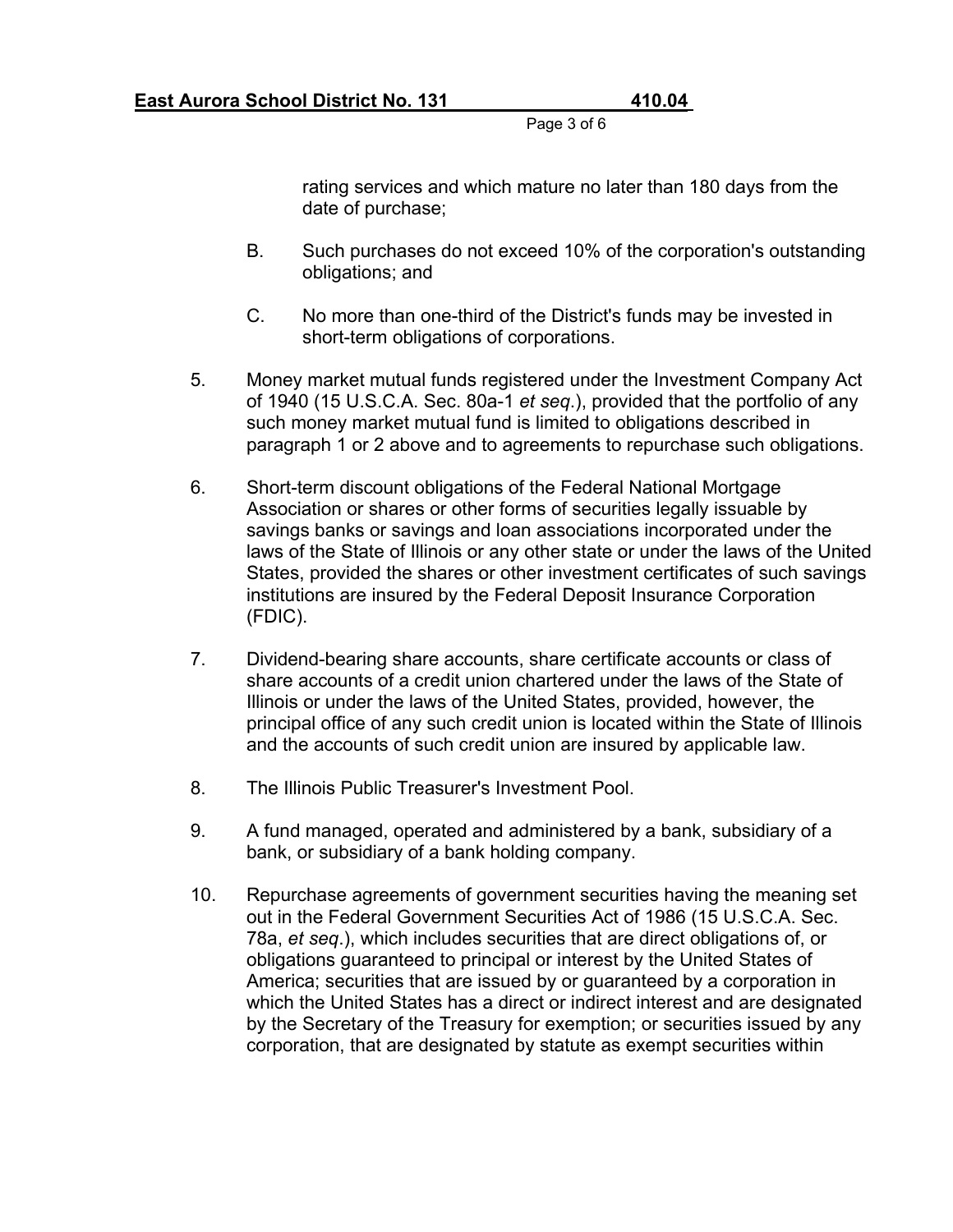rating services and which mature no later than 180 days from the date of purchase;

B. Such purchases do not exceed 10% of the corporation's outstanding obligations; and

C. No more than one-third of the District's funds may be invested in short-term obligations of corporations.

5. Money market mutual funds registered under the Investment Company Act of 1940 (15 U.S.C.A. Sec. 80a-1 *et seq*.), provided that the portfolio of any such money market mutual fund is limited to obligations described in paragraph 1 or 2 above and to agreements to repurchase such obligations.

6. Short-term discount obligations of the Federal National Mortgage Association or shares or other forms of securities legally issuable by savings banks or savings and loan associations incorporated under the laws of the State of Illinois or any other state or under the laws of the United States, provided the shares or other investment certificates of such savings institutions are insured by the Federal Deposit Insurance Corporation (FDIC).

7. Dividend-bearing share accounts, share certificate accounts or class of share accounts of a credit union chartered under the laws of the State of Illinois or under the laws of the United States, provided, however, the principal office of any such credit union is located within the State of Illinois and the accounts of such credit union are insured by applicable law.

8. The Illinois Public Treasurer's Investment Pool.

9. A fund managed, operated and administered by a bank, subsidiary of a bank, or subsidiary of a bank holding company.

10. Repurchase agreements of government securities having the meaning set out in the Federal Government Securities Act of 1986 (15 U.S.C.A. Sec. 78a, *et seq*.), which includes securities that are direct obligations of, or obligations guaranteed to principal or interest by the United States of America; securities that are issued by or guaranteed by a corporation in which the United States has a direct or indirect interest and are designated by the Secretary of the Treasury for exemption; or securities issued by any corporation, that are designated by statute as exempt securities within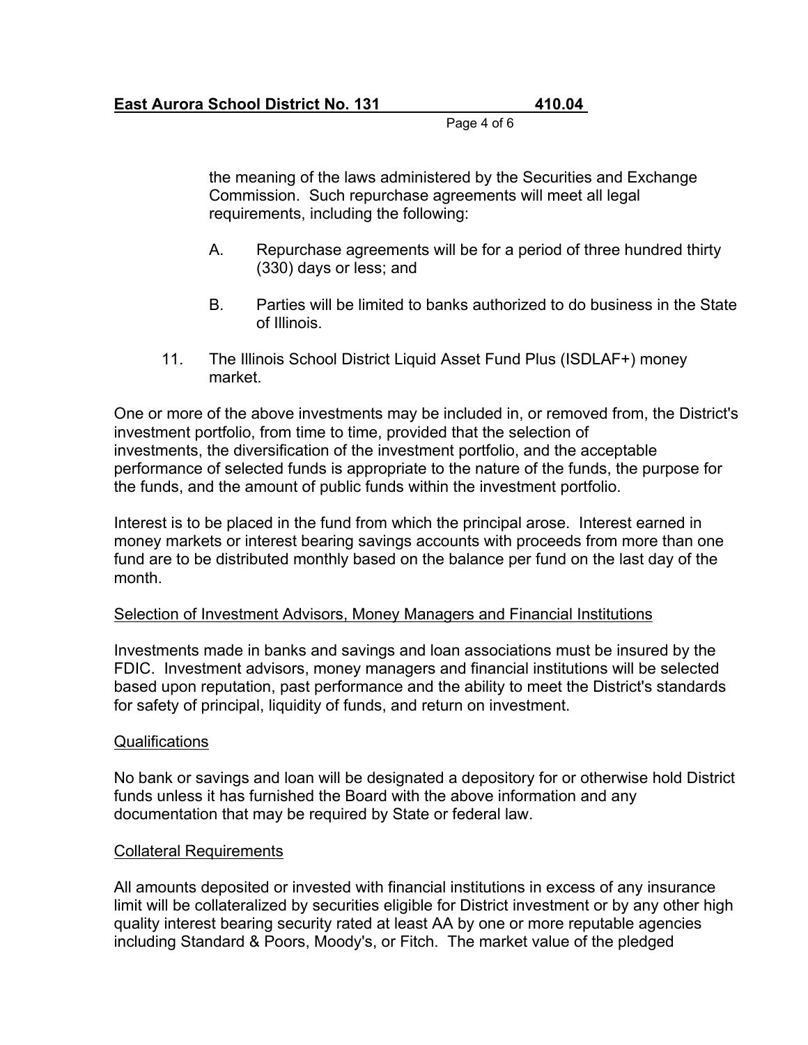the meaning of the laws administered by the Securities and Exchange Commission. Such repurchase agreements will meet all legal requirements, including the following:

A. Repurchase agreements will be for a period of three hundred thirty (330) days or less; and

B. Parties will be limited to banks authorized to do business in the State of Illinois.

11. The Illinois School District Liquid Asset Fund Plus (ISDLAF+) money market.

One or more of the above investments may be included in, or removed from, the District's investment portfolio, from time to time, provided that the selection of investments, the diversification of the investment portfolio, and the acceptable performance of selected funds is appropriate to the nature of the funds, the purpose for the funds, and the amount of public funds within the investment portfolio.

Interest is to be placed in the fund from which the principal arose. Interest earned in money markets or interest bearing savings accounts with proceeds from more than one fund are to be distributed monthly based on the balance per fund on the last day of the month.

Selection of Investment Advisors, Money Managers and Financial Institutions

Investments made in banks and savings and loan associations must be insured by the FDIC. Investment advisors, money managers and financial institutions will be selected based upon reputation, past performance and the ability to meet the District's standards for safety of principal, liquidity of funds, and return on investment.

Qualifications

No bank or savings and loan will be designated a depository for or otherwise hold District funds unless it has furnished the Board with the above information and any documentation that may be required by State or federal law.

Collateral Requirements

All amounts deposited or invested with financial institutions in excess of any insurance limit will be collateralized by securities eligible for District investment or by any other high quality interest bearing security rated at least AA by one or more reputable agencies including Standard & Poors, Moody's, or Fitch. The market value of the pledged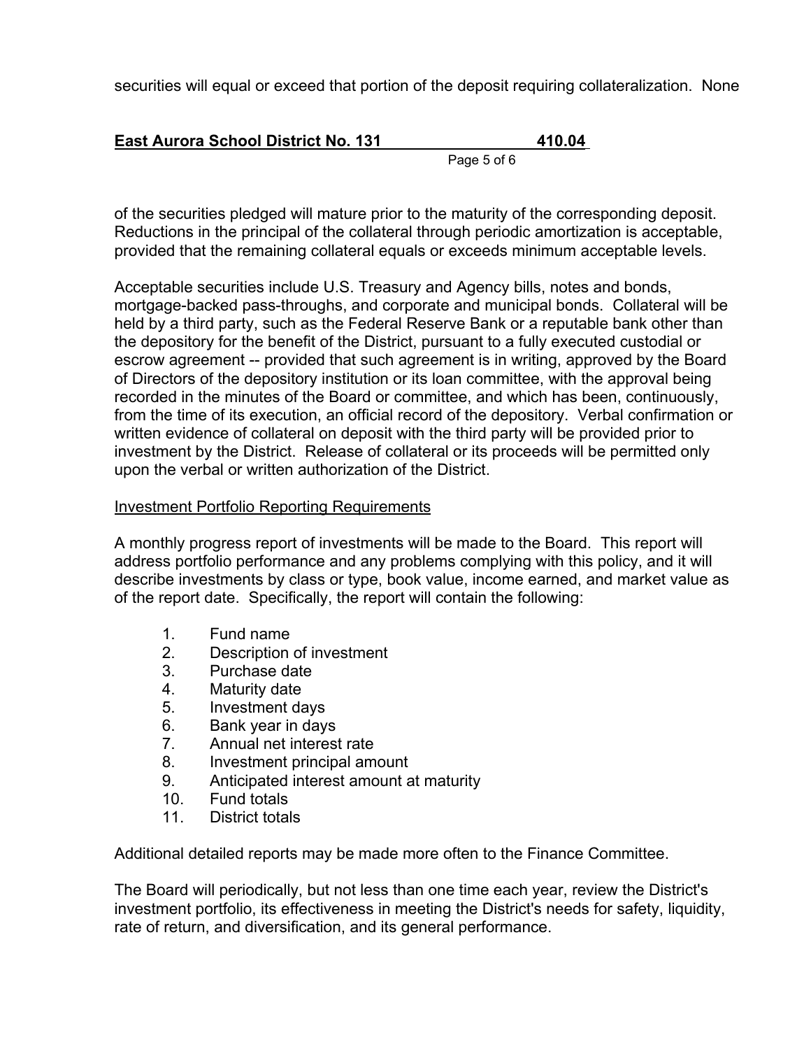securities will equal or exceed that portion of the deposit requiring collateralization. None of the securities pledged will mature prior to the maturity of the corresponding deposit. Reductions in the principal of the collateral through periodic amortization is acceptable, provided that the remaining collateral equals or exceeds minimum acceptable levels.

Acceptable securities include U.S. Treasury and Agency bills, notes and bonds, mortgage-backed pass-throughs, and corporate and municipal bonds. Collateral will be held by a third party, such as the Federal Reserve Bank or a reputable bank other than the depository for the benefit of the District, pursuant to a fully executed custodial or escrow agreement -- provided that such agreement is in writing, approved by the Board of Directors of the depository institution or its loan committee, with the approval being recorded in the minutes of the Board or committee, and which has been, continuously, from the time of its execution, an official record of the depository. Verbal confirmation or written evidence of collateral on deposit with the third party will be provided prior to investment by the District. Release of collateral or its proceeds will be permitted only upon the verbal or written authorization of the District.

Investment Portfolio Reporting Requirements

A monthly progress report of investments will be made to the Board. This report will address portfolio performance and any problems complying with this policy, and it will describe investments by class or type, book value, income earned, and market value as of the report date. Specifically, the report will contain the following:

1. Fund name
2. Description of investment
3. Purchase date
4. Maturity date
5. Investment days
6. Bank year in days
7. Annual net interest rate
8. Investment principal amount
9. Anticipated interest amount at maturity
10. Fund totals
11. District totals

Additional detailed reports may be made more often to the Finance Committee.

The Board will periodically, but not less than one time each year, review the District's investment portfolio, its effectiveness in meeting the District's needs for safety, liquidity, rate of return, and diversification, and its general performance.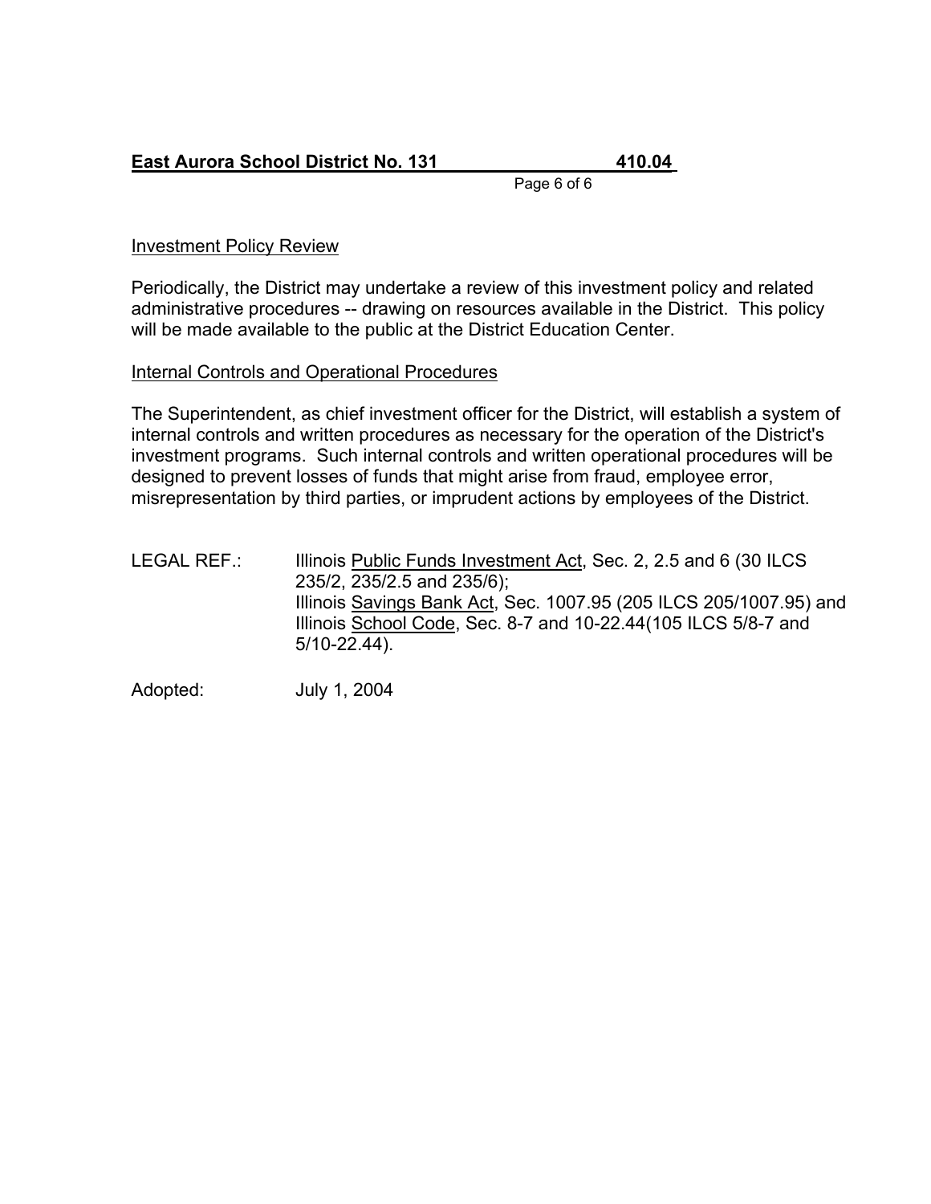### Investment Policy Review

Periodically, the District may undertake a review of this investment policy and related administrative procedures -- drawing on resources available in the District. This policy will be made available to the public at the District Education Center.

### Internal Controls and Operational Procedures

The Superintendent, as chief investment officer for the District, will establish a system of internal controls and written procedures as necessary for the operation of the District's investment programs. Such internal controls and written operational procedures will be designed to prevent losses of funds that might arise from fraud, employee error, misrepresentation by third parties, or imprudent actions by employees of the District.

LEGAL REF.: Illinois Public Funds Investment Act, Sec. 2, 2.5 and 6 (30 ILCS 235/2, 235/2.5 and 235/6);
Illinois Savings Bank Act, Sec. 1007.95 (205 ILCS 205/1007.95) and Illinois School Code, Sec. 8-7 and 10-22.44(105 ILCS 5/8-7 and 5/10-22.44).

Adopted: July 1, 2004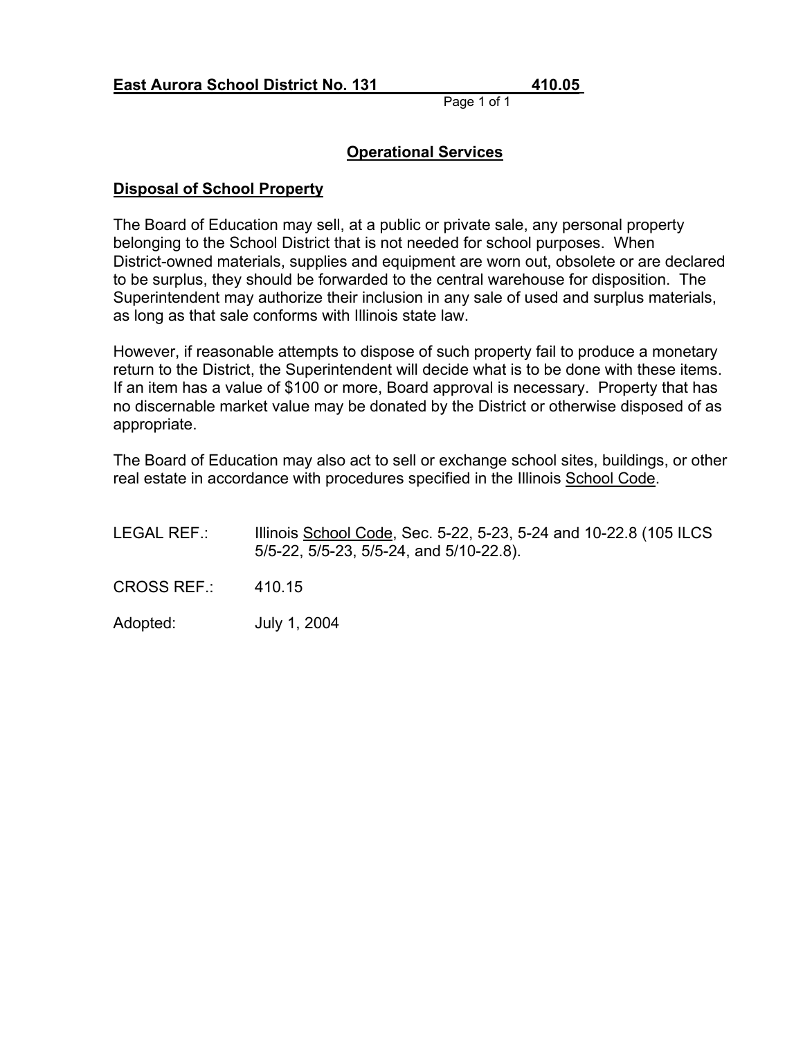**East Aurora School District No. 131 410.05**

## Operational Services

### Disposal of School Property

The Board of Education may sell, at a public or private sale, any personal property belonging to the School District that is not needed for school purposes. When District-owned materials, supplies and equipment are worn out, obsolete or are declared to be surplus, they should be forwarded to the central warehouse for disposition. The Superintendent may authorize their inclusion in any sale of used and surplus materials, as long as that sale conforms with Illinois state law.

However, if reasonable attempts to dispose of such property fail to produce a monetary return to the District, the Superintendent will decide what is to be done with these items. If an item has a value of $100 or more, Board approval is necessary. Property that has no discernable market value may be donated by the District or otherwise disposed of as appropriate.

The Board of Education may also act to sell or exchange school sites, buildings, or other real estate in accordance with procedures specified in the Illinois School Code.

LEGAL REF.: Illinois School Code, Sec. 5-22, 5-23, 5-24 and 10-22.8 (105 ILCS 5/5-22, 5/5-23, 5/5-24, and 5/10-22.8).

CROSS REF.: 410.15

Adopted: July 1, 2004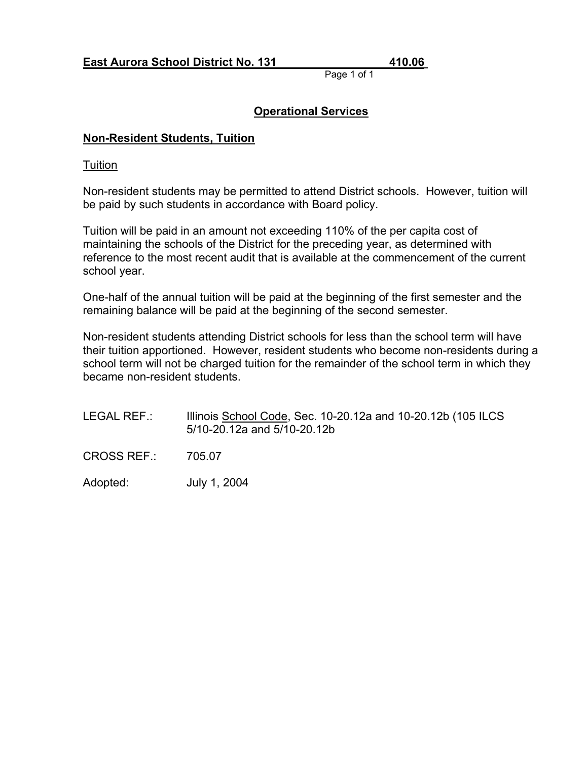**East Aurora School District No. 131 410.06**

## Operational Services

### Non-Resident Students, Tuition

Tuition

Non-resident students may be permitted to attend District schools. However, tuition will be paid by such students in accordance with Board policy.

Tuition will be paid in an amount not exceeding 110% of the per capita cost of maintaining the schools of the District for the preceding year, as determined with reference to the most recent audit that is available at the commencement of the current school year.

One-half of the annual tuition will be paid at the beginning of the first semester and the remaining balance will be paid at the beginning of the second semester.

Non-resident students attending District schools for less than the school term will have their tuition apportioned. However, resident students who become non-residents during a school term will not be charged tuition for the remainder of the school term in which they became non-resident students.

LEGAL REF.: Illinois School Code, Sec. 10-20.12a and 10-20.12b (105 ILCS 5/10-20.12a and 5/10-20.12b

CROSS REF.: 705.07

Adopted: July 1, 2004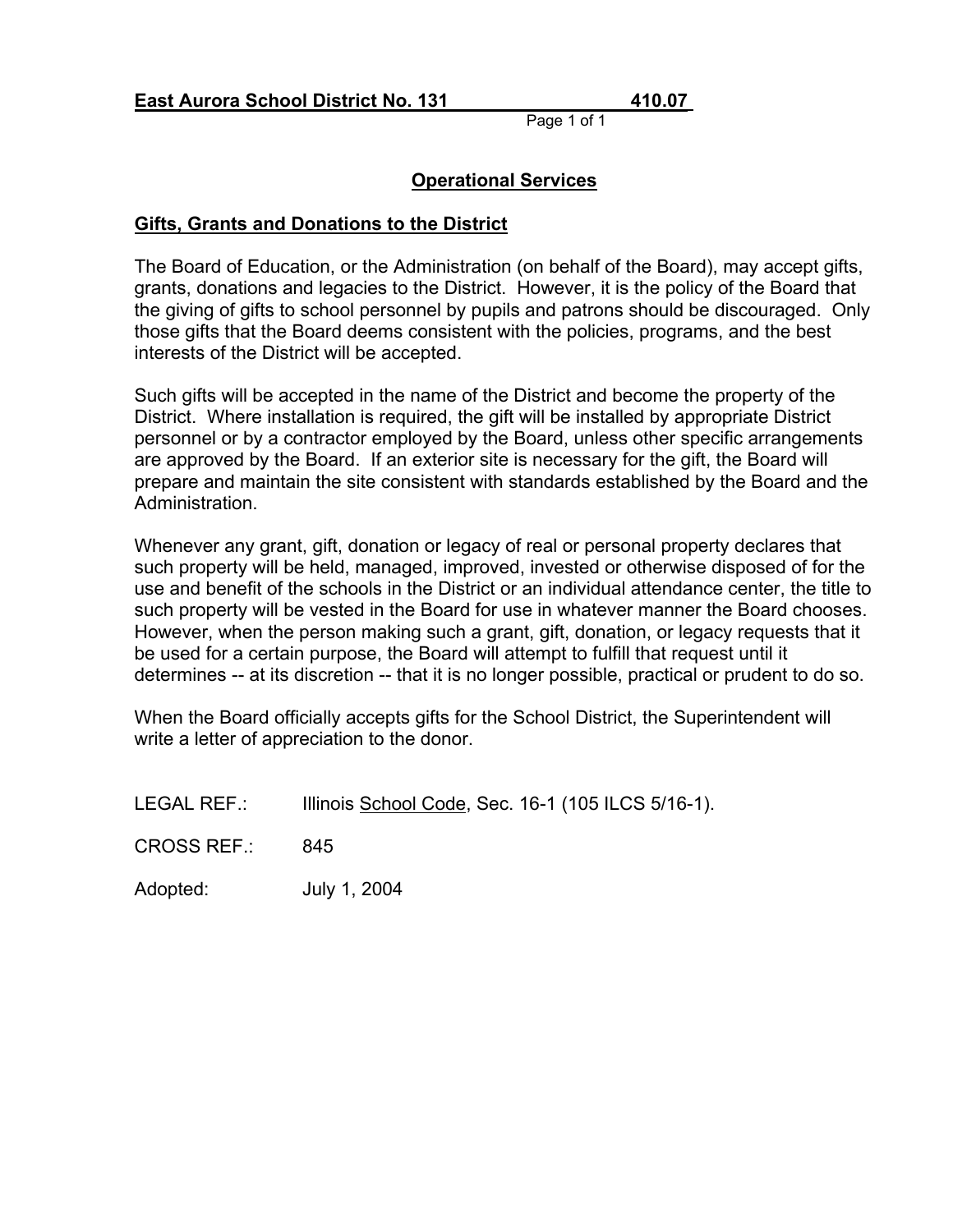**East Aurora School District No. 131 410.07**

## Operational Services

### Gifts, Grants and Donations to the District

The Board of Education, or the Administration (on behalf of the Board), may accept gifts, grants, donations and legacies to the District. However, it is the policy of the Board that the giving of gifts to school personnel by pupils and patrons should be discouraged. Only those gifts that the Board deems consistent with the policies, programs, and the best interests of the District will be accepted.

Such gifts will be accepted in the name of the District and become the property of the District. Where installation is required, the gift will be installed by appropriate District personnel or by a contractor employed by the Board, unless other specific arrangements are approved by the Board. If an exterior site is necessary for the gift, the Board will prepare and maintain the site consistent with standards established by the Board and the Administration.

Whenever any grant, gift, donation or legacy of real or personal property declares that such property will be held, managed, improved, invested or otherwise disposed of for the use and benefit of the schools in the District or an individual attendance center, the title to such property will be vested in the Board for use in whatever manner the Board chooses. However, when the person making such a grant, gift, donation, or legacy requests that it be used for a certain purpose, the Board will attempt to fulfill that request until it determines -- at its discretion -- that it is no longer possible, practical or prudent to do so.

When the Board officially accepts gifts for the School District, the Superintendent will write a letter of appreciation to the donor.

LEGAL REF.: Illinois School Code, Sec. 16-1 (105 ILCS 5/16-1).

CROSS REF.: 845

Adopted: July 1, 2004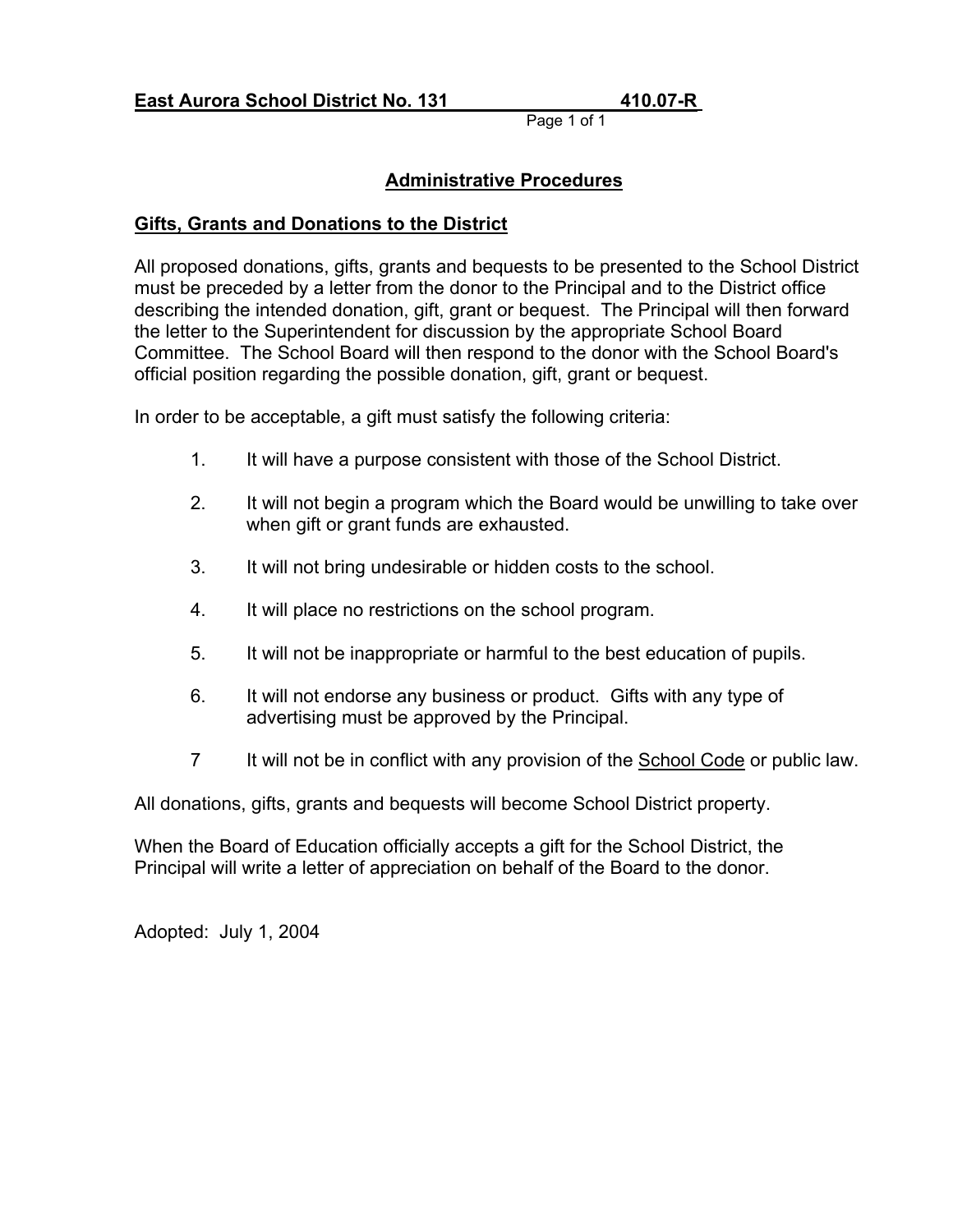**East Aurora School District No. 131 410.07-R**

## Administrative Procedures

### Gifts, Grants and Donations to the District

All proposed donations, gifts, grants and bequests to be presented to the School District must be preceded by a letter from the donor to the Principal and to the District office describing the intended donation, gift, grant or bequest. The Principal will then forward the letter to the Superintendent for discussion by the appropriate School Board Committee. The School Board will then respond to the donor with the School Board's official position regarding the possible donation, gift, grant or bequest.

In order to be acceptable, a gift must satisfy the following criteria:

1. It will have a purpose consistent with those of the School District.
2. It will not begin a program which the Board would be unwilling to take over when gift or grant funds are exhausted.
3. It will not bring undesirable or hidden costs to the school.
4. It will place no restrictions on the school program.
5. It will not be inappropriate or harmful to the best education of pupils.
6. It will not endorse any business or product. Gifts with any type of advertising must be approved by the Principal.
7. It will not be in conflict with any provision of the School Code or public law.

All donations, gifts, grants and bequests will become School District property.

When the Board of Education officially accepts a gift for the School District, the Principal will write a letter of appreciation on behalf of the Board to the donor.

Adopted: July 1, 2004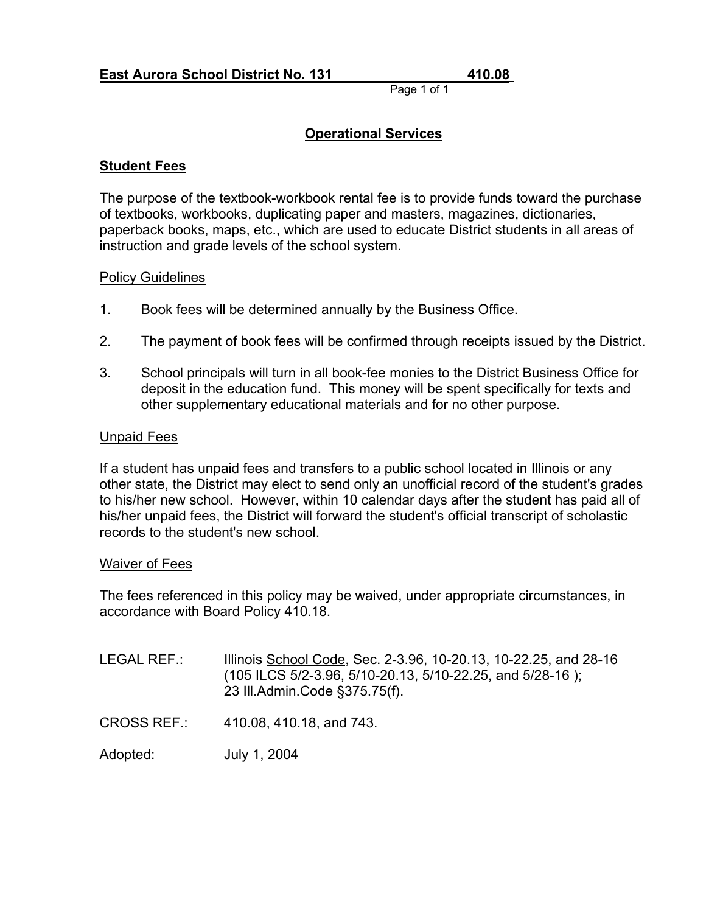**East Aurora School District No. 131 410.08**

## Operational Services

### Student Fees

The purpose of the textbook-workbook rental fee is to provide funds toward the purchase of textbooks, workbooks, duplicating paper and masters, magazines, dictionaries, paperback books, maps, etc., which are used to educate District students in all areas of instruction and grade levels of the school system.

#### Policy Guidelines

1. Book fees will be determined annually by the Business Office.
2. The payment of book fees will be confirmed through receipts issued by the District.
3. School principals will turn in all book-fee monies to the District Business Office for deposit in the education fund. This money will be spent specifically for texts and other supplementary educational materials and for no other purpose.

#### Unpaid Fees

If a student has unpaid fees and transfers to a public school located in Illinois or any other state, the District may elect to send only an unofficial record of the student's grades to his/her new school. However, within 10 calendar days after the student has paid all of his/her unpaid fees, the District will forward the student's official transcript of scholastic records to the student's new school.

#### Waiver of Fees

The fees referenced in this policy may be waived, under appropriate circumstances, in accordance with Board Policy 410.18.

LEGAL REF.: Illinois School Code, Sec. 2-3.96, 10-20.13, 10-22.25, and 28-16 (105 ILCS 5/2-3.96, 5/10-20.13, 5/10-22.25, and 5/28-16 ); 23 Ill.Admin.Code §375.75(f).

CROSS REF.: 410.08, 410.18, and 743.

Adopted: July 1, 2004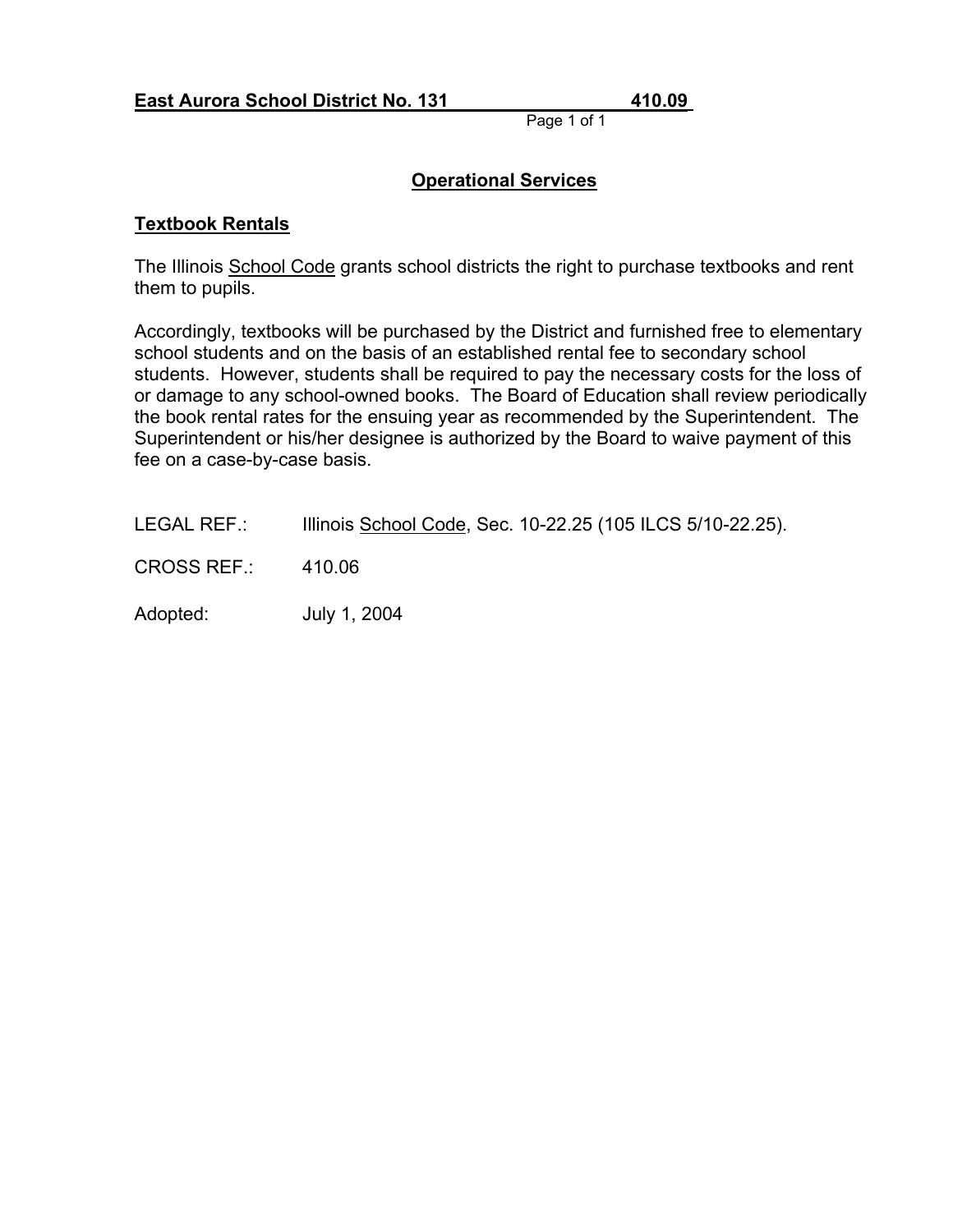**East Aurora School District No. 131 410.09**

## Operational Services

### Textbook Rentals

The Illinois School Code grants school districts the right to purchase textbooks and rent them to pupils.

Accordingly, textbooks will be purchased by the District and furnished free to elementary school students and on the basis of an established rental fee to secondary school students. However, students shall be required to pay the necessary costs for the loss of or damage to any school-owned books. The Board of Education shall review periodically the book rental rates for the ensuing year as recommended by the Superintendent. The Superintendent or his/her designee is authorized by the Board to waive payment of this fee on a case-by-case basis.

LEGAL REF.: Illinois School Code, Sec. 10-22.25 (105 ILCS 5/10-22.25).

CROSS REF.: 410.06

Adopted: July 1, 2004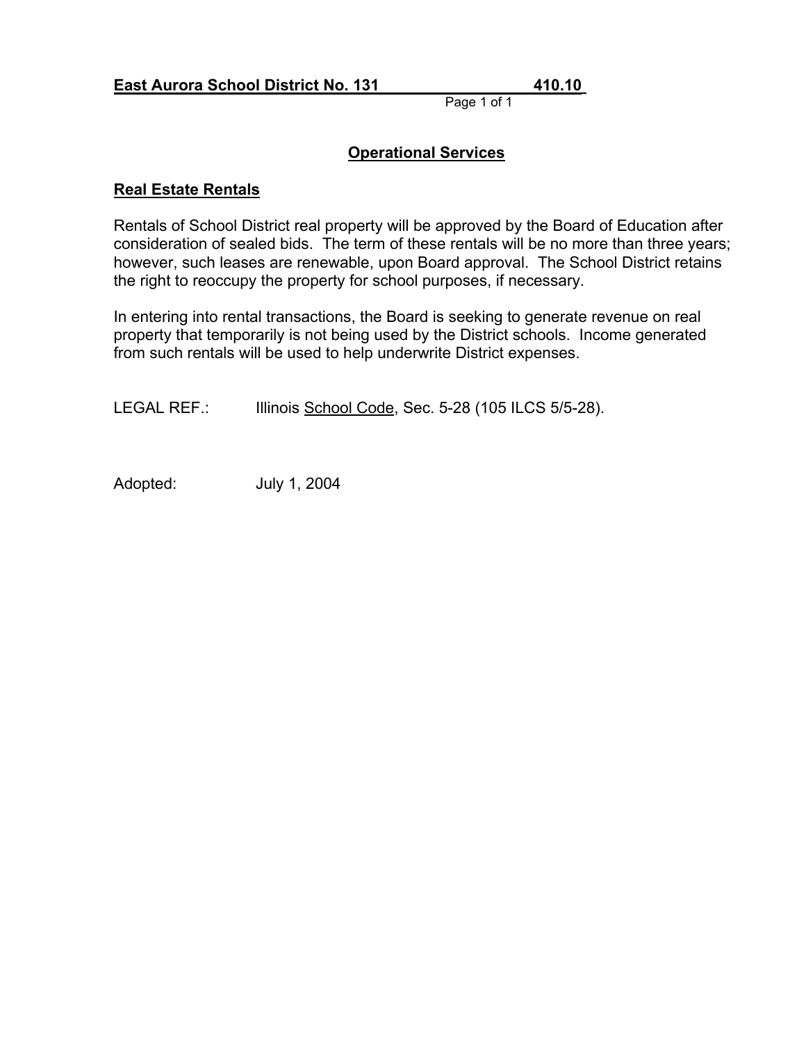**East Aurora School District No. 131 410.10**

## Operational Services

### Real Estate Rentals

Rentals of School District real property will be approved by the Board of Education after consideration of sealed bids. The term of these rentals will be no more than three years; however, such leases are renewable, upon Board approval. The School District retains the right to reoccupy the property for school purposes, if necessary.

In entering into rental transactions, the Board is seeking to generate revenue on real property that temporarily is not being used by the District schools. Income generated from such rentals will be used to help underwrite District expenses.

LEGAL REF.: Illinois School Code, Sec. 5-28 (105 ILCS 5/5-28).

Adopted: July 1, 2004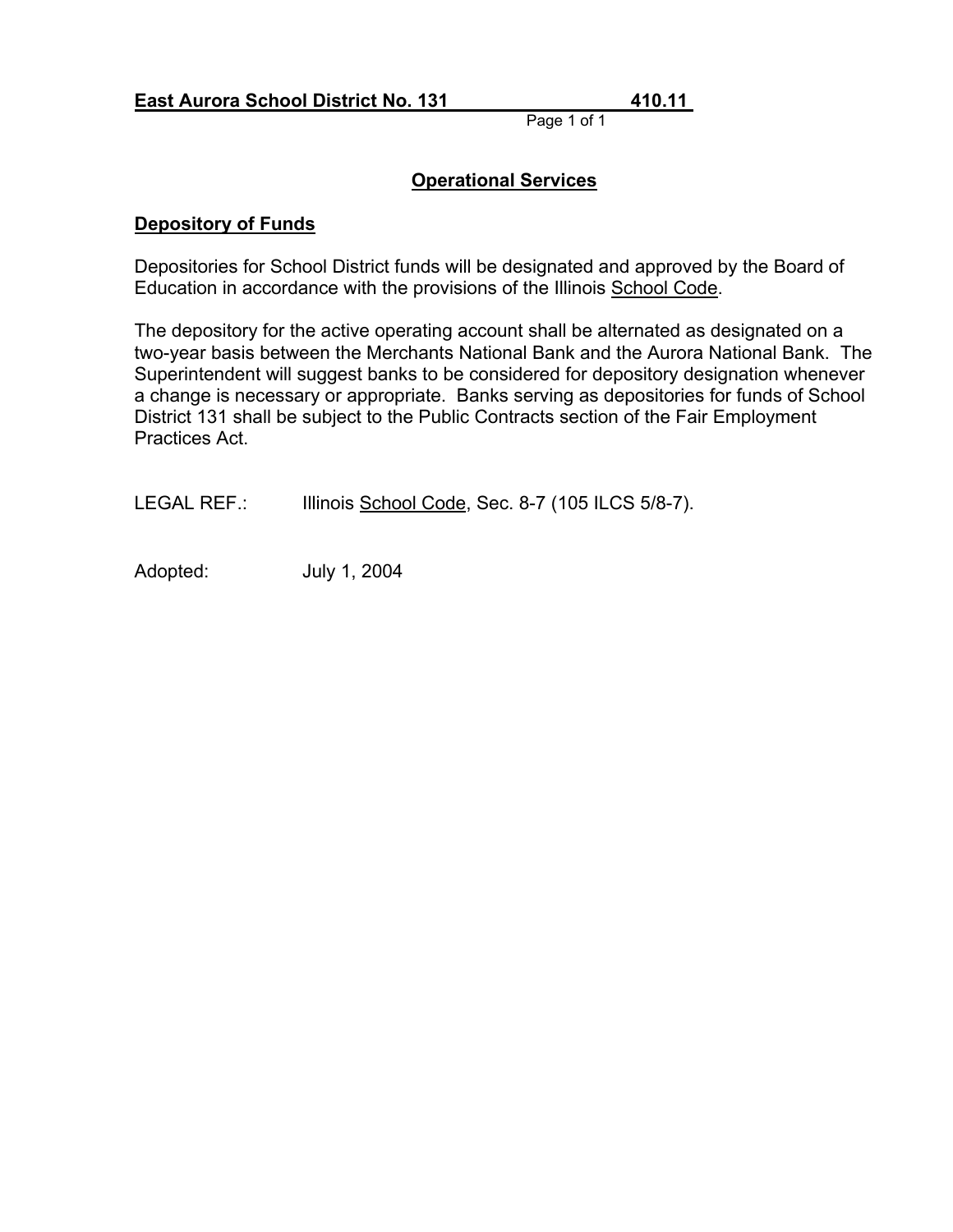**East Aurora School District No. 131 410.11**

## Operational Services

### Depository of Funds

Depositories for School District funds will be designated and approved by the Board of Education in accordance with the provisions of the Illinois School Code.

The depository for the active operating account shall be alternated as designated on a two-year basis between the Merchants National Bank and the Aurora National Bank. The Superintendent will suggest banks to be considered for depository designation whenever a change is necessary or appropriate. Banks serving as depositories for funds of School District 131 shall be subject to the Public Contracts section of the Fair Employment Practices Act.

LEGAL REF.: Illinois School Code, Sec. 8-7 (105 ILCS 5/8-7).

Adopted: July 1, 2004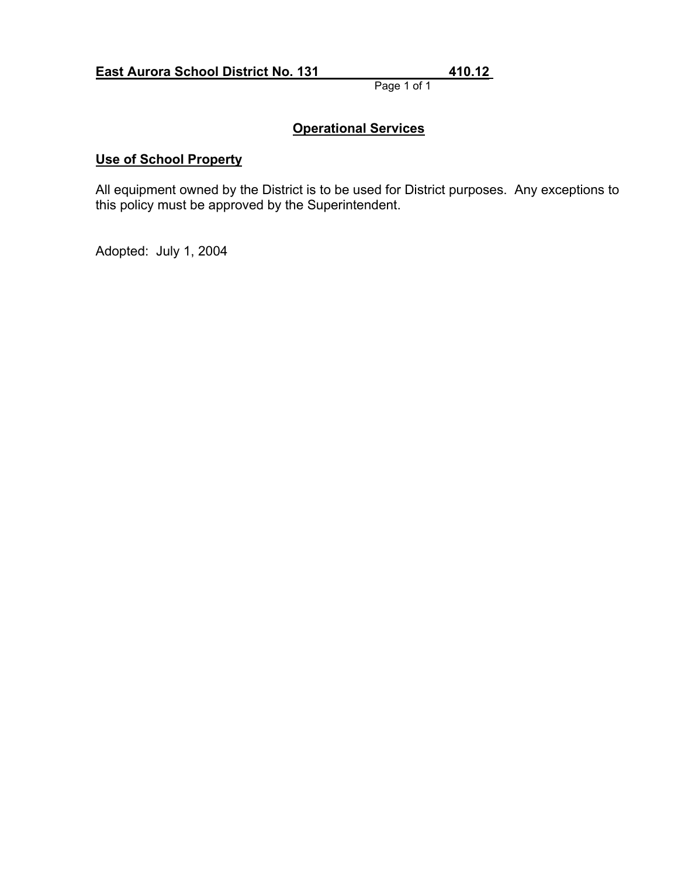**East Aurora School District No. 131 410.12**

## Operational Services

### Use of School Property

All equipment owned by the District is to be used for District purposes. Any exceptions to this policy must be approved by the Superintendent.

Adopted: July 1, 2004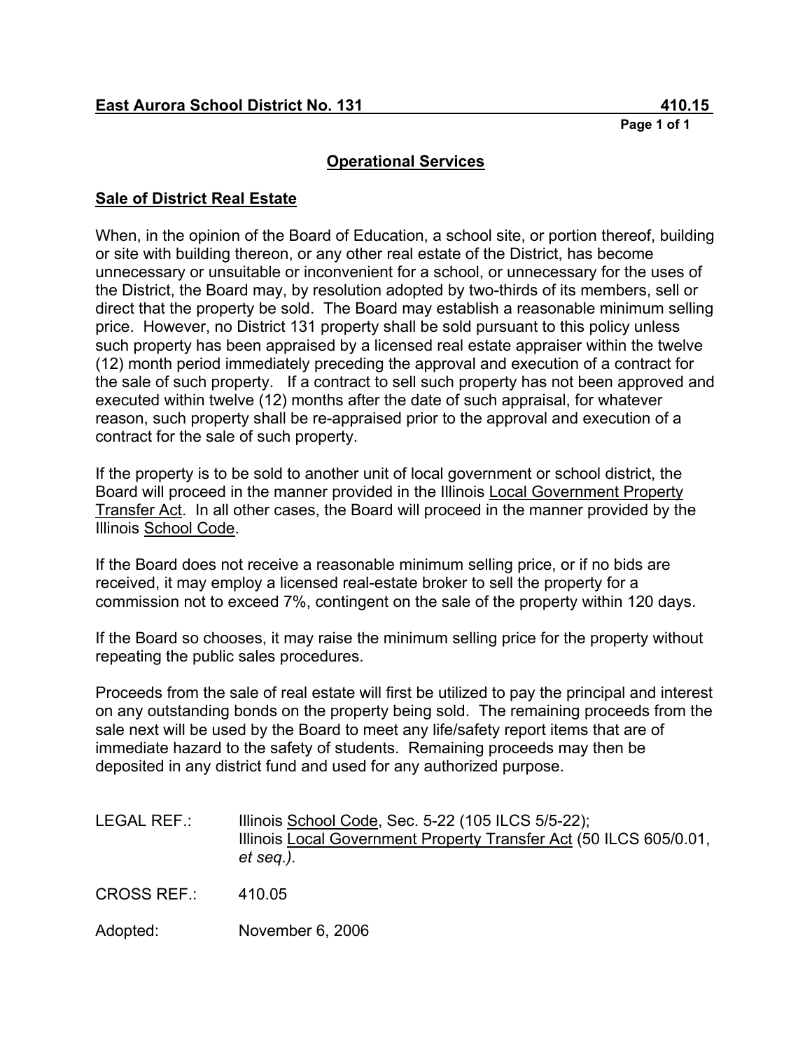**East Aurora School District No. 131 — 410.15**

## Operational Services

### Sale of District Real Estate

When, in the opinion of the Board of Education, a school site, or portion thereof, building or site with building thereon, or any other real estate of the District, has become unnecessary or unsuitable or inconvenient for a school, or unnecessary for the uses of the District, the Board may, by resolution adopted by two-thirds of its members, sell or direct that the property be sold. The Board may establish a reasonable minimum selling price. However, no District 131 property shall be sold pursuant to this policy unless such property has been appraised by a licensed real estate appraiser within the twelve (12) month period immediately preceding the approval and execution of a contract for the sale of such property. If a contract to sell such property has not been approved and executed within twelve (12) months after the date of such appraisal, for whatever reason, such property shall be re-appraised prior to the approval and execution of a contract for the sale of such property.

If the property is to be sold to another unit of local government or school district, the Board will proceed in the manner provided in the Illinois Local Government Property Transfer Act. In all other cases, the Board will proceed in the manner provided by the Illinois School Code.

If the Board does not receive a reasonable minimum selling price, or if no bids are received, it may employ a licensed real-estate broker to sell the property for a commission not to exceed 7%, contingent on the sale of the property within 120 days.

If the Board so chooses, it may raise the minimum selling price for the property without repeating the public sales procedures.

Proceeds from the sale of real estate will first be utilized to pay the principal and interest on any outstanding bonds on the property being sold. The remaining proceeds from the sale next will be used by the Board to meet any life/safety report items that are of immediate hazard to the safety of students. Remaining proceeds may then be deposited in any district fund and used for any authorized purpose.

LEGAL REF.: Illinois School Code, Sec. 5-22 (105 ILCS 5/5-22);
Illinois Local Government Property Transfer Act (50 ILCS 605/0.01, *et seq.).*

CROSS REF.: 410.05

Adopted: November 6, 2006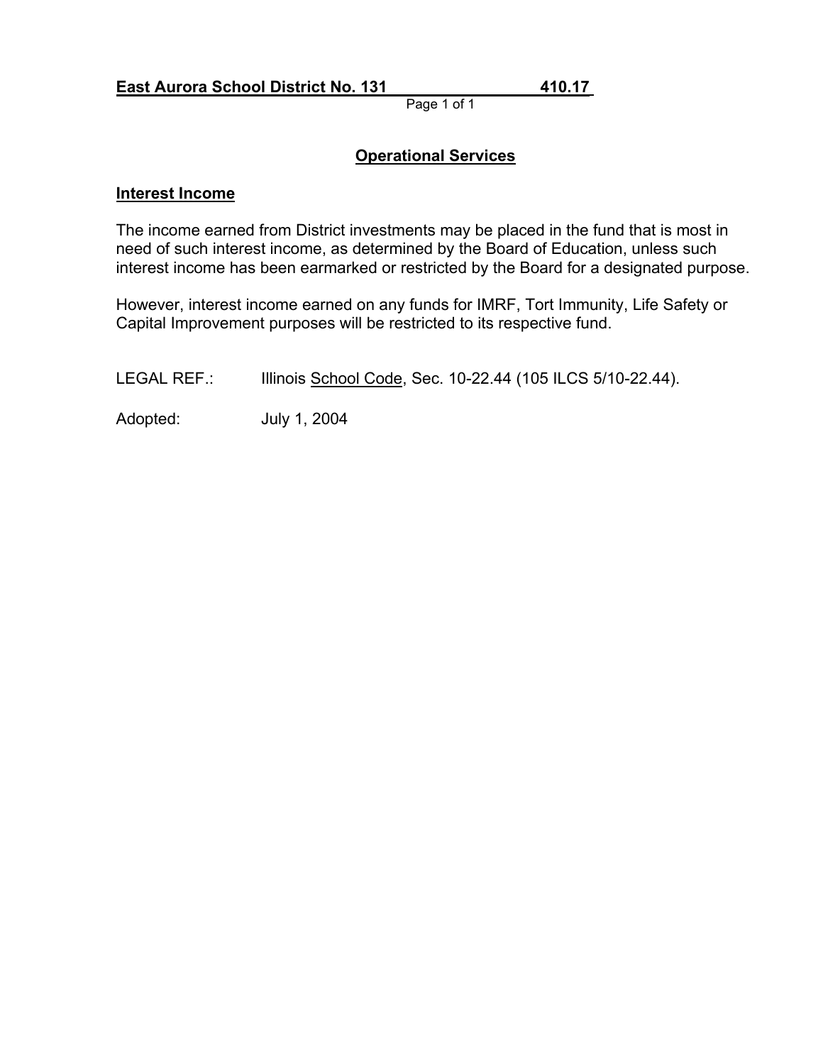**East Aurora School District No. 131** **410.17**

## Operational Services

### Interest Income

The income earned from District investments may be placed in the fund that is most in need of such interest income, as determined by the Board of Education, unless such interest income has been earmarked or restricted by the Board for a designated purpose.

However, interest income earned on any funds for IMRF, Tort Immunity, Life Safety or Capital Improvement purposes will be restricted to its respective fund.

LEGAL REF.: Illinois School Code, Sec. 10-22.44 (105 ILCS 5/10-22.44).

Adopted: July 1, 2004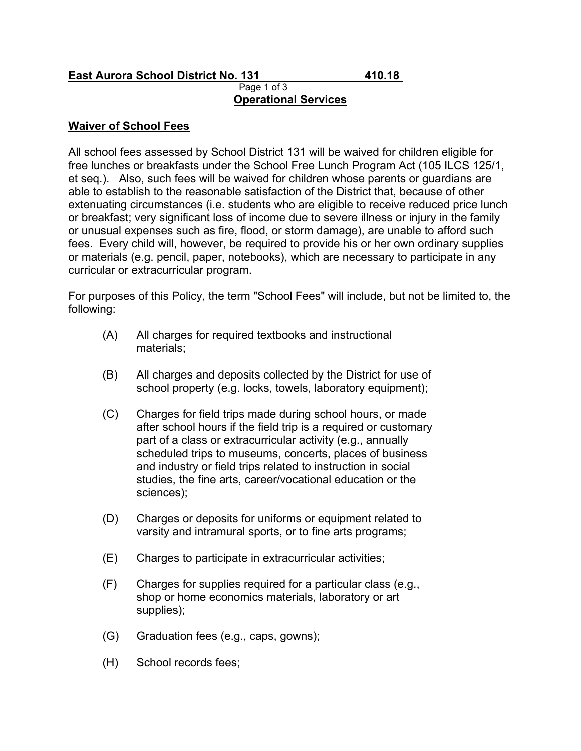**East Aurora School District No. 131** **410.18**

**Operational Services**

## Waiver of School Fees

All school fees assessed by School District 131 will be waived for children eligible for free lunches or breakfasts under the School Free Lunch Program Act (105 ILCS 125/1, et seq.). Also, such fees will be waived for children whose parents or guardians are able to establish to the reasonable satisfaction of the District that, because of other extenuating circumstances (i.e. students who are eligible to receive reduced price lunch or breakfast; very significant loss of income due to severe illness or injury in the family or unusual expenses such as fire, flood, or storm damage), are unable to afford such fees. Every child will, however, be required to provide his or her own ordinary supplies or materials (e.g. pencil, paper, notebooks), which are necessary to participate in any curricular or extracurricular program.

For purposes of this Policy, the term "School Fees" will include, but not be limited to, the following:

(A) All charges for required textbooks and instructional materials;

(B) All charges and deposits collected by the District for use of school property (e.g. locks, towels, laboratory equipment);

(C) Charges for field trips made during school hours, or made after school hours if the field trip is a required or customary part of a class or extracurricular activity (e.g., annually scheduled trips to museums, concerts, places of business and industry or field trips related to instruction in social studies, the fine arts, career/vocational education or the sciences);

(D) Charges or deposits for uniforms or equipment related to varsity and intramural sports, or to fine arts programs;

(E) Charges to participate in extracurricular activities;

(F) Charges for supplies required for a particular class (e.g., shop or home economics materials, laboratory or art supplies);

(G) Graduation fees (e.g., caps, gowns);

(H) School records fees;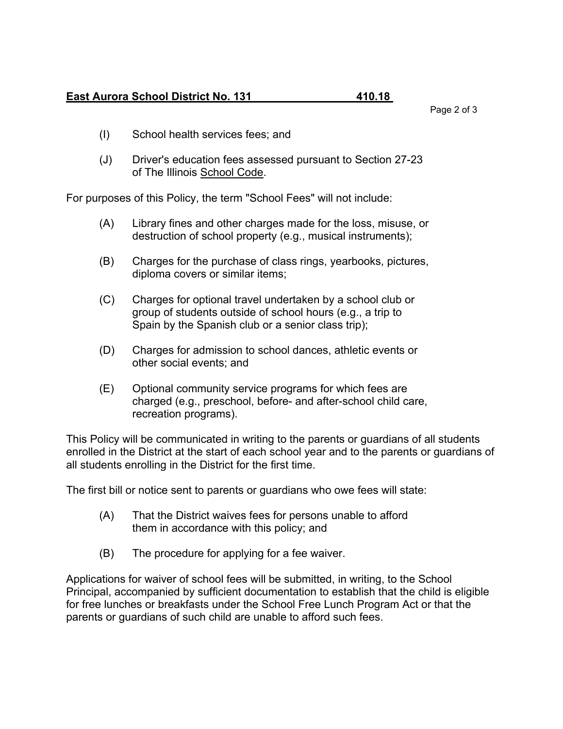(I) School health services fees; and

(J) Driver's education fees assessed pursuant to Section 27-23 of The Illinois School Code.

For purposes of this Policy, the term "School Fees" will not include:

(A) Library fines and other charges made for the loss, misuse, or destruction of school property (e.g., musical instruments);

(B) Charges for the purchase of class rings, yearbooks, pictures, diploma covers or similar items;

(C) Charges for optional travel undertaken by a school club or group of students outside of school hours (e.g., a trip to Spain by the Spanish club or a senior class trip);

(D) Charges for admission to school dances, athletic events or other social events; and

(E) Optional community service programs for which fees are charged (e.g., preschool, before- and after-school child care, recreation programs).

This Policy will be communicated in writing to the parents or guardians of all students enrolled in the District at the start of each school year and to the parents or guardians of all students enrolling in the District for the first time.

The first bill or notice sent to parents or guardians who owe fees will state:

(A) That the District waives fees for persons unable to afford them in accordance with this policy; and

(B) The procedure for applying for a fee waiver.

Applications for waiver of school fees will be submitted, in writing, to the School Principal, accompanied by sufficient documentation to establish that the child is eligible for free lunches or breakfasts under the School Free Lunch Program Act or that the parents or guardians of such child are unable to afford such fees.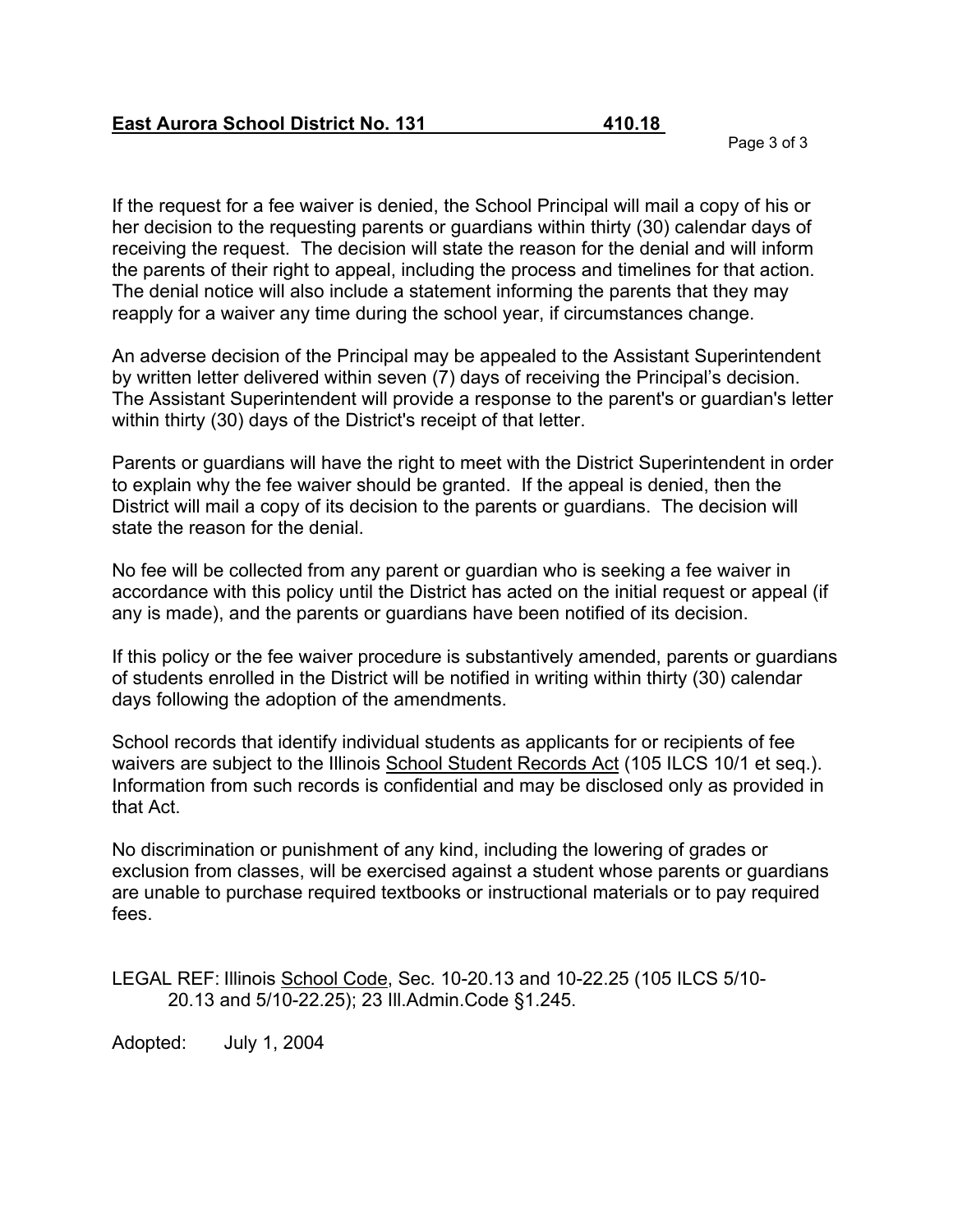If the request for a fee waiver is denied, the School Principal will mail a copy of his or her decision to the requesting parents or guardians within thirty (30) calendar days of receiving the request. The decision will state the reason for the denial and will inform the parents of their right to appeal, including the process and timelines for that action. The denial notice will also include a statement informing the parents that they may reapply for a waiver any time during the school year, if circumstances change.

An adverse decision of the Principal may be appealed to the Assistant Superintendent by written letter delivered within seven (7) days of receiving the Principal's decision. The Assistant Superintendent will provide a response to the parent's or guardian's letter within thirty (30) days of the District's receipt of that letter.

Parents or guardians will have the right to meet with the District Superintendent in order to explain why the fee waiver should be granted. If the appeal is denied, then the District will mail a copy of its decision to the parents or guardians. The decision will state the reason for the denial.

No fee will be collected from any parent or guardian who is seeking a fee waiver in accordance with this policy until the District has acted on the initial request or appeal (if any is made), and the parents or guardians have been notified of its decision.

If this policy or the fee waiver procedure is substantively amended, parents or guardians of students enrolled in the District will be notified in writing within thirty (30) calendar days following the adoption of the amendments.

School records that identify individual students as applicants for or recipients of fee waivers are subject to the Illinois School Student Records Act (105 ILCS 10/1 et seq.). Information from such records is confidential and may be disclosed only as provided in that Act.

No discrimination or punishment of any kind, including the lowering of grades or exclusion from classes, will be exercised against a student whose parents or guardians are unable to purchase required textbooks or instructional materials or to pay required fees.

LEGAL REF: Illinois School Code, Sec. 10-20.13 and 10-22.25 (105 ILCS 5/10-20.13 and 5/10-22.25); 23 Ill.Admin.Code §1.245.

Adopted: July 1, 2004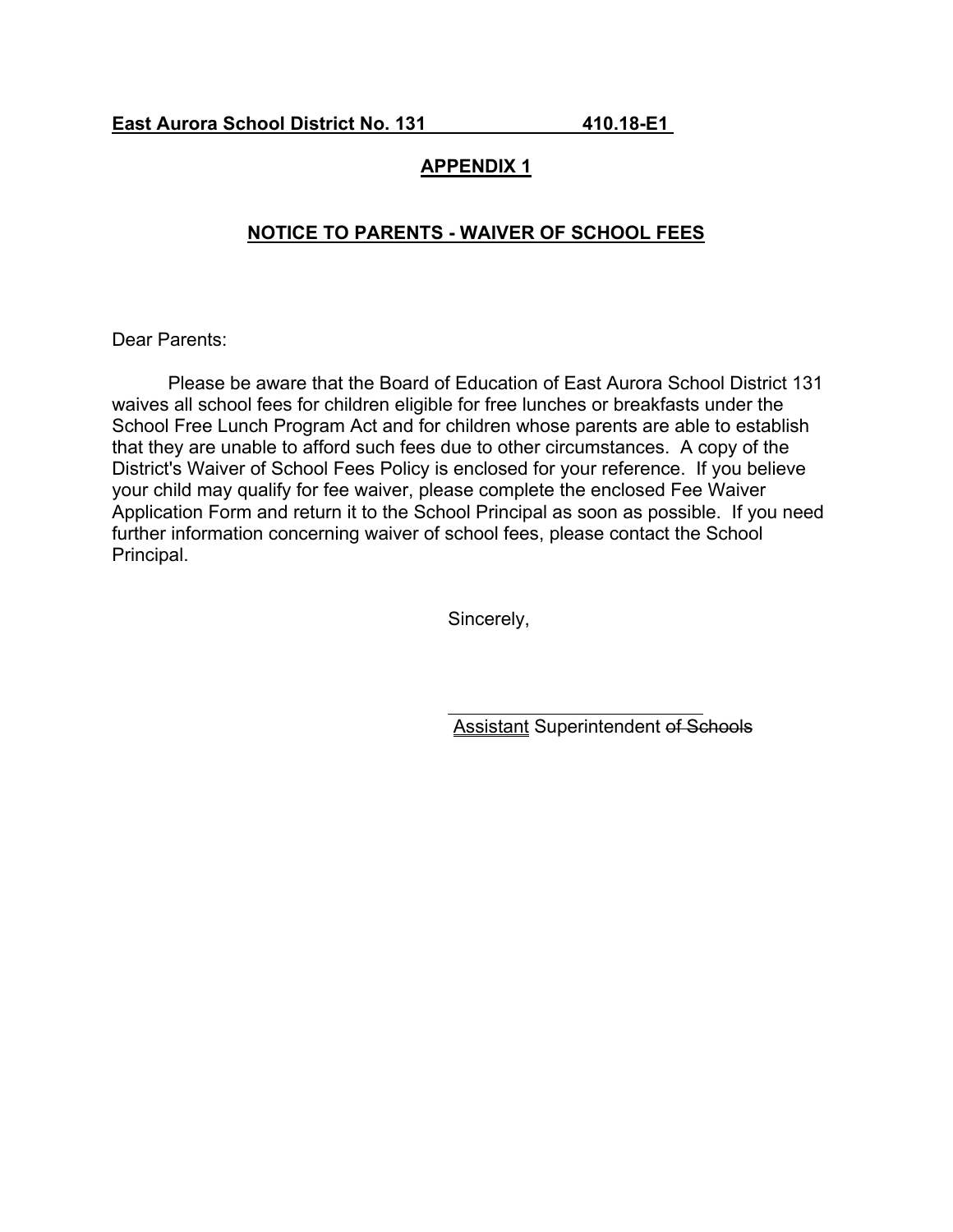**East Aurora School District No. 131 410.18-E1**

## APPENDIX 1

## NOTICE TO PARENTS - WAIVER OF SCHOOL FEES

Dear Parents:

Please be aware that the Board of Education of East Aurora School District 131 waives all school fees for children eligible for free lunches or breakfasts under the School Free Lunch Program Act and for children whose parents are able to establish that they are unable to afford such fees due to other circumstances. A copy of the District's Waiver of School Fees Policy is enclosed for your reference. If you believe your child may qualify for fee waiver, please complete the enclosed Fee Waiver Application Form and return it to the School Principal as soon as possible. If you need further information concerning waiver of school fees, please contact the School Principal.

Sincerely,

\_\_\_\_\_\_\_\_\_\_\_\_\_\_\_\_\_\_\_\_\_\_\_\_\_\_\_\_

<u>Assistant</u> Superintendent ~~of Schools~~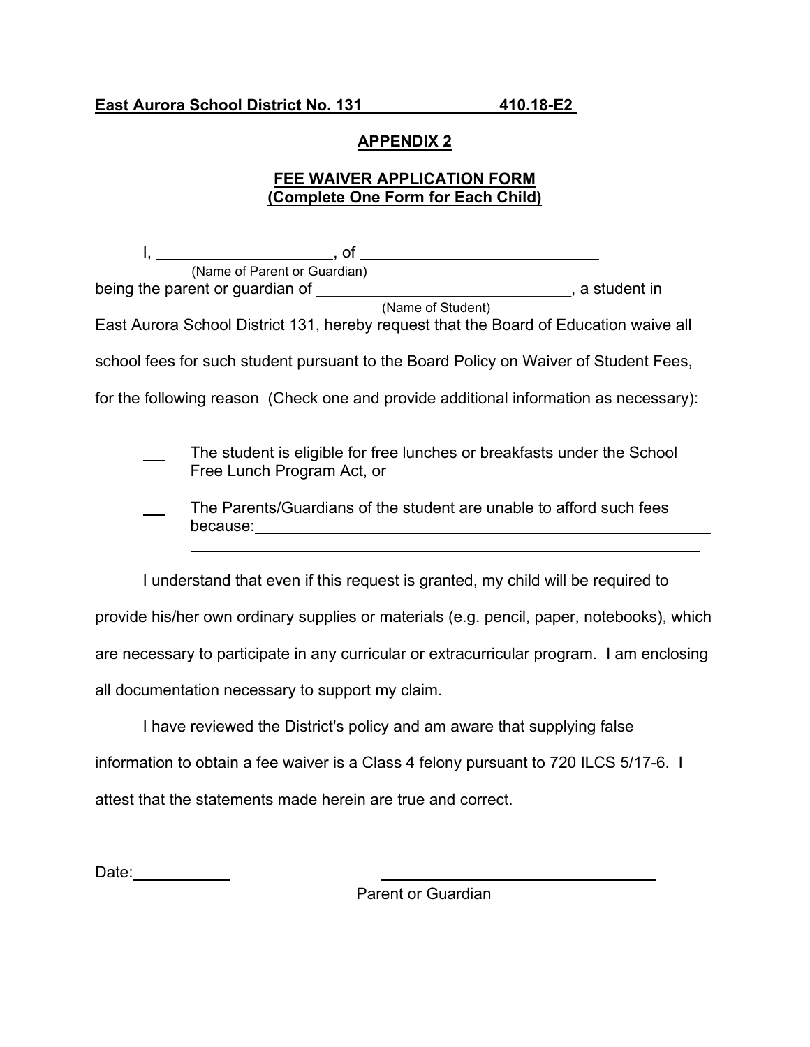**East Aurora School District No. 131 410.18-E2**

## APPENDIX 2

### FEE WAIVER APPLICATION FORM
### (Complete One Form for Each Child)

I, ____________________, of ____________________________
(Name of Parent or Guardian)

being the parent or guardian of ______________________________, a student in
(Name of Student)

East Aurora School District 131, hereby request that the Board of Education waive all school fees for such student pursuant to the Board Policy on Waiver of Student Fees, for the following reason (Check one and provide additional information as necessary):

___ The student is eligible for free lunches or breakfasts under the School Free Lunch Program Act, or

___ The Parents/Guardians of the student are unable to afford such fees because:______________________________________________________
______________________________________________________________

I understand that even if this request is granted, my child will be required to provide his/her own ordinary supplies or materials (e.g. pencil, paper, notebooks), which are necessary to participate in any curricular or extracurricular program. I am enclosing all documentation necessary to support my claim.

I have reviewed the District's policy and am aware that supplying false information to obtain a fee waiver is a Class 4 felony pursuant to 720 ILCS 5/17-6. I attest that the statements made herein are true and correct.

Date:__________ ________________________________
Parent or Guardian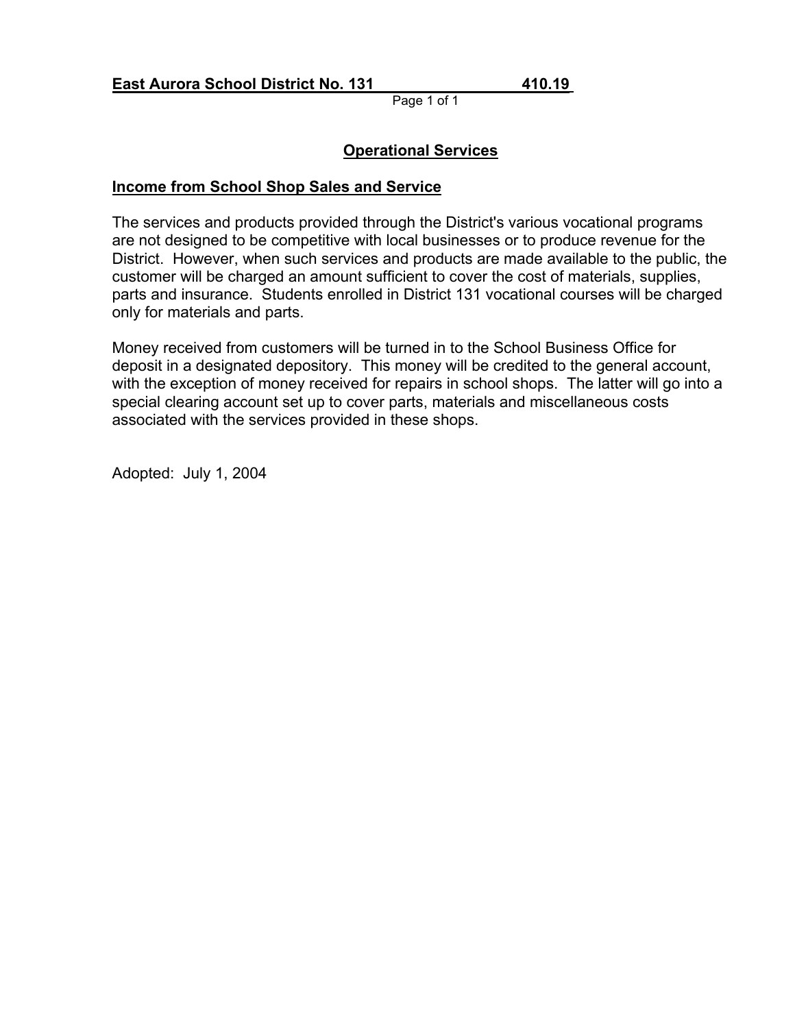**East Aurora School District No. 131 410.19**

## Operational Services

### Income from School Shop Sales and Service

The services and products provided through the District's various vocational programs are not designed to be competitive with local businesses or to produce revenue for the District. However, when such services and products are made available to the public, the customer will be charged an amount sufficient to cover the cost of materials, supplies, parts and insurance. Students enrolled in District 131 vocational courses will be charged only for materials and parts.

Money received from customers will be turned in to the School Business Office for deposit in a designated depository. This money will be credited to the general account, with the exception of money received for repairs in school shops. The latter will go into a special clearing account set up to cover parts, materials and miscellaneous costs associated with the services provided in these shops.

Adopted: July 1, 2004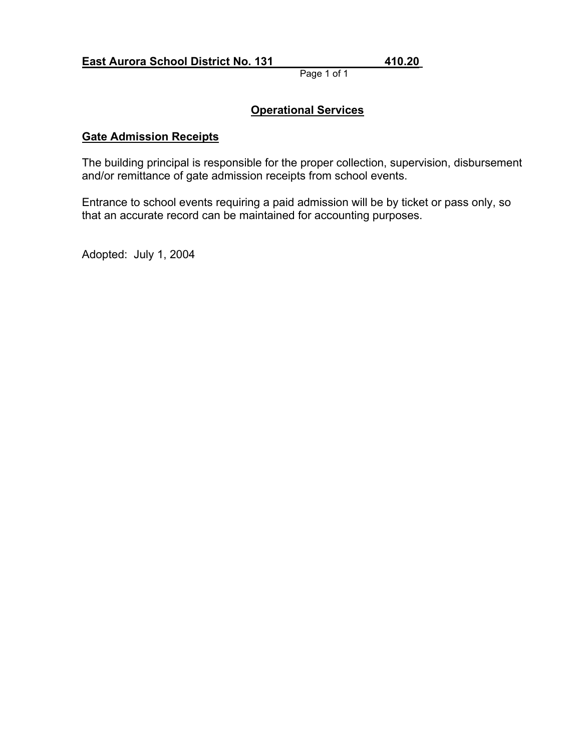**East Aurora School District No. 131** **410.20**

## Operational Services

### Gate Admission Receipts

The building principal is responsible for the proper collection, supervision, disbursement and/or remittance of gate admission receipts from school events.

Entrance to school events requiring a paid admission will be by ticket or pass only, so that an accurate record can be maintained for accounting purposes.

Adopted: July 1, 2004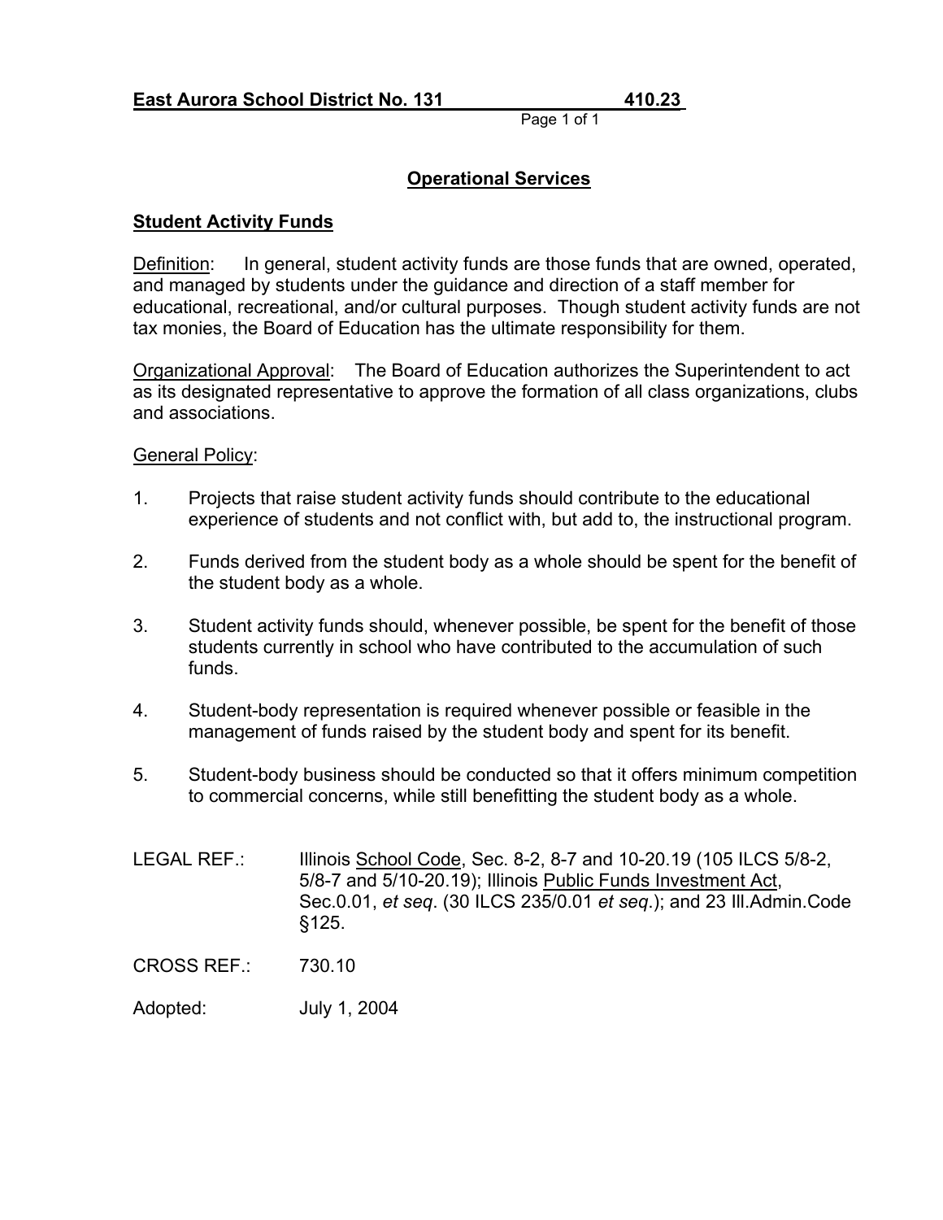**East Aurora School District No. 131 410.23**

## Operational Services

### Student Activity Funds

Definition: In general, student activity funds are those funds that are owned, operated, and managed by students under the guidance and direction of a staff member for educational, recreational, and/or cultural purposes. Though student activity funds are not tax monies, the Board of Education has the ultimate responsibility for them.

Organizational Approval: The Board of Education authorizes the Superintendent to act as its designated representative to approve the formation of all class organizations, clubs and associations.

General Policy:

1. Projects that raise student activity funds should contribute to the educational experience of students and not conflict with, but add to, the instructional program.
2. Funds derived from the student body as a whole should be spent for the benefit of the student body as a whole.
3. Student activity funds should, whenever possible, be spent for the benefit of those students currently in school who have contributed to the accumulation of such funds.
4. Student-body representation is required whenever possible or feasible in the management of funds raised by the student body and spent for its benefit.
5. Student-body business should be conducted so that it offers minimum competition to commercial concerns, while still benefitting the student body as a whole.

LEGAL REF.: Illinois School Code, Sec. 8-2, 8-7 and 10-20.19 (105 ILCS 5/8-2, 5/8-7 and 5/10-20.19); Illinois Public Funds Investment Act, Sec.0.01, *et seq*. (30 ILCS 235/0.01 *et seq*.); and 23 Ill.Admin.Code §125.

CROSS REF.: 730.10

Adopted: July 1, 2004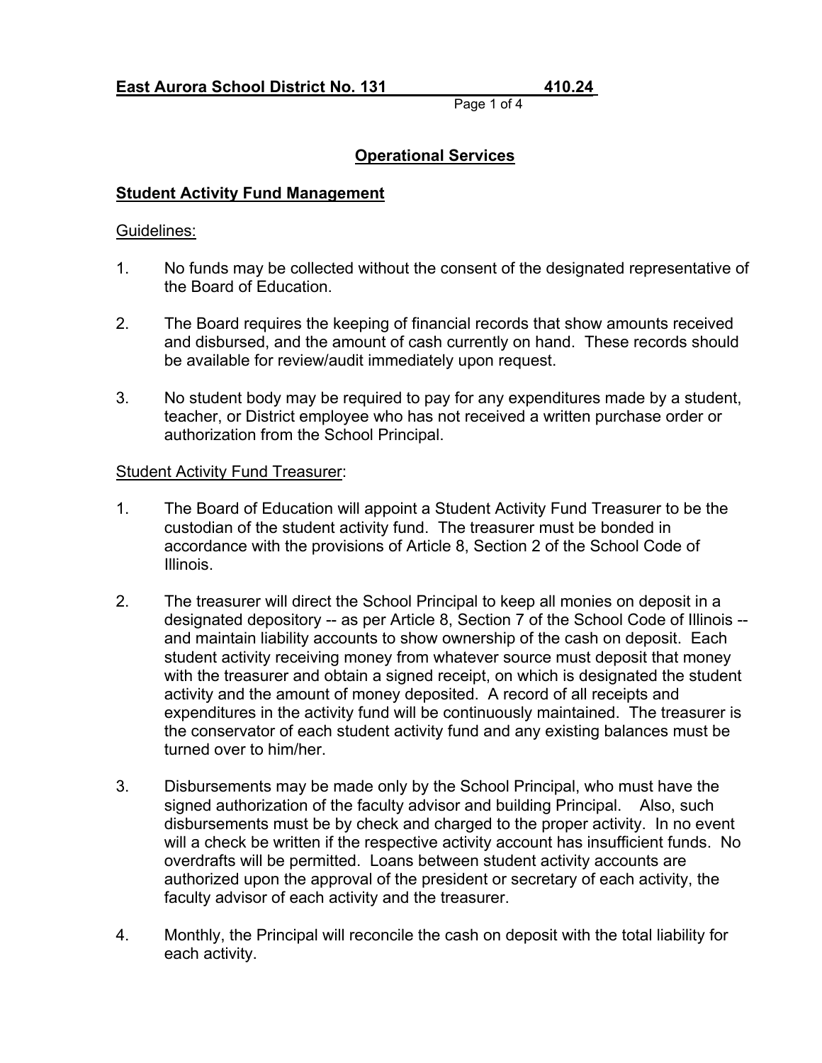**East Aurora School District No. 131 410.24**

## Operational Services

### Student Activity Fund Management

Guidelines:

1. No funds may be collected without the consent of the designated representative of the Board of Education.

2. The Board requires the keeping of financial records that show amounts received and disbursed, and the amount of cash currently on hand. These records should be available for review/audit immediately upon request.

3. No student body may be required to pay for any expenditures made by a student, teacher, or District employee who has not received a written purchase order or authorization from the School Principal.

Student Activity Fund Treasurer:

1. The Board of Education will appoint a Student Activity Fund Treasurer to be the custodian of the student activity fund. The treasurer must be bonded in accordance with the provisions of Article 8, Section 2 of the School Code of Illinois.

2. The treasurer will direct the School Principal to keep all monies on deposit in a designated depository -- as per Article 8, Section 7 of the School Code of Illinois -- and maintain liability accounts to show ownership of the cash on deposit. Each student activity receiving money from whatever source must deposit that money with the treasurer and obtain a signed receipt, on which is designated the student activity and the amount of money deposited. A record of all receipts and expenditures in the activity fund will be continuously maintained. The treasurer is the conservator of each student activity fund and any existing balances must be turned over to him/her.

3. Disbursements may be made only by the School Principal, who must have the signed authorization of the faculty advisor and building Principal. Also, such disbursements must be by check and charged to the proper activity. In no event will a check be written if the respective activity account has insufficient funds. No overdrafts will be permitted. Loans between student activity accounts are authorized upon the approval of the president or secretary of each activity, the faculty advisor of each activity and the treasurer.

4. Monthly, the Principal will reconcile the cash on deposit with the total liability for each activity.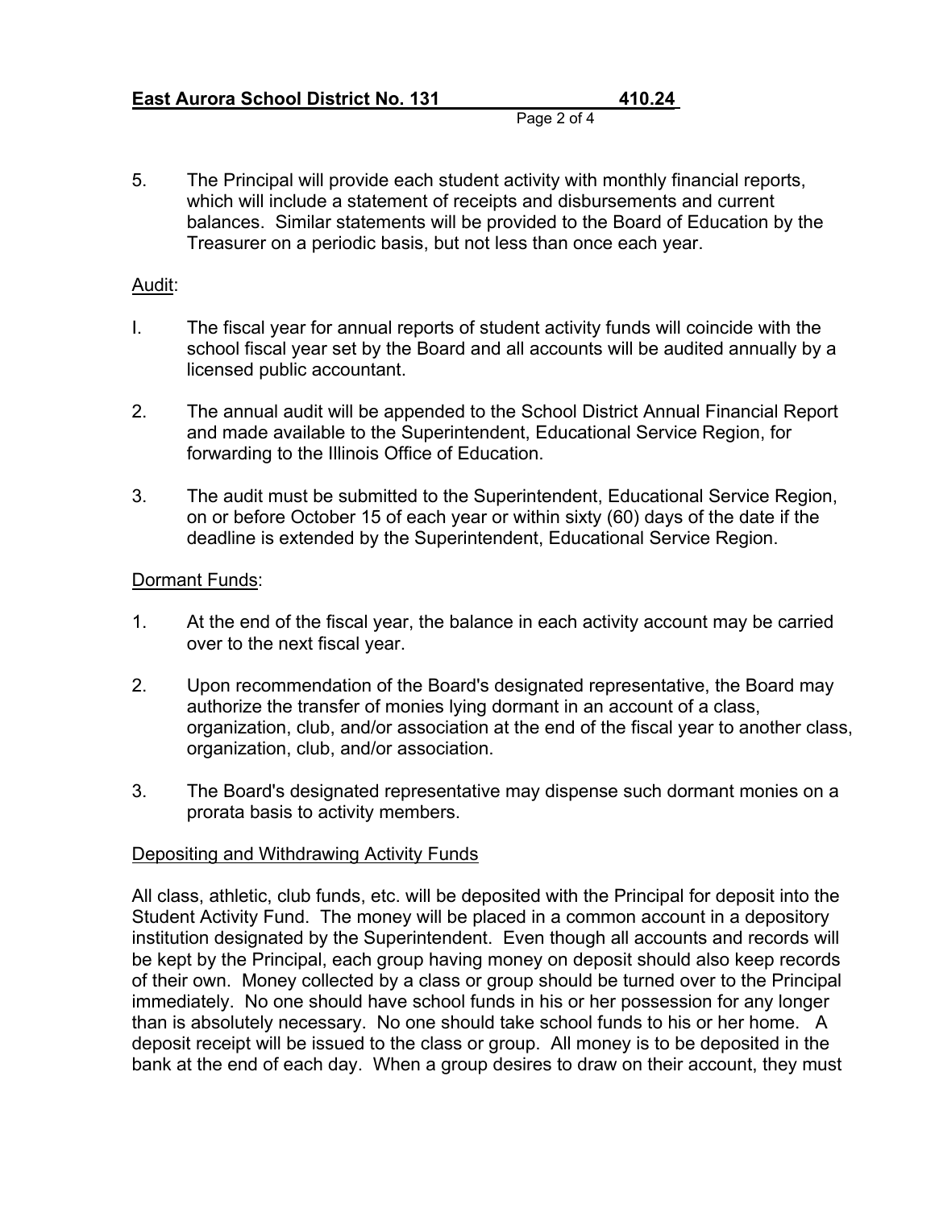5. The Principal will provide each student activity with monthly financial reports, which will include a statement of receipts and disbursements and current balances. Similar statements will be provided to the Board of Education by the Treasurer on a periodic basis, but not less than once each year.

Audit:

I. The fiscal year for annual reports of student activity funds will coincide with the school fiscal year set by the Board and all accounts will be audited annually by a licensed public accountant.

2. The annual audit will be appended to the School District Annual Financial Report and made available to the Superintendent, Educational Service Region, for forwarding to the Illinois Office of Education.

3. The audit must be submitted to the Superintendent, Educational Service Region, on or before October 15 of each year or within sixty (60) days of the date if the deadline is extended by the Superintendent, Educational Service Region.

Dormant Funds:

1. At the end of the fiscal year, the balance in each activity account may be carried over to the next fiscal year.

2. Upon recommendation of the Board's designated representative, the Board may authorize the transfer of monies lying dormant in an account of a class, organization, club, and/or association at the end of the fiscal year to another class, organization, club, and/or association.

3. The Board's designated representative may dispense such dormant monies on a prorata basis to activity members.

Depositing and Withdrawing Activity Funds

All class, athletic, club funds, etc. will be deposited with the Principal for deposit into the Student Activity Fund. The money will be placed in a common account in a depository institution designated by the Superintendent. Even though all accounts and records will be kept by the Principal, each group having money on deposit should also keep records of their own. Money collected by a class or group should be turned over to the Principal immediately. No one should have school funds in his or her possession for any longer than is absolutely necessary. No one should take school funds to his or her home. A deposit receipt will be issued to the class or group. All money is to be deposited in the bank at the end of each day. When a group desires to draw on their account, they must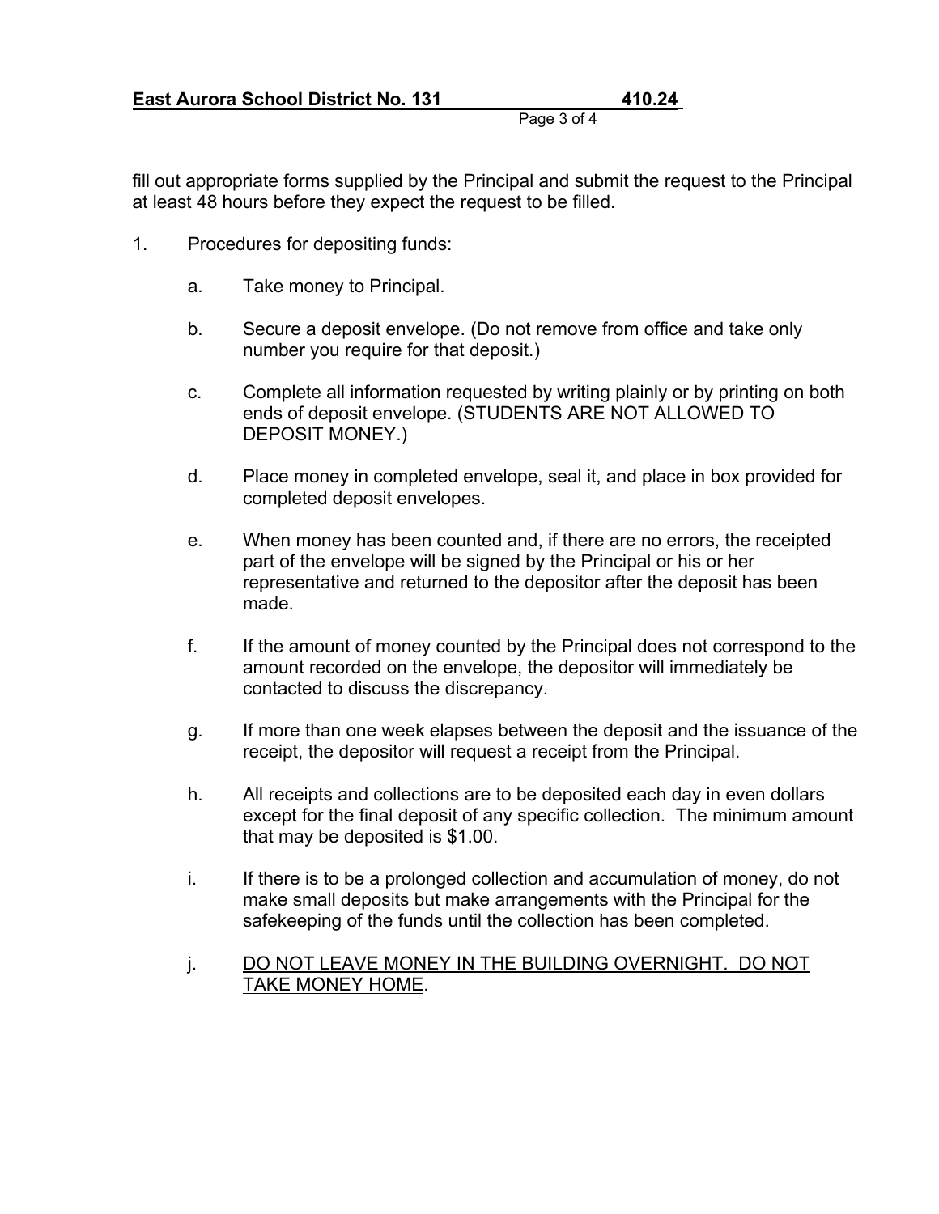fill out appropriate forms supplied by the Principal and submit the request to the Principal at least 48 hours before they expect the request to be filled.

1. Procedures for depositing funds:

   a. Take money to Principal.

   b. Secure a deposit envelope. (Do not remove from office and take only number you require for that deposit.)

   c. Complete all information requested by writing plainly or by printing on both ends of deposit envelope. (STUDENTS ARE NOT ALLOWED TO DEPOSIT MONEY.)

   d. Place money in completed envelope, seal it, and place in box provided for completed deposit envelopes.

   e. When money has been counted and, if there are no errors, the receipted part of the envelope will be signed by the Principal or his or her representative and returned to the depositor after the deposit has been made.

   f. If the amount of money counted by the Principal does not correspond to the amount recorded on the envelope, the depositor will immediately be contacted to discuss the discrepancy.

   g. If more than one week elapses between the deposit and the issuance of the receipt, the depositor will request a receipt from the Principal.

   h. All receipts and collections are to be deposited each day in even dollars except for the final deposit of any specific collection. The minimum amount that may be deposited is $1.00.

   i. If there is to be a prolonged collection and accumulation of money, do not make small deposits but make arrangements with the Principal for the safekeeping of the funds until the collection has been completed.

   j. <u>DO NOT LEAVE MONEY IN THE BUILDING OVERNIGHT. DO NOT TAKE MONEY HOME</u>.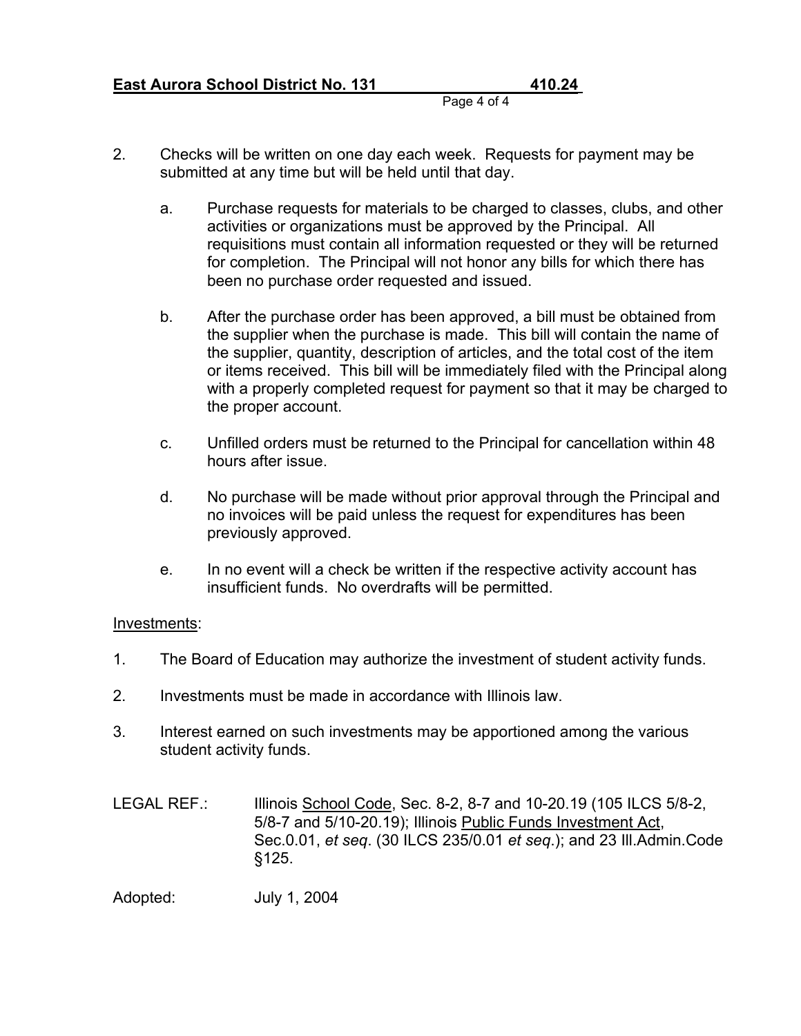2. Checks will be written on one day each week. Requests for payment may be submitted at any time but will be held until that day.

   a. Purchase requests for materials to be charged to classes, clubs, and other activities or organizations must be approved by the Principal. All requisitions must contain all information requested or they will be returned for completion. The Principal will not honor any bills for which there has been no purchase order requested and issued.

   b. After the purchase order has been approved, a bill must be obtained from the supplier when the purchase is made. This bill will contain the name of the supplier, quantity, description of articles, and the total cost of the item or items received. This bill will be immediately filed with the Principal along with a properly completed request for payment so that it may be charged to the proper account.

   c. Unfilled orders must be returned to the Principal for cancellation within 48 hours after issue.

   d. No purchase will be made without prior approval through the Principal and no invoices will be paid unless the request for expenditures has been previously approved.

   e. In no event will a check be written if the respective activity account has insufficient funds. No overdrafts will be permitted.

Investments:

1. The Board of Education may authorize the investment of student activity funds.

2. Investments must be made in accordance with Illinois law.

3. Interest earned on such investments may be apportioned among the various student activity funds.

LEGAL REF.: Illinois School Code, Sec. 8-2, 8-7 and 10-20.19 (105 ILCS 5/8-2, 5/8-7 and 5/10-20.19); Illinois Public Funds Investment Act, Sec.0.01, *et seq*. (30 ILCS 235/0.01 *et seq*.); and 23 Ill.Admin.Code §125.

Adopted: July 1, 2004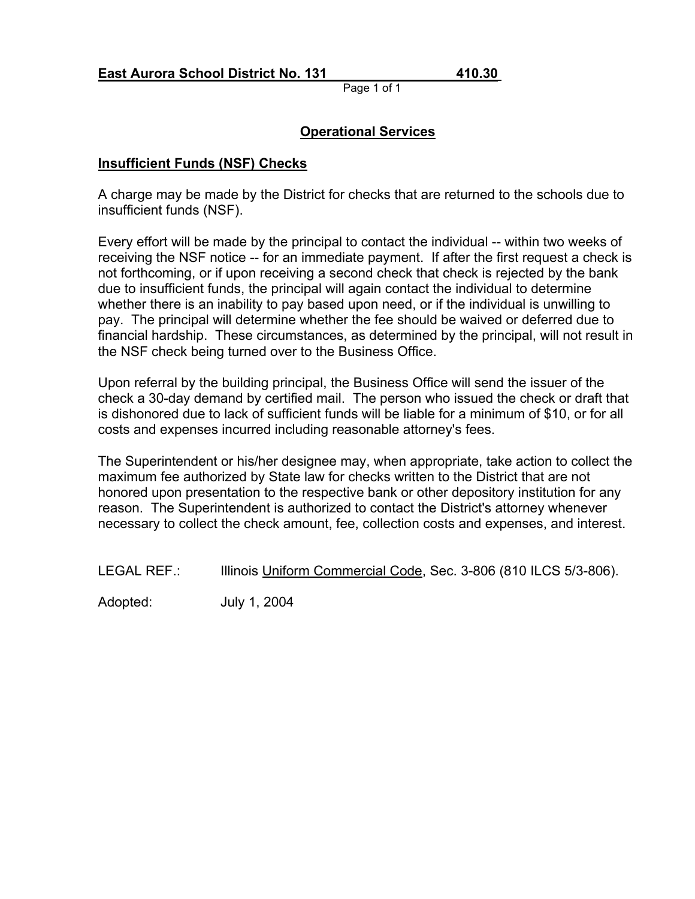**East Aurora School District No. 131** **410.30**

## Operational Services

### Insufficient Funds (NSF) Checks

A charge may be made by the District for checks that are returned to the schools due to insufficient funds (NSF).

Every effort will be made by the principal to contact the individual -- within two weeks of receiving the NSF notice -- for an immediate payment. If after the first request a check is not forthcoming, or if upon receiving a second check that check is rejected by the bank due to insufficient funds, the principal will again contact the individual to determine whether there is an inability to pay based upon need, or if the individual is unwilling to pay. The principal will determine whether the fee should be waived or deferred due to financial hardship. These circumstances, as determined by the principal, will not result in the NSF check being turned over to the Business Office.

Upon referral by the building principal, the Business Office will send the issuer of the check a 30-day demand by certified mail. The person who issued the check or draft that is dishonored due to lack of sufficient funds will be liable for a minimum of $10, or for all costs and expenses incurred including reasonable attorney's fees.

The Superintendent or his/her designee may, when appropriate, take action to collect the maximum fee authorized by State law for checks written to the District that are not honored upon presentation to the respective bank or other depository institution for any reason. The Superintendent is authorized to contact the District's attorney whenever necessary to collect the check amount, fee, collection costs and expenses, and interest.

LEGAL REF.: Illinois Uniform Commercial Code, Sec. 3-806 (810 ILCS 5/3-806).

Adopted: July 1, 2004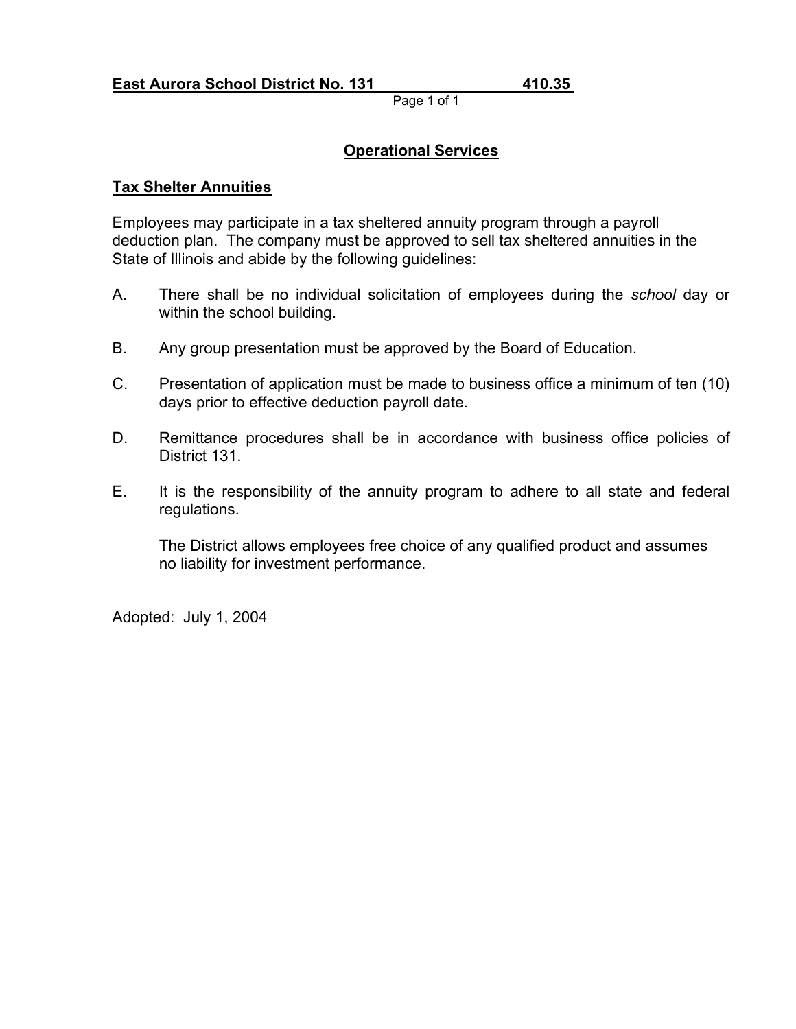**East Aurora School District No. 131 410.35**

## Operational Services

### Tax Shelter Annuities

Employees may participate in a tax sheltered annuity program through a payroll deduction plan. The company must be approved to sell tax sheltered annuities in the State of Illinois and abide by the following guidelines:

A. There shall be no individual solicitation of employees during the *school* day or within the school building.

B. Any group presentation must be approved by the Board of Education.

C. Presentation of application must be made to business office a minimum of ten (10) days prior to effective deduction payroll date.

D. Remittance procedures shall be in accordance with business office policies of District 131.

E. It is the responsibility of the annuity program to adhere to all state and federal regulations.

   The District allows employees free choice of any qualified product and assumes no liability for investment performance.

Adopted: July 1, 2004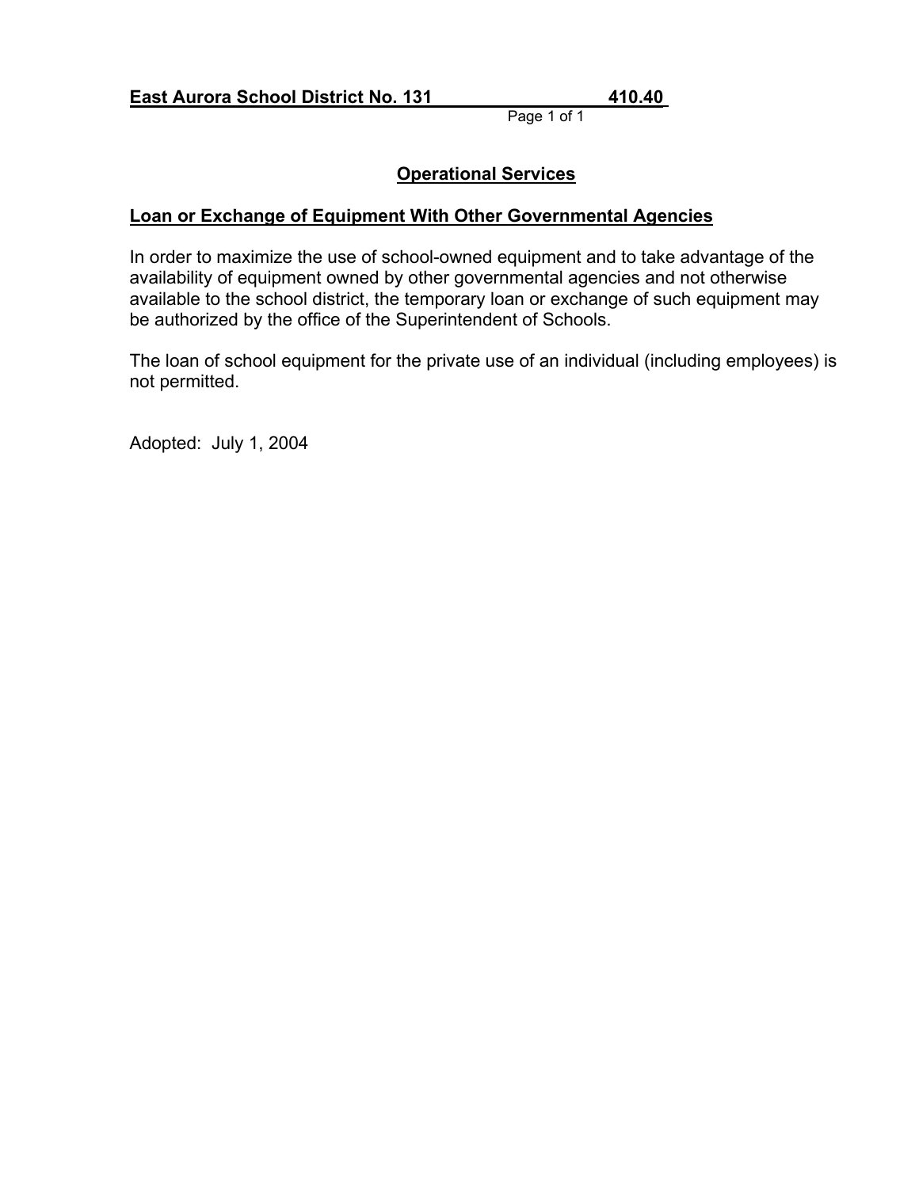**East Aurora School District No. 131 410.40**

## Operational Services

### Loan or Exchange of Equipment With Other Governmental Agencies

In order to maximize the use of school-owned equipment and to take advantage of the availability of equipment owned by other governmental agencies and not otherwise available to the school district, the temporary loan or exchange of such equipment may be authorized by the office of the Superintendent of Schools.

The loan of school equipment for the private use of an individual (including employees) is not permitted.

Adopted: July 1, 2004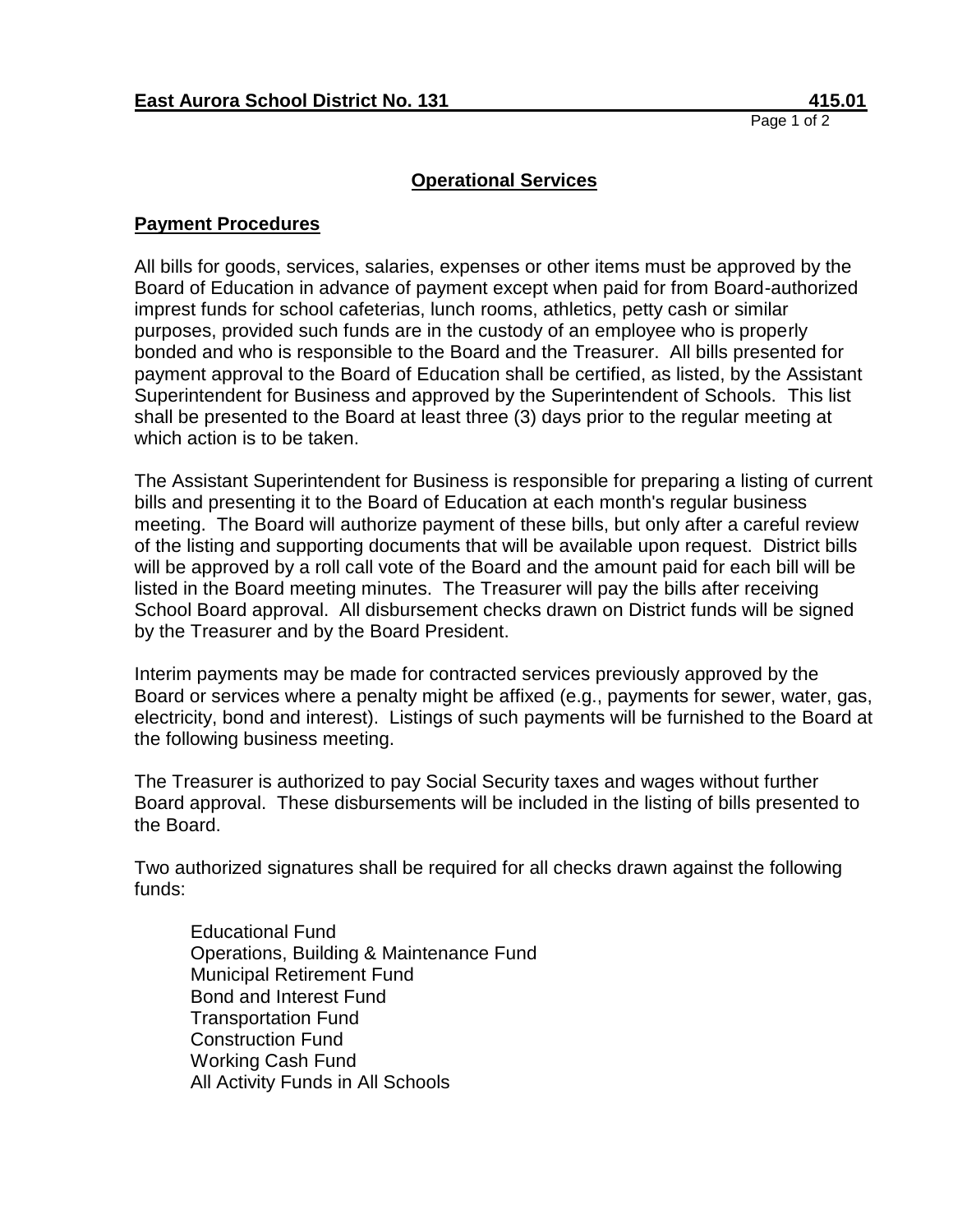**East Aurora School District No. 131 415.01**

## Operational Services

### Payment Procedures

All bills for goods, services, salaries, expenses or other items must be approved by the Board of Education in advance of payment except when paid for from Board-authorized imprest funds for school cafeterias, lunch rooms, athletics, petty cash or similar purposes, provided such funds are in the custody of an employee who is properly bonded and who is responsible to the Board and the Treasurer. All bills presented for payment approval to the Board of Education shall be certified, as listed, by the Assistant Superintendent for Business and approved by the Superintendent of Schools. This list shall be presented to the Board at least three (3) days prior to the regular meeting at which action is to be taken.

The Assistant Superintendent for Business is responsible for preparing a listing of current bills and presenting it to the Board of Education at each month's regular business meeting. The Board will authorize payment of these bills, but only after a careful review of the listing and supporting documents that will be available upon request. District bills will be approved by a roll call vote of the Board and the amount paid for each bill will be listed in the Board meeting minutes. The Treasurer will pay the bills after receiving School Board approval. All disbursement checks drawn on District funds will be signed by the Treasurer and by the Board President.

Interim payments may be made for contracted services previously approved by the Board or services where a penalty might be affixed (e.g., payments for sewer, water, gas, electricity, bond and interest). Listings of such payments will be furnished to the Board at the following business meeting.

The Treasurer is authorized to pay Social Security taxes and wages without further Board approval. These disbursements will be included in the listing of bills presented to the Board.

Two authorized signatures shall be required for all checks drawn against the following funds:

- Educational Fund
- Operations, Building & Maintenance Fund
- Municipal Retirement Fund
- Bond and Interest Fund
- Transportation Fund
- Construction Fund
- Working Cash Fund
- All Activity Funds in All Schools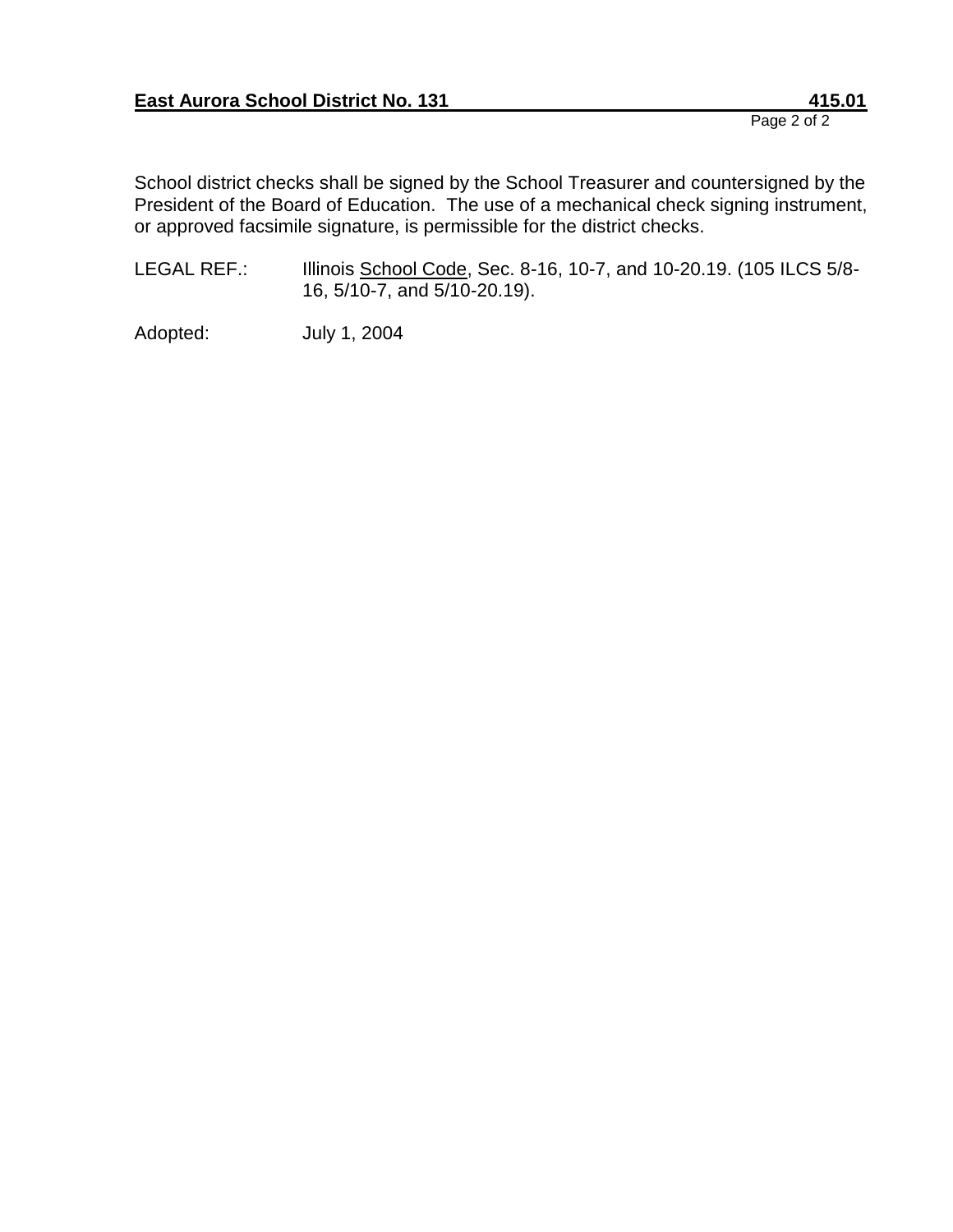School district checks shall be signed by the School Treasurer and countersigned by the President of the Board of Education. The use of a mechanical check signing instrument, or approved facsimile signature, is permissible for the district checks.

LEGAL REF.: Illinois School Code, Sec. 8-16, 10-7, and 10-20.19. (105 ILCS 5/8-16, 5/10-7, and 5/10-20.19).

Adopted: July 1, 2004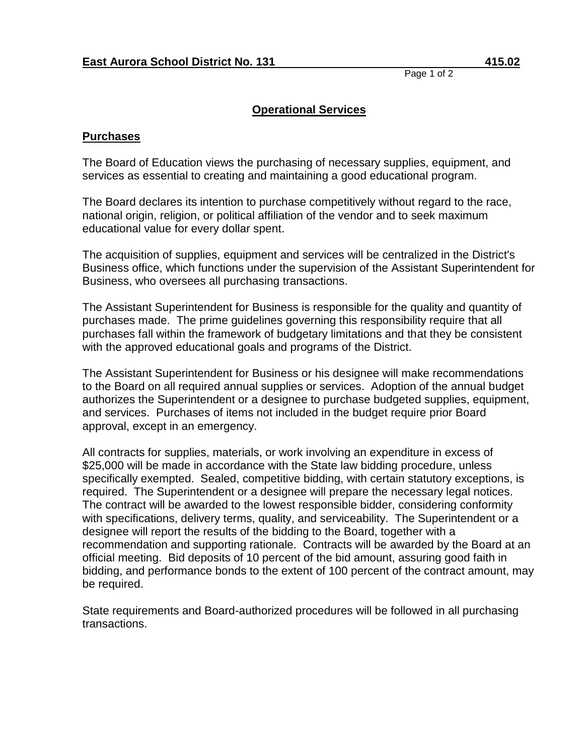**East Aurora School District No. 131 415.02**

## Operational Services

### Purchases

The Board of Education views the purchasing of necessary supplies, equipment, and services as essential to creating and maintaining a good educational program.

The Board declares its intention to purchase competitively without regard to the race, national origin, religion, or political affiliation of the vendor and to seek maximum educational value for every dollar spent.

The acquisition of supplies, equipment and services will be centralized in the District's Business office, which functions under the supervision of the Assistant Superintendent for Business, who oversees all purchasing transactions.

The Assistant Superintendent for Business is responsible for the quality and quantity of purchases made. The prime guidelines governing this responsibility require that all purchases fall within the framework of budgetary limitations and that they be consistent with the approved educational goals and programs of the District.

The Assistant Superintendent for Business or his designee will make recommendations to the Board on all required annual supplies or services. Adoption of the annual budget authorizes the Superintendent or a designee to purchase budgeted supplies, equipment, and services. Purchases of items not included in the budget require prior Board approval, except in an emergency.

All contracts for supplies, materials, or work involving an expenditure in excess of $25,000 will be made in accordance with the State law bidding procedure, unless specifically exempted. Sealed, competitive bidding, with certain statutory exceptions, is required. The Superintendent or a designee will prepare the necessary legal notices. The contract will be awarded to the lowest responsible bidder, considering conformity with specifications, delivery terms, quality, and serviceability. The Superintendent or a designee will report the results of the bidding to the Board, together with a recommendation and supporting rationale. Contracts will be awarded by the Board at an official meeting. Bid deposits of 10 percent of the bid amount, assuring good faith in bidding, and performance bonds to the extent of 100 percent of the contract amount, may be required.

State requirements and Board-authorized procedures will be followed in all purchasing transactions.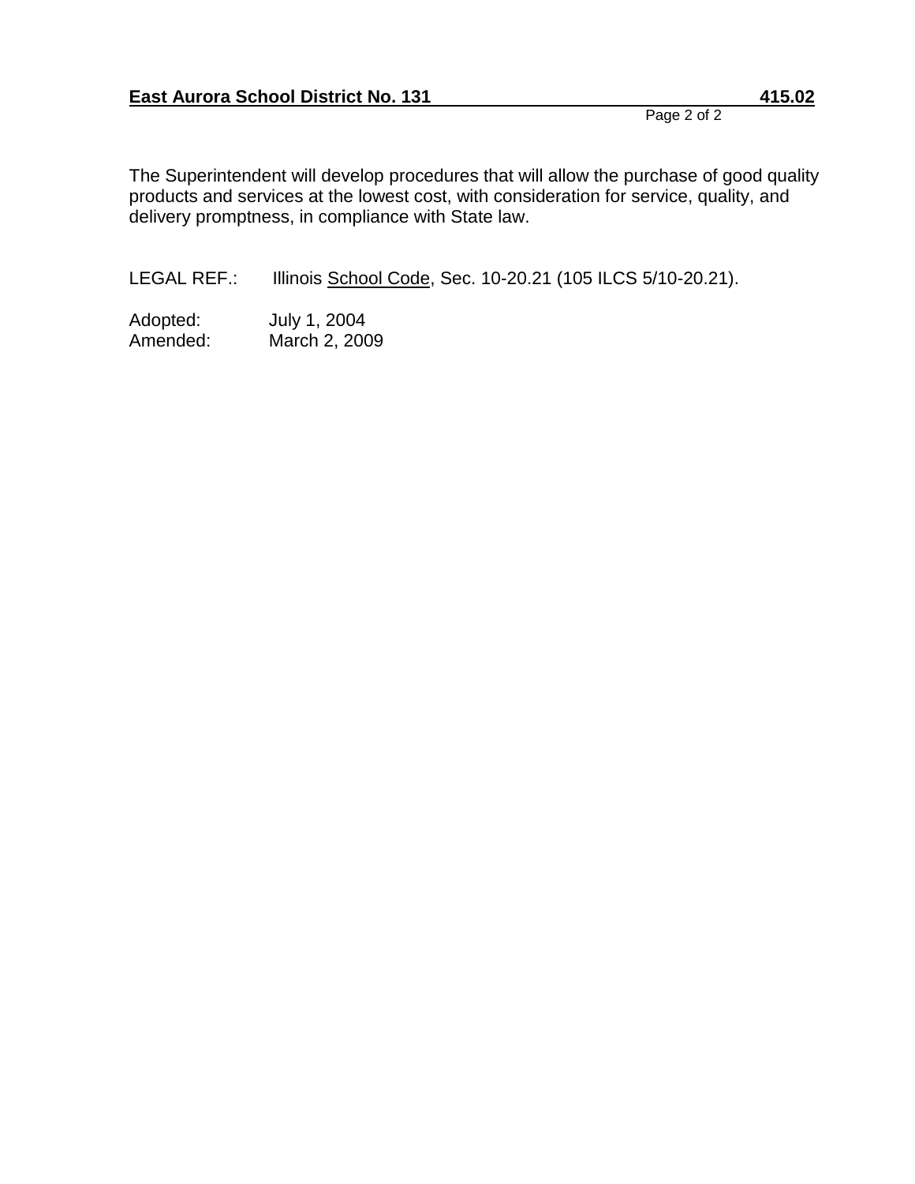The Superintendent will develop procedures that will allow the purchase of good quality products and services at the lowest cost, with consideration for service, quality, and delivery promptness, in compliance with State law.

LEGAL REF.: Illinois School Code, Sec. 10-20.21 (105 ILCS 5/10-20.21).

Adopted: July 1, 2004
Amended: March 2, 2009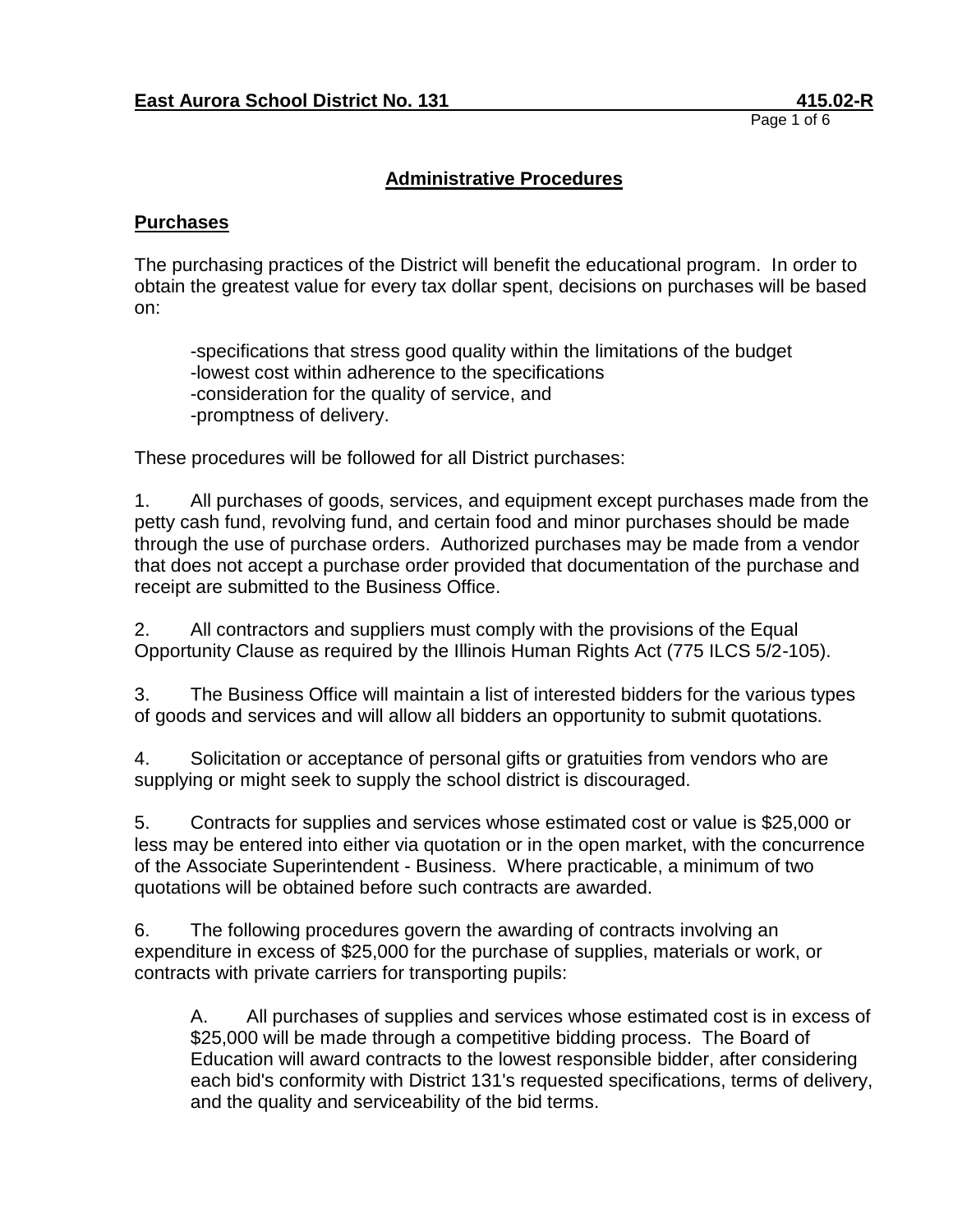**East Aurora School District No. 131** **415.02-R**

## Administrative Procedures

### Purchases

The purchasing practices of the District will benefit the educational program. In order to obtain the greatest value for every tax dollar spent, decisions on purchases will be based on:

-specifications that stress good quality within the limitations of the budget
-lowest cost within adherence to the specifications
-consideration for the quality of service, and
-promptness of delivery.

These procedures will be followed for all District purchases:

1. All purchases of goods, services, and equipment except purchases made from the petty cash fund, revolving fund, and certain food and minor purchases should be made through the use of purchase orders. Authorized purchases may be made from a vendor that does not accept a purchase order provided that documentation of the purchase and receipt are submitted to the Business Office.

2. All contractors and suppliers must comply with the provisions of the Equal Opportunity Clause as required by the Illinois Human Rights Act (775 ILCS 5/2-105).

3. The Business Office will maintain a list of interested bidders for the various types of goods and services and will allow all bidders an opportunity to submit quotations.

4. Solicitation or acceptance of personal gifts or gratuities from vendors who are supplying or might seek to supply the school district is discouraged.

5. Contracts for supplies and services whose estimated cost or value is $25,000 or less may be entered into either via quotation or in the open market, with the concurrence of the Associate Superintendent - Business. Where practicable, a minimum of two quotations will be obtained before such contracts are awarded.

6. The following procedures govern the awarding of contracts involving an expenditure in excess of $25,000 for the purchase of supplies, materials or work, or contracts with private carriers for transporting pupils:

   A. All purchases of supplies and services whose estimated cost is in excess of $25,000 will be made through a competitive bidding process. The Board of Education will award contracts to the lowest responsible bidder, after considering each bid's conformity with District 131's requested specifications, terms of delivery, and the quality and serviceability of the bid terms.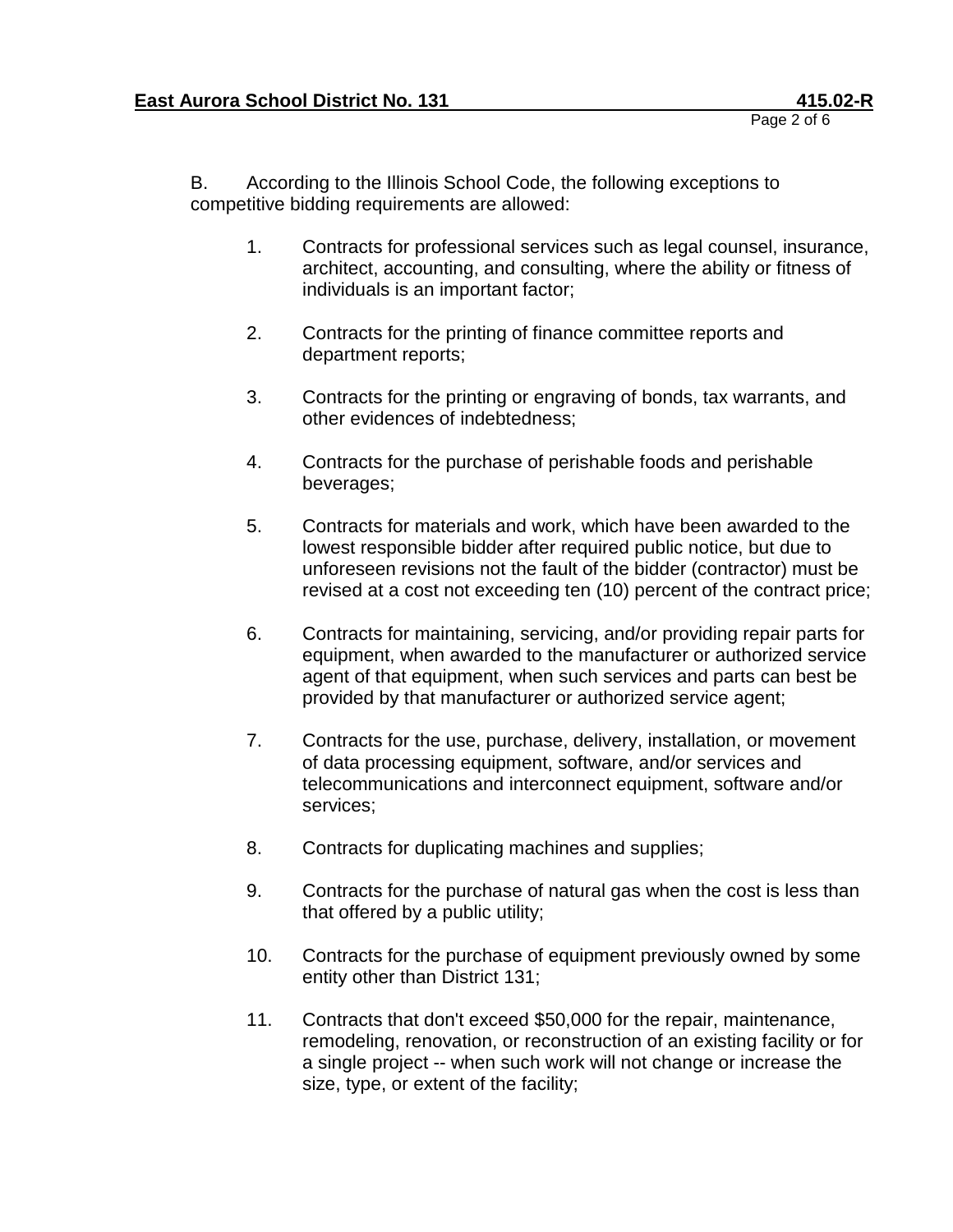B. According to the Illinois School Code, the following exceptions to competitive bidding requirements are allowed:

1. Contracts for professional services such as legal counsel, insurance, architect, accounting, and consulting, where the ability or fitness of individuals is an important factor;

2. Contracts for the printing of finance committee reports and department reports;

3. Contracts for the printing or engraving of bonds, tax warrants, and other evidences of indebtedness;

4. Contracts for the purchase of perishable foods and perishable beverages;

5. Contracts for materials and work, which have been awarded to the lowest responsible bidder after required public notice, but due to unforeseen revisions not the fault of the bidder (contractor) must be revised at a cost not exceeding ten (10) percent of the contract price;

6. Contracts for maintaining, servicing, and/or providing repair parts for equipment, when awarded to the manufacturer or authorized service agent of that equipment, when such services and parts can best be provided by that manufacturer or authorized service agent;

7. Contracts for the use, purchase, delivery, installation, or movement of data processing equipment, software, and/or services and telecommunications and interconnect equipment, software and/or services;

8. Contracts for duplicating machines and supplies;

9. Contracts for the purchase of natural gas when the cost is less than that offered by a public utility;

10. Contracts for the purchase of equipment previously owned by some entity other than District 131;

11. Contracts that don't exceed $50,000 for the repair, maintenance, remodeling, renovation, or reconstruction of an existing facility or for a single project -- when such work will not change or increase the size, type, or extent of the facility;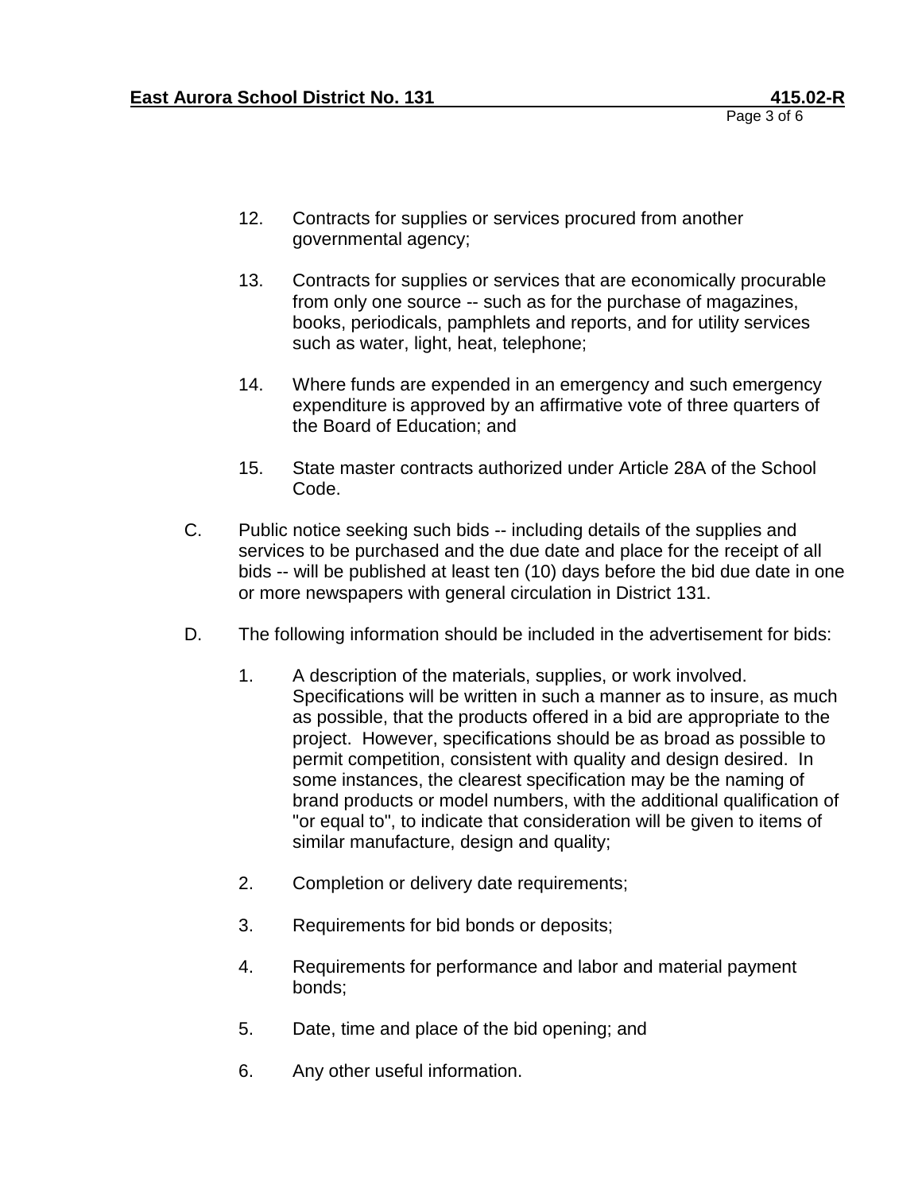12. Contracts for supplies or services procured from another governmental agency;

13. Contracts for supplies or services that are economically procurable from only one source -- such as for the purchase of magazines, books, periodicals, pamphlets and reports, and for utility services such as water, light, heat, telephone;

14. Where funds are expended in an emergency and such emergency expenditure is approved by an affirmative vote of three quarters of the Board of Education; and

15. State master contracts authorized under Article 28A of the School Code.

C. Public notice seeking such bids -- including details of the supplies and services to be purchased and the due date and place for the receipt of all bids -- will be published at least ten (10) days before the bid due date in one or more newspapers with general circulation in District 131.

D. The following information should be included in the advertisement for bids:

   1. A description of the materials, supplies, or work involved. Specifications will be written in such a manner as to insure, as much as possible, that the products offered in a bid are appropriate to the project. However, specifications should be as broad as possible to permit competition, consistent with quality and design desired. In some instances, the clearest specification may be the naming of brand products or model numbers, with the additional qualification of "or equal to", to indicate that consideration will be given to items of similar manufacture, design and quality;

   2. Completion or delivery date requirements;

   3. Requirements for bid bonds or deposits;

   4. Requirements for performance and labor and material payment bonds;

   5. Date, time and place of the bid opening; and

   6. Any other useful information.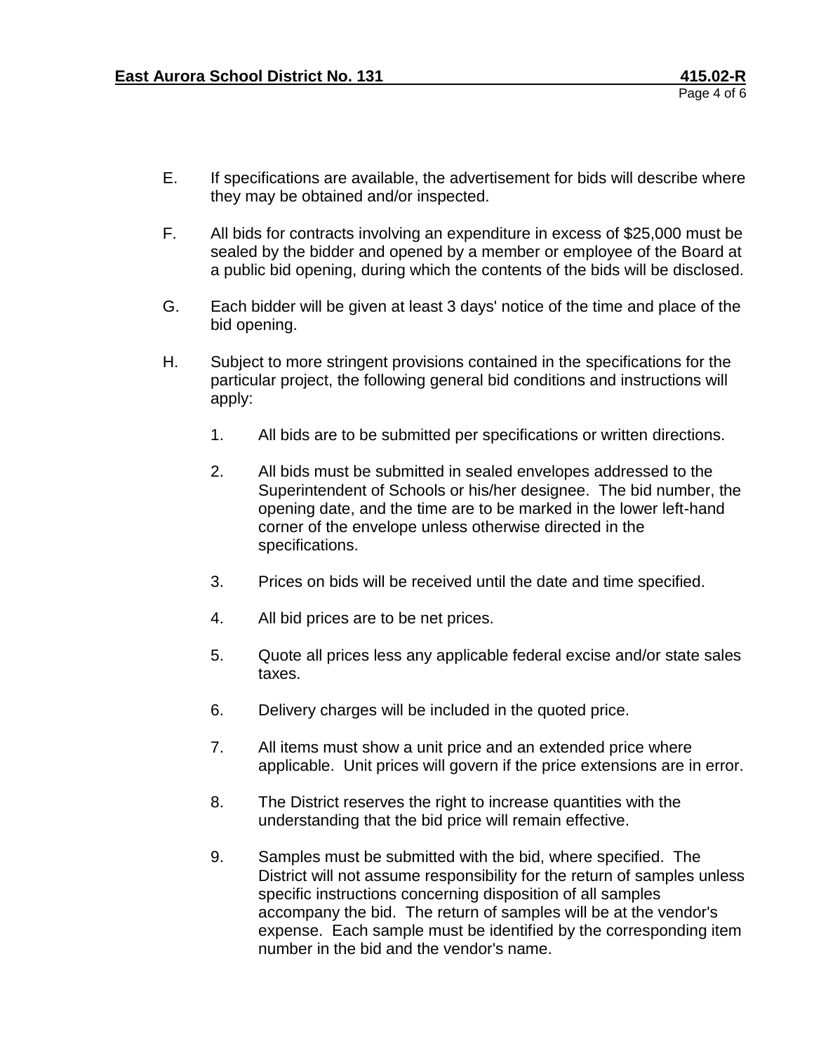E. If specifications are available, the advertisement for bids will describe where they may be obtained and/or inspected.

F. All bids for contracts involving an expenditure in excess of $25,000 must be sealed by the bidder and opened by a member or employee of the Board at a public bid opening, during which the contents of the bids will be disclosed.

G. Each bidder will be given at least 3 days' notice of the time and place of the bid opening.

H. Subject to more stringent provisions contained in the specifications for the particular project, the following general bid conditions and instructions will apply:

   1. All bids are to be submitted per specifications or written directions.

   2. All bids must be submitted in sealed envelopes addressed to the Superintendent of Schools or his/her designee. The bid number, the opening date, and the time are to be marked in the lower left-hand corner of the envelope unless otherwise directed in the specifications.

   3. Prices on bids will be received until the date and time specified.

   4. All bid prices are to be net prices.

   5. Quote all prices less any applicable federal excise and/or state sales taxes.

   6. Delivery charges will be included in the quoted price.

   7. All items must show a unit price and an extended price where applicable. Unit prices will govern if the price extensions are in error.

   8. The District reserves the right to increase quantities with the understanding that the bid price will remain effective.

   9. Samples must be submitted with the bid, where specified. The District will not assume responsibility for the return of samples unless specific instructions concerning disposition of all samples accompany the bid. The return of samples will be at the vendor's expense. Each sample must be identified by the corresponding item number in the bid and the vendor's name.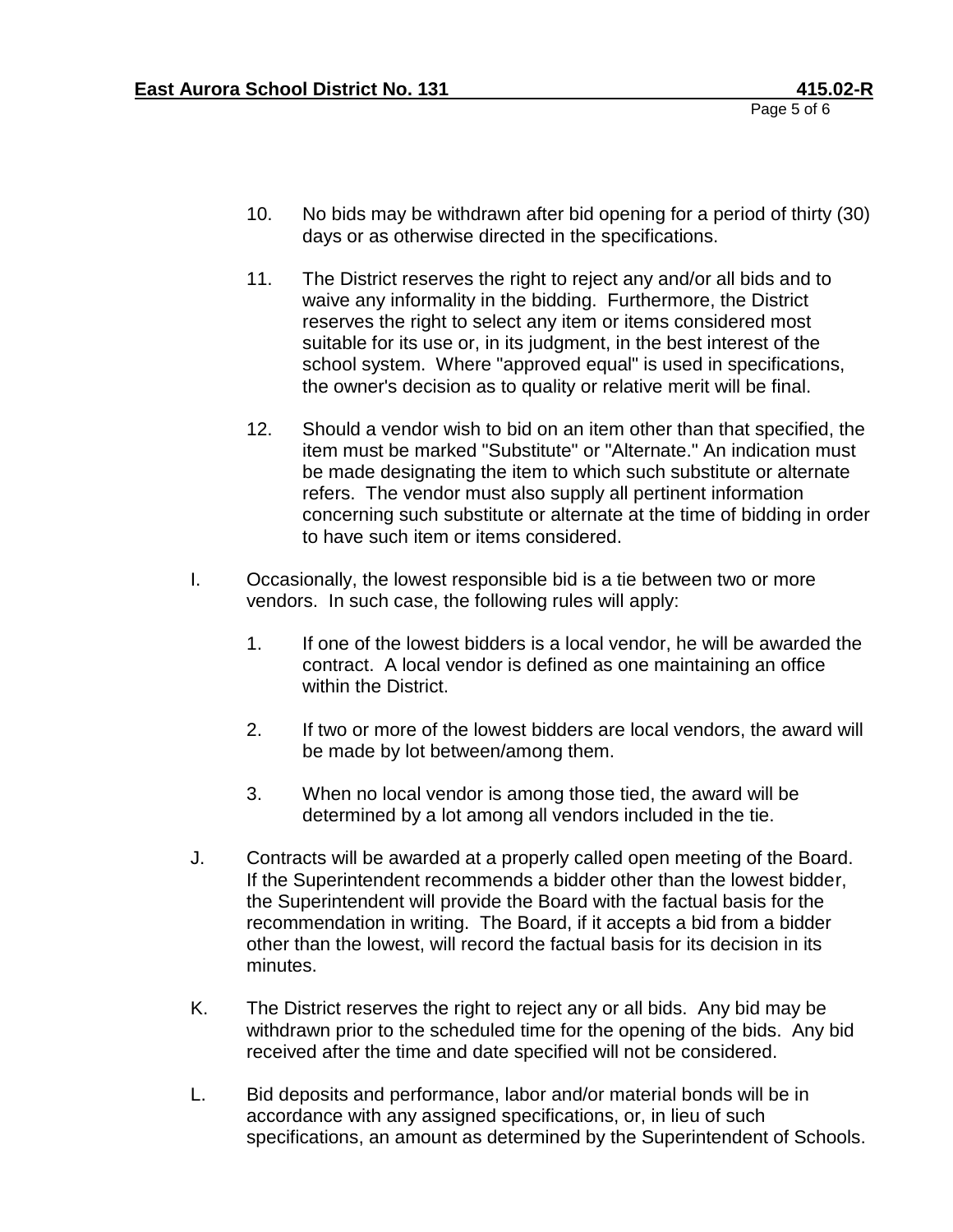10. No bids may be withdrawn after bid opening for a period of thirty (30) days or as otherwise directed in the specifications.

11. The District reserves the right to reject any and/or all bids and to waive any informality in the bidding. Furthermore, the District reserves the right to select any item or items considered most suitable for its use or, in its judgment, in the best interest of the school system. Where "approved equal" is used in specifications, the owner's decision as to quality or relative merit will be final.

12. Should a vendor wish to bid on an item other than that specified, the item must be marked "Substitute" or "Alternate." An indication must be made designating the item to which such substitute or alternate refers. The vendor must also supply all pertinent information concerning such substitute or alternate at the time of bidding in order to have such item or items considered.

I. Occasionally, the lowest responsible bid is a tie between two or more vendors. In such case, the following rules will apply:

   1. If one of the lowest bidders is a local vendor, he will be awarded the contract. A local vendor is defined as one maintaining an office within the District.

   2. If two or more of the lowest bidders are local vendors, the award will be made by lot between/among them.

   3. When no local vendor is among those tied, the award will be determined by a lot among all vendors included in the tie.

J. Contracts will be awarded at a properly called open meeting of the Board. If the Superintendent recommends a bidder other than the lowest bidder, the Superintendent will provide the Board with the factual basis for the recommendation in writing. The Board, if it accepts a bid from a bidder other than the lowest, will record the factual basis for its decision in its minutes.

K. The District reserves the right to reject any or all bids. Any bid may be withdrawn prior to the scheduled time for the opening of the bids. Any bid received after the time and date specified will not be considered.

L. Bid deposits and performance, labor and/or material bonds will be in accordance with any assigned specifications, or, in lieu of such specifications, an amount as determined by the Superintendent of Schools.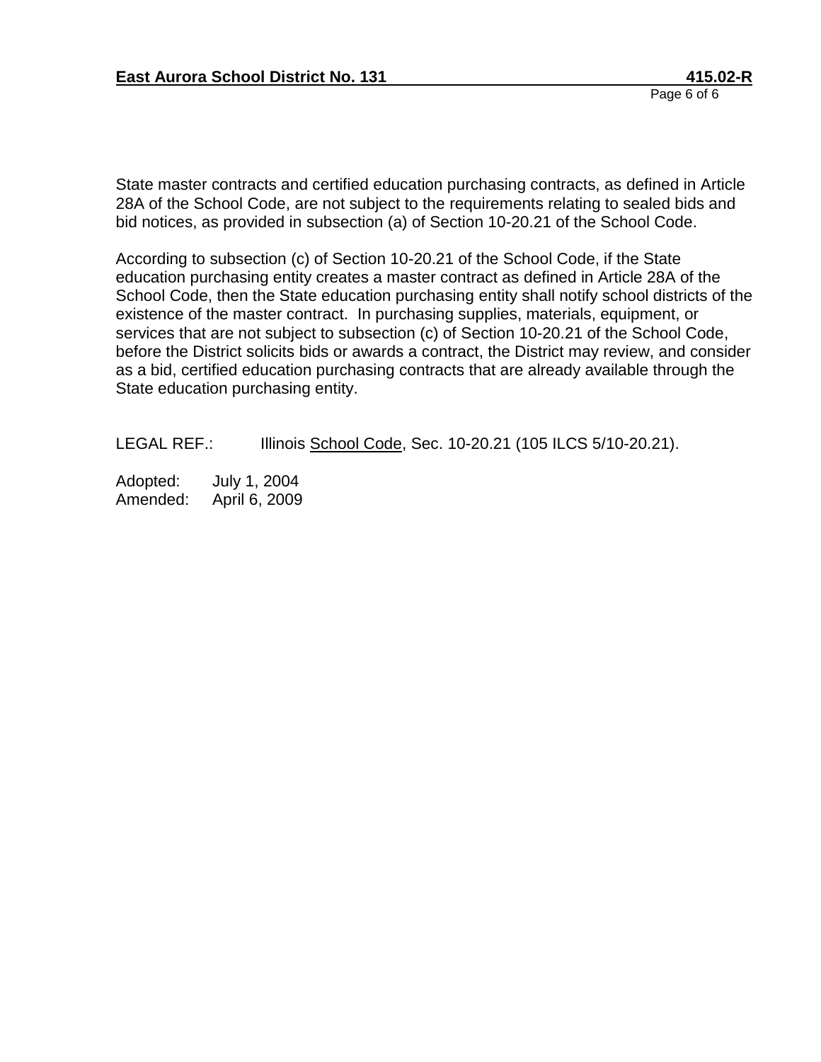State master contracts and certified education purchasing contracts, as defined in Article 28A of the School Code, are not subject to the requirements relating to sealed bids and bid notices, as provided in subsection (a) of Section 10-20.21 of the School Code.

According to subsection (c) of Section 10-20.21 of the School Code, if the State education purchasing entity creates a master contract as defined in Article 28A of the School Code, then the State education purchasing entity shall notify school districts of the existence of the master contract. In purchasing supplies, materials, equipment, or services that are not subject to subsection (c) of Section 10-20.21 of the School Code, before the District solicits bids or awards a contract, the District may review, and consider as a bid, certified education purchasing contracts that are already available through the State education purchasing entity.

LEGAL REF.: Illinois School Code, Sec. 10-20.21 (105 ILCS 5/10-20.21).

Adopted: July 1, 2004
Amended: April 6, 2009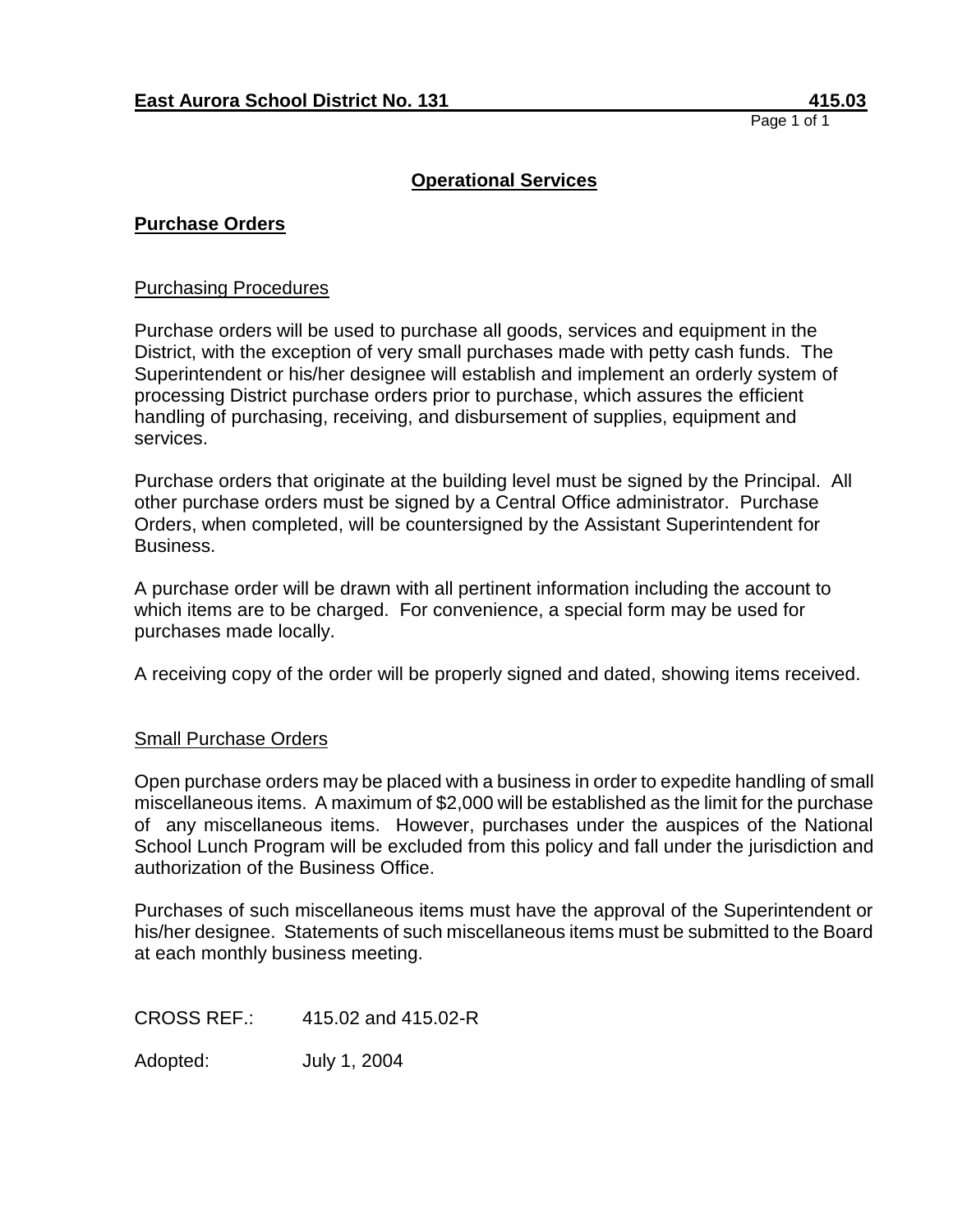**East Aurora School District No. 131** **415.03**

## Operational Services

### Purchase Orders

#### Purchasing Procedures

Purchase orders will be used to purchase all goods, services and equipment in the District, with the exception of very small purchases made with petty cash funds. The Superintendent or his/her designee will establish and implement an orderly system of processing District purchase orders prior to purchase, which assures the efficient handling of purchasing, receiving, and disbursement of supplies, equipment and services.

Purchase orders that originate at the building level must be signed by the Principal. All other purchase orders must be signed by a Central Office administrator. Purchase Orders, when completed, will be countersigned by the Assistant Superintendent for Business.

A purchase order will be drawn with all pertinent information including the account to which items are to be charged. For convenience, a special form may be used for purchases made locally.

A receiving copy of the order will be properly signed and dated, showing items received.

#### Small Purchase Orders

Open purchase orders may be placed with a business in order to expedite handling of small miscellaneous items. A maximum of $2,000 will be established as the limit for the purchase of any miscellaneous items. However, purchases under the auspices of the National School Lunch Program will be excluded from this policy and fall under the jurisdiction and authorization of the Business Office.

Purchases of such miscellaneous items must have the approval of the Superintendent or his/her designee. Statements of such miscellaneous items must be submitted to the Board at each monthly business meeting.

CROSS REF.: 415.02 and 415.02-R

Adopted: July 1, 2004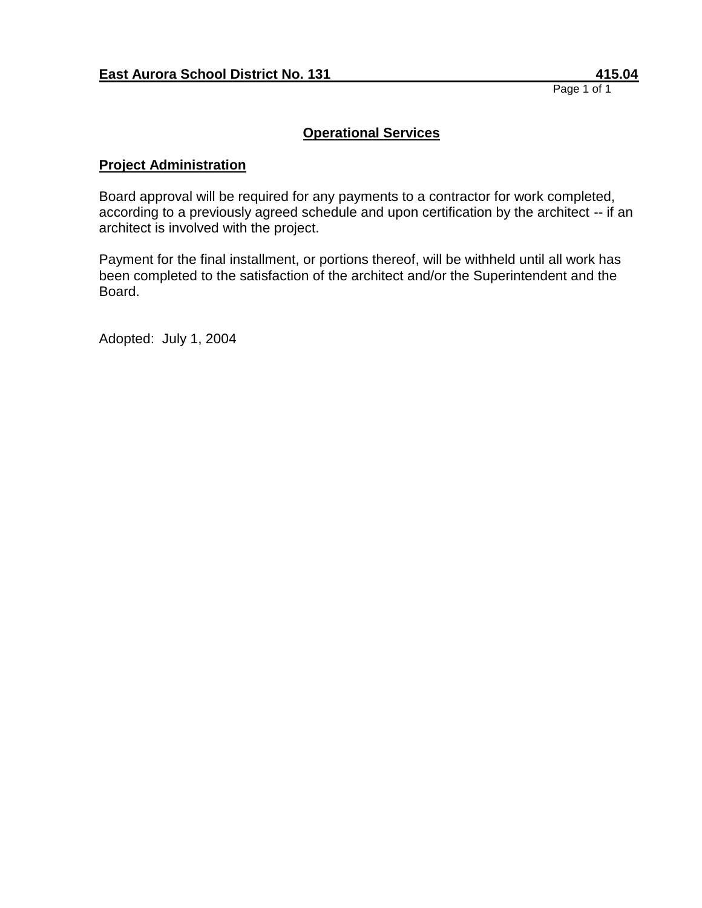## Operational Services

### Project Administration

Board approval will be required for any payments to a contractor for work completed, according to a previously agreed schedule and upon certification by the architect -- if an architect is involved with the project.

Payment for the final installment, or portions thereof, will be withheld until all work has been completed to the satisfaction of the architect and/or the Superintendent and the Board.

Adopted: July 1, 2004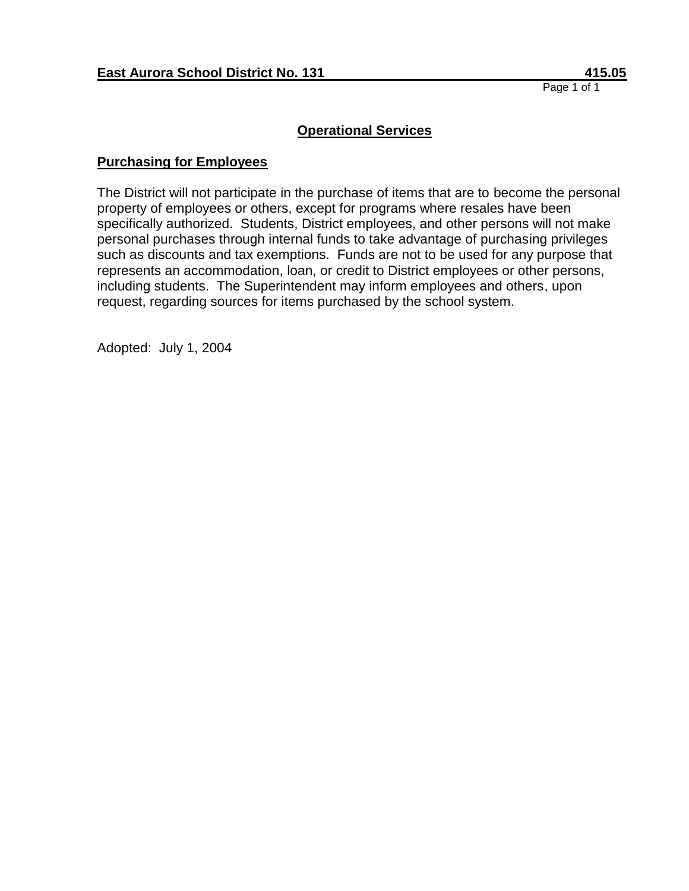**East Aurora School District No. 131 415.05**

## Operational Services

### Purchasing for Employees

The District will not participate in the purchase of items that are to become the personal property of employees or others, except for programs where resales have been specifically authorized. Students, District employees, and other persons will not make personal purchases through internal funds to take advantage of purchasing privileges such as discounts and tax exemptions. Funds are not to be used for any purpose that represents an accommodation, loan, or credit to District employees or other persons, including students. The Superintendent may inform employees and others, upon request, regarding sources for items purchased by the school system.

Adopted: July 1, 2004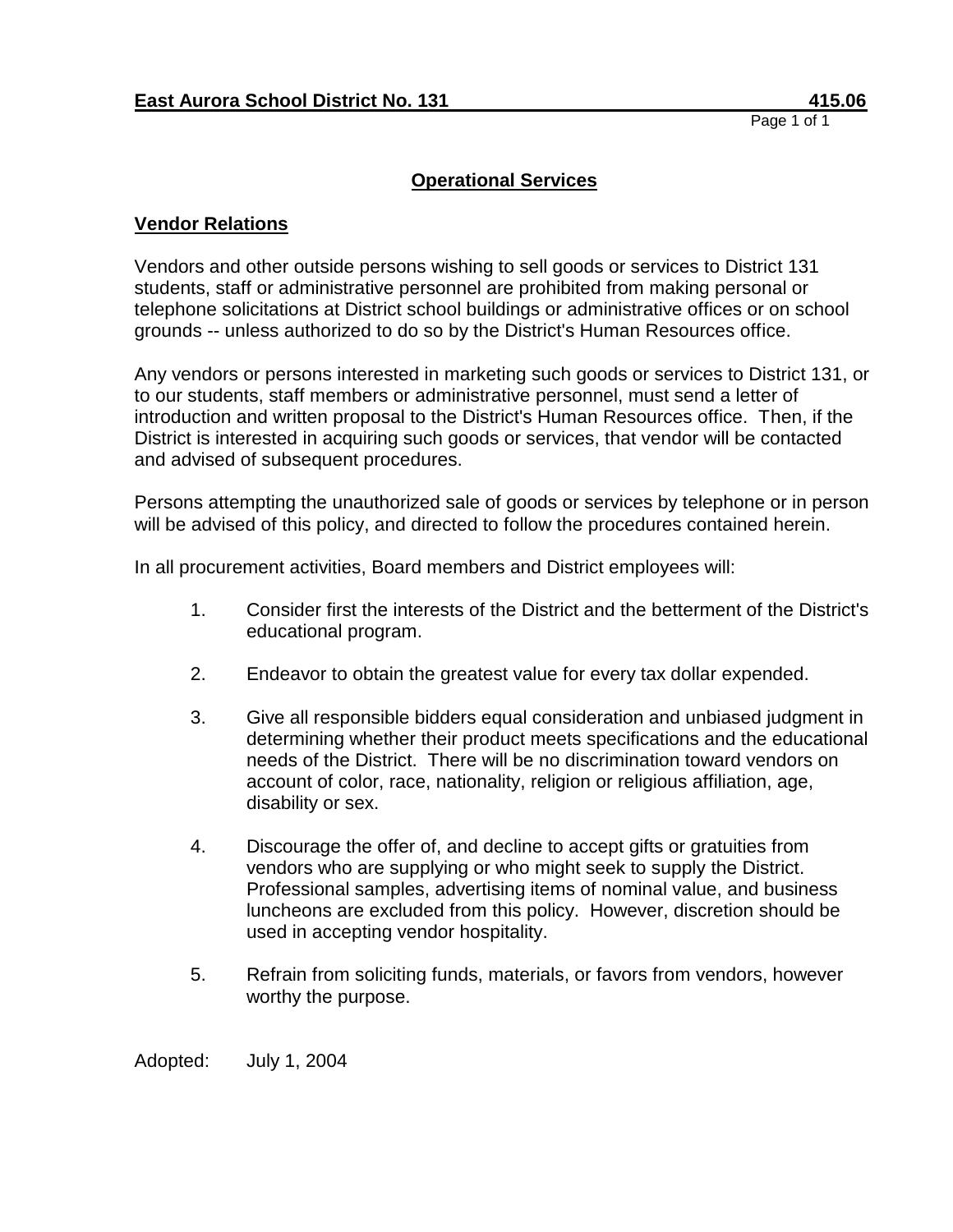**East Aurora School District No. 131** **415.06**

## Operational Services

### Vendor Relations

Vendors and other outside persons wishing to sell goods or services to District 131 students, staff or administrative personnel are prohibited from making personal or telephone solicitations at District school buildings or administrative offices or on school grounds -- unless authorized to do so by the District's Human Resources office.

Any vendors or persons interested in marketing such goods or services to District 131, or to our students, staff members or administrative personnel, must send a letter of introduction and written proposal to the District's Human Resources office. Then, if the District is interested in acquiring such goods or services, that vendor will be contacted and advised of subsequent procedures.

Persons attempting the unauthorized sale of goods or services by telephone or in person will be advised of this policy, and directed to follow the procedures contained herein.

In all procurement activities, Board members and District employees will:

1. Consider first the interests of the District and the betterment of the District's educational program.

2. Endeavor to obtain the greatest value for every tax dollar expended.

3. Give all responsible bidders equal consideration and unbiased judgment in determining whether their product meets specifications and the educational needs of the District. There will be no discrimination toward vendors on account of color, race, nationality, religion or religious affiliation, age, disability or sex.

4. Discourage the offer of, and decline to accept gifts or gratuities from vendors who are supplying or who might seek to supply the District. Professional samples, advertising items of nominal value, and business luncheons are excluded from this policy. However, discretion should be used in accepting vendor hospitality.

5. Refrain from soliciting funds, materials, or favors from vendors, however worthy the purpose.

Adopted: July 1, 2004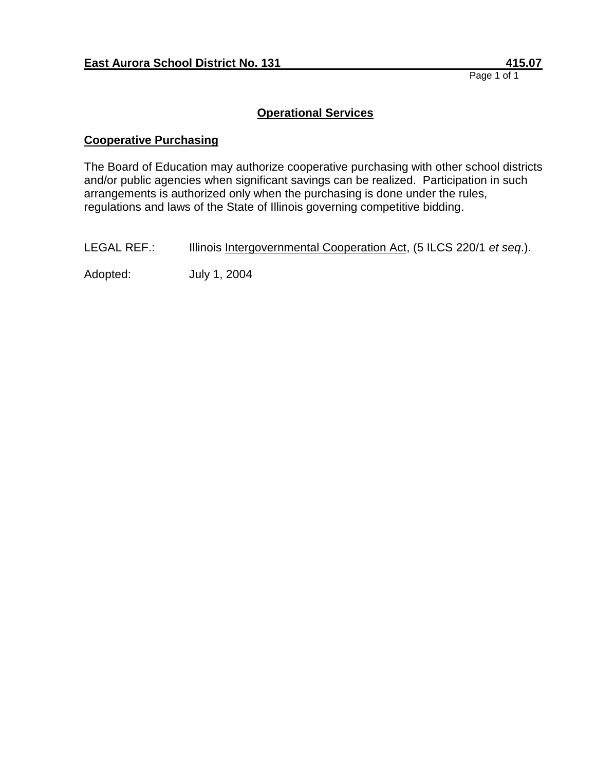**East Aurora School District No. 131** **415.07**

## Operational Services

### Cooperative Purchasing

The Board of Education may authorize cooperative purchasing with other school districts and/or public agencies when significant savings can be realized. Participation in such arrangements is authorized only when the purchasing is done under the rules, regulations and laws of the State of Illinois governing competitive bidding.

LEGAL REF.: Illinois Intergovernmental Cooperation Act, (5 ILCS 220/1 *et seq*.).

Adopted: July 1, 2004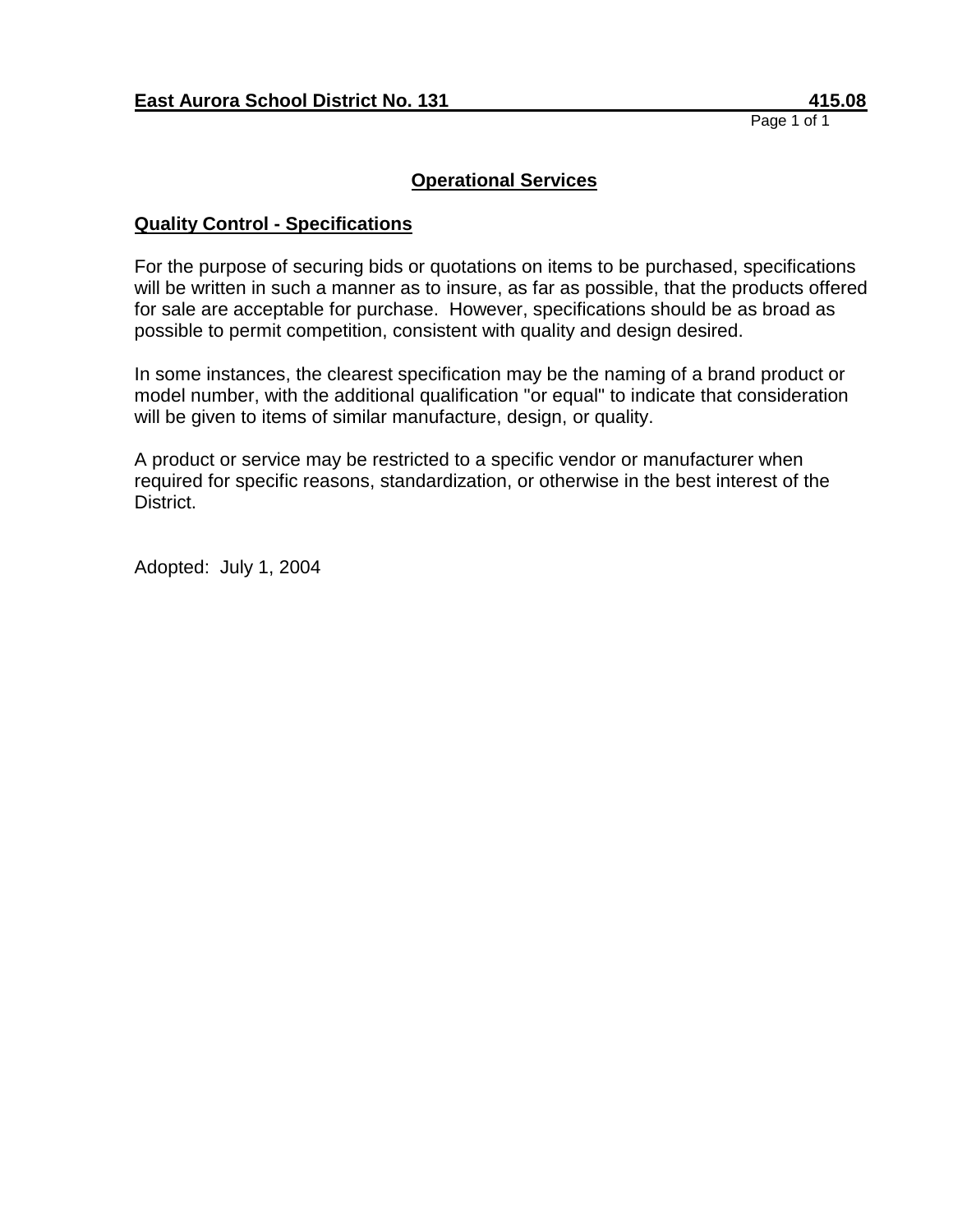**East Aurora School District No. 131** **415.08**

## Operational Services

### Quality Control - Specifications

For the purpose of securing bids or quotations on items to be purchased, specifications will be written in such a manner as to insure, as far as possible, that the products offered for sale are acceptable for purchase. However, specifications should be as broad as possible to permit competition, consistent with quality and design desired.

In some instances, the clearest specification may be the naming of a brand product or model number, with the additional qualification "or equal" to indicate that consideration will be given to items of similar manufacture, design, or quality.

A product or service may be restricted to a specific vendor or manufacturer when required for specific reasons, standardization, or otherwise in the best interest of the District.

Adopted: July 1, 2004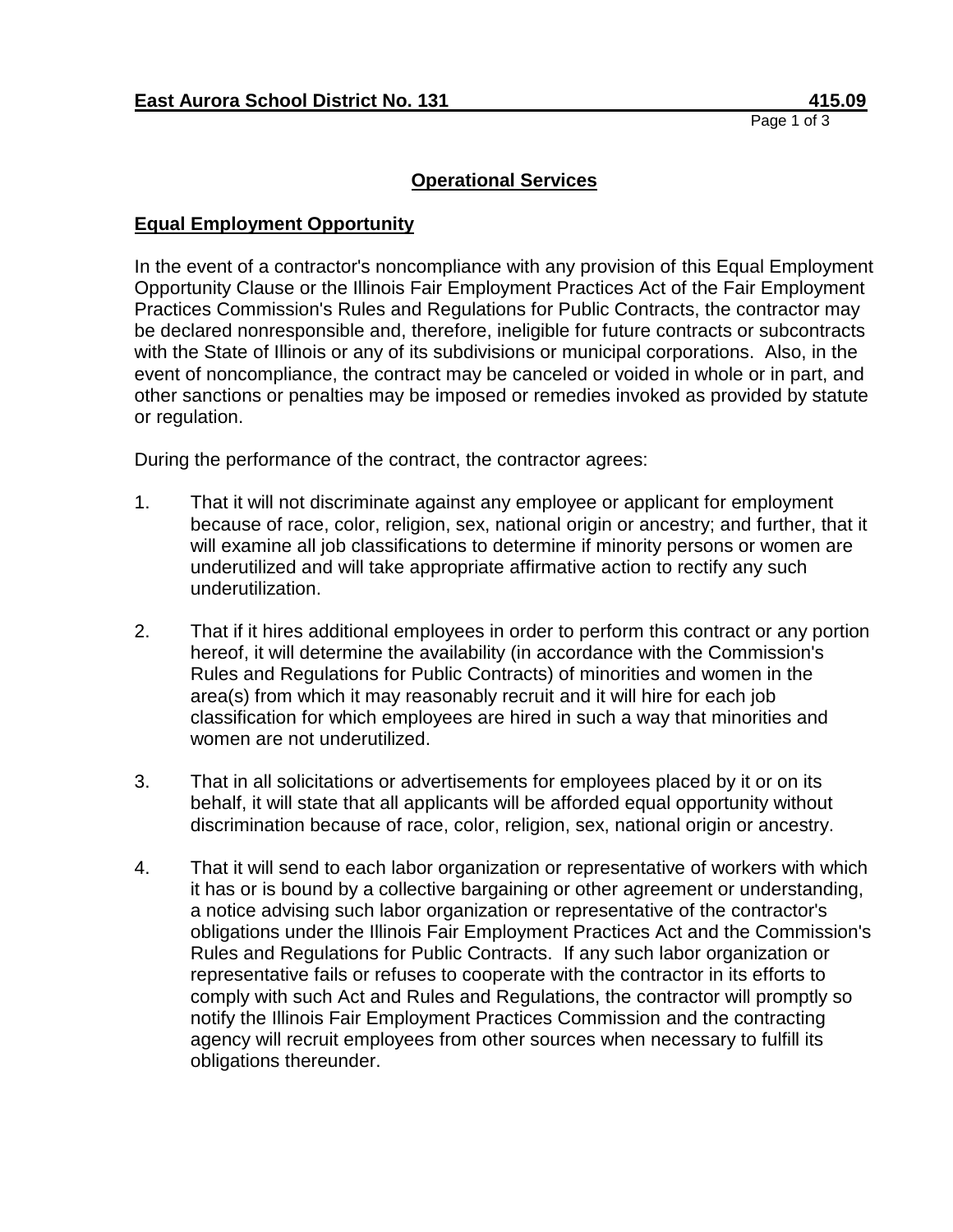## Operational Services

### Equal Employment Opportunity

In the event of a contractor's noncompliance with any provision of this Equal Employment Opportunity Clause or the Illinois Fair Employment Practices Act of the Fair Employment Practices Commission's Rules and Regulations for Public Contracts, the contractor may be declared nonresponsible and, therefore, ineligible for future contracts or subcontracts with the State of Illinois or any of its subdivisions or municipal corporations. Also, in the event of noncompliance, the contract may be canceled or voided in whole or in part, and other sanctions or penalties may be imposed or remedies invoked as provided by statute or regulation.

During the performance of the contract, the contractor agrees:

1. That it will not discriminate against any employee or applicant for employment because of race, color, religion, sex, national origin or ancestry; and further, that it will examine all job classifications to determine if minority persons or women are underutilized and will take appropriate affirmative action to rectify any such underutilization.

2. That if it hires additional employees in order to perform this contract or any portion hereof, it will determine the availability (in accordance with the Commission's Rules and Regulations for Public Contracts) of minorities and women in the area(s) from which it may reasonably recruit and it will hire for each job classification for which employees are hired in such a way that minorities and women are not underutilized.

3. That in all solicitations or advertisements for employees placed by it or on its behalf, it will state that all applicants will be afforded equal opportunity without discrimination because of race, color, religion, sex, national origin or ancestry.

4. That it will send to each labor organization or representative of workers with which it has or is bound by a collective bargaining or other agreement or understanding, a notice advising such labor organization or representative of the contractor's obligations under the Illinois Fair Employment Practices Act and the Commission's Rules and Regulations for Public Contracts. If any such labor organization or representative fails or refuses to cooperate with the contractor in its efforts to comply with such Act and Rules and Regulations, the contractor will promptly so notify the Illinois Fair Employment Practices Commission and the contracting agency will recruit employees from other sources when necessary to fulfill its obligations thereunder.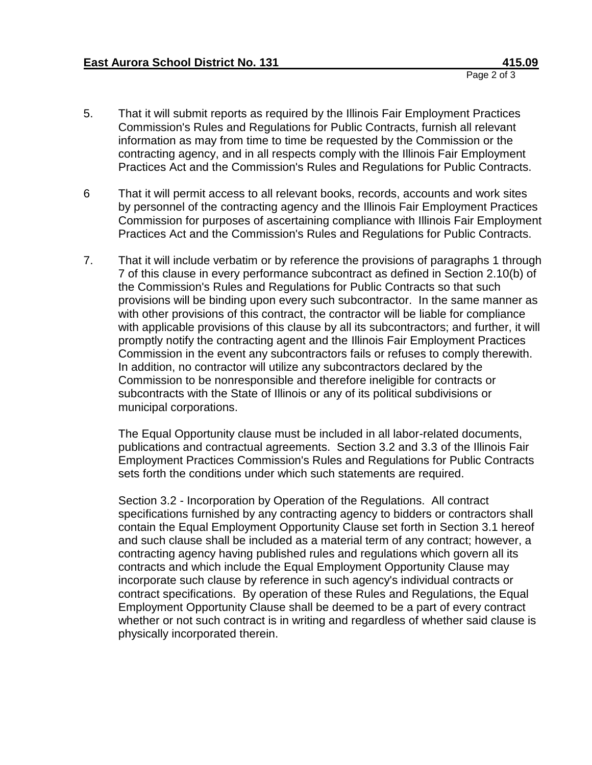5. That it will submit reports as required by the Illinois Fair Employment Practices Commission's Rules and Regulations for Public Contracts, furnish all relevant information as may from time to time be requested by the Commission or the contracting agency, and in all respects comply with the Illinois Fair Employment Practices Act and the Commission's Rules and Regulations for Public Contracts.

6 That it will permit access to all relevant books, records, accounts and work sites by personnel of the contracting agency and the Illinois Fair Employment Practices Commission for purposes of ascertaining compliance with Illinois Fair Employment Practices Act and the Commission's Rules and Regulations for Public Contracts.

7. That it will include verbatim or by reference the provisions of paragraphs 1 through 7 of this clause in every performance subcontract as defined in Section 2.10(b) of the Commission's Rules and Regulations for Public Contracts so that such provisions will be binding upon every such subcontractor. In the same manner as with other provisions of this contract, the contractor will be liable for compliance with applicable provisions of this clause by all its subcontractors; and further, it will promptly notify the contracting agent and the Illinois Fair Employment Practices Commission in the event any subcontractors fails or refuses to comply therewith. In addition, no contractor will utilize any subcontractors declared by the Commission to be nonresponsible and therefore ineligible for contracts or subcontracts with the State of Illinois or any of its political subdivisions or municipal corporations.

   The Equal Opportunity clause must be included in all labor-related documents, publications and contractual agreements. Section 3.2 and 3.3 of the Illinois Fair Employment Practices Commission's Rules and Regulations for Public Contracts sets forth the conditions under which such statements are required.

   Section 3.2 - Incorporation by Operation of the Regulations. All contract specifications furnished by any contracting agency to bidders or contractors shall contain the Equal Employment Opportunity Clause set forth in Section 3.1 hereof and such clause shall be included as a material term of any contract; however, a contracting agency having published rules and regulations which govern all its contracts and which include the Equal Employment Opportunity Clause may incorporate such clause by reference in such agency's individual contracts or contract specifications. By operation of these Rules and Regulations, the Equal Employment Opportunity Clause shall be deemed to be a part of every contract whether or not such contract is in writing and regardless of whether said clause is physically incorporated therein.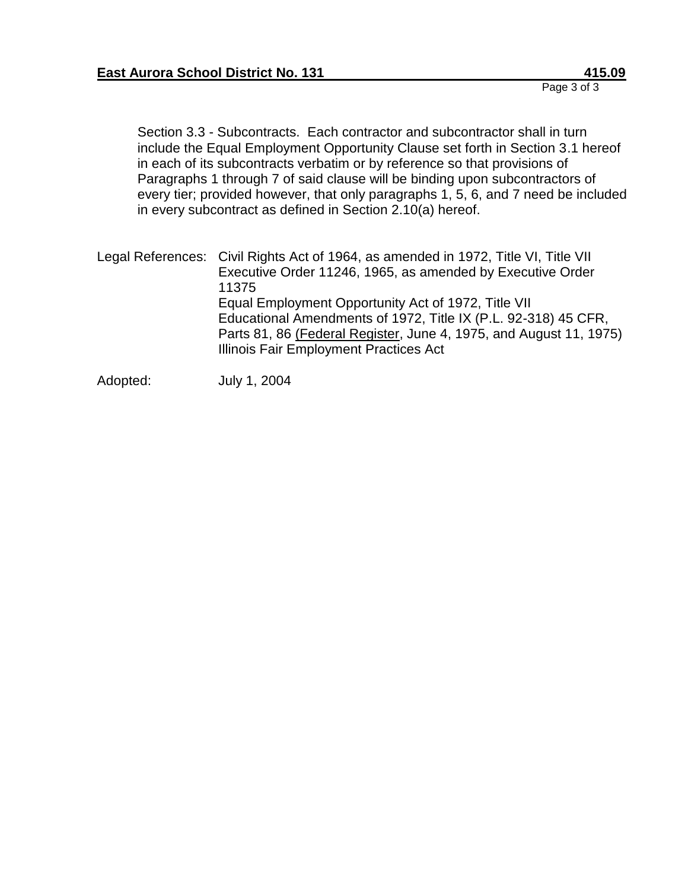Section 3.3 - Subcontracts. Each contractor and subcontractor shall in turn include the Equal Employment Opportunity Clause set forth in Section 3.1 hereof in each of its subcontracts verbatim or by reference so that provisions of Paragraphs 1 through 7 of said clause will be binding upon subcontractors of every tier; provided however, that only paragraphs 1, 5, 6, and 7 need be included in every subcontract as defined in Section 2.10(a) hereof.

Legal References: Civil Rights Act of 1964, as amended in 1972, Title VI, Title VII
Executive Order 11246, 1965, as amended by Executive Order 11375
Equal Employment Opportunity Act of 1972, Title VII
Educational Amendments of 1972, Title IX (P.L. 92-318) 45 CFR, Parts 81, 86 (Federal Register, June 4, 1975, and August 11, 1975)
Illinois Fair Employment Practices Act

Adopted: July 1, 2004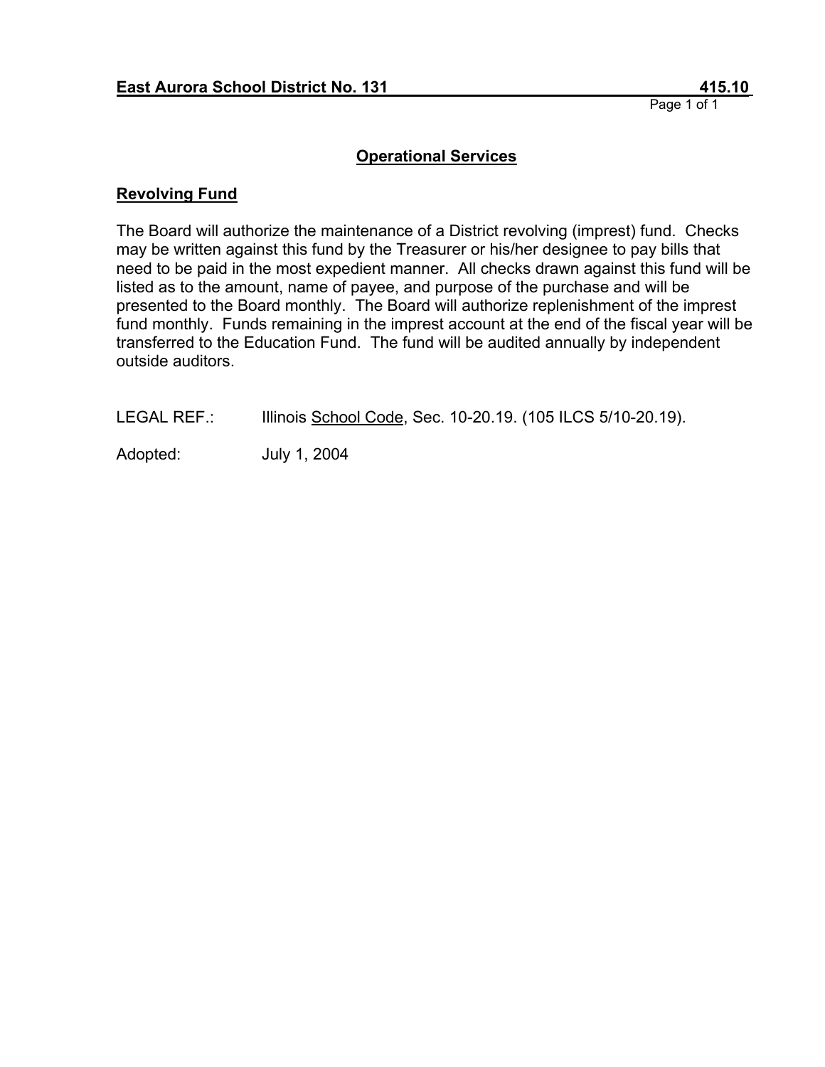**East Aurora School District No. 131 415.10**

## Operational Services

### Revolving Fund

The Board will authorize the maintenance of a District revolving (imprest) fund. Checks may be written against this fund by the Treasurer or his/her designee to pay bills that need to be paid in the most expedient manner. All checks drawn against this fund will be listed as to the amount, name of payee, and purpose of the purchase and will be presented to the Board monthly. The Board will authorize replenishment of the imprest fund monthly. Funds remaining in the imprest account at the end of the fiscal year will be transferred to the Education Fund. The fund will be audited annually by independent outside auditors.

LEGAL REF.: Illinois School Code, Sec. 10-20.19. (105 ILCS 5/10-20.19).

Adopted: July 1, 2004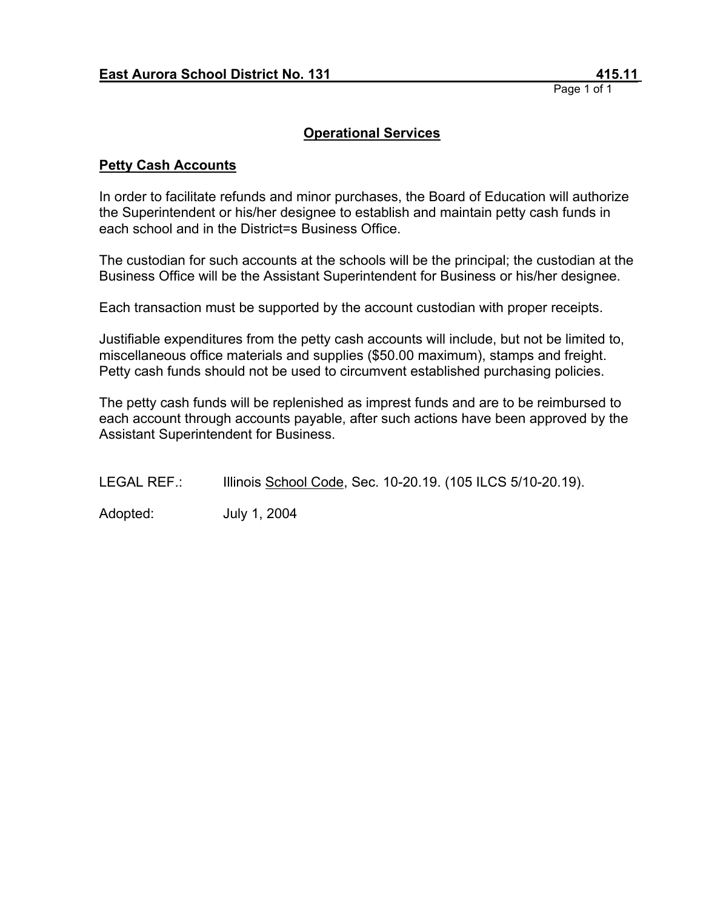**East Aurora School District No. 131** **415.11**

## Operational Services

### Petty Cash Accounts

In order to facilitate refunds and minor purchases, the Board of Education will authorize the Superintendent or his/her designee to establish and maintain petty cash funds in each school and in the District=s Business Office.

The custodian for such accounts at the schools will be the principal; the custodian at the Business Office will be the Assistant Superintendent for Business or his/her designee.

Each transaction must be supported by the account custodian with proper receipts.

Justifiable expenditures from the petty cash accounts will include, but not be limited to, miscellaneous office materials and supplies ($50.00 maximum), stamps and freight. Petty cash funds should not be used to circumvent established purchasing policies.

The petty cash funds will be replenished as imprest funds and are to be reimbursed to each account through accounts payable, after such actions have been approved by the Assistant Superintendent for Business.

LEGAL REF.: Illinois School Code, Sec. 10-20.19. (105 ILCS 5/10-20.19).

Adopted: July 1, 2004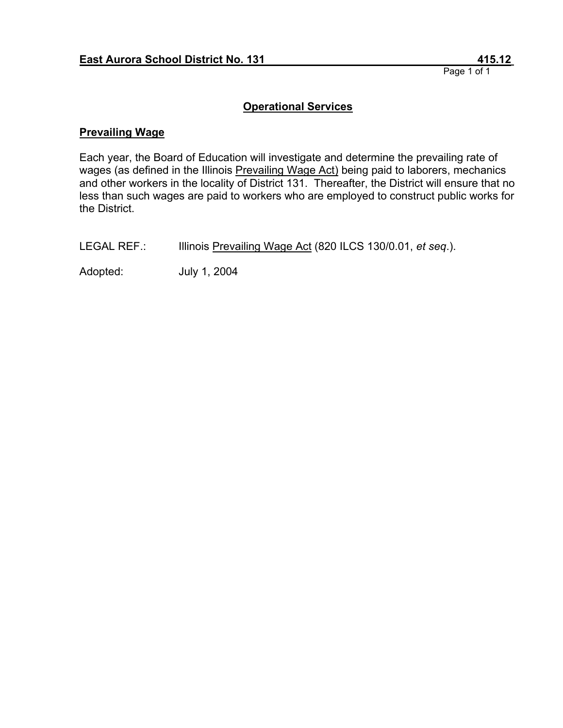**East Aurora School District No. 131 415.12**

## Operational Services

### Prevailing Wage

Each year, the Board of Education will investigate and determine the prevailing rate of wages (as defined in the Illinois Prevailing Wage Act) being paid to laborers, mechanics and other workers in the locality of District 131. Thereafter, the District will ensure that no less than such wages are paid to workers who are employed to construct public works for the District.

LEGAL REF.: Illinois Prevailing Wage Act (820 ILCS 130/0.01, *et seq*.).

Adopted: July 1, 2004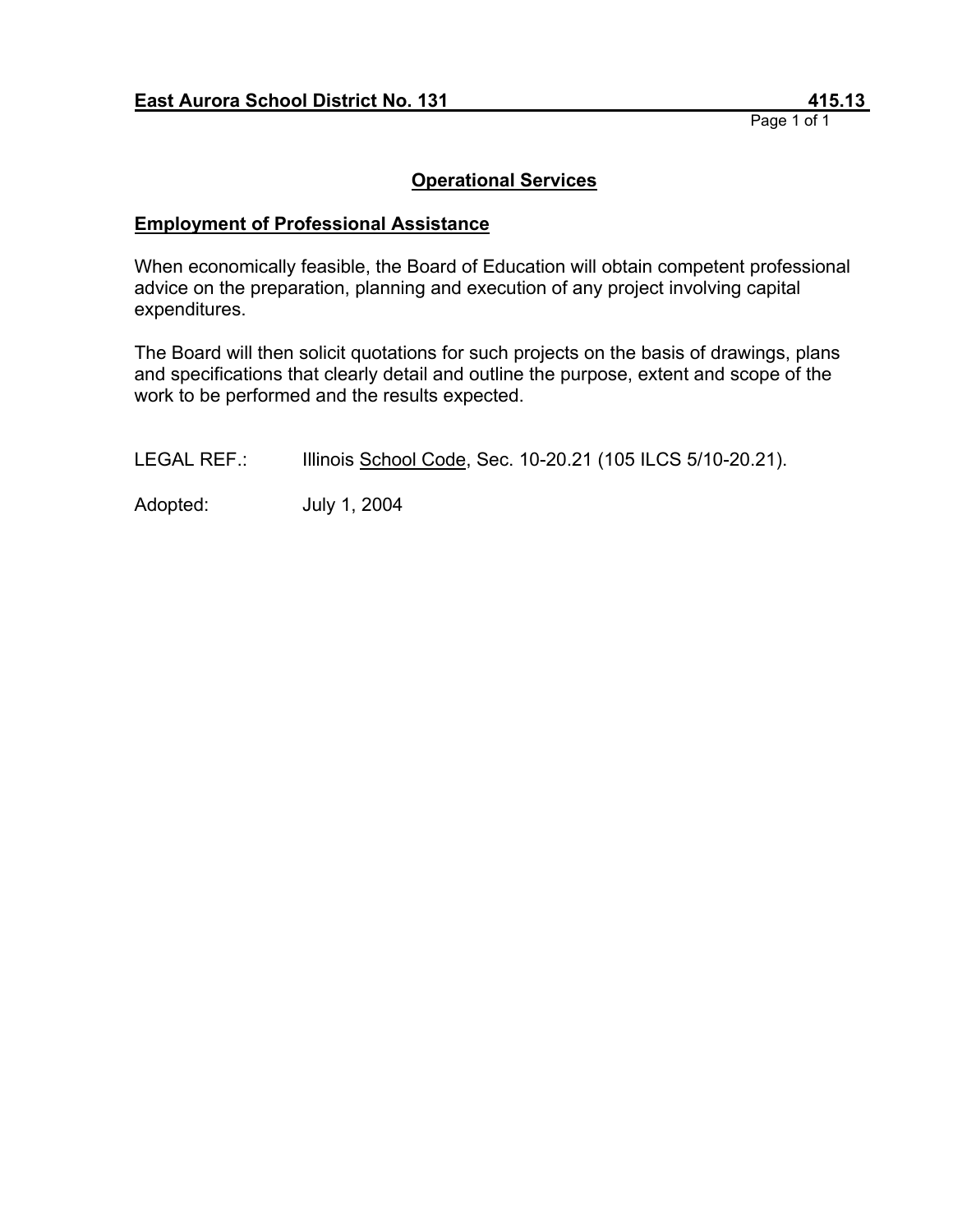**East Aurora School District No. 131 — 415.13**

## Operational Services

### Employment of Professional Assistance

When economically feasible, the Board of Education will obtain competent professional advice on the preparation, planning and execution of any project involving capital expenditures.

The Board will then solicit quotations for such projects on the basis of drawings, plans and specifications that clearly detail and outline the purpose, extent and scope of the work to be performed and the results expected.

LEGAL REF.: Illinois School Code, Sec. 10-20.21 (105 ILCS 5/10-20.21).

Adopted: July 1, 2004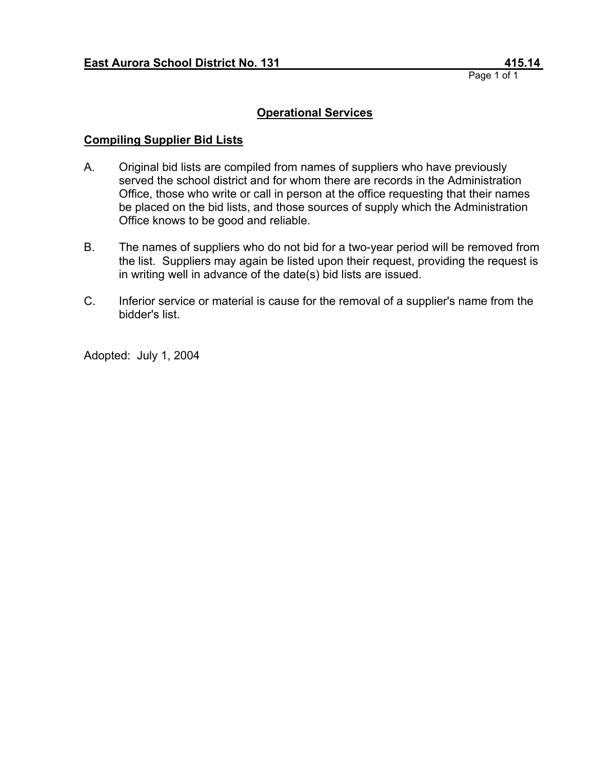**East Aurora School District No. 131** **415.14**

## Operational Services

### Compiling Supplier Bid Lists

A. Original bid lists are compiled from names of suppliers who have previously served the school district and for whom there are records in the Administration Office, those who write or call in person at the office requesting that their names be placed on the bid lists, and those sources of supply which the Administration Office knows to be good and reliable.

B. The names of suppliers who do not bid for a two-year period will be removed from the list. Suppliers may again be listed upon their request, providing the request is in writing well in advance of the date(s) bid lists are issued.

C. Inferior service or material is cause for the removal of a supplier's name from the bidder's list.

Adopted: July 1, 2004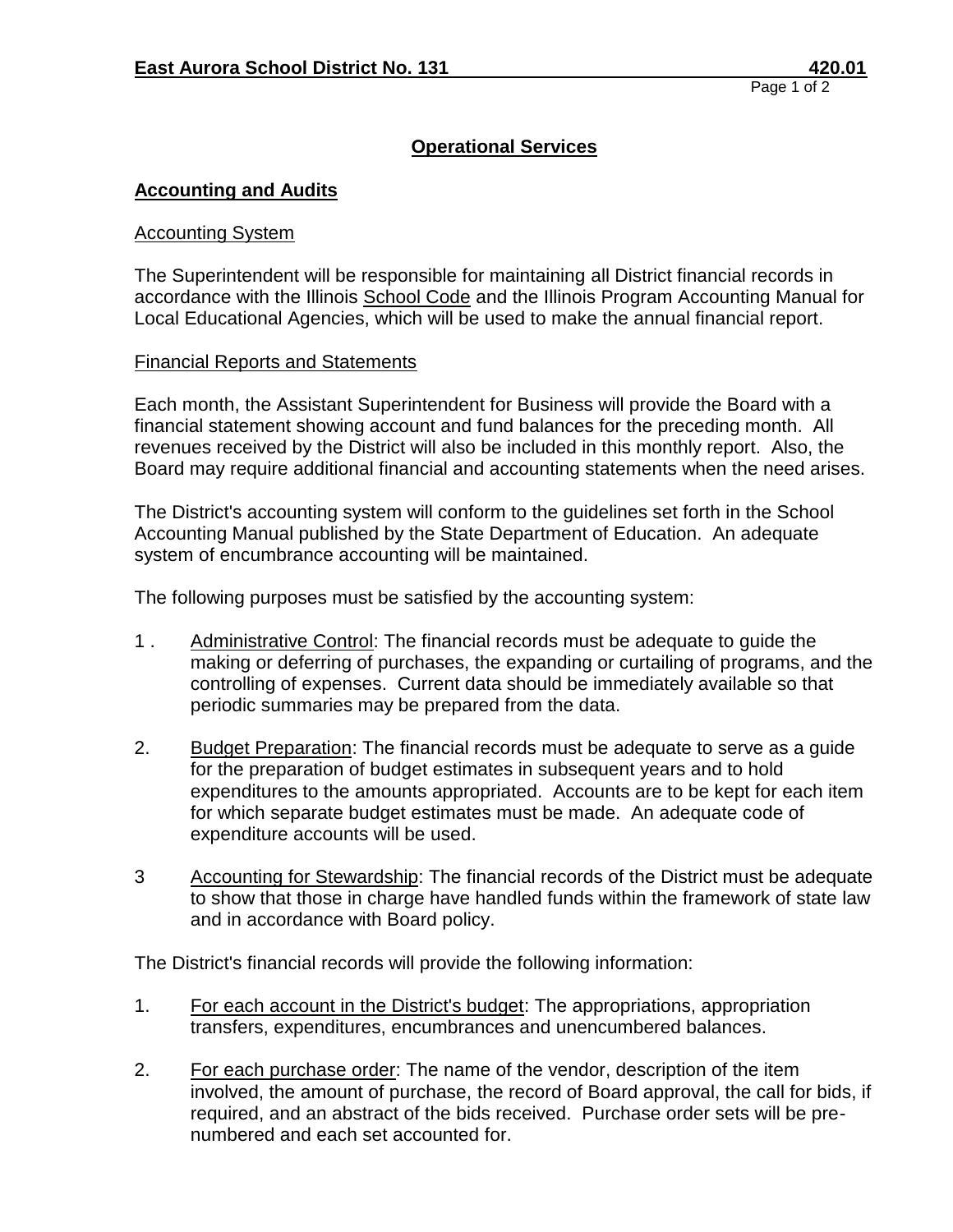## Operational Services

### Accounting and Audits

Accounting System

The Superintendent will be responsible for maintaining all District financial records in accordance with the Illinois School Code and the Illinois Program Accounting Manual for Local Educational Agencies, which will be used to make the annual financial report.

Financial Reports and Statements

Each month, the Assistant Superintendent for Business will provide the Board with a financial statement showing account and fund balances for the preceding month. All revenues received by the District will also be included in this monthly report. Also, the Board may require additional financial and accounting statements when the need arises.

The District's accounting system will conform to the guidelines set forth in the School Accounting Manual published by the State Department of Education. An adequate system of encumbrance accounting will be maintained.

The following purposes must be satisfied by the accounting system:

1. Administrative Control: The financial records must be adequate to guide the making or deferring of purchases, the expanding or curtailing of programs, and the controlling of expenses. Current data should be immediately available so that periodic summaries may be prepared from the data.

2. Budget Preparation: The financial records must be adequate to serve as a guide for the preparation of budget estimates in subsequent years and to hold expenditures to the amounts appropriated. Accounts are to be kept for each item for which separate budget estimates must be made. An adequate code of expenditure accounts will be used.

3. Accounting for Stewardship: The financial records of the District must be adequate to show that those in charge have handled funds within the framework of state law and in accordance with Board policy.

The District's financial records will provide the following information:

1. For each account in the District's budget: The appropriations, appropriation transfers, expenditures, encumbrances and unencumbered balances.

2. For each purchase order: The name of the vendor, description of the item involved, the amount of purchase, the record of Board approval, the call for bids, if required, and an abstract of the bids received. Purchase order sets will be pre-numbered and each set accounted for.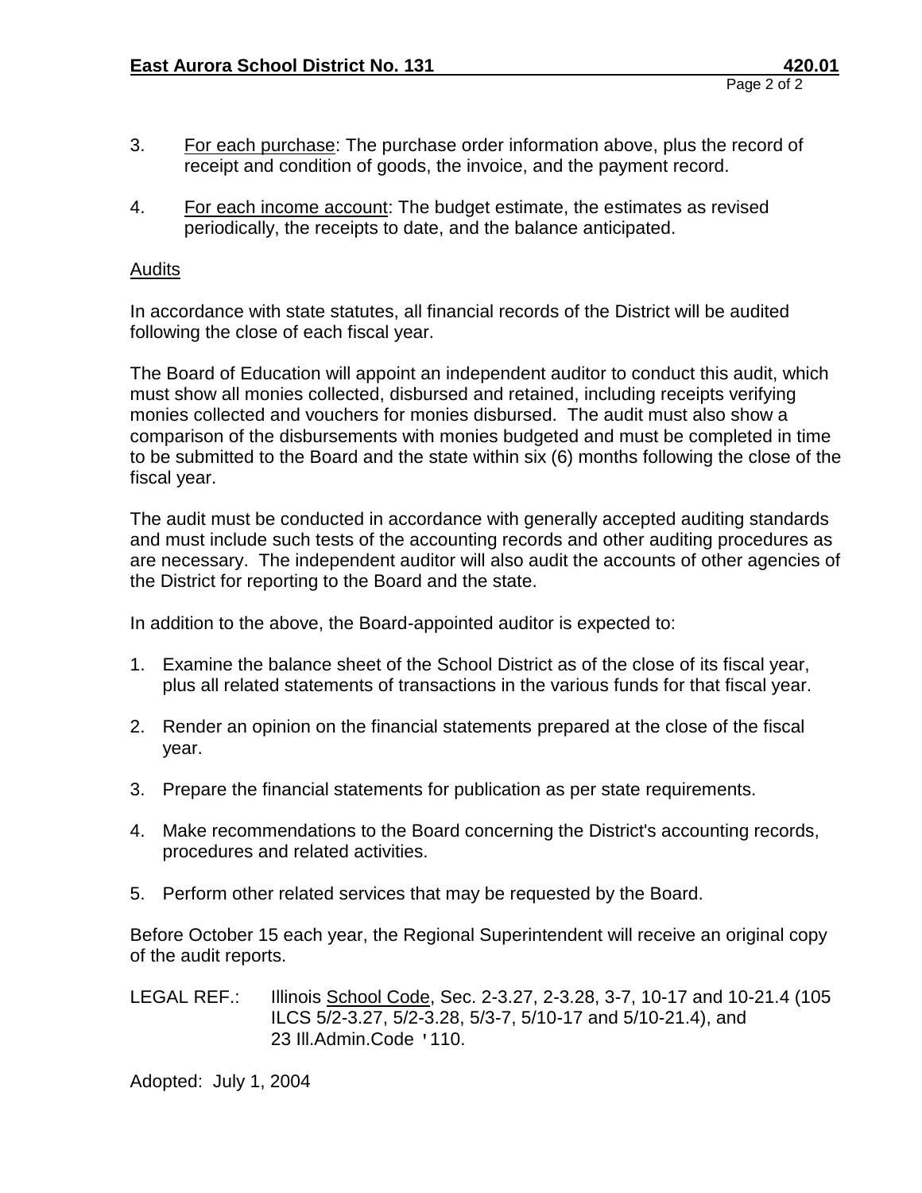3. For each purchase: The purchase order information above, plus the record of receipt and condition of goods, the invoice, and the payment record.

4. For each income account: The budget estimate, the estimates as revised periodically, the receipts to date, and the balance anticipated.

Audits

In accordance with state statutes, all financial records of the District will be audited following the close of each fiscal year.

The Board of Education will appoint an independent auditor to conduct this audit, which must show all monies collected, disbursed and retained, including receipts verifying monies collected and vouchers for monies disbursed. The audit must also show a comparison of the disbursements with monies budgeted and must be completed in time to be submitted to the Board and the state within six (6) months following the close of the fiscal year.

The audit must be conducted in accordance with generally accepted auditing standards and must include such tests of the accounting records and other auditing procedures as are necessary. The independent auditor will also audit the accounts of other agencies of the District for reporting to the Board and the state.

In addition to the above, the Board-appointed auditor is expected to:

1. Examine the balance sheet of the School District as of the close of its fiscal year, plus all related statements of transactions in the various funds for that fiscal year.

2. Render an opinion on the financial statements prepared at the close of the fiscal year.

3. Prepare the financial statements for publication as per state requirements.

4. Make recommendations to the Board concerning the District's accounting records, procedures and related activities.

5. Perform other related services that may be requested by the Board.

Before October 15 each year, the Regional Superintendent will receive an original copy of the audit reports.

LEGAL REF.: Illinois School Code, Sec. 2-3.27, 2-3.28, 3-7, 10-17 and 10-21.4 (105 ILCS 5/2-3.27, 5/2-3.28, 5/3-7, 5/10-17 and 5/10-21.4), and 23 Ill.Admin.Code '110.

Adopted: July 1, 2004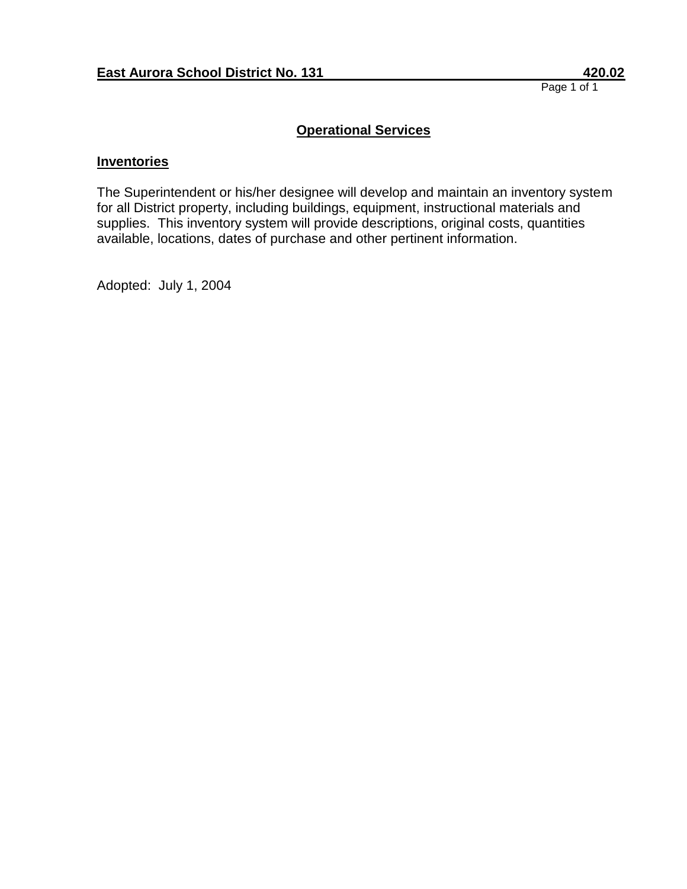**East Aurora School District No. 131 420.02**

## Operational Services

### Inventories

The Superintendent or his/her designee will develop and maintain an inventory system for all District property, including buildings, equipment, instructional materials and supplies. This inventory system will provide descriptions, original costs, quantities available, locations, dates of purchase and other pertinent information.

Adopted: July 1, 2004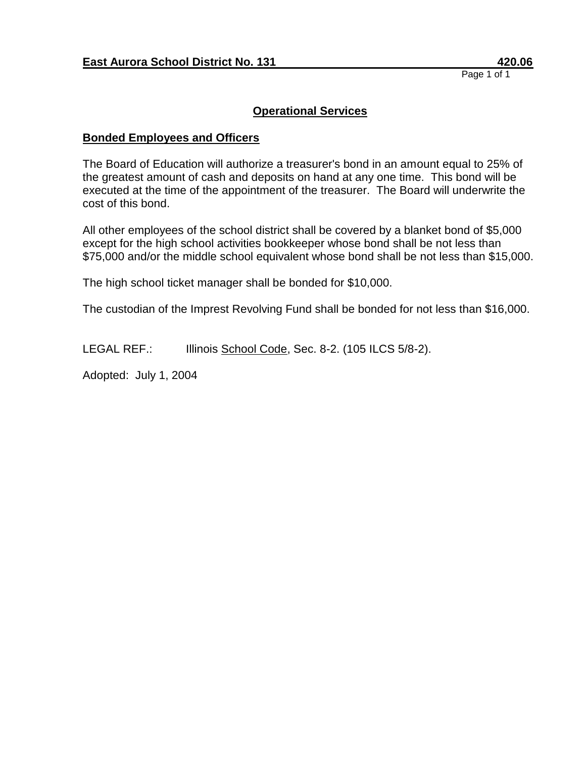**East Aurora School District No. 131 420.06**

## Operational Services

### Bonded Employees and Officers

The Board of Education will authorize a treasurer's bond in an amount equal to 25% of the greatest amount of cash and deposits on hand at any one time. This bond will be executed at the time of the appointment of the treasurer. The Board will underwrite the cost of this bond.

All other employees of the school district shall be covered by a blanket bond of $5,000 except for the high school activities bookkeeper whose bond shall be not less than $75,000 and/or the middle school equivalent whose bond shall be not less than $15,000.

The high school ticket manager shall be bonded for $10,000.

The custodian of the Imprest Revolving Fund shall be bonded for not less than $16,000.

LEGAL REF.: Illinois School Code, Sec. 8-2. (105 ILCS 5/8-2).

Adopted: July 1, 2004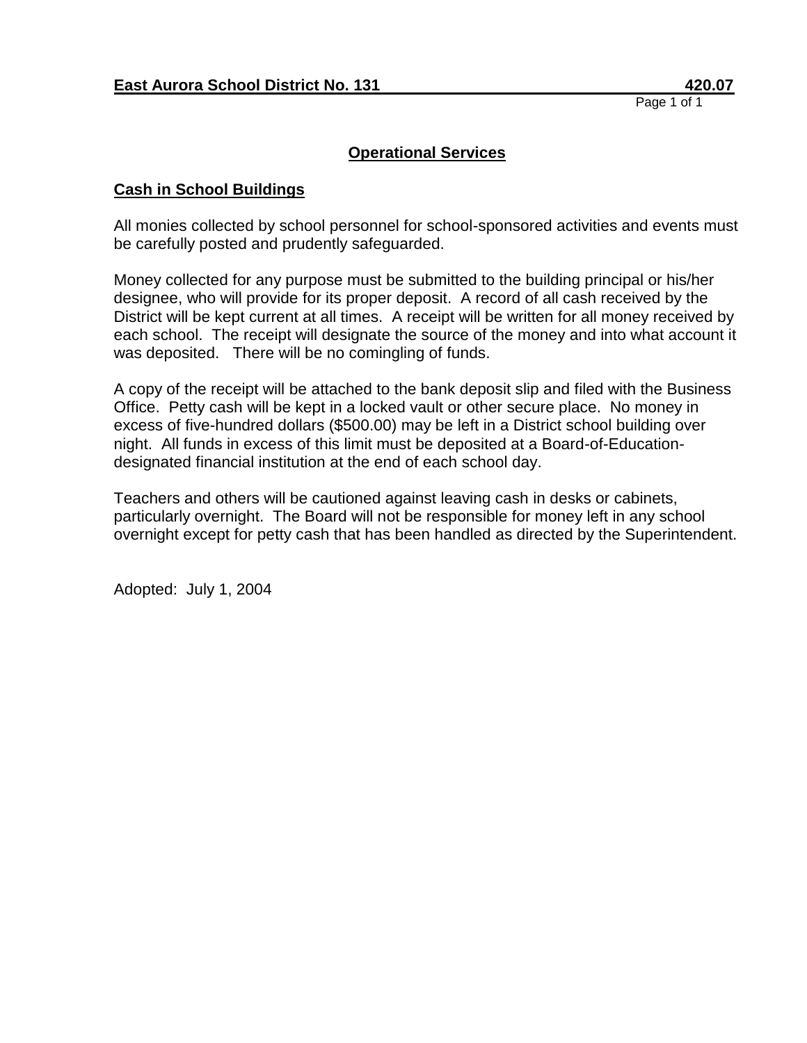**East Aurora School District No. 131 420.07**

## Operational Services

### Cash in School Buildings

All monies collected by school personnel for school-sponsored activities and events must be carefully posted and prudently safeguarded.

Money collected for any purpose must be submitted to the building principal or his/her designee, who will provide for its proper deposit. A record of all cash received by the District will be kept current at all times. A receipt will be written for all money received by each school. The receipt will designate the source of the money and into what account it was deposited. There will be no comingling of funds.

A copy of the receipt will be attached to the bank deposit slip and filed with the Business Office. Petty cash will be kept in a locked vault or other secure place. No money in excess of five-hundred dollars ($500.00) may be left in a District school building over night. All funds in excess of this limit must be deposited at a Board-of-Education-designated financial institution at the end of each school day.

Teachers and others will be cautioned against leaving cash in desks or cabinets, particularly overnight. The Board will not be responsible for money left in any school overnight except for petty cash that has been handled as directed by the Superintendent.

Adopted: July 1, 2004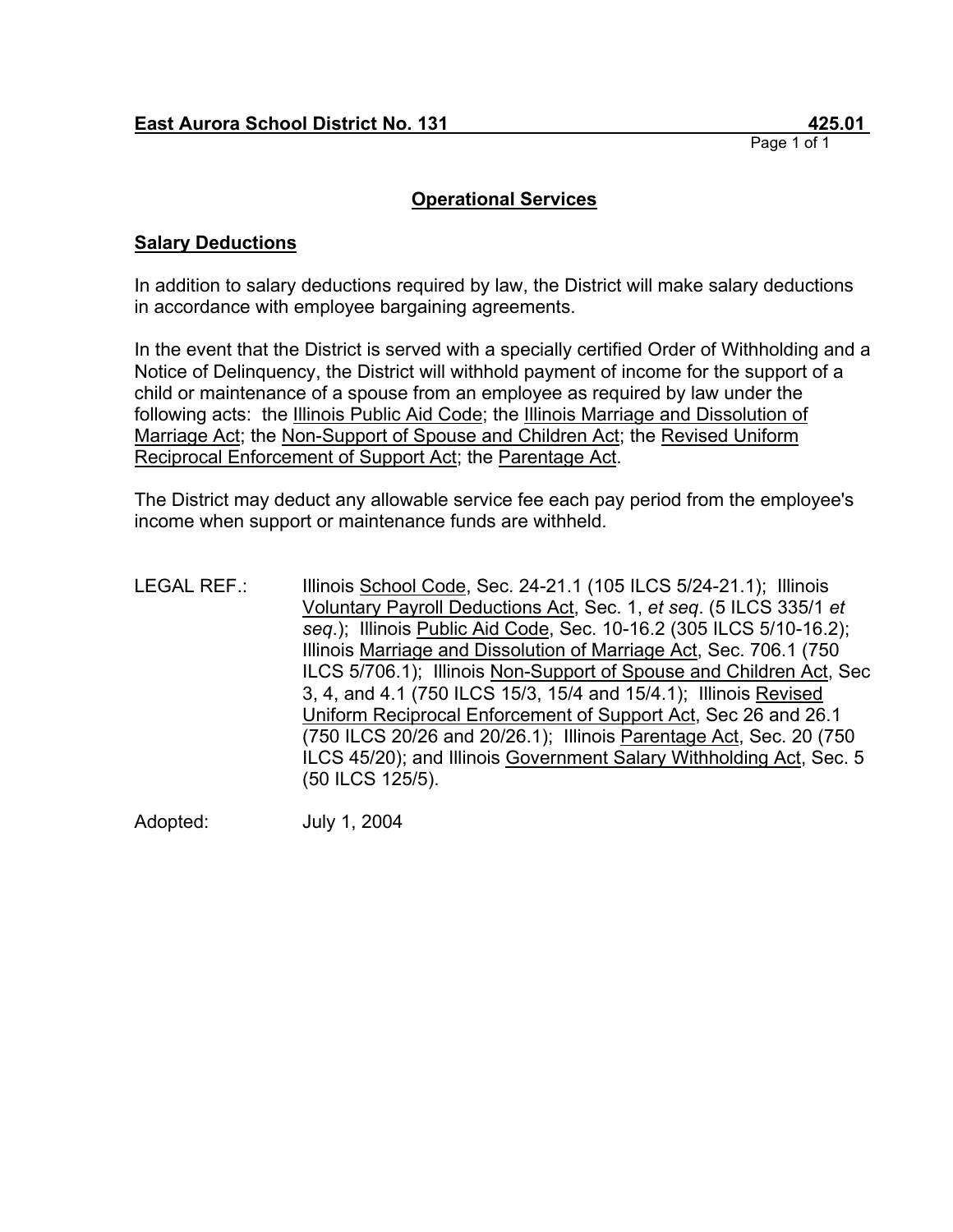**East Aurora School District No. 131** **425.01**

## Operational Services

### Salary Deductions

In addition to salary deductions required by law, the District will make salary deductions in accordance with employee bargaining agreements.

In the event that the District is served with a specially certified Order of Withholding and a Notice of Delinquency, the District will withhold payment of income for the support of a child or maintenance of a spouse from an employee as required by law under the following acts: the Illinois Public Aid Code; the Illinois Marriage and Dissolution of Marriage Act; the Non-Support of Spouse and Children Act; the Revised Uniform Reciprocal Enforcement of Support Act; the Parentage Act.

The District may deduct any allowable service fee each pay period from the employee's income when support or maintenance funds are withheld.

LEGAL REF.: Illinois School Code, Sec. 24-21.1 (105 ILCS 5/24-21.1); Illinois Voluntary Payroll Deductions Act, Sec. 1, *et seq*. (5 ILCS 335/1 *et seq*.); Illinois Public Aid Code, Sec. 10-16.2 (305 ILCS 5/10-16.2); Illinois Marriage and Dissolution of Marriage Act, Sec. 706.1 (750 ILCS 5/706.1); Illinois Non-Support of Spouse and Children Act, Sec 3, 4, and 4.1 (750 ILCS 15/3, 15/4 and 15/4.1); Illinois Revised Uniform Reciprocal Enforcement of Support Act, Sec 26 and 26.1 (750 ILCS 20/26 and 20/26.1); Illinois Parentage Act, Sec. 20 (750 ILCS 45/20); and Illinois Government Salary Withholding Act, Sec. 5 (50 ILCS 125/5).

Adopted: July 1, 2004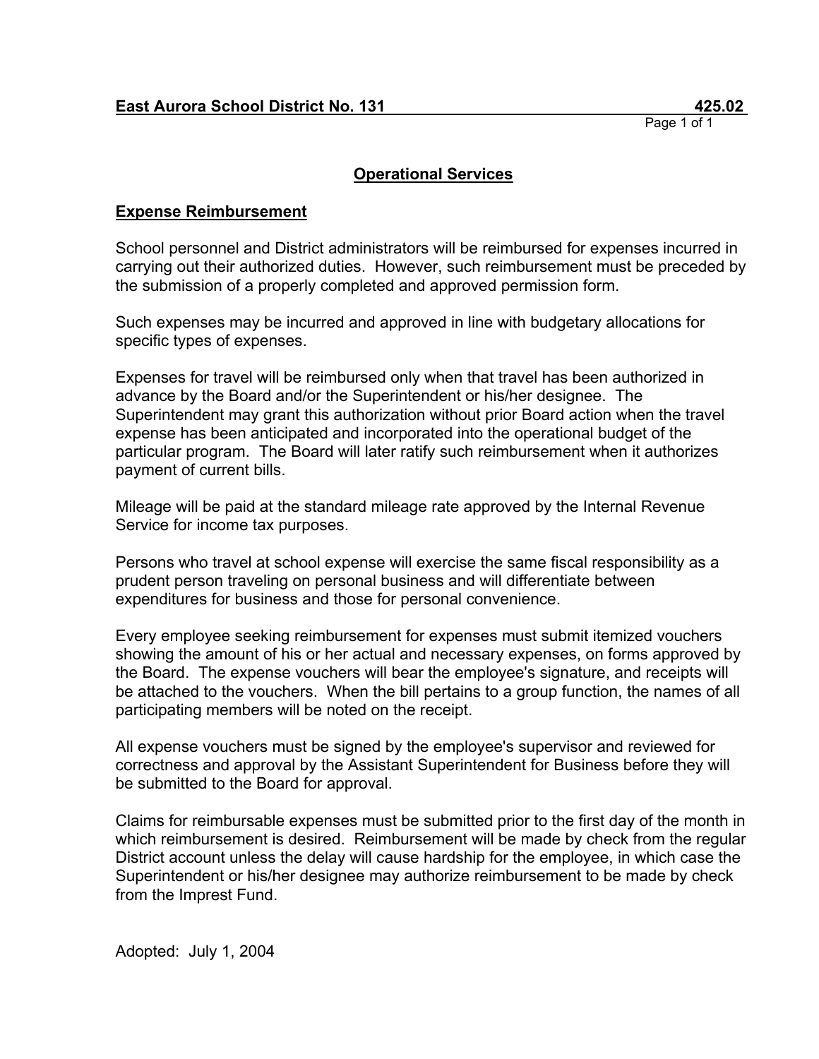**East Aurora School District No. 131** **425.02**

## Operational Services

### Expense Reimbursement

School personnel and District administrators will be reimbursed for expenses incurred in carrying out their authorized duties. However, such reimbursement must be preceded by the submission of a properly completed and approved permission form.

Such expenses may be incurred and approved in line with budgetary allocations for specific types of expenses.

Expenses for travel will be reimbursed only when that travel has been authorized in advance by the Board and/or the Superintendent or his/her designee. The Superintendent may grant this authorization without prior Board action when the travel expense has been anticipated and incorporated into the operational budget of the particular program. The Board will later ratify such reimbursement when it authorizes payment of current bills.

Mileage will be paid at the standard mileage rate approved by the Internal Revenue Service for income tax purposes.

Persons who travel at school expense will exercise the same fiscal responsibility as a prudent person traveling on personal business and will differentiate between expenditures for business and those for personal convenience.

Every employee seeking reimbursement for expenses must submit itemized vouchers showing the amount of his or her actual and necessary expenses, on forms approved by the Board. The expense vouchers will bear the employee's signature, and receipts will be attached to the vouchers. When the bill pertains to a group function, the names of all participating members will be noted on the receipt.

All expense vouchers must be signed by the employee's supervisor and reviewed for correctness and approval by the Assistant Superintendent for Business before they will be submitted to the Board for approval.

Claims for reimbursable expenses must be submitted prior to the first day of the month in which reimbursement is desired. Reimbursement will be made by check from the regular District account unless the delay will cause hardship for the employee, in which case the Superintendent or his/her designee may authorize reimbursement to be made by check from the Imprest Fund.

Adopted: July 1, 2004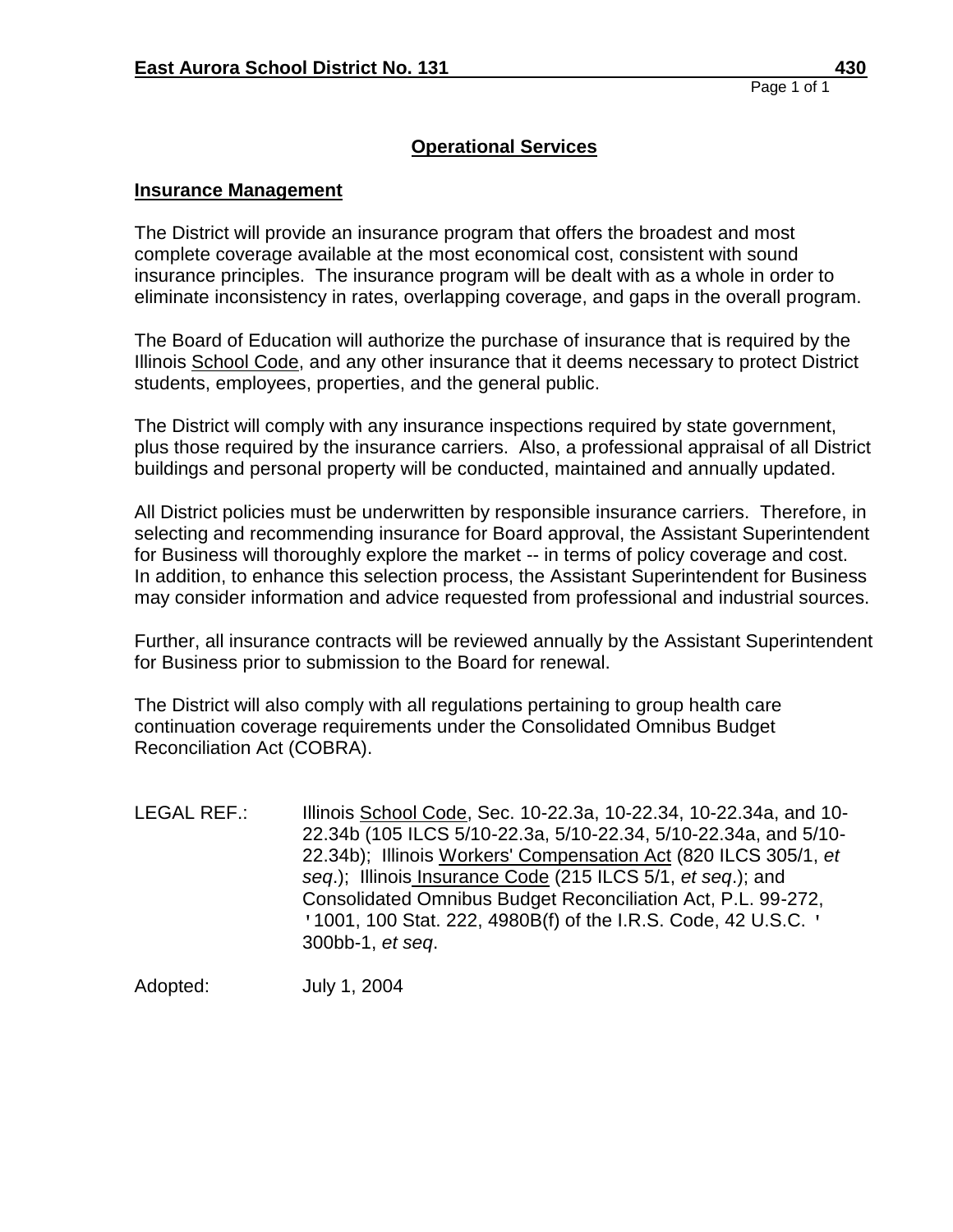**East Aurora School District No. 131** **430**

## Operational Services

### Insurance Management

The District will provide an insurance program that offers the broadest and most complete coverage available at the most economical cost, consistent with sound insurance principles. The insurance program will be dealt with as a whole in order to eliminate inconsistency in rates, overlapping coverage, and gaps in the overall program.

The Board of Education will authorize the purchase of insurance that is required by the Illinois School Code, and any other insurance that it deems necessary to protect District students, employees, properties, and the general public.

The District will comply with any insurance inspections required by state government, plus those required by the insurance carriers. Also, a professional appraisal of all District buildings and personal property will be conducted, maintained and annually updated.

All District policies must be underwritten by responsible insurance carriers. Therefore, in selecting and recommending insurance for Board approval, the Assistant Superintendent for Business will thoroughly explore the market -- in terms of policy coverage and cost. In addition, to enhance this selection process, the Assistant Superintendent for Business may consider information and advice requested from professional and industrial sources.

Further, all insurance contracts will be reviewed annually by the Assistant Superintendent for Business prior to submission to the Board for renewal.

The District will also comply with all regulations pertaining to group health care continuation coverage requirements under the Consolidated Omnibus Budget Reconciliation Act (COBRA).

LEGAL REF.: Illinois School Code, Sec. 10-22.3a, 10-22.34, 10-22.34a, and 10-22.34b (105 ILCS 5/10-22.3a, 5/10-22.34, 5/10-22.34a, and 5/10-22.34b); Illinois Workers' Compensation Act (820 ILCS 305/1, *et seq*.); Illinois Insurance Code (215 ILCS 5/1, *et seq*.); and Consolidated Omnibus Budget Reconciliation Act, P.L. 99-272, '1001, 100 Stat. 222, 4980B(f) of the I.R.S. Code, 42 U.S.C. ' 300bb-1, *et seq*.

Adopted: July 1, 2004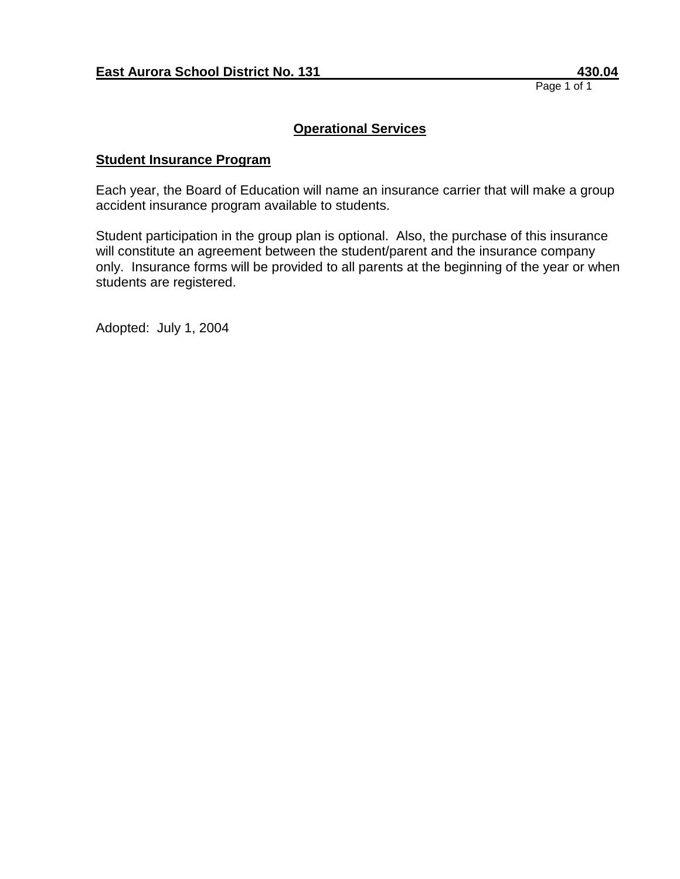**East Aurora School District No. 131 430.04**

## Operational Services

### Student Insurance Program

Each year, the Board of Education will name an insurance carrier that will make a group accident insurance program available to students.

Student participation in the group plan is optional. Also, the purchase of this insurance will constitute an agreement between the student/parent and the insurance company only. Insurance forms will be provided to all parents at the beginning of the year or when students are registered.

Adopted: July 1, 2004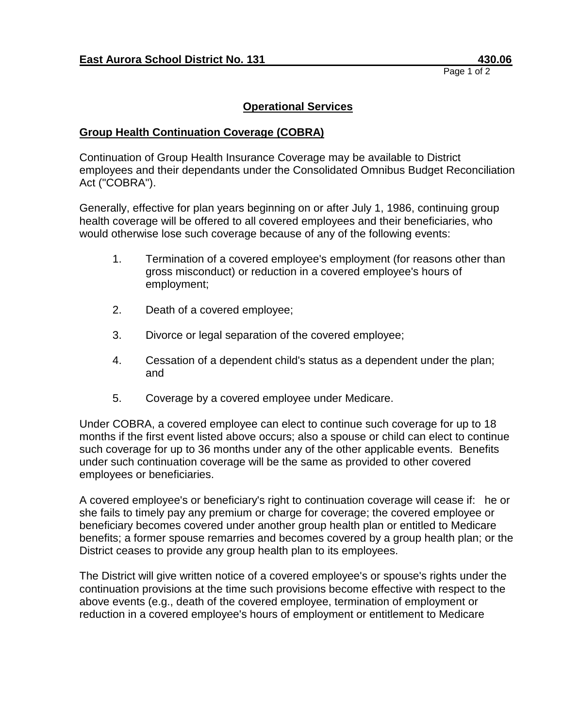**East Aurora School District No. 131 430.06**

## Operational Services

### Group Health Continuation Coverage (COBRA)

Continuation of Group Health Insurance Coverage may be available to District employees and their dependants under the Consolidated Omnibus Budget Reconciliation Act ("COBRA").

Generally, effective for plan years beginning on or after July 1, 1986, continuing group health coverage will be offered to all covered employees and their beneficiaries, who would otherwise lose such coverage because of any of the following events:

1. Termination of a covered employee's employment (for reasons other than gross misconduct) or reduction in a covered employee's hours of employment;
2. Death of a covered employee;
3. Divorce or legal separation of the covered employee;
4. Cessation of a dependent child's status as a dependent under the plan; and
5. Coverage by a covered employee under Medicare.

Under COBRA, a covered employee can elect to continue such coverage for up to 18 months if the first event listed above occurs; also a spouse or child can elect to continue such coverage for up to 36 months under any of the other applicable events. Benefits under such continuation coverage will be the same as provided to other covered employees or beneficiaries.

A covered employee's or beneficiary's right to continuation coverage will cease if: he or she fails to timely pay any premium or charge for coverage; the covered employee or beneficiary becomes covered under another group health plan or entitled to Medicare benefits; a former spouse remarries and becomes covered by a group health plan; or the District ceases to provide any group health plan to its employees.

The District will give written notice of a covered employee's or spouse's rights under the continuation provisions at the time such provisions become effective with respect to the above events (e.g., death of the covered employee, termination of employment or reduction in a covered employee's hours of employment or entitlement to Medicare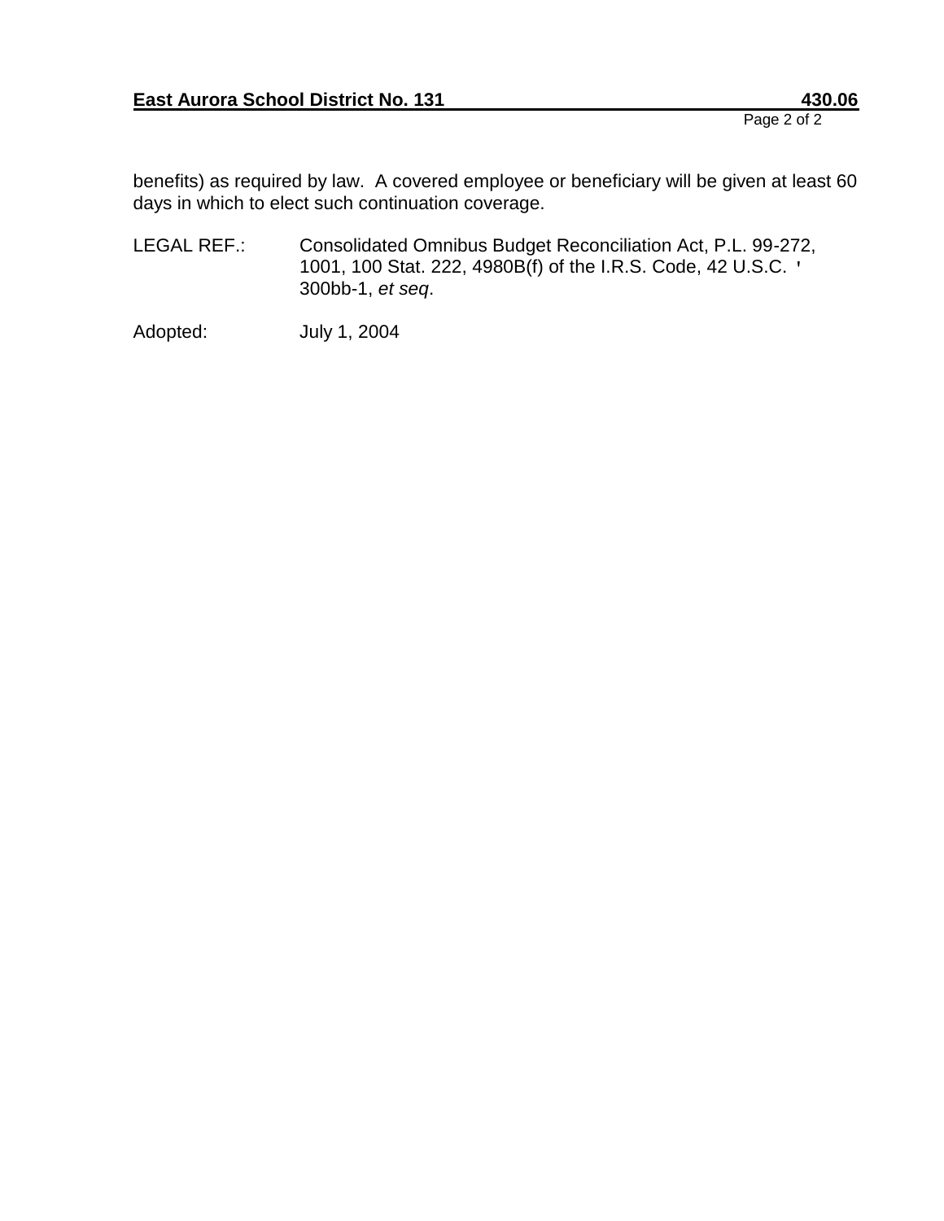benefits) as required by law. A covered employee or beneficiary will be given at least 60 days in which to elect such continuation coverage.

LEGAL REF.: Consolidated Omnibus Budget Reconciliation Act, P.L. 99-272, 1001, 100 Stat. 222, 4980B(f) of the I.R.S. Code, 42 U.S.C. ' 300bb-1, *et seq*.

Adopted: July 1, 2004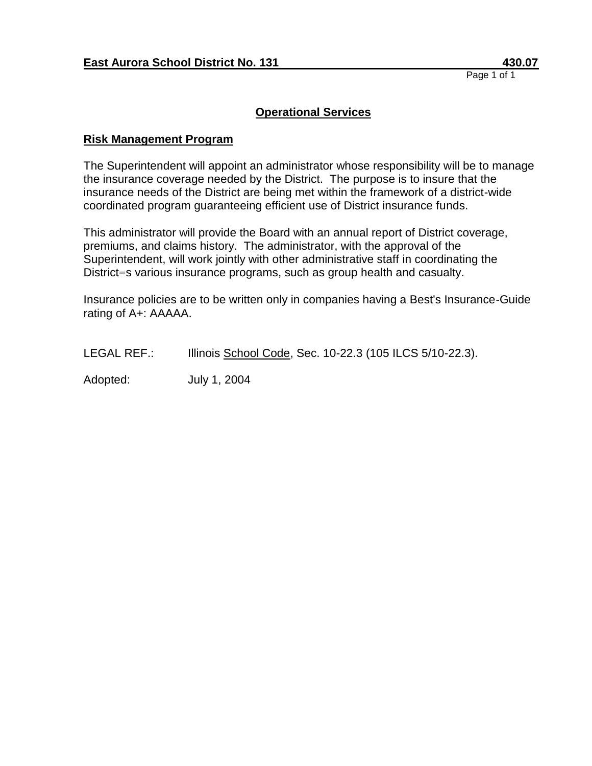**East Aurora School District No. 131** **430.07**

## Operational Services

### Risk Management Program

The Superintendent will appoint an administrator whose responsibility will be to manage the insurance coverage needed by the District. The purpose is to insure that the insurance needs of the District are being met within the framework of a district-wide coordinated program guaranteeing efficient use of District insurance funds.

This administrator will provide the Board with an annual report of District coverage, premiums, and claims history. The administrator, with the approval of the Superintendent, will work jointly with other administrative staff in coordinating the District=s various insurance programs, such as group health and casualty.

Insurance policies are to be written only in companies having a Best's Insurance-Guide rating of A+: AAAAA.

LEGAL REF.: Illinois School Code, Sec. 10-22.3 (105 ILCS 5/10-22.3).

Adopted: July 1, 2004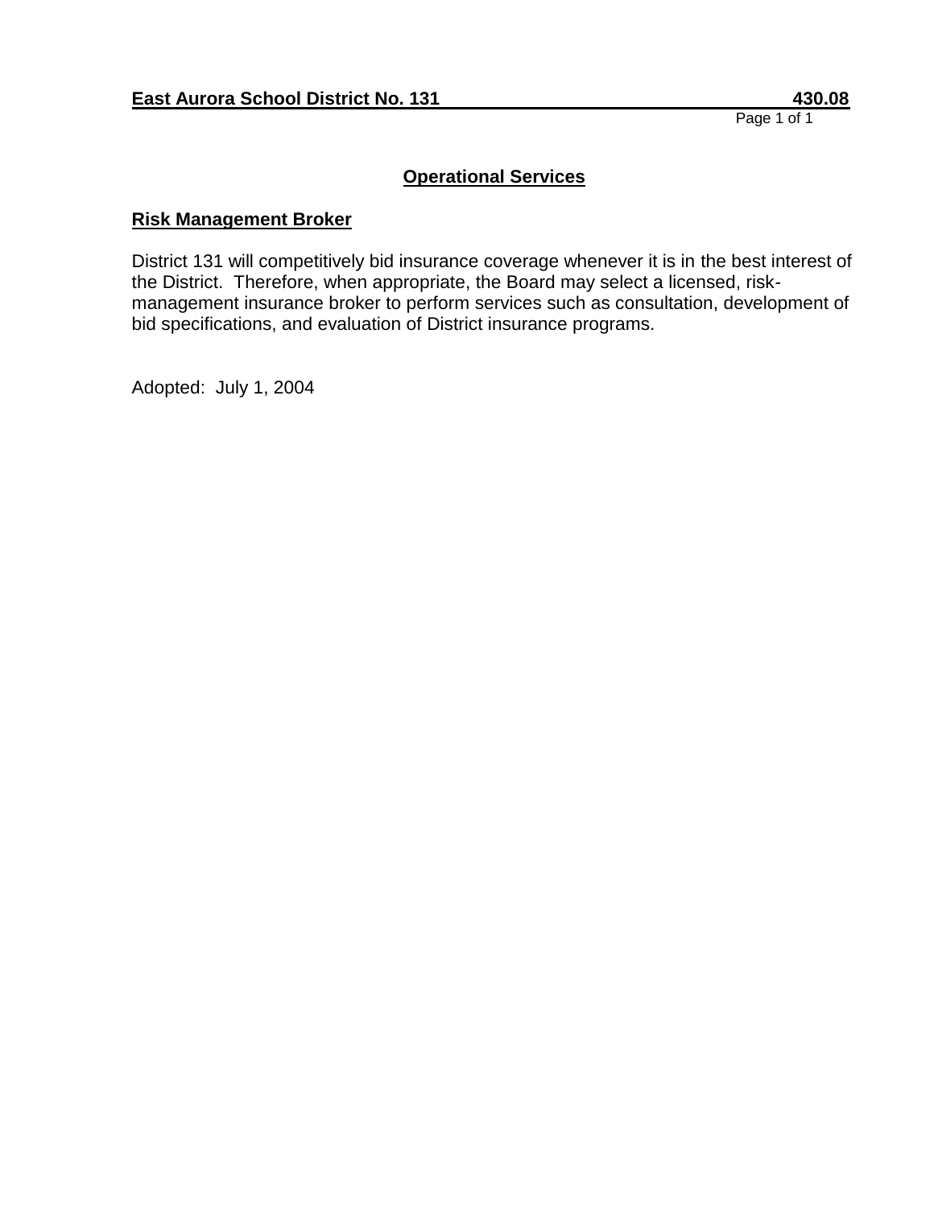**East Aurora School District No. 131 430.08**

## Operational Services

### Risk Management Broker

District 131 will competitively bid insurance coverage whenever it is in the best interest of the District. Therefore, when appropriate, the Board may select a licensed, risk-management insurance broker to perform services such as consultation, development of bid specifications, and evaluation of District insurance programs.

Adopted: July 1, 2004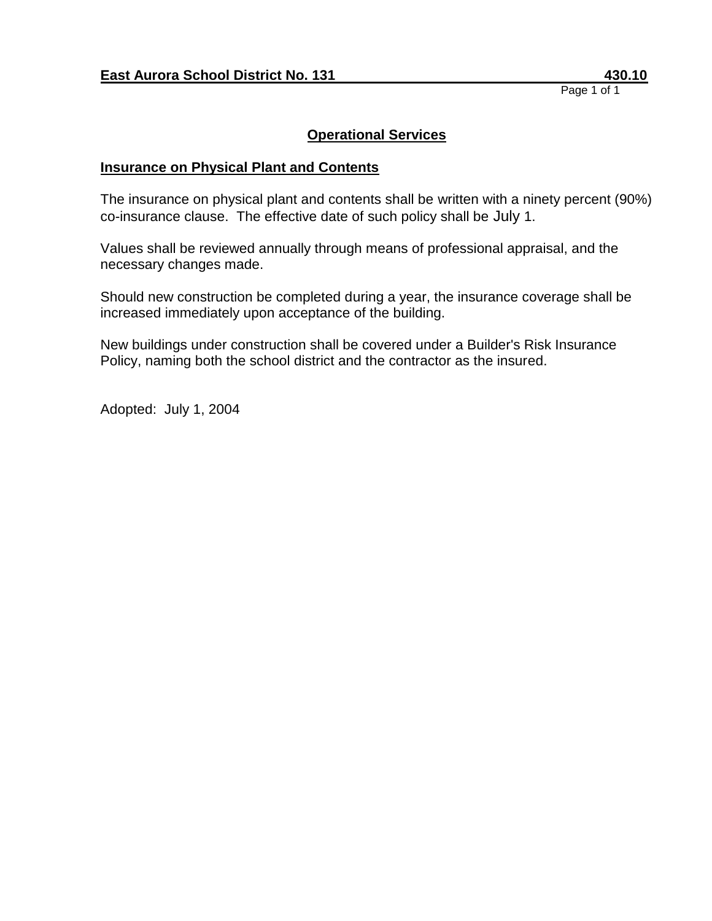**East Aurora School District No. 131** **430.10**

## Operational Services

### Insurance on Physical Plant and Contents

The insurance on physical plant and contents shall be written with a ninety percent (90%) co-insurance clause. The effective date of such policy shall be July 1.

Values shall be reviewed annually through means of professional appraisal, and the necessary changes made.

Should new construction be completed during a year, the insurance coverage shall be increased immediately upon acceptance of the building.

New buildings under construction shall be covered under a Builder's Risk Insurance Policy, naming both the school district and the contractor as the insured.

Adopted: July 1, 2004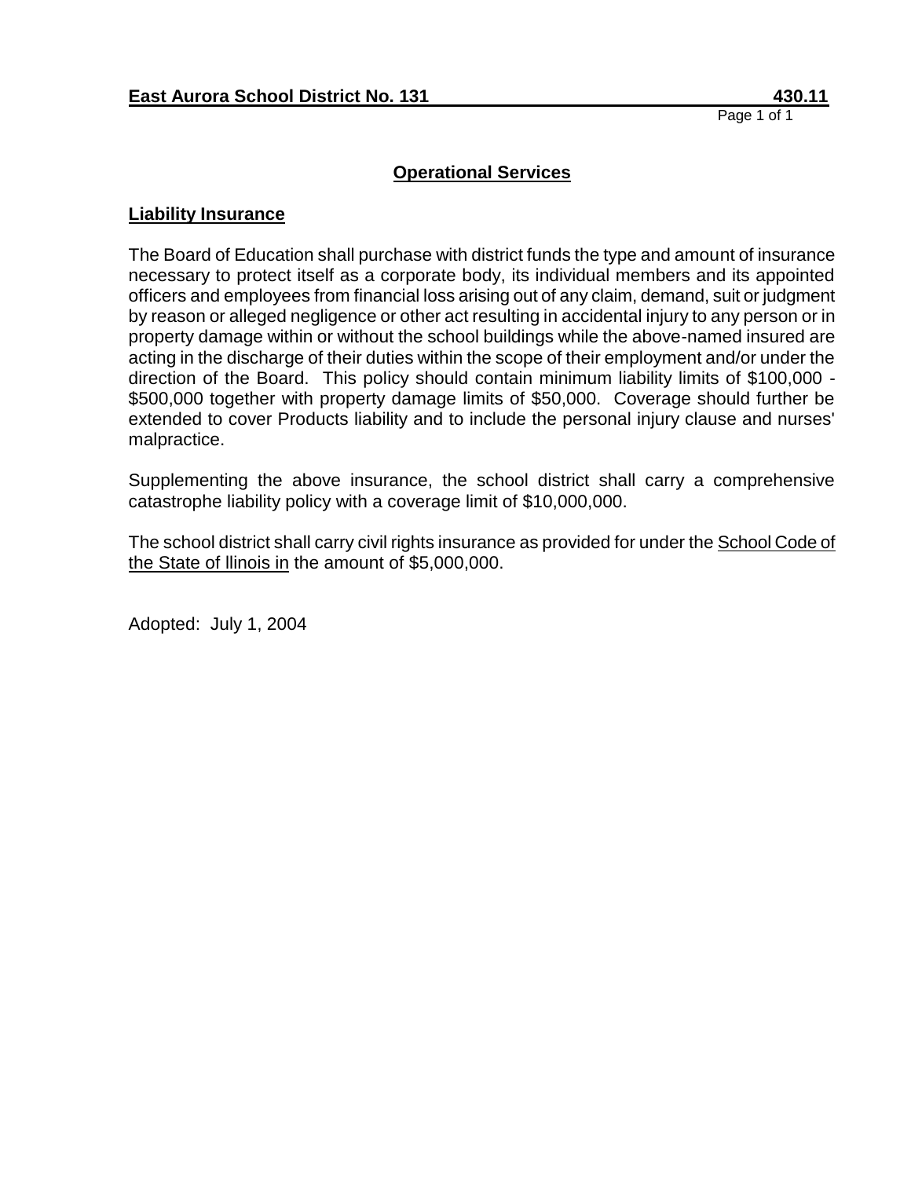**East Aurora School District No. 131** **430.11**

## Operational Services

### Liability Insurance

The Board of Education shall purchase with district funds the type and amount of insurance necessary to protect itself as a corporate body, its individual members and its appointed officers and employees from financial loss arising out of any claim, demand, suit or judgment by reason or alleged negligence or other act resulting in accidental injury to any person or in property damage within or without the school buildings while the above-named insured are acting in the discharge of their duties within the scope of their employment and/or under the direction of the Board. This policy should contain minimum liability limits of $100,000 - $500,000 together with property damage limits of $50,000. Coverage should further be extended to cover Products liability and to include the personal injury clause and nurses' malpractice.

Supplementing the above insurance, the school district shall carry a comprehensive catastrophe liability policy with a coverage limit of $10,000,000.

The school district shall carry civil rights insurance as provided for under the School Code of the State of llinois in the amount of $5,000,000.

Adopted: July 1, 2004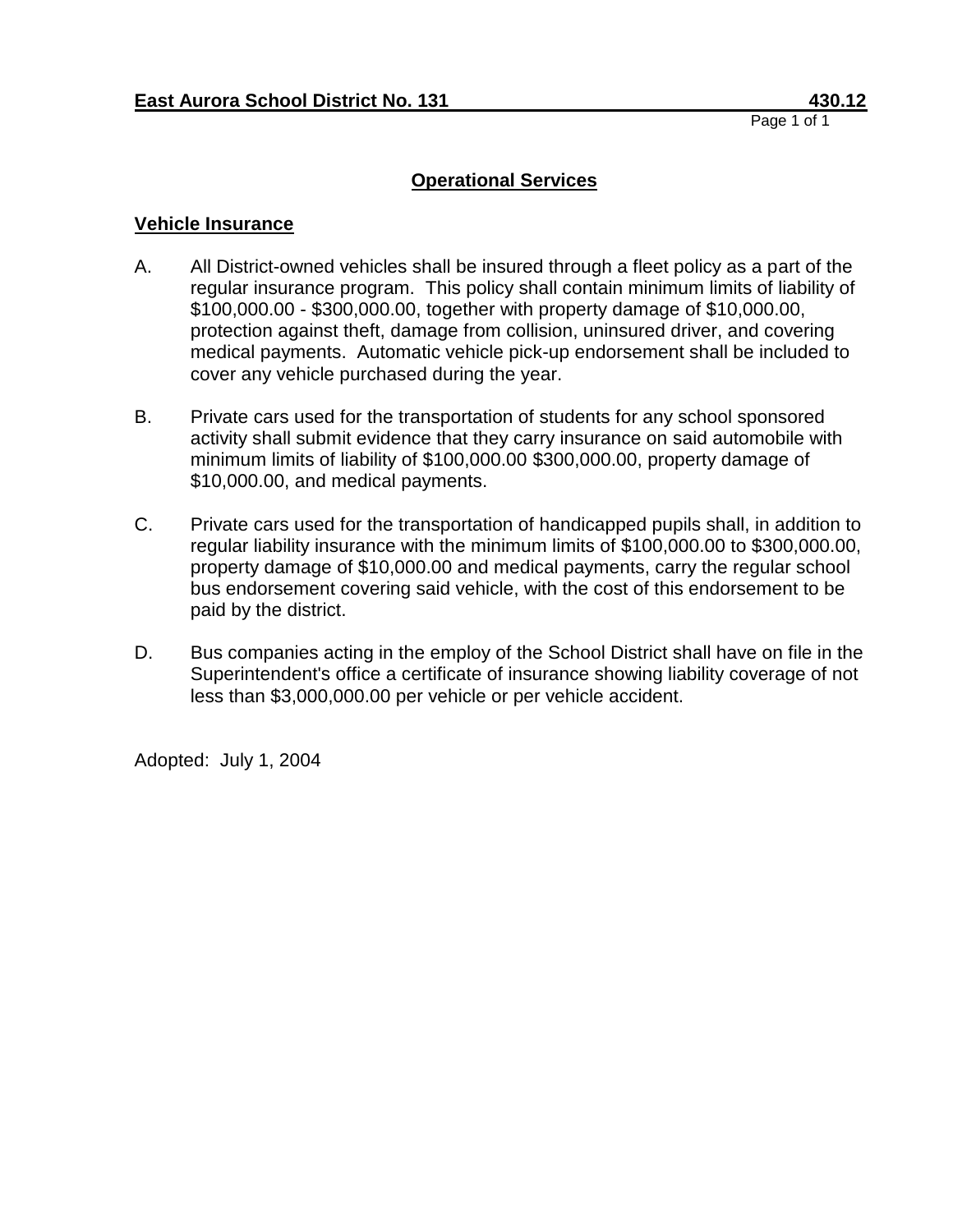**East Aurora School District No. 131** **430.12**

## Operational Services

### Vehicle Insurance

A. All District-owned vehicles shall be insured through a fleet policy as a part of the regular insurance program. This policy shall contain minimum limits of liability of $100,000.00 - $300,000.00, together with property damage of $10,000.00, protection against theft, damage from collision, uninsured driver, and covering medical payments. Automatic vehicle pick-up endorsement shall be included to cover any vehicle purchased during the year.

B. Private cars used for the transportation of students for any school sponsored activity shall submit evidence that they carry insurance on said automobile with minimum limits of liability of $100,000.00 $300,000.00, property damage of $10,000.00, and medical payments.

C. Private cars used for the transportation of handicapped pupils shall, in addition to regular liability insurance with the minimum limits of $100,000.00 to $300,000.00, property damage of $10,000.00 and medical payments, carry the regular school bus endorsement covering said vehicle, with the cost of this endorsement to be paid by the district.

D. Bus companies acting in the employ of the School District shall have on file in the Superintendent's office a certificate of insurance showing liability coverage of not less than $3,000,000.00 per vehicle or per vehicle accident.

Adopted: July 1, 2004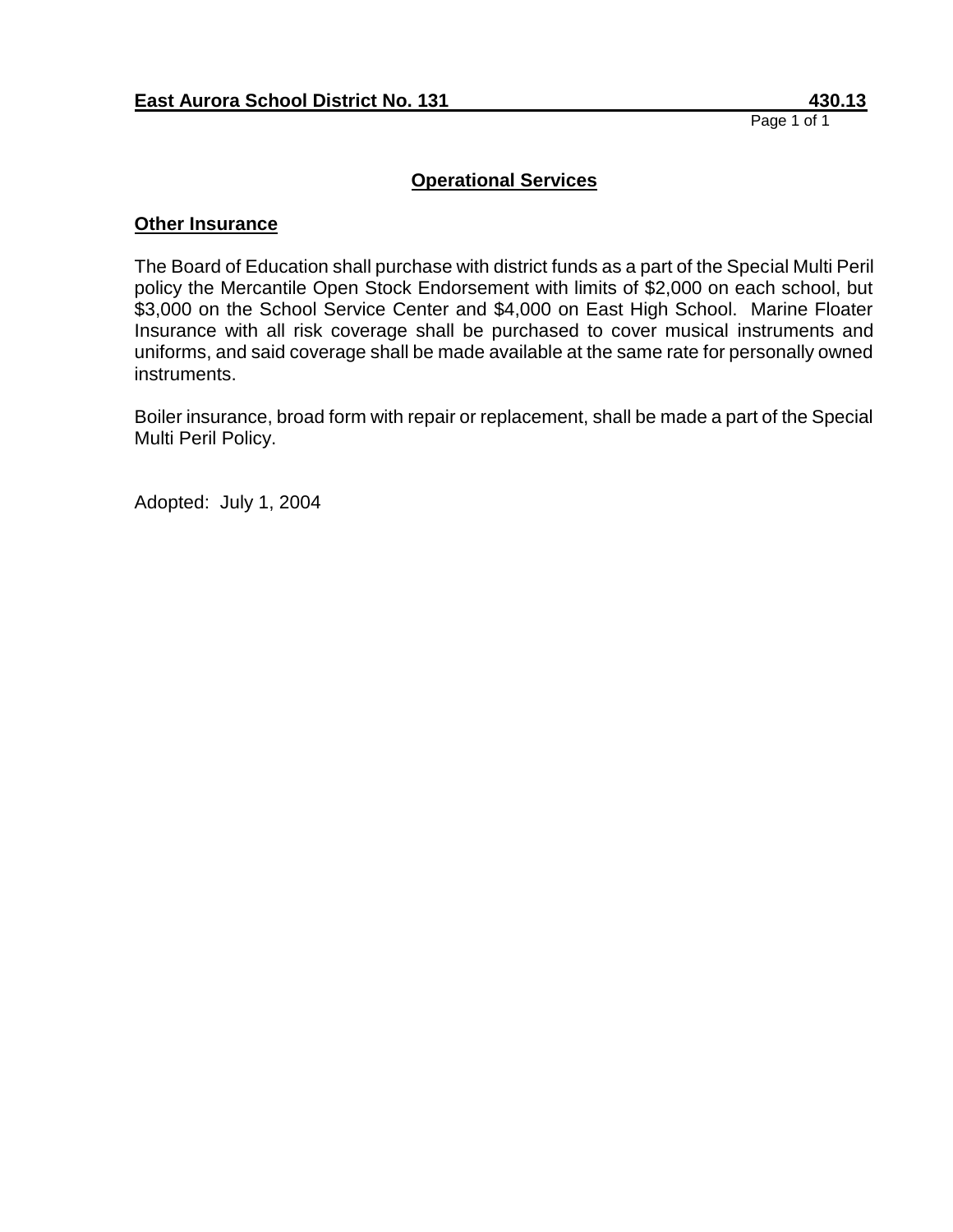## Operational Services

### Other Insurance

The Board of Education shall purchase with district funds as a part of the Special Multi Peril policy the Mercantile Open Stock Endorsement with limits of $2,000 on each school, but $3,000 on the School Service Center and $4,000 on East High School. Marine Floater Insurance with all risk coverage shall be purchased to cover musical instruments and uniforms, and said coverage shall be made available at the same rate for personally owned instruments.

Boiler insurance, broad form with repair or replacement, shall be made a part of the Special Multi Peril Policy.

Adopted: July 1, 2004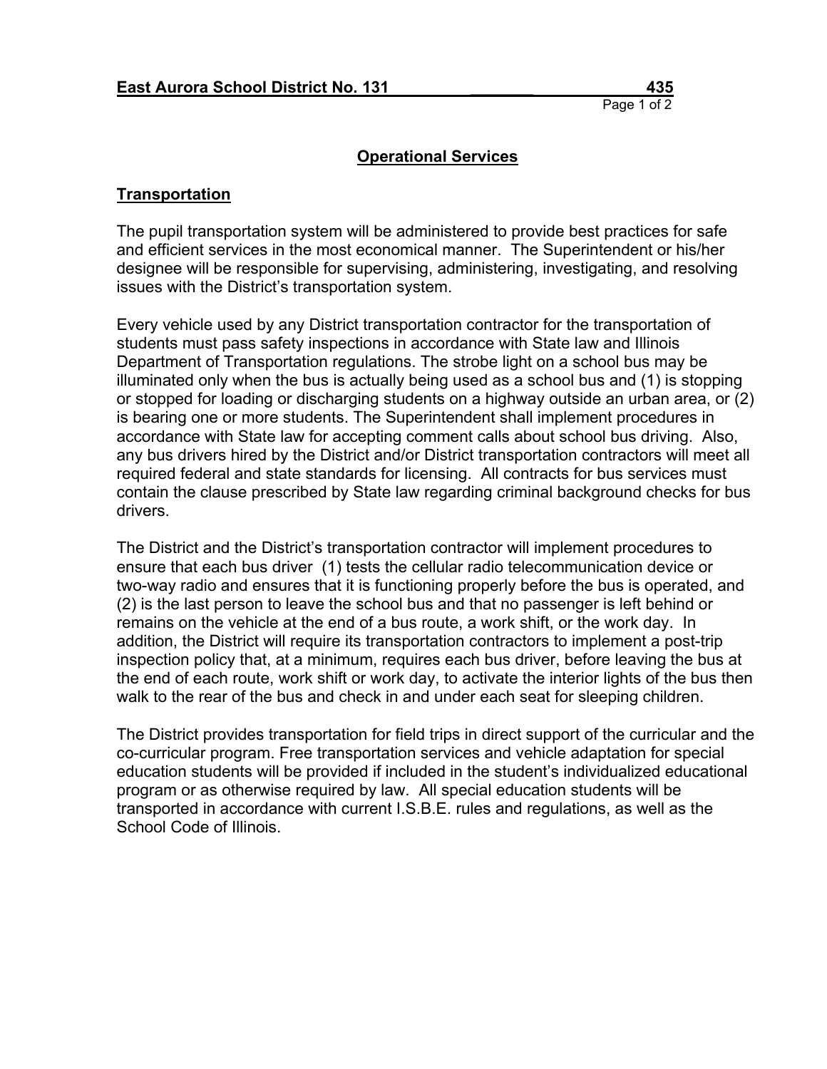## Operational Services

### Transportation

The pupil transportation system will be administered to provide best practices for safe and efficient services in the most economical manner. The Superintendent or his/her designee will be responsible for supervising, administering, investigating, and resolving issues with the District's transportation system.

Every vehicle used by any District transportation contractor for the transportation of students must pass safety inspections in accordance with State law and Illinois Department of Transportation regulations. The strobe light on a school bus may be illuminated only when the bus is actually being used as a school bus and (1) is stopping or stopped for loading or discharging students on a highway outside an urban area, or (2) is bearing one or more students. The Superintendent shall implement procedures in accordance with State law for accepting comment calls about school bus driving. Also, any bus drivers hired by the District and/or District transportation contractors will meet all required federal and state standards for licensing. All contracts for bus services must contain the clause prescribed by State law regarding criminal background checks for bus drivers.

The District and the District's transportation contractor will implement procedures to ensure that each bus driver (1) tests the cellular radio telecommunication device or two-way radio and ensures that it is functioning properly before the bus is operated, and (2) is the last person to leave the school bus and that no passenger is left behind or remains on the vehicle at the end of a bus route, a work shift, or the work day. In addition, the District will require its transportation contractors to implement a post-trip inspection policy that, at a minimum, requires each bus driver, before leaving the bus at the end of each route, work shift or work day, to activate the interior lights of the bus then walk to the rear of the bus and check in and under each seat for sleeping children.

The District provides transportation for field trips in direct support of the curricular and the co-curricular program. Free transportation services and vehicle adaptation for special education students will be provided if included in the student's individualized educational program or as otherwise required by law. All special education students will be transported in accordance with current I.S.B.E. rules and regulations, as well as the School Code of Illinois.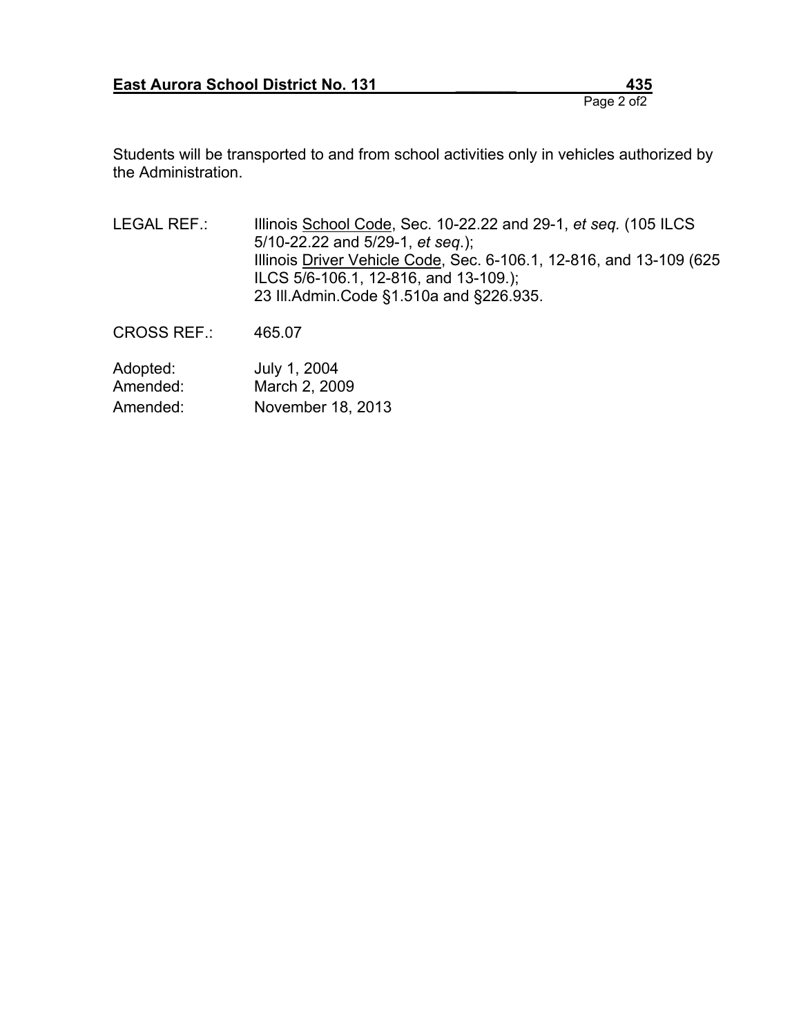Students will be transported to and from school activities only in vehicles authorized by the Administration.

LEGAL REF.: Illinois School Code, Sec. 10-22.22 and 29-1, *et seq.* (105 ILCS 5/10-22.22 and 5/29-1, *et seq.*);
Illinois Driver Vehicle Code, Sec. 6-106.1, 12-816, and 13-109 (625 ILCS 5/6-106.1, 12-816, and 13-109.);
23 Ill.Admin.Code §1.510a and §226.935.

CROSS REF.: 465.07

Adopted: July 1, 2004
Amended: March 2, 2009
Amended: November 18, 2013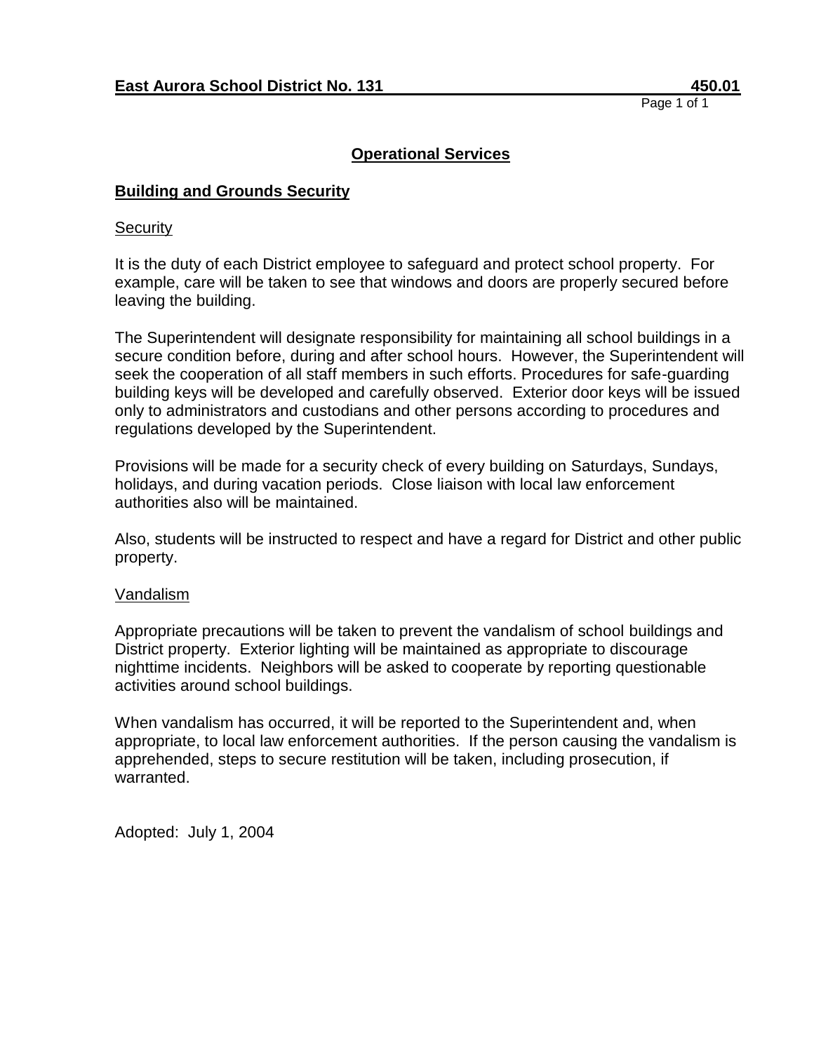**East Aurora School District No. 131** **450.01**

## Operational Services

### Building and Grounds Security

Security

It is the duty of each District employee to safeguard and protect school property. For example, care will be taken to see that windows and doors are properly secured before leaving the building.

The Superintendent will designate responsibility for maintaining all school buildings in a secure condition before, during and after school hours. However, the Superintendent will seek the cooperation of all staff members in such efforts. Procedures for safe-guarding building keys will be developed and carefully observed. Exterior door keys will be issued only to administrators and custodians and other persons according to procedures and regulations developed by the Superintendent.

Provisions will be made for a security check of every building on Saturdays, Sundays, holidays, and during vacation periods. Close liaison with local law enforcement authorities also will be maintained.

Also, students will be instructed to respect and have a regard for District and other public property.

Vandalism

Appropriate precautions will be taken to prevent the vandalism of school buildings and District property. Exterior lighting will be maintained as appropriate to discourage nighttime incidents. Neighbors will be asked to cooperate by reporting questionable activities around school buildings.

When vandalism has occurred, it will be reported to the Superintendent and, when appropriate, to local law enforcement authorities. If the person causing the vandalism is apprehended, steps to secure restitution will be taken, including prosecution, if warranted.

Adopted: July 1, 2004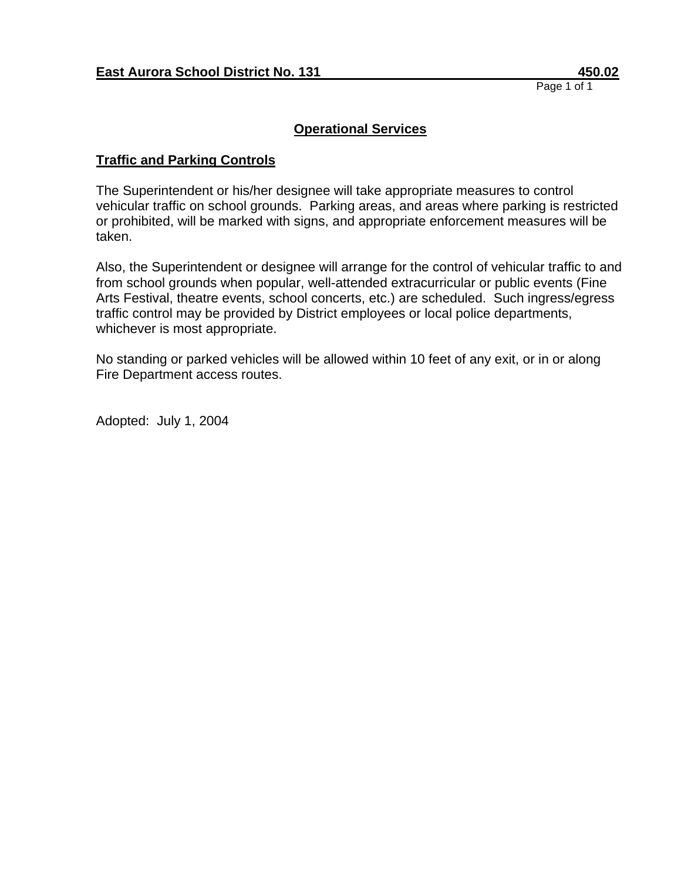**East Aurora School District No. 131 450.02**

## Operational Services

### Traffic and Parking Controls

The Superintendent or his/her designee will take appropriate measures to control vehicular traffic on school grounds. Parking areas, and areas where parking is restricted or prohibited, will be marked with signs, and appropriate enforcement measures will be taken.

Also, the Superintendent or designee will arrange for the control of vehicular traffic to and from school grounds when popular, well-attended extracurricular or public events (Fine Arts Festival, theatre events, school concerts, etc.) are scheduled. Such ingress/egress traffic control may be provided by District employees or local police departments, whichever is most appropriate.

No standing or parked vehicles will be allowed within 10 feet of any exit, or in or along Fire Department access routes.

Adopted: July 1, 2004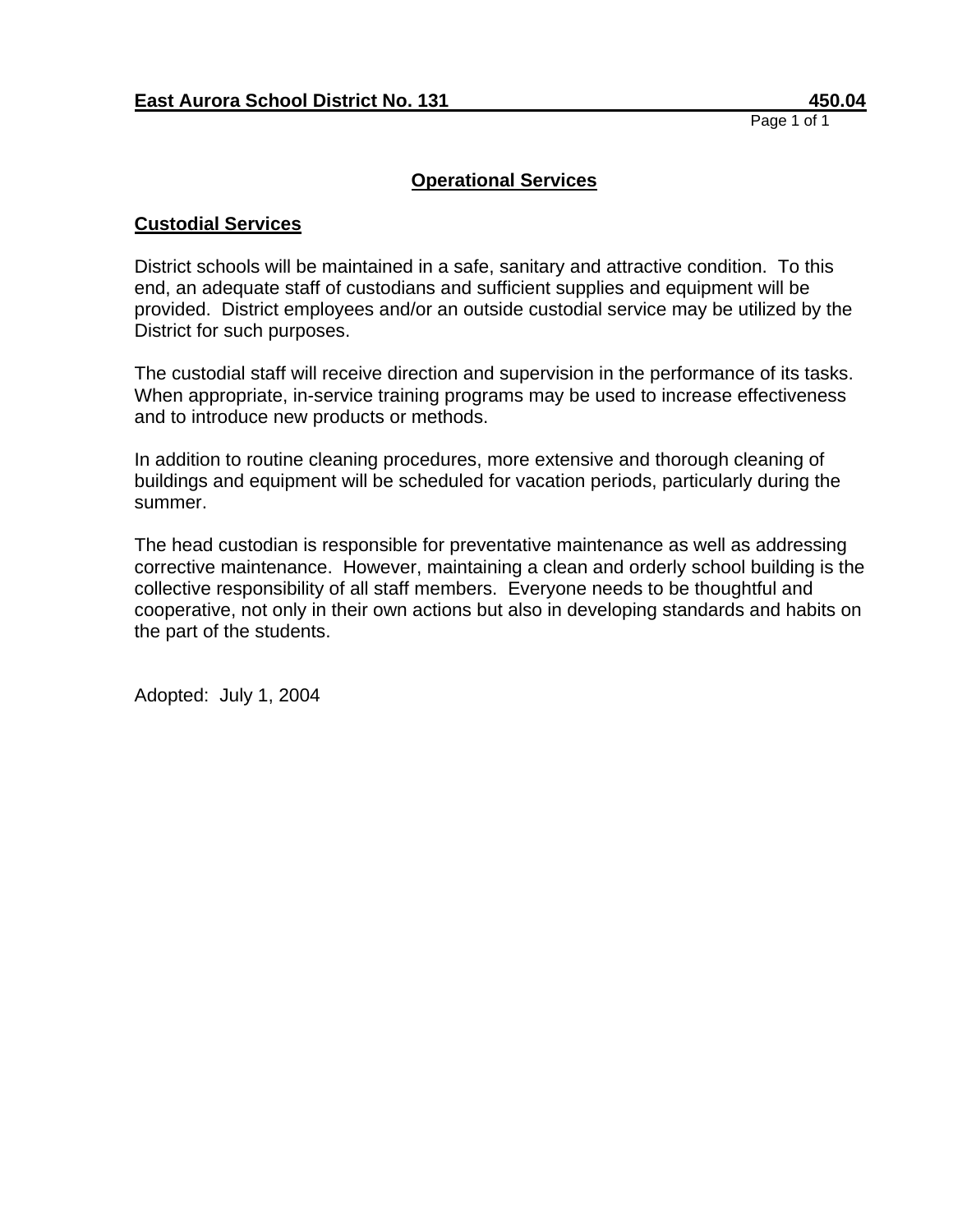# Operational Services

## Custodial Services

District schools will be maintained in a safe, sanitary and attractive condition. To this end, an adequate staff of custodians and sufficient supplies and equipment will be provided. District employees and/or an outside custodial service may be utilized by the District for such purposes.

The custodial staff will receive direction and supervision in the performance of its tasks. When appropriate, in-service training programs may be used to increase effectiveness and to introduce new products or methods.

In addition to routine cleaning procedures, more extensive and thorough cleaning of buildings and equipment will be scheduled for vacation periods, particularly during the summer.

The head custodian is responsible for preventative maintenance as well as addressing corrective maintenance. However, maintaining a clean and orderly school building is the collective responsibility of all staff members. Everyone needs to be thoughtful and cooperative, not only in their own actions but also in developing standards and habits on the part of the students.

Adopted: July 1, 2004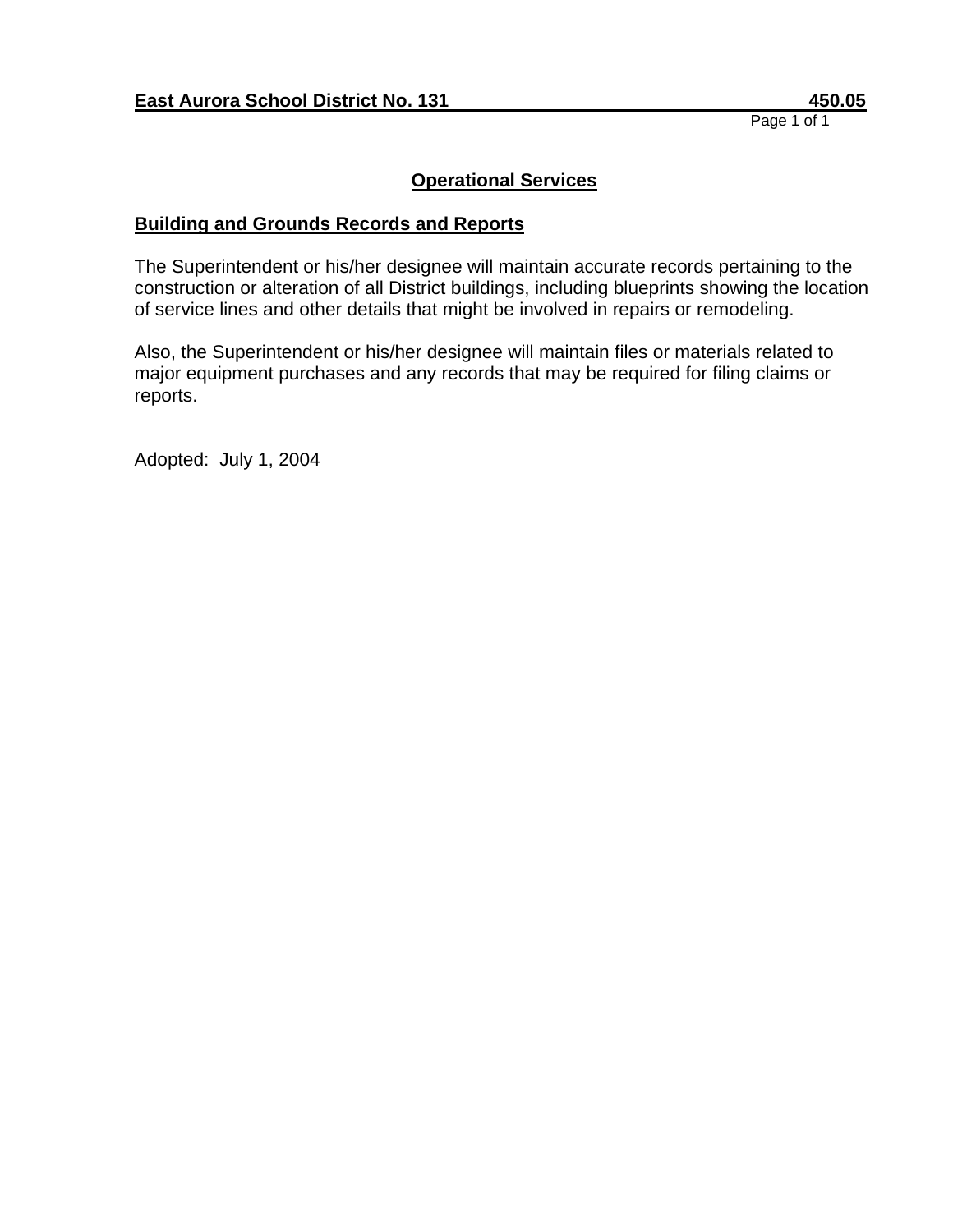**East Aurora School District No. 131 450.05**

# Operational Services

## Building and Grounds Records and Reports

The Superintendent or his/her designee will maintain accurate records pertaining to the construction or alteration of all District buildings, including blueprints showing the location of service lines and other details that might be involved in repairs or remodeling.

Also, the Superintendent or his/her designee will maintain files or materials related to major equipment purchases and any records that may be required for filing claims or reports.

Adopted: July 1, 2004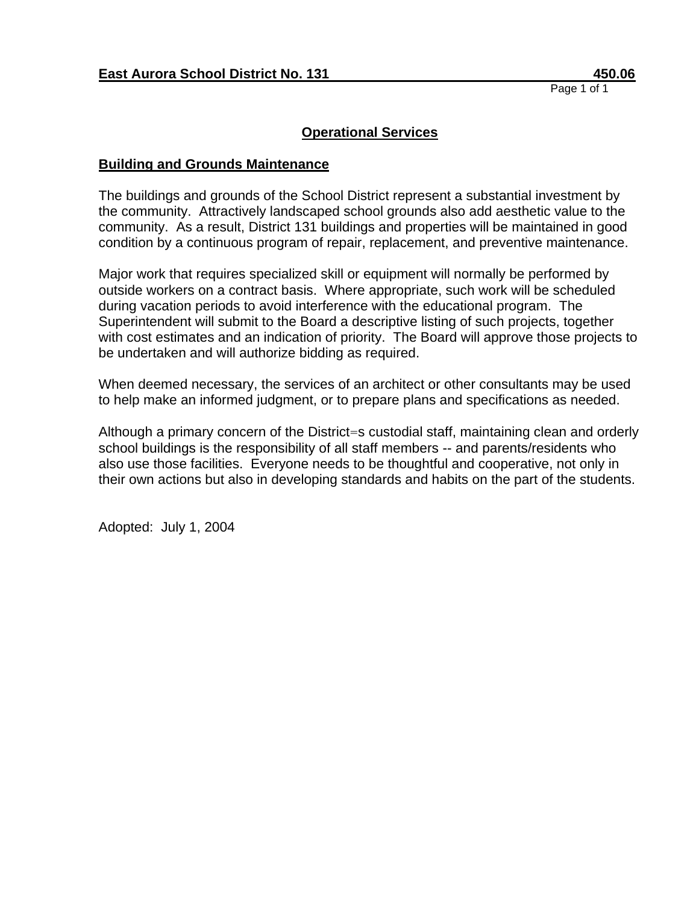**East Aurora School District No. 131 450.06**

## Operational Services

### Building and Grounds Maintenance

The buildings and grounds of the School District represent a substantial investment by the community. Attractively landscaped school grounds also add aesthetic value to the community. As a result, District 131 buildings and properties will be maintained in good condition by a continuous program of repair, replacement, and preventive maintenance.

Major work that requires specialized skill or equipment will normally be performed by outside workers on a contract basis. Where appropriate, such work will be scheduled during vacation periods to avoid interference with the educational program. The Superintendent will submit to the Board a descriptive listing of such projects, together with cost estimates and an indication of priority. The Board will approve those projects to be undertaken and will authorize bidding as required.

When deemed necessary, the services of an architect or other consultants may be used to help make an informed judgment, or to prepare plans and specifications as needed.

Although a primary concern of the District=s custodial staff, maintaining clean and orderly school buildings is the responsibility of all staff members -- and parents/residents who also use those facilities. Everyone needs to be thoughtful and cooperative, not only in their own actions but also in developing standards and habits on the part of the students.

Adopted: July 1, 2004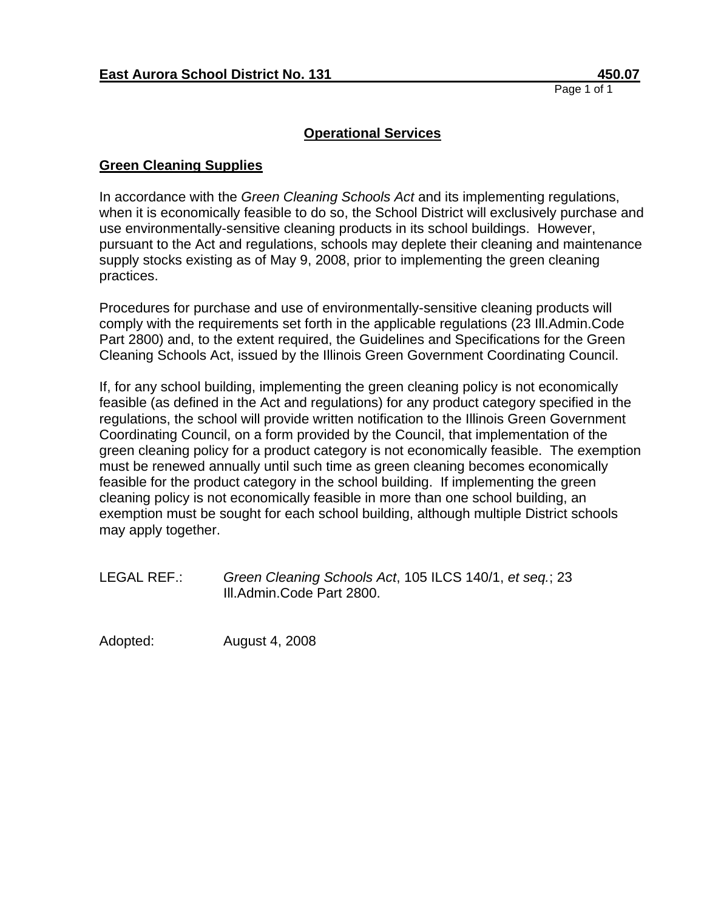## Operational Services

### Green Cleaning Supplies

In accordance with the *Green Cleaning Schools Act* and its implementing regulations, when it is economically feasible to do so, the School District will exclusively purchase and use environmentally-sensitive cleaning products in its school buildings. However, pursuant to the Act and regulations, schools may deplete their cleaning and maintenance supply stocks existing as of May 9, 2008, prior to implementing the green cleaning practices.

Procedures for purchase and use of environmentally-sensitive cleaning products will comply with the requirements set forth in the applicable regulations (23 Ill.Admin.Code Part 2800) and, to the extent required, the Guidelines and Specifications for the Green Cleaning Schools Act, issued by the Illinois Green Government Coordinating Council.

If, for any school building, implementing the green cleaning policy is not economically feasible (as defined in the Act and regulations) for any product category specified in the regulations, the school will provide written notification to the Illinois Green Government Coordinating Council, on a form provided by the Council, that implementation of the green cleaning policy for a product category is not economically feasible. The exemption must be renewed annually until such time as green cleaning becomes economically feasible for the product category in the school building. If implementing the green cleaning policy is not economically feasible in more than one school building, an exemption must be sought for each school building, although multiple District schools may apply together.

LEGAL REF.: *Green Cleaning Schools Act*, 105 ILCS 140/1, *et seq.*; 23 Ill.Admin.Code Part 2800.

Adopted: August 4, 2008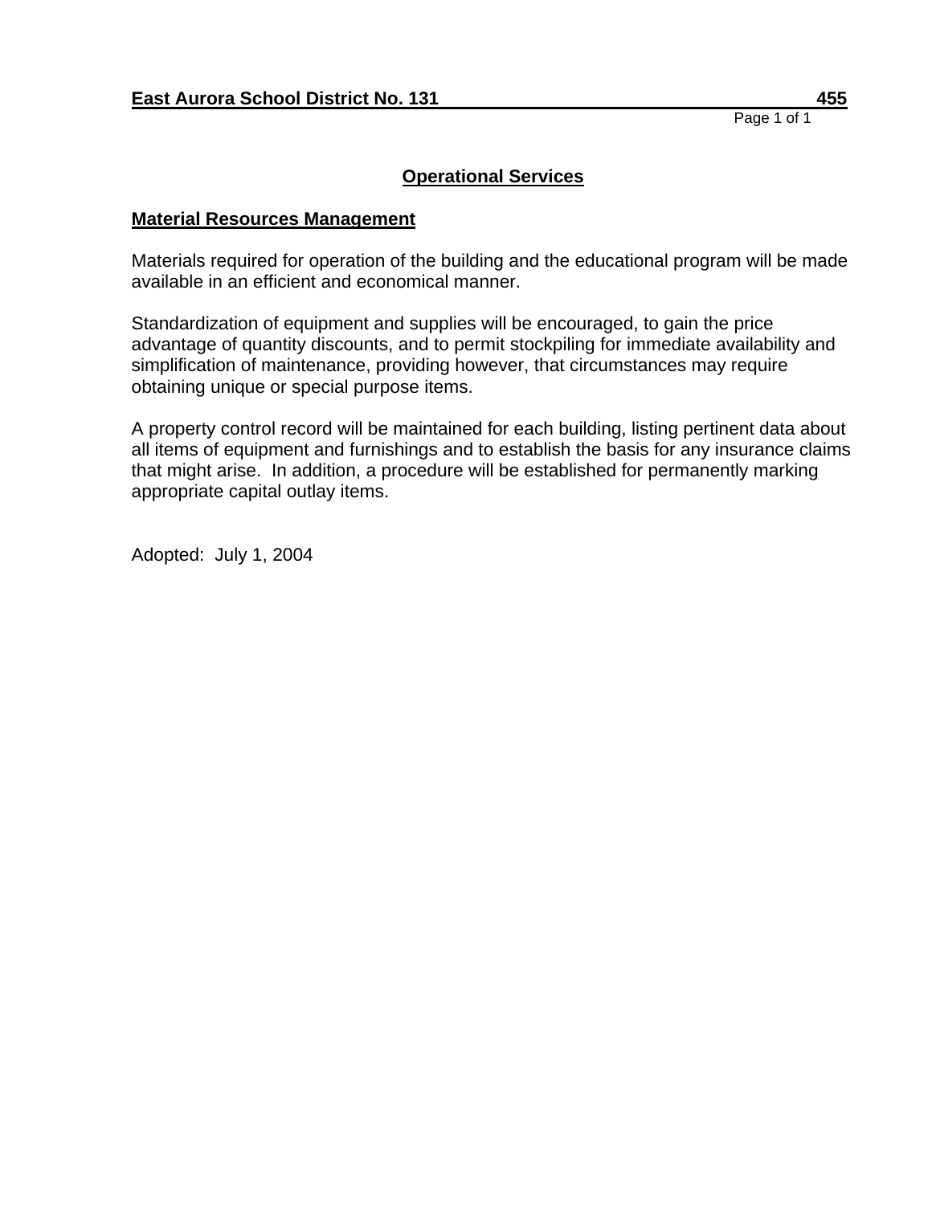# Operational Services

## Material Resources Management

Materials required for operation of the building and the educational program will be made available in an efficient and economical manner.

Standardization of equipment and supplies will be encouraged, to gain the price advantage of quantity discounts, and to permit stockpiling for immediate availability and simplification of maintenance, providing however, that circumstances may require obtaining unique or special purpose items.

A property control record will be maintained for each building, listing pertinent data about all items of equipment and furnishings and to establish the basis for any insurance claims that might arise. In addition, a procedure will be established for permanently marking appropriate capital outlay items.

Adopted: July 1, 2004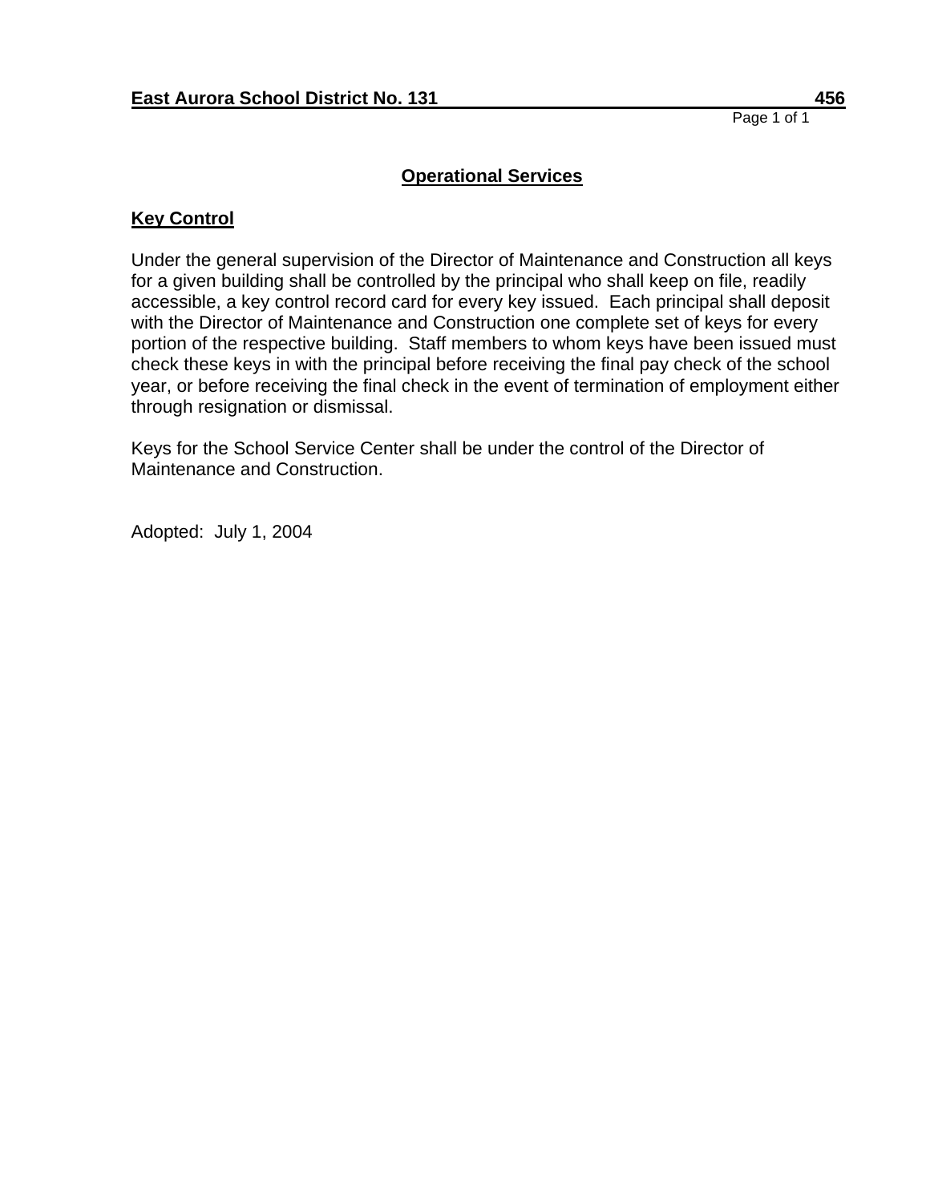# Operational Services

## Key Control

Under the general supervision of the Director of Maintenance and Construction all keys for a given building shall be controlled by the principal who shall keep on file, readily accessible, a key control record card for every key issued. Each principal shall deposit with the Director of Maintenance and Construction one complete set of keys for every portion of the respective building. Staff members to whom keys have been issued must check these keys in with the principal before receiving the final pay check of the school year, or before receiving the final check in the event of termination of employment either through resignation or dismissal.

Keys for the School Service Center shall be under the control of the Director of Maintenance and Construction.

Adopted: July 1, 2004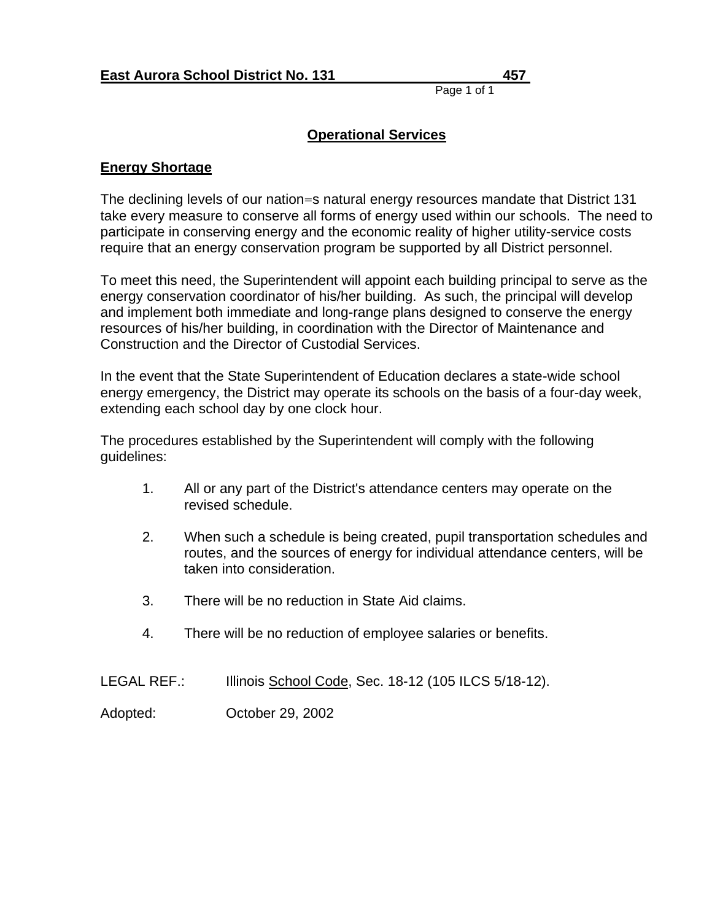**East Aurora School District No. 131** **457**

## Operational Services

### Energy Shortage

The declining levels of our nation=s natural energy resources mandate that District 131 take every measure to conserve all forms of energy used within our schools. The need to participate in conserving energy and the economic reality of higher utility-service costs require that an energy conservation program be supported by all District personnel.

To meet this need, the Superintendent will appoint each building principal to serve as the energy conservation coordinator of his/her building. As such, the principal will develop and implement both immediate and long-range plans designed to conserve the energy resources of his/her building, in coordination with the Director of Maintenance and Construction and the Director of Custodial Services.

In the event that the State Superintendent of Education declares a state-wide school energy emergency, the District may operate its schools on the basis of a four-day week, extending each school day by one clock hour.

The procedures established by the Superintendent will comply with the following guidelines:

1. All or any part of the District's attendance centers may operate on the revised schedule.
2. When such a schedule is being created, pupil transportation schedules and routes, and the sources of energy for individual attendance centers, will be taken into consideration.
3. There will be no reduction in State Aid claims.
4. There will be no reduction of employee salaries or benefits.

LEGAL REF.: Illinois School Code, Sec. 18-12 (105 ILCS 5/18-12).

Adopted: October 29, 2002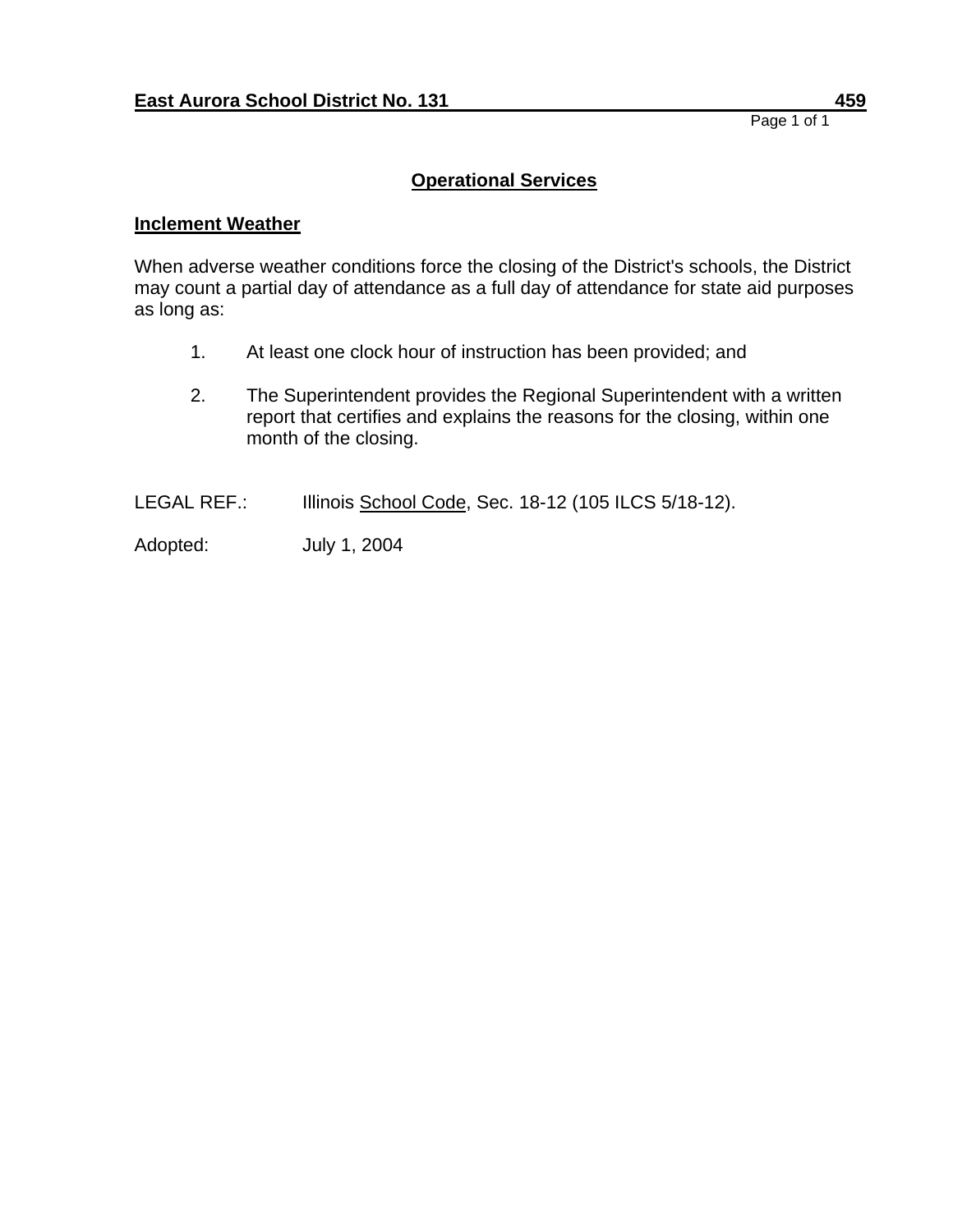## Operational Services

### Inclement Weather

When adverse weather conditions force the closing of the District's schools, the District may count a partial day of attendance as a full day of attendance for state aid purposes as long as:

1. At least one clock hour of instruction has been provided; and

2. The Superintendent provides the Regional Superintendent with a written report that certifies and explains the reasons for the closing, within one month of the closing.

LEGAL REF.: Illinois School Code, Sec. 18-12 (105 ILCS 5/18-12).

Adopted: July 1, 2004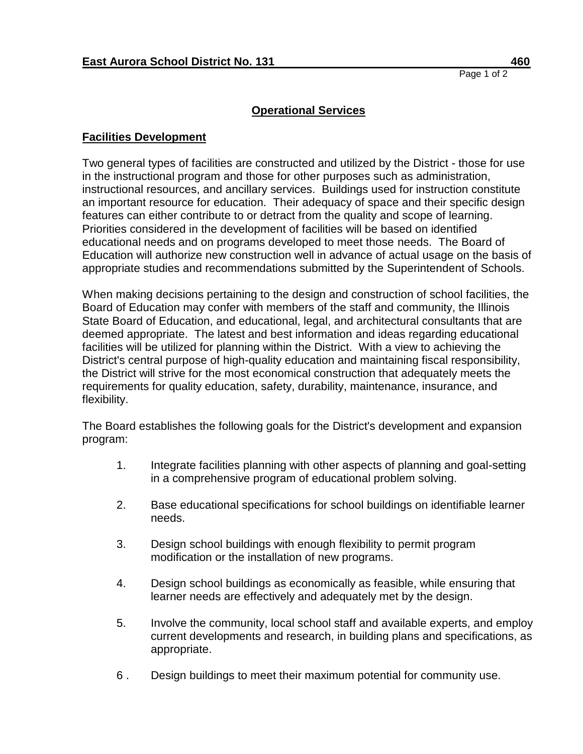## Operational Services

### Facilities Development

Two general types of facilities are constructed and utilized by the District - those for use in the instructional program and those for other purposes such as administration, instructional resources, and ancillary services. Buildings used for instruction constitute an important resource for education. Their adequacy of space and their specific design features can either contribute to or detract from the quality and scope of learning. Priorities considered in the development of facilities will be based on identified educational needs and on programs developed to meet those needs. The Board of Education will authorize new construction well in advance of actual usage on the basis of appropriate studies and recommendations submitted by the Superintendent of Schools.

When making decisions pertaining to the design and construction of school facilities, the Board of Education may confer with members of the staff and community, the Illinois State Board of Education, and educational, legal, and architectural consultants that are deemed appropriate. The latest and best information and ideas regarding educational facilities will be utilized for planning within the District. With a view to achieving the District's central purpose of high-quality education and maintaining fiscal responsibility, the District will strive for the most economical construction that adequately meets the requirements for quality education, safety, durability, maintenance, insurance, and flexibility.

The Board establishes the following goals for the District's development and expansion program:

1. Integrate facilities planning with other aspects of planning and goal-setting in a comprehensive program of educational problem solving.
2. Base educational specifications for school buildings on identifiable learner needs.
3. Design school buildings with enough flexibility to permit program modification or the installation of new programs.
4. Design school buildings as economically as feasible, while ensuring that learner needs are effectively and adequately met by the design.
5. Involve the community, local school staff and available experts, and employ current developments and research, in building plans and specifications, as appropriate.
6. Design buildings to meet their maximum potential for community use.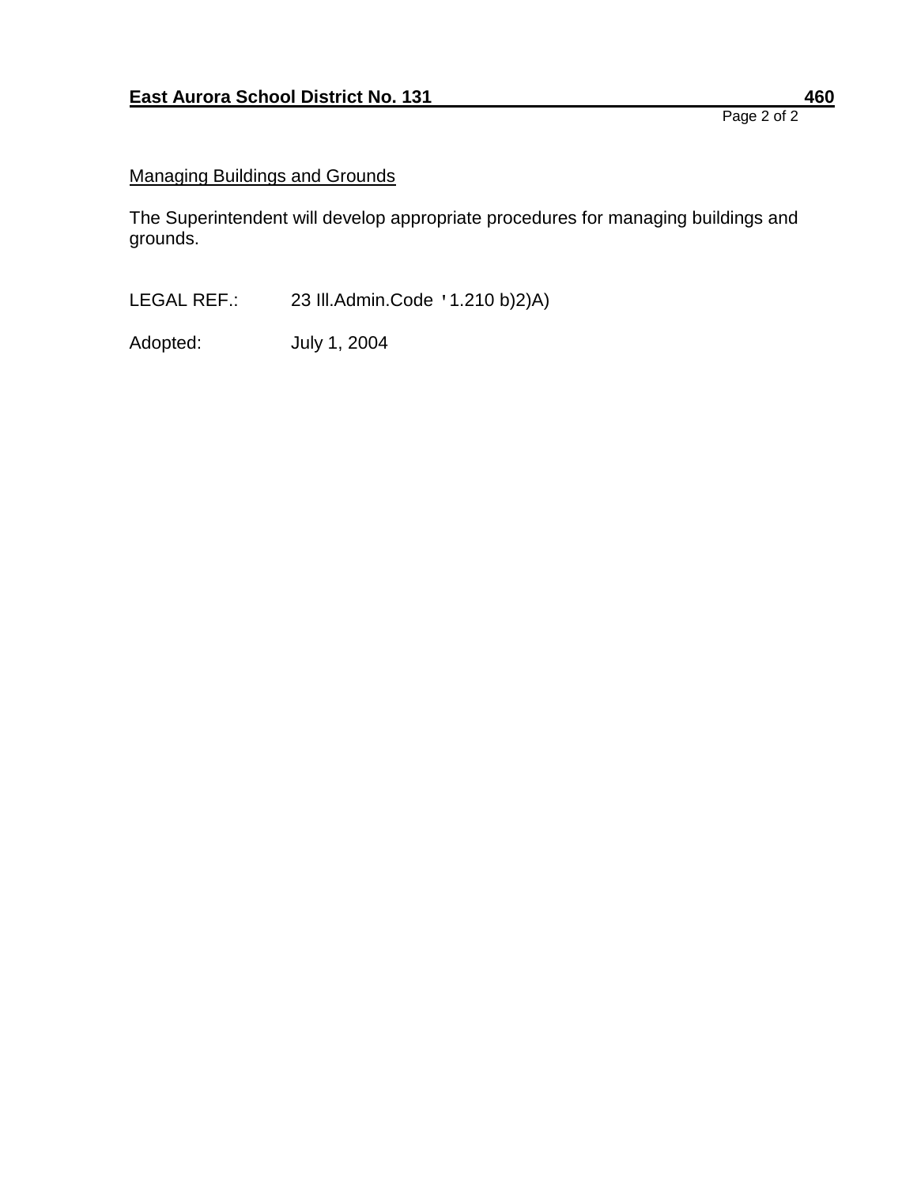## Managing Buildings and Grounds

The Superintendent will develop appropriate procedures for managing buildings and grounds.

LEGAL REF.: 23 Ill.Admin.Code '1.210 b)2)A)

Adopted: July 1, 2004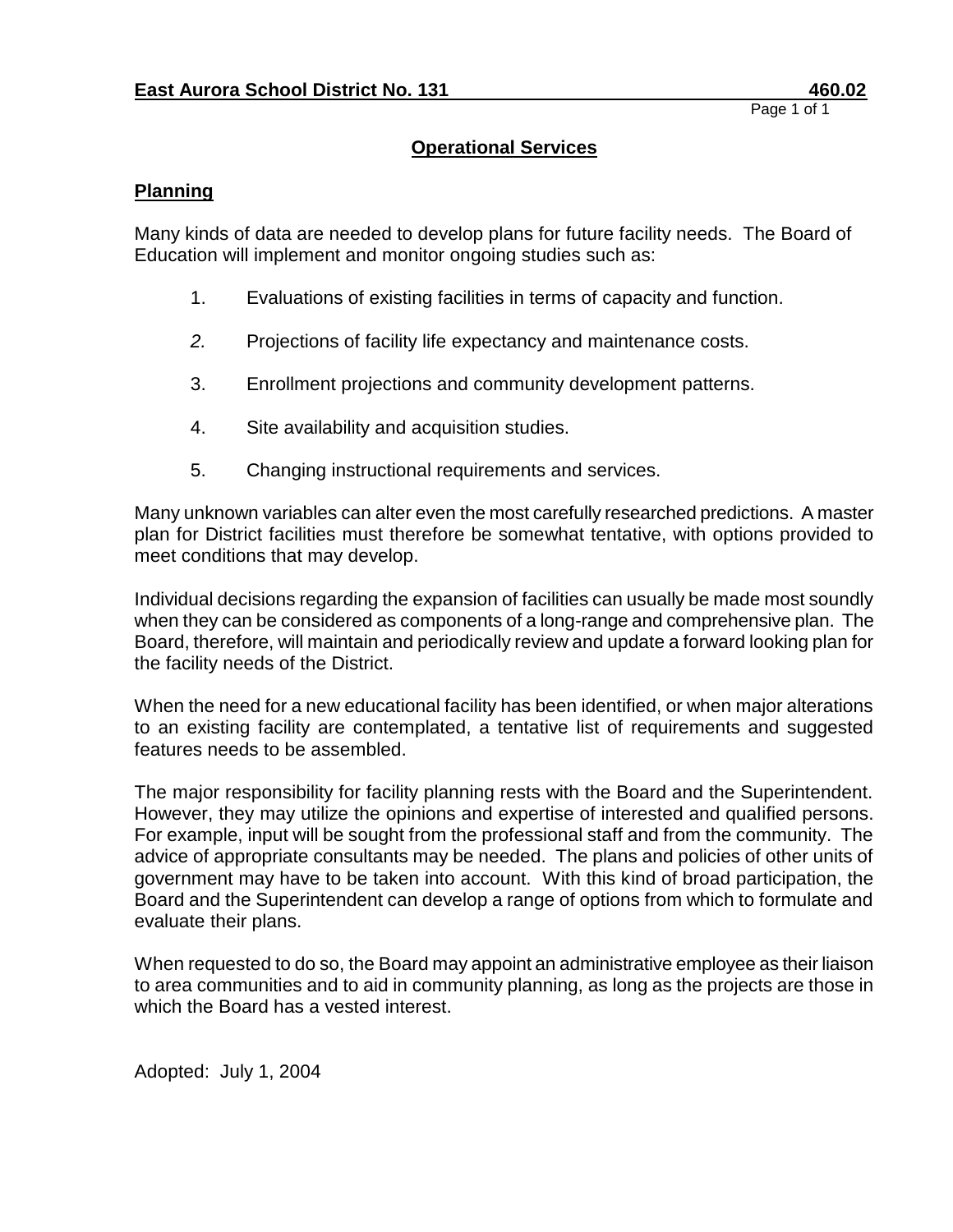**East Aurora School District No. 131** **460.02**

## Operational Services

### Planning

Many kinds of data are needed to develop plans for future facility needs. The Board of Education will implement and monitor ongoing studies such as:

1. Evaluations of existing facilities in terms of capacity and function.
2. Projections of facility life expectancy and maintenance costs.
3. Enrollment projections and community development patterns.
4. Site availability and acquisition studies.
5. Changing instructional requirements and services.

Many unknown variables can alter even the most carefully researched predictions. A master plan for District facilities must therefore be somewhat tentative, with options provided to meet conditions that may develop.

Individual decisions regarding the expansion of facilities can usually be made most soundly when they can be considered as components of a long-range and comprehensive plan. The Board, therefore, will maintain and periodically review and update a forward looking plan for the facility needs of the District.

When the need for a new educational facility has been identified, or when major alterations to an existing facility are contemplated, a tentative list of requirements and suggested features needs to be assembled.

The major responsibility for facility planning rests with the Board and the Superintendent. However, they may utilize the opinions and expertise of interested and qualified persons. For example, input will be sought from the professional staff and from the community. The advice of appropriate consultants may be needed. The plans and policies of other units of government may have to be taken into account. With this kind of broad participation, the Board and the Superintendent can develop a range of options from which to formulate and evaluate their plans.

When requested to do so, the Board may appoint an administrative employee as their liaison to area communities and to aid in community planning, as long as the projects are those in which the Board has a vested interest.

Adopted: July 1, 2004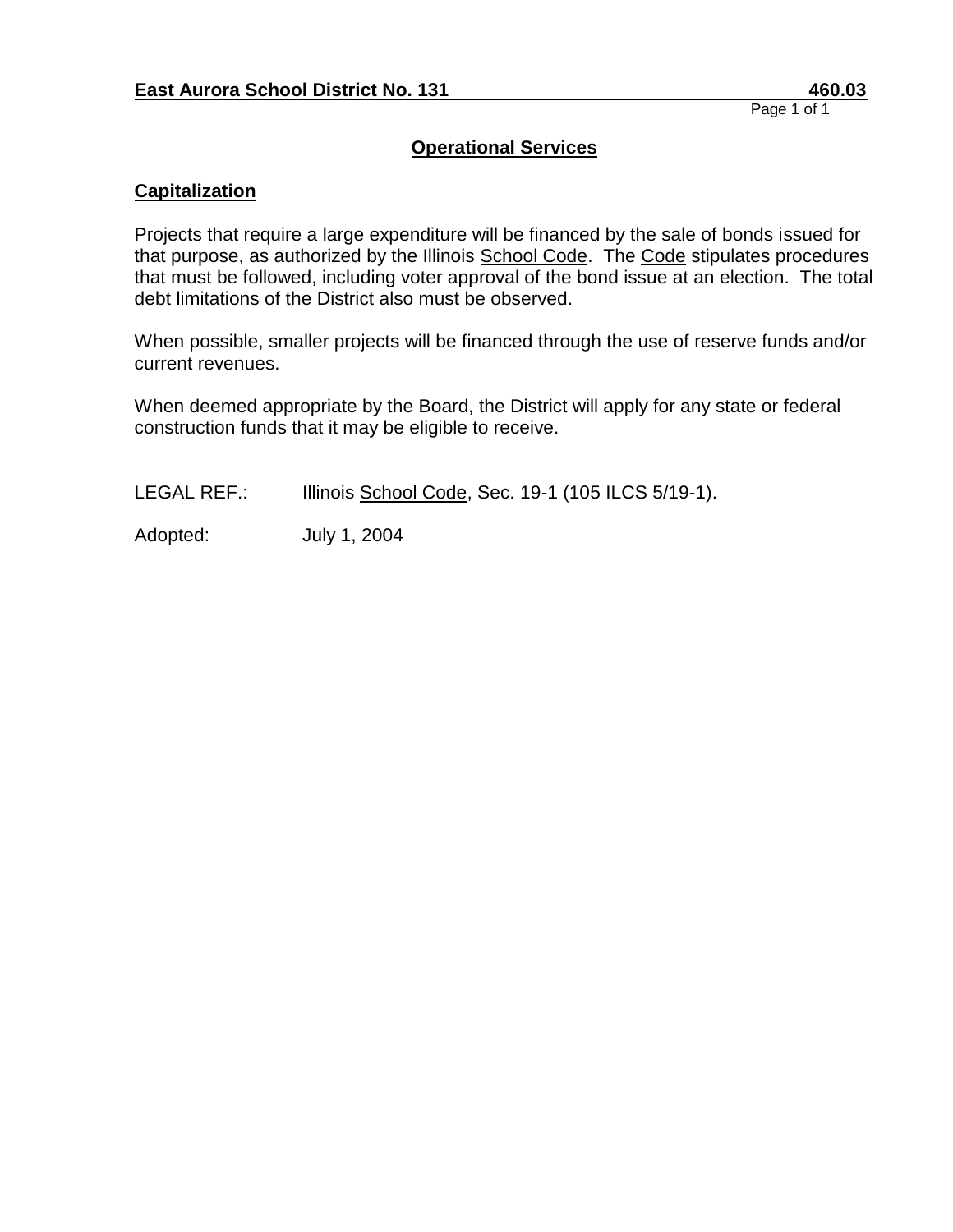# Operational Services

## Capitalization

Projects that require a large expenditure will be financed by the sale of bonds issued for that purpose, as authorized by the Illinois School Code. The Code stipulates procedures that must be followed, including voter approval of the bond issue at an election. The total debt limitations of the District also must be observed.

When possible, smaller projects will be financed through the use of reserve funds and/or current revenues.

When deemed appropriate by the Board, the District will apply for any state or federal construction funds that it may be eligible to receive.

LEGAL REF.: Illinois School Code, Sec. 19-1 (105 ILCS 5/19-1).

Adopted: July 1, 2004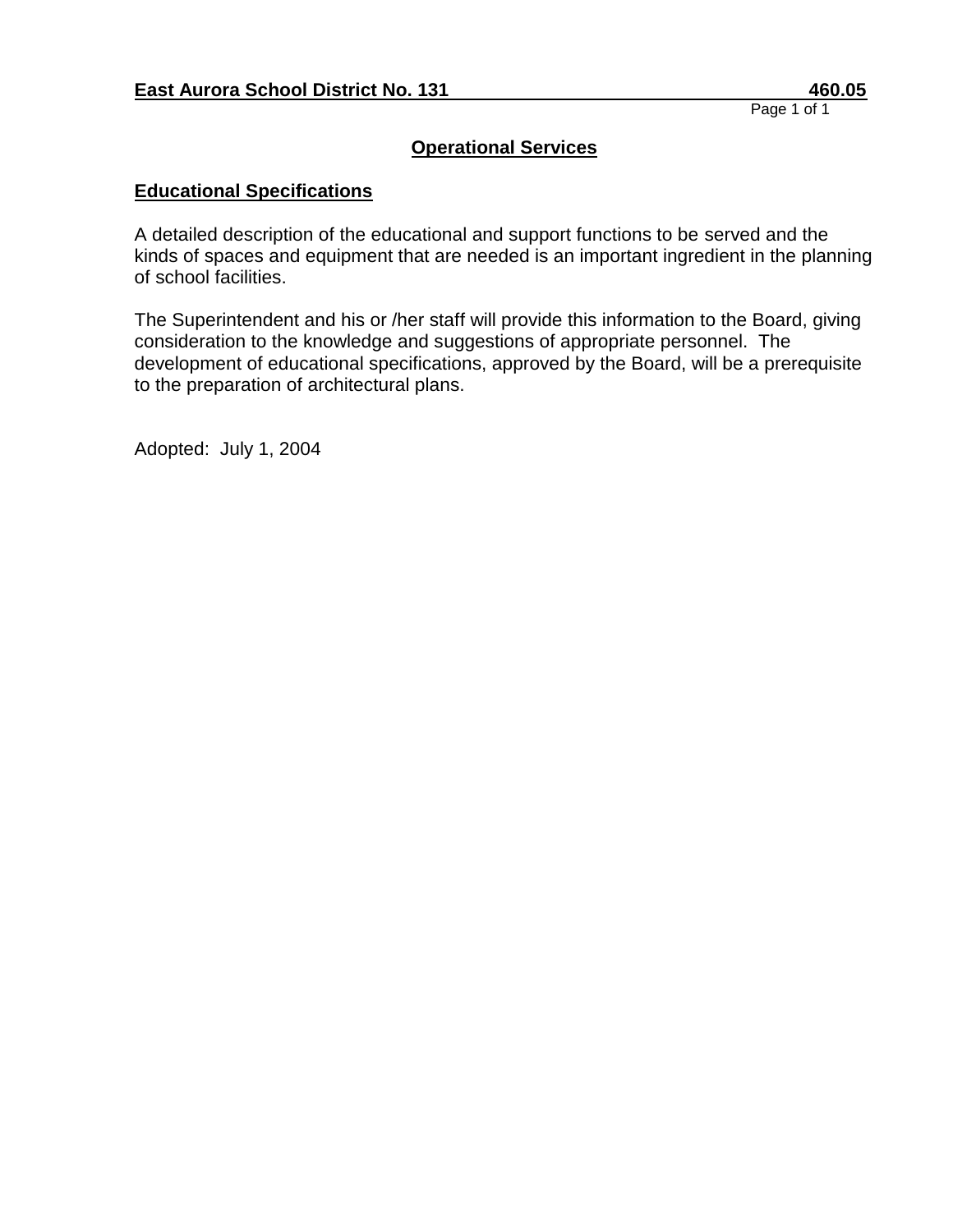**East Aurora School District No. 131** **460.05**

## Operational Services

### Educational Specifications

A detailed description of the educational and support functions to be served and the kinds of spaces and equipment that are needed is an important ingredient in the planning of school facilities.

The Superintendent and his or /her staff will provide this information to the Board, giving consideration to the knowledge and suggestions of appropriate personnel. The development of educational specifications, approved by the Board, will be a prerequisite to the preparation of architectural plans.

Adopted: July 1, 2004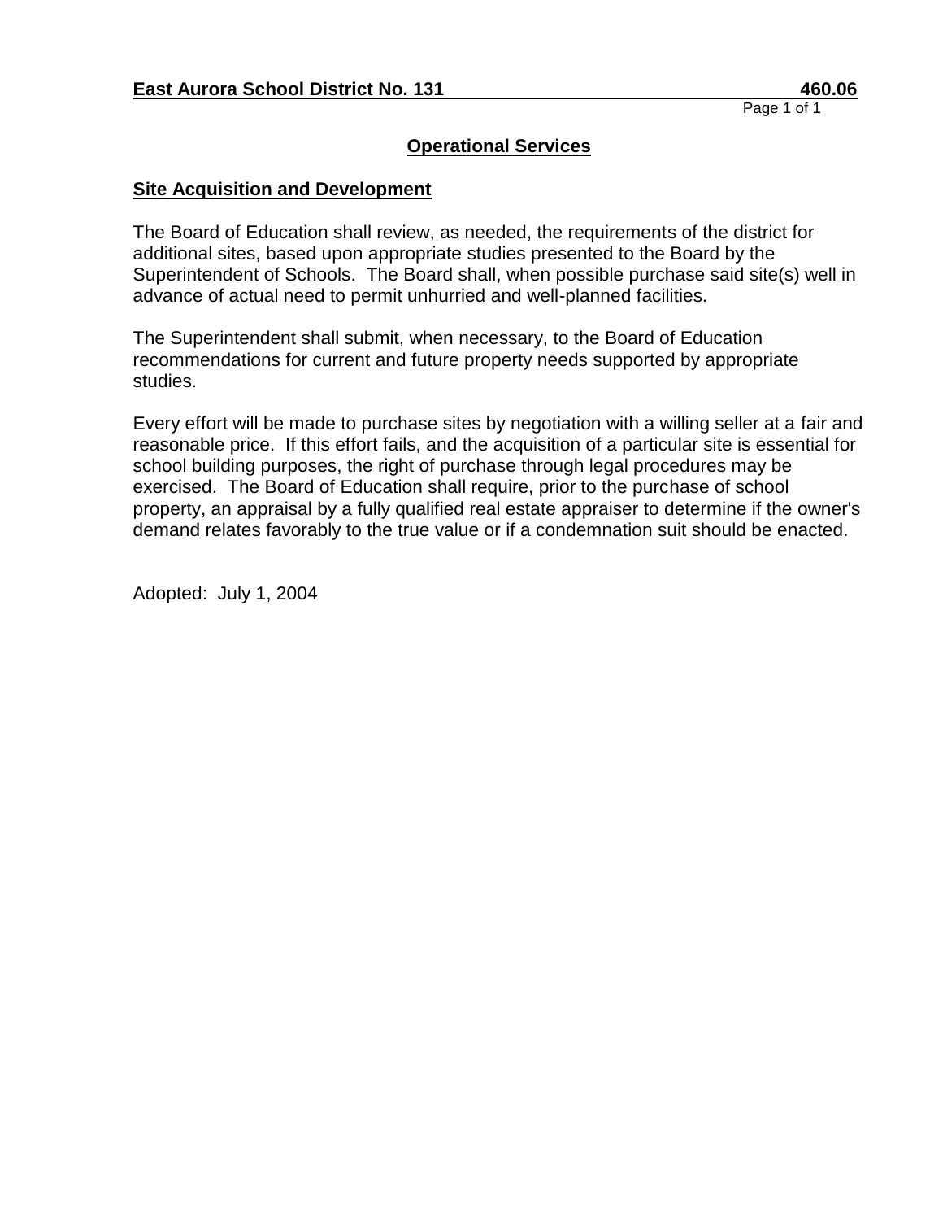**East Aurora School District No. 131** **460.06**

## Operational Services

### Site Acquisition and Development

The Board of Education shall review, as needed, the requirements of the district for additional sites, based upon appropriate studies presented to the Board by the Superintendent of Schools. The Board shall, when possible purchase said site(s) well in advance of actual need to permit unhurried and well-planned facilities.

The Superintendent shall submit, when necessary, to the Board of Education recommendations for current and future property needs supported by appropriate studies.

Every effort will be made to purchase sites by negotiation with a willing seller at a fair and reasonable price. If this effort fails, and the acquisition of a particular site is essential for school building purposes, the right of purchase through legal procedures may be exercised. The Board of Education shall require, prior to the purchase of school property, an appraisal by a fully qualified real estate appraiser to determine if the owner's demand relates favorably to the true value or if a condemnation suit should be enacted.

Adopted: July 1, 2004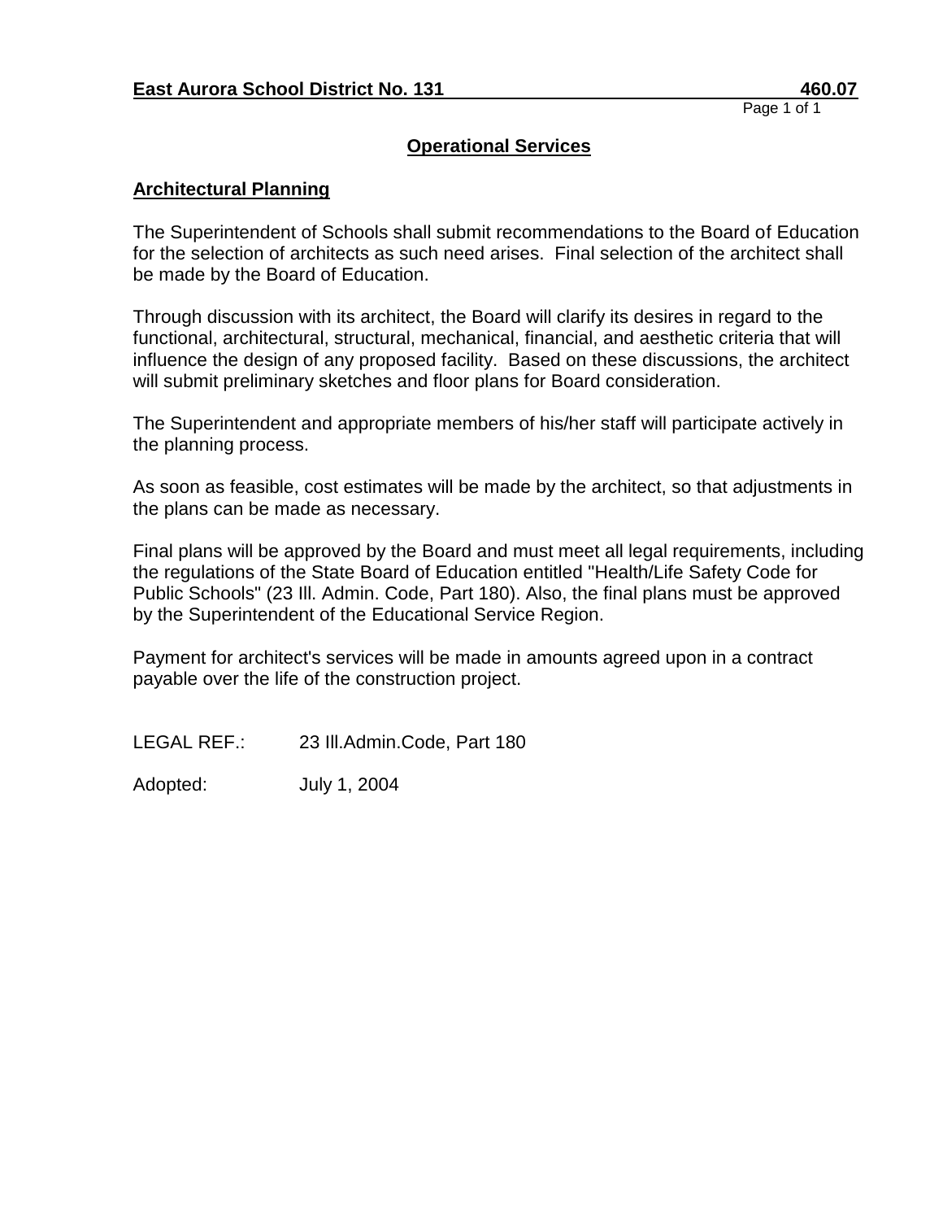## Operational Services

### Architectural Planning

The Superintendent of Schools shall submit recommendations to the Board of Education for the selection of architects as such need arises. Final selection of the architect shall be made by the Board of Education.

Through discussion with its architect, the Board will clarify its desires in regard to the functional, architectural, structural, mechanical, financial, and aesthetic criteria that will influence the design of any proposed facility. Based on these discussions, the architect will submit preliminary sketches and floor plans for Board consideration.

The Superintendent and appropriate members of his/her staff will participate actively in the planning process.

As soon as feasible, cost estimates will be made by the architect, so that adjustments in the plans can be made as necessary.

Final plans will be approved by the Board and must meet all legal requirements, including the regulations of the State Board of Education entitled "Health/Life Safety Code for Public Schools" (23 Ill. Admin. Code, Part 180). Also, the final plans must be approved by the Superintendent of the Educational Service Region.

Payment for architect's services will be made in amounts agreed upon in a contract payable over the life of the construction project.

LEGAL REF.: 23 Ill.Admin.Code, Part 180

Adopted: July 1, 2004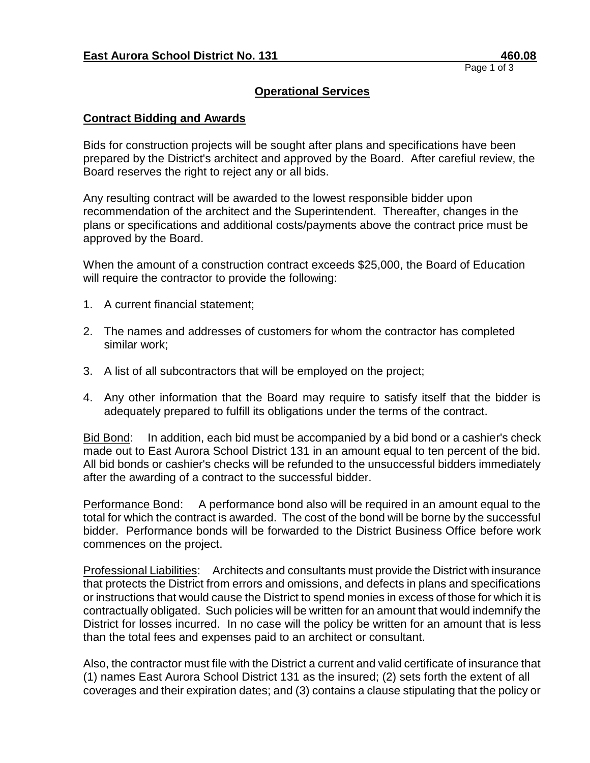**East Aurora School District No. 131** **460.08**

## Operational Services

### Contract Bidding and Awards

Bids for construction projects will be sought after plans and specifications have been prepared by the District's architect and approved by the Board. After carefiul review, the Board reserves the right to reject any or all bids.

Any resulting contract will be awarded to the lowest responsible bidder upon recommendation of the architect and the Superintendent. Thereafter, changes in the plans or specifications and additional costs/payments above the contract price must be approved by the Board.

When the amount of a construction contract exceeds $25,000, the Board of Education will require the contractor to provide the following:

1. A current financial statement;
2. The names and addresses of customers for whom the contractor has completed similar work;
3. A list of all subcontractors that will be employed on the project;
4. Any other information that the Board may require to satisfy itself that the bidder is adequately prepared to fulfill its obligations under the terms of the contract.

Bid Bond: In addition, each bid must be accompanied by a bid bond or a cashier's check made out to East Aurora School District 131 in an amount equal to ten percent of the bid. All bid bonds or cashier's checks will be refunded to the unsuccessful bidders immediately after the awarding of a contract to the successful bidder.

Performance Bond: A performance bond also will be required in an amount equal to the total for which the contract is awarded. The cost of the bond will be borne by the successful bidder. Performance bonds will be forwarded to the District Business Office before work commences on the project.

Professional Liabilities: Architects and consultants must provide the District with insurance that protects the District from errors and omissions, and defects in plans and specifications or instructions that would cause the District to spend monies in excess of those for which it is contractually obligated. Such policies will be written for an amount that would indemnify the District for losses incurred. In no case will the policy be written for an amount that is less than the total fees and expenses paid to an architect or consultant.

Also, the contractor must file with the District a current and valid certificate of insurance that (1) names East Aurora School District 131 as the insured; (2) sets forth the extent of all coverages and their expiration dates; and (3) contains a clause stipulating that the policy or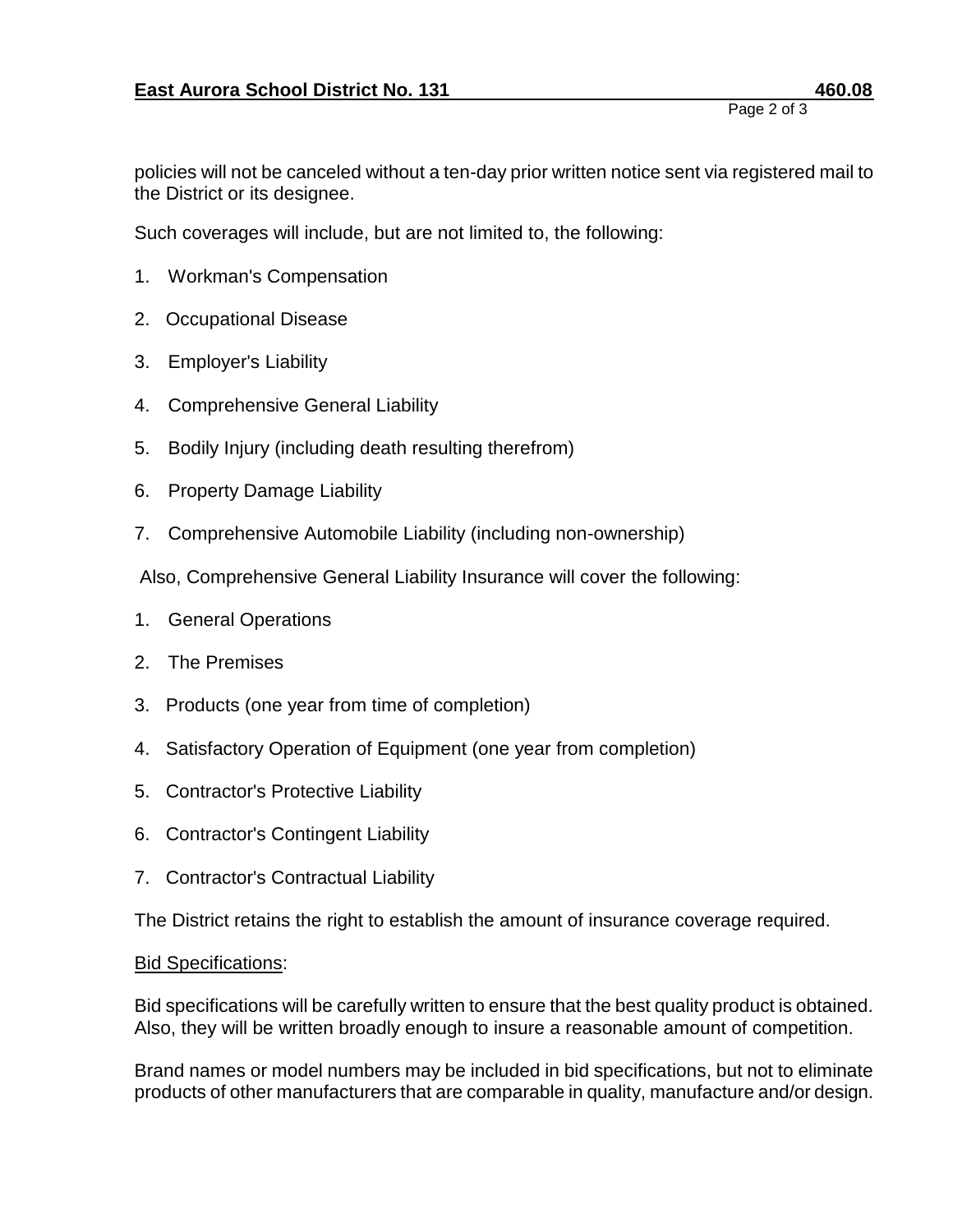policies will not be canceled without a ten-day prior written notice sent via registered mail to the District or its designee.

Such coverages will include, but are not limited to, the following:

1. Workman's Compensation
2. Occupational Disease
3. Employer's Liability
4. Comprehensive General Liability
5. Bodily Injury (including death resulting therefrom)
6. Property Damage Liability
7. Comprehensive Automobile Liability (including non-ownership)

Also, Comprehensive General Liability Insurance will cover the following:

1. General Operations
2. The Premises
3. Products (one year from time of completion)
4. Satisfactory Operation of Equipment (one year from completion)
5. Contractor's Protective Liability
6. Contractor's Contingent Liability
7. Contractor's Contractual Liability

The District retains the right to establish the amount of insurance coverage required.

Bid Specifications:

Bid specifications will be carefully written to ensure that the best quality product is obtained. Also, they will be written broadly enough to insure a reasonable amount of competition.

Brand names or model numbers may be included in bid specifications, but not to eliminate products of other manufacturers that are comparable in quality, manufacture and/or design.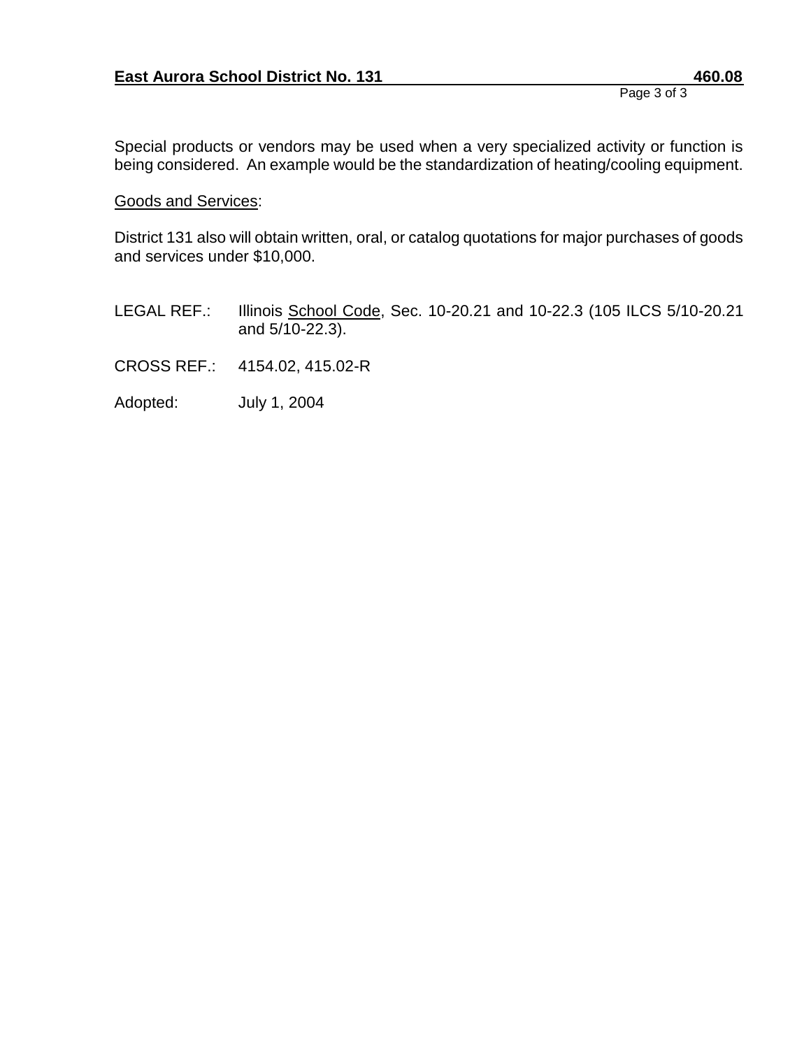Special products or vendors may be used when a very specialized activity or function is being considered. An example would be the standardization of heating/cooling equipment.

Goods and Services:

District 131 also will obtain written, oral, or catalog quotations for major purchases of goods and services under $10,000.

LEGAL REF.: Illinois School Code, Sec. 10-20.21 and 10-22.3 (105 ILCS 5/10-20.21 and 5/10-22.3).

CROSS REF.: 4154.02, 415.02-R

Adopted: July 1, 2004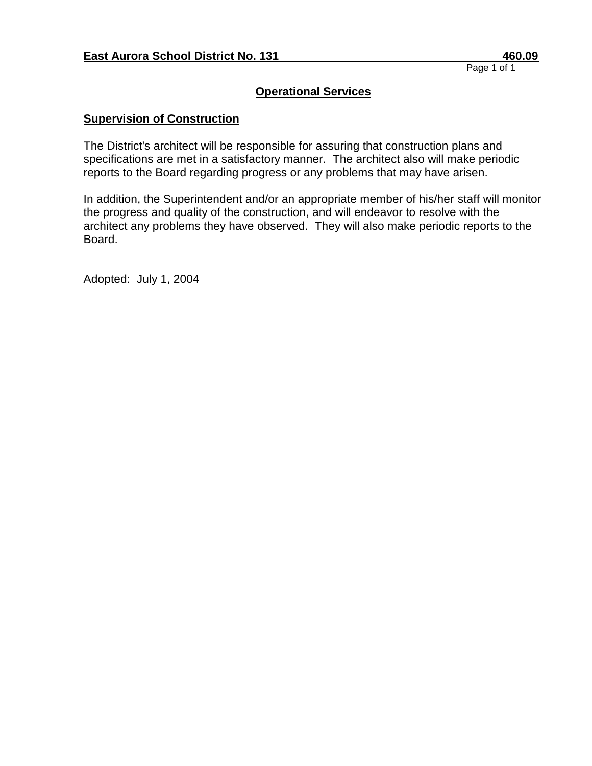**East Aurora School District No. 131** **460.09**

## Operational Services

### Supervision of Construction

The District's architect will be responsible for assuring that construction plans and specifications are met in a satisfactory manner. The architect also will make periodic reports to the Board regarding progress or any problems that may have arisen.

In addition, the Superintendent and/or an appropriate member of his/her staff will monitor the progress and quality of the construction, and will endeavor to resolve with the architect any problems they have observed. They will also make periodic reports to the Board.

Adopted: July 1, 2004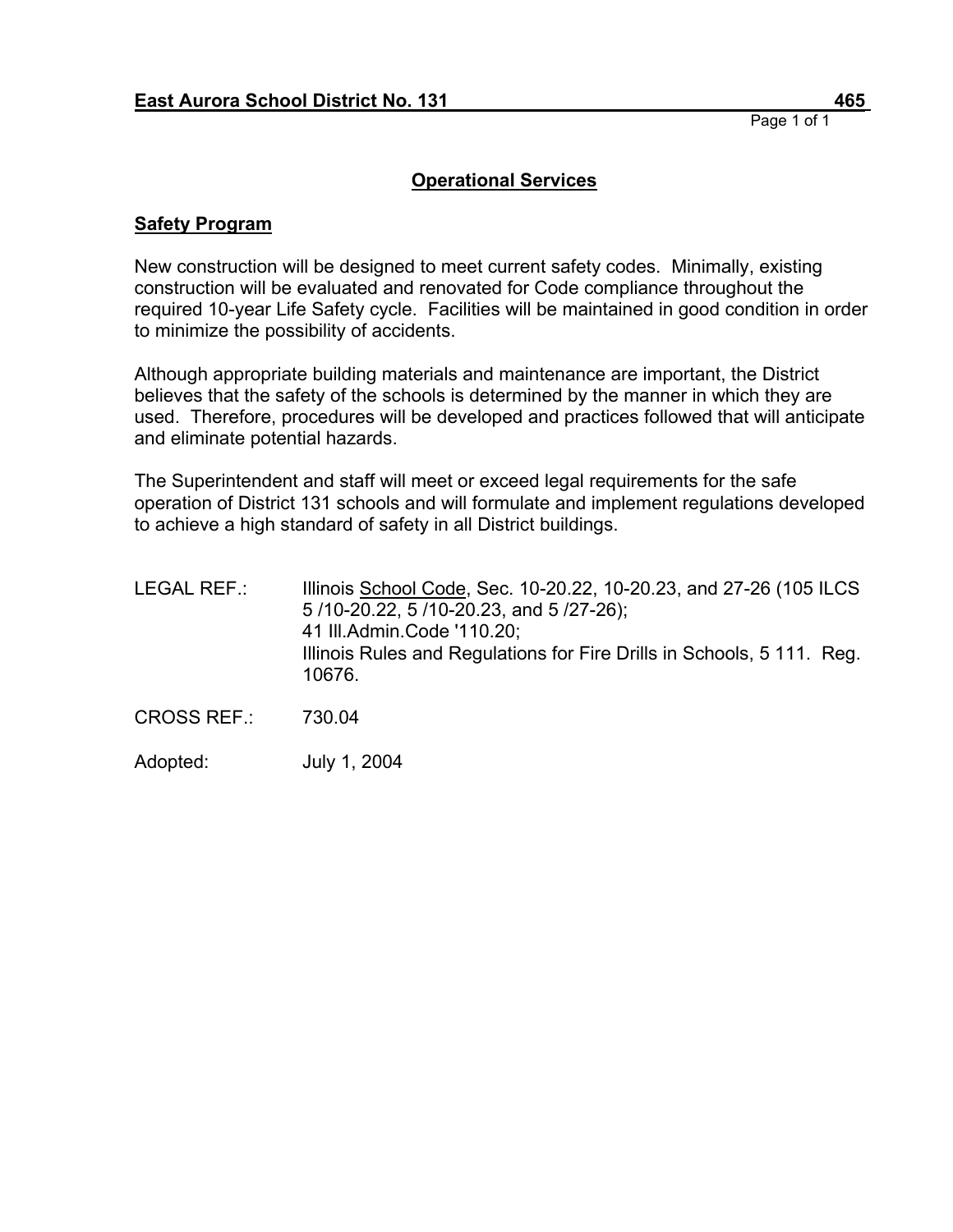**East Aurora School District No. 131** **465**

## Operational Services

### Safety Program

New construction will be designed to meet current safety codes. Minimally, existing construction will be evaluated and renovated for Code compliance throughout the required 10-year Life Safety cycle. Facilities will be maintained in good condition in order to minimize the possibility of accidents.

Although appropriate building materials and maintenance are important, the District believes that the safety of the schools is determined by the manner in which they are used. Therefore, procedures will be developed and practices followed that will anticipate and eliminate potential hazards.

The Superintendent and staff will meet or exceed legal requirements for the safe operation of District 131 schools and will formulate and implement regulations developed to achieve a high standard of safety in all District buildings.

LEGAL REF.: Illinois School Code, Sec. 10-20.22, 10-20.23, and 27-26 (105 ILCS 5 /10-20.22, 5 /10-20.23, and 5 /27-26);
41 Ill.Admin.Code '110.20;
Illinois Rules and Regulations for Fire Drills in Schools, 5 111. Reg. 10676.

CROSS REF.: 730.04

Adopted: July 1, 2004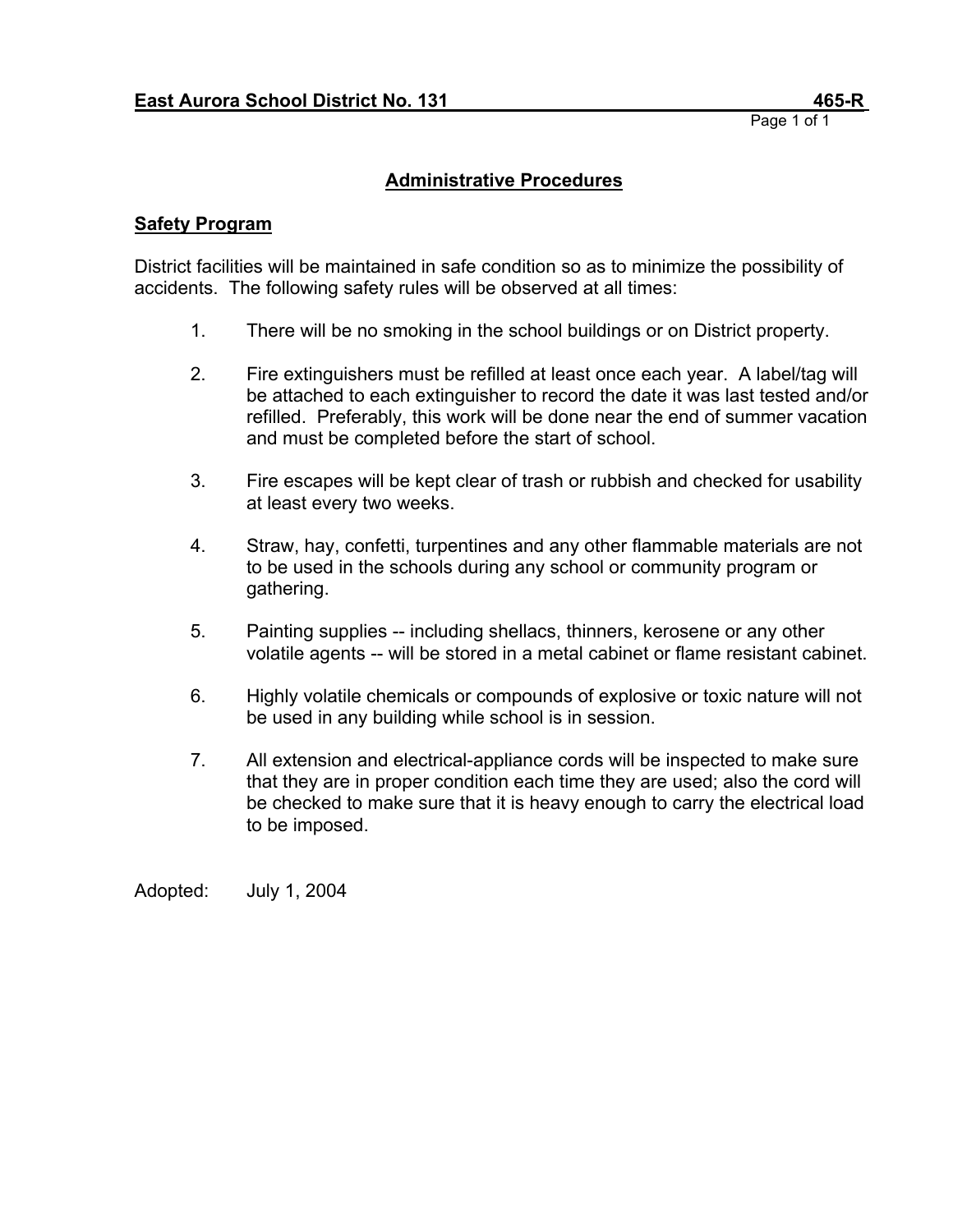**East Aurora School District No. 131** **465-R**

## Administrative Procedures

### Safety Program

District facilities will be maintained in safe condition so as to minimize the possibility of accidents. The following safety rules will be observed at all times:

1. There will be no smoking in the school buildings or on District property.

2. Fire extinguishers must be refilled at least once each year. A label/tag will be attached to each extinguisher to record the date it was last tested and/or refilled. Preferably, this work will be done near the end of summer vacation and must be completed before the start of school.

3. Fire escapes will be kept clear of trash or rubbish and checked for usability at least every two weeks.

4. Straw, hay, confetti, turpentines and any other flammable materials are not to be used in the schools during any school or community program or gathering.

5. Painting supplies -- including shellacs, thinners, kerosene or any other volatile agents -- will be stored in a metal cabinet or flame resistant cabinet.

6. Highly volatile chemicals or compounds of explosive or toxic nature will not be used in any building while school is in session.

7. All extension and electrical-appliance cords will be inspected to make sure that they are in proper condition each time they are used; also the cord will be checked to make sure that it is heavy enough to carry the electrical load to be imposed.

Adopted: July 1, 2004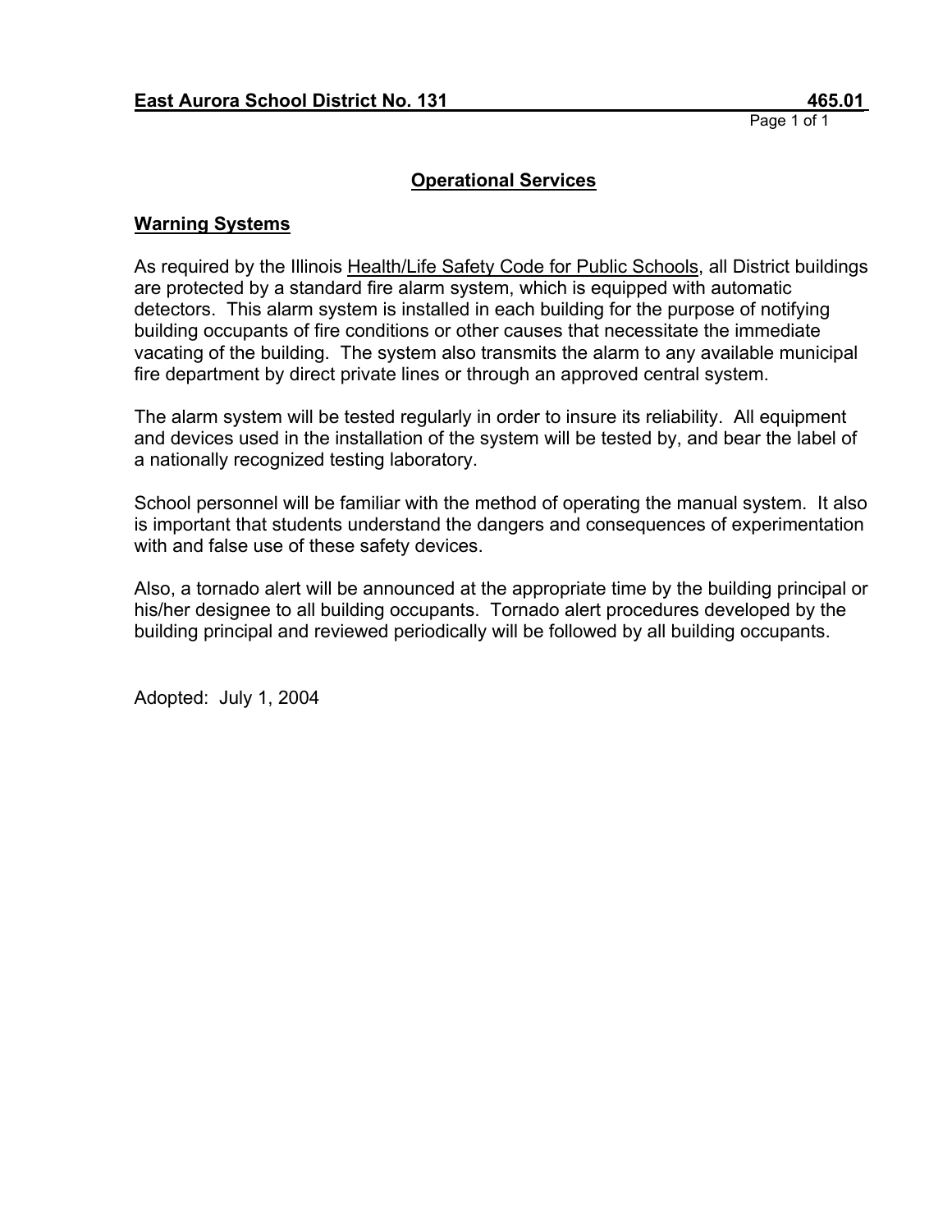**East Aurora School District No. 131** **465.01**

## Operational Services

### Warning Systems

As required by the Illinois Health/Life Safety Code for Public Schools, all District buildings are protected by a standard fire alarm system, which is equipped with automatic detectors. This alarm system is installed in each building for the purpose of notifying building occupants of fire conditions or other causes that necessitate the immediate vacating of the building. The system also transmits the alarm to any available municipal fire department by direct private lines or through an approved central system.

The alarm system will be tested regularly in order to insure its reliability. All equipment and devices used in the installation of the system will be tested by, and bear the label of a nationally recognized testing laboratory.

School personnel will be familiar with the method of operating the manual system. It also is important that students understand the dangers and consequences of experimentation with and false use of these safety devices.

Also, a tornado alert will be announced at the appropriate time by the building principal or his/her designee to all building occupants. Tornado alert procedures developed by the building principal and reviewed periodically will be followed by all building occupants.

Adopted: July 1, 2004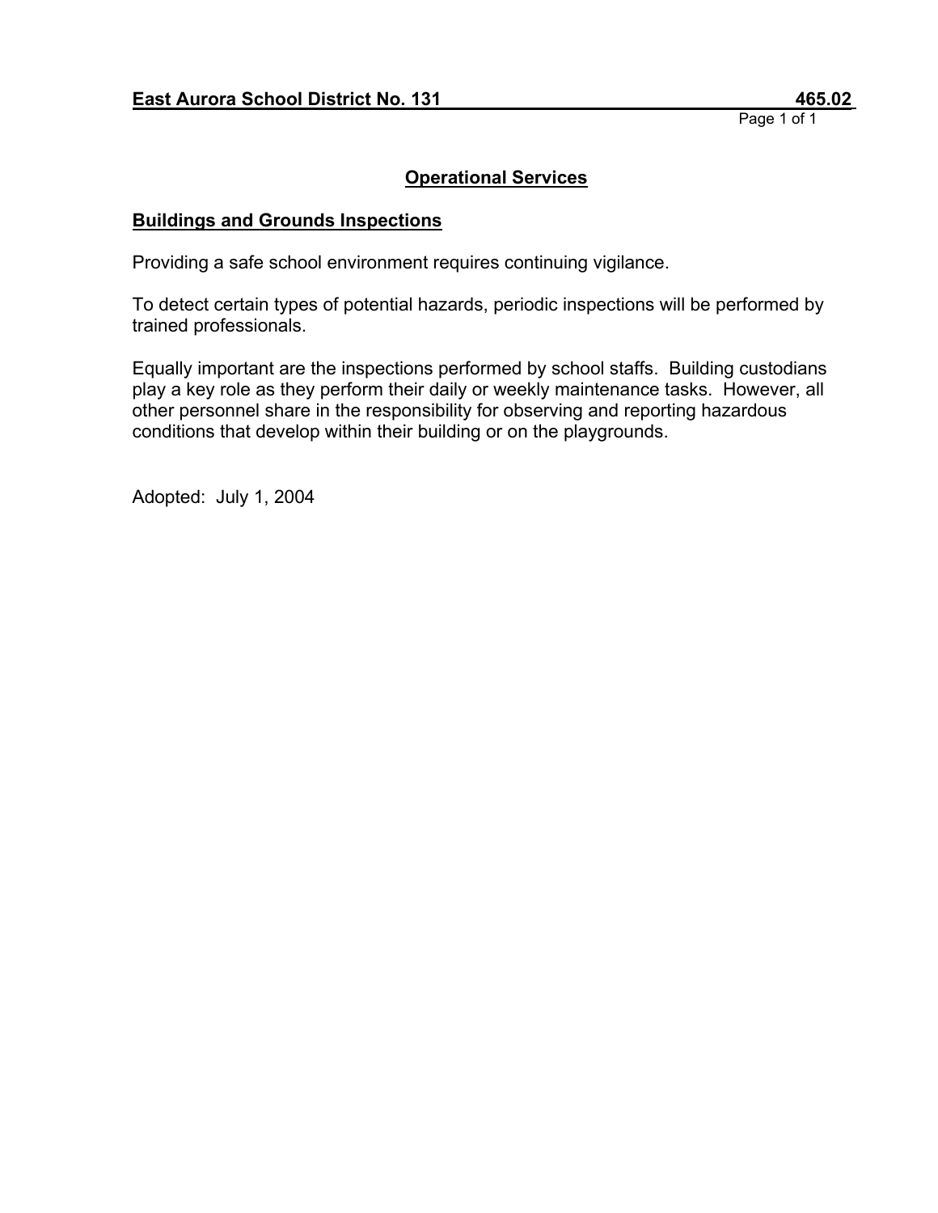**East Aurora School District No. 131** **465.02**

## Operational Services

### Buildings and Grounds Inspections

Providing a safe school environment requires continuing vigilance.

To detect certain types of potential hazards, periodic inspections will be performed by trained professionals.

Equally important are the inspections performed by school staffs. Building custodians play a key role as they perform their daily or weekly maintenance tasks. However, all other personnel share in the responsibility for observing and reporting hazardous conditions that develop within their building or on the playgrounds.

Adopted: July 1, 2004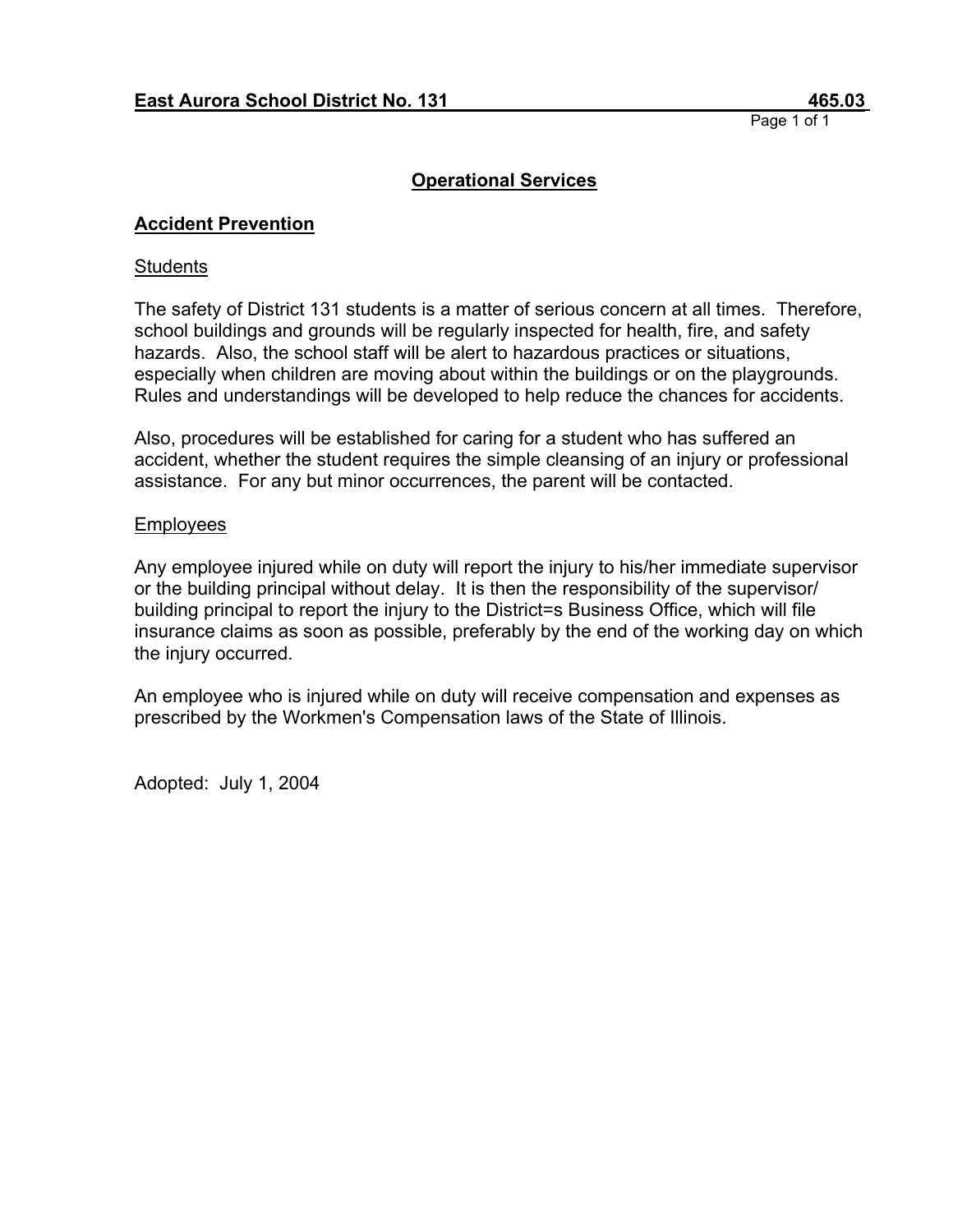**East Aurora School District No. 131** **465.03**

## Operational Services

### Accident Prevention

Students

The safety of District 131 students is a matter of serious concern at all times. Therefore, school buildings and grounds will be regularly inspected for health, fire, and safety hazards. Also, the school staff will be alert to hazardous practices or situations, especially when children are moving about within the buildings or on the playgrounds. Rules and understandings will be developed to help reduce the chances for accidents.

Also, procedures will be established for caring for a student who has suffered an accident, whether the student requires the simple cleansing of an injury or professional assistance. For any but minor occurrences, the parent will be contacted.

Employees

Any employee injured while on duty will report the injury to his/her immediate supervisor or the building principal without delay. It is then the responsibility of the supervisor/ building principal to report the injury to the District=s Business Office, which will file insurance claims as soon as possible, preferably by the end of the working day on which the injury occurred.

An employee who is injured while on duty will receive compensation and expenses as prescribed by the Workmen's Compensation laws of the State of Illinois.

Adopted: July 1, 2004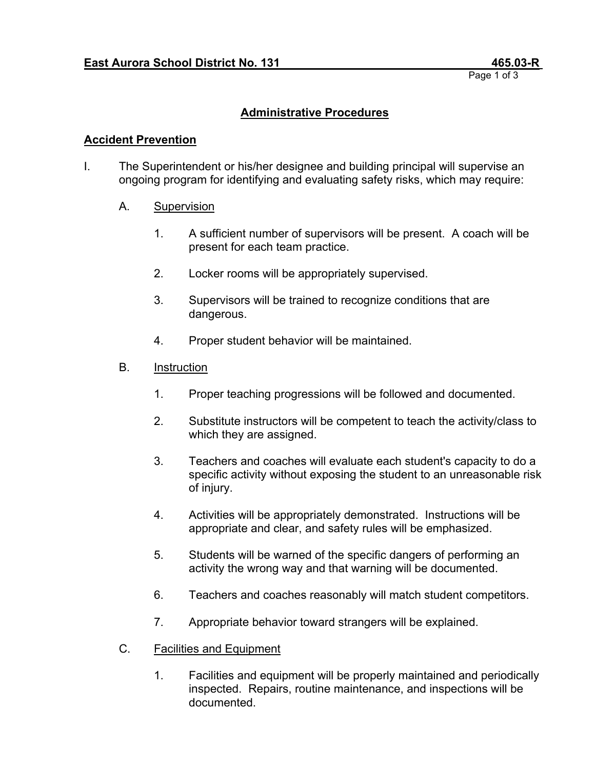**East Aurora School District No. 131** **465.03-R**

## Administrative Procedures

### Accident Prevention

I. The Superintendent or his/her designee and building principal will supervise an ongoing program for identifying and evaluating safety risks, which may require:

   A. Supervision

      1. A sufficient number of supervisors will be present. A coach will be present for each team practice.

      2. Locker rooms will be appropriately supervised.

      3. Supervisors will be trained to recognize conditions that are dangerous.

      4. Proper student behavior will be maintained.

   B. Instruction

      1. Proper teaching progressions will be followed and documented.

      2. Substitute instructors will be competent to teach the activity/class to which they are assigned.

      3. Teachers and coaches will evaluate each student's capacity to do a specific activity without exposing the student to an unreasonable risk of injury.

      4. Activities will be appropriately demonstrated. Instructions will be appropriate and clear, and safety rules will be emphasized.

      5. Students will be warned of the specific dangers of performing an activity the wrong way and that warning will be documented.

      6. Teachers and coaches reasonably will match student competitors.

      7. Appropriate behavior toward strangers will be explained.

   C. Facilities and Equipment

      1. Facilities and equipment will be properly maintained and periodically inspected. Repairs, routine maintenance, and inspections will be documented.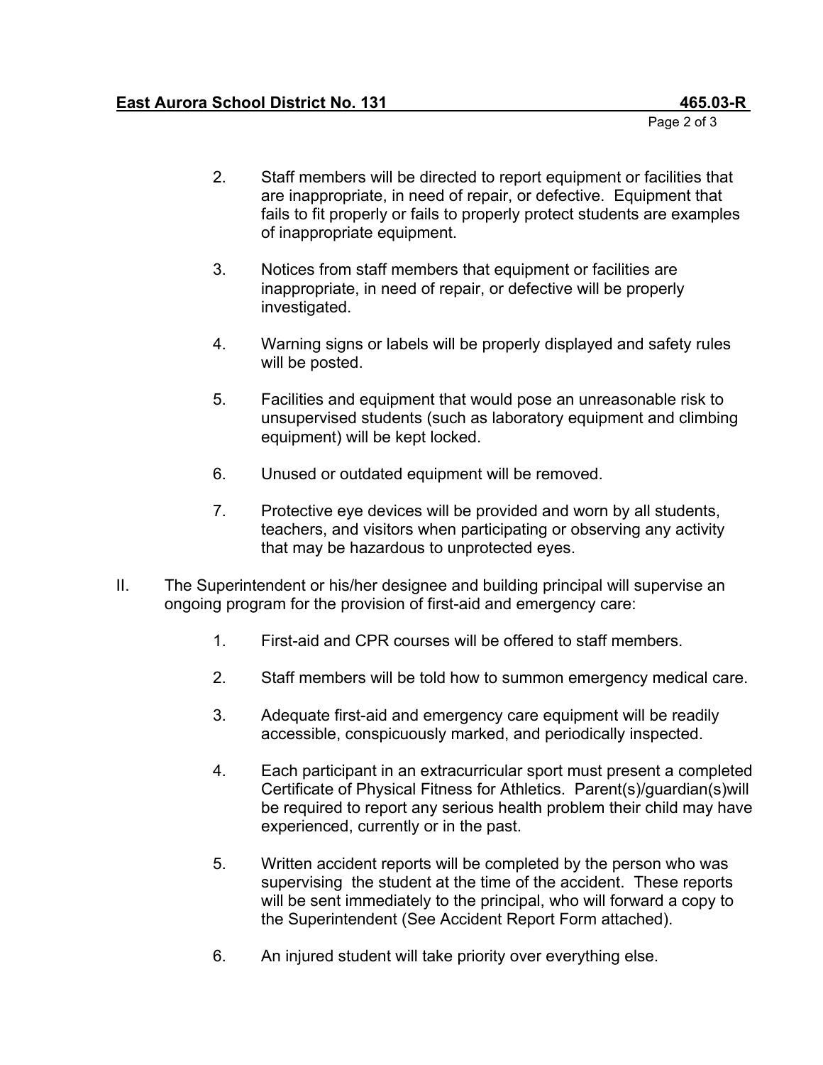2. Staff members will be directed to report equipment or facilities that are inappropriate, in need of repair, or defective. Equipment that fails to fit properly or fails to properly protect students are examples of inappropriate equipment.

3. Notices from staff members that equipment or facilities are inappropriate, in need of repair, or defective will be properly investigated.

4. Warning signs or labels will be properly displayed and safety rules will be posted.

5. Facilities and equipment that would pose an unreasonable risk to unsupervised students (such as laboratory equipment and climbing equipment) will be kept locked.

6. Unused or outdated equipment will be removed.

7. Protective eye devices will be provided and worn by all students, teachers, and visitors when participating or observing any activity that may be hazardous to unprotected eyes.

II. The Superintendent or his/her designee and building principal will supervise an ongoing program for the provision of first-aid and emergency care:

1. First-aid and CPR courses will be offered to staff members.

2. Staff members will be told how to summon emergency medical care.

3. Adequate first-aid and emergency care equipment will be readily accessible, conspicuously marked, and periodically inspected.

4. Each participant in an extracurricular sport must present a completed Certificate of Physical Fitness for Athletics. Parent(s)/guardian(s)will be required to report any serious health problem their child may have experienced, currently or in the past.

5. Written accident reports will be completed by the person who was supervising the student at the time of the accident. These reports will be sent immediately to the principal, who will forward a copy to the Superintendent (See Accident Report Form attached).

6. An injured student will take priority over everything else.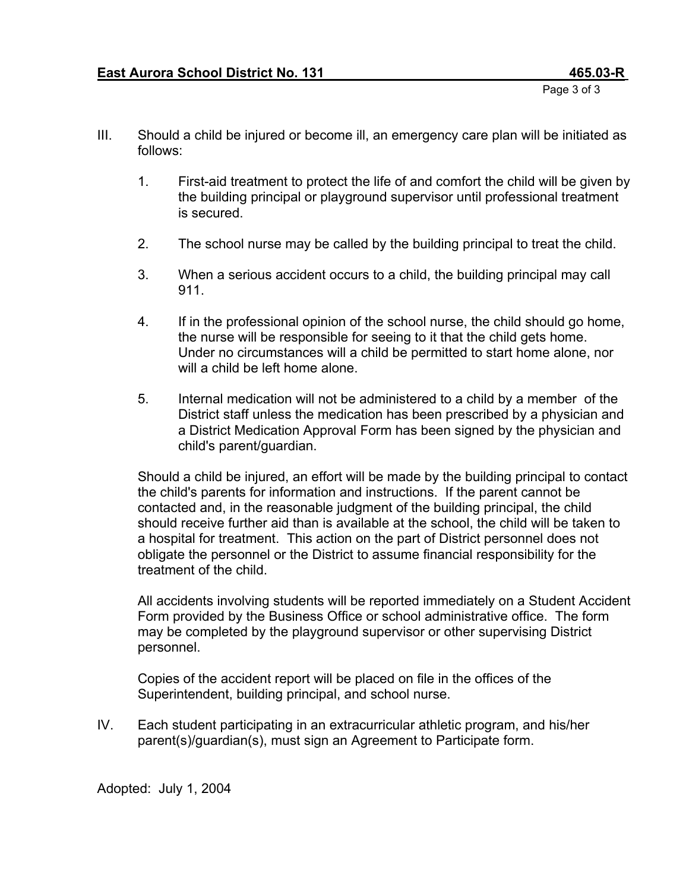III. Should a child be injured or become ill, an emergency care plan will be initiated as follows:

   1. First-aid treatment to protect the life of and comfort the child will be given by the building principal or playground supervisor until professional treatment is secured.

   2. The school nurse may be called by the building principal to treat the child.

   3. When a serious accident occurs to a child, the building principal may call 911.

   4. If in the professional opinion of the school nurse, the child should go home, the nurse will be responsible for seeing to it that the child gets home. Under no circumstances will a child be permitted to start home alone, nor will a child be left home alone.

   5. Internal medication will not be administered to a child by a member of the District staff unless the medication has been prescribed by a physician and a District Medication Approval Form has been signed by the physician and child's parent/guardian.

   Should a child be injured, an effort will be made by the building principal to contact the child's parents for information and instructions. If the parent cannot be contacted and, in the reasonable judgment of the building principal, the child should receive further aid than is available at the school, the child will be taken to a hospital for treatment. This action on the part of District personnel does not obligate the personnel or the District to assume financial responsibility for the treatment of the child.

   All accidents involving students will be reported immediately on a Student Accident Form provided by the Business Office or school administrative office. The form may be completed by the playground supervisor or other supervising District personnel.

   Copies of the accident report will be placed on file in the offices of the Superintendent, building principal, and school nurse.

IV. Each student participating in an extracurricular athletic program, and his/her parent(s)/guardian(s), must sign an Agreement to Participate form.

Adopted: July 1, 2004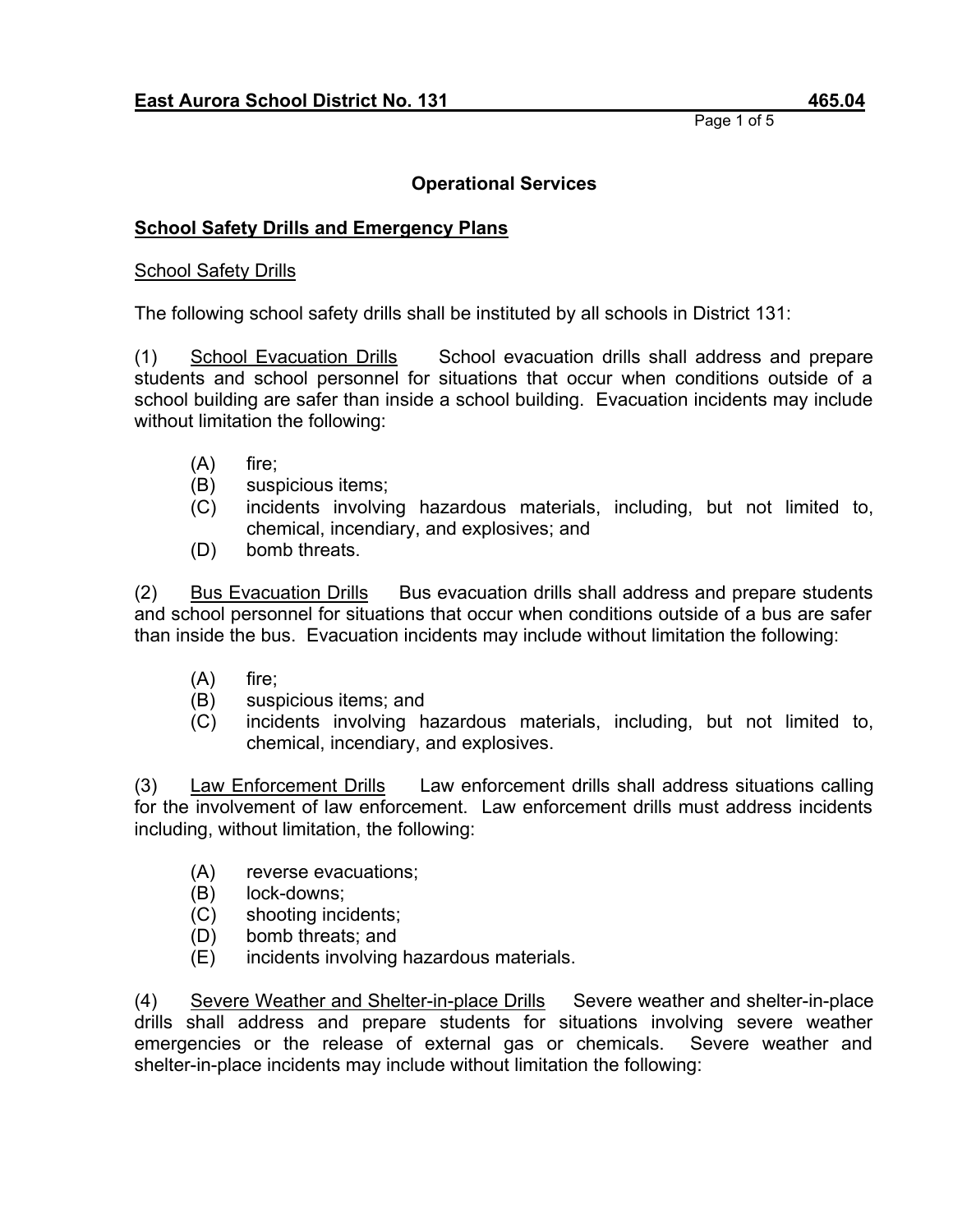**East Aurora School District No. 131** **465.04**

## Operational Services

### School Safety Drills and Emergency Plans

School Safety Drills

The following school safety drills shall be instituted by all schools in District 131:

(1) School Evacuation Drills School evacuation drills shall address and prepare students and school personnel for situations that occur when conditions outside of a school building are safer than inside a school building. Evacuation incidents may include without limitation the following:

- (A) fire;
- (B) suspicious items;
- (C) incidents involving hazardous materials, including, but not limited to, chemical, incendiary, and explosives; and
- (D) bomb threats.

(2) Bus Evacuation Drills Bus evacuation drills shall address and prepare students and school personnel for situations that occur when conditions outside of a bus are safer than inside the bus. Evacuation incidents may include without limitation the following:

- (A) fire;
- (B) suspicious items; and
- (C) incidents involving hazardous materials, including, but not limited to, chemical, incendiary, and explosives.

(3) Law Enforcement Drills Law enforcement drills shall address situations calling for the involvement of law enforcement. Law enforcement drills must address incidents including, without limitation, the following:

- (A) reverse evacuations;
- (B) lock-downs;
- (C) shooting incidents;
- (D) bomb threats; and
- (E) incidents involving hazardous materials.

(4) Severe Weather and Shelter-in-place Drills Severe weather and shelter-in-place drills shall address and prepare students for situations involving severe weather emergencies or the release of external gas or chemicals. Severe weather and shelter-in-place incidents may include without limitation the following: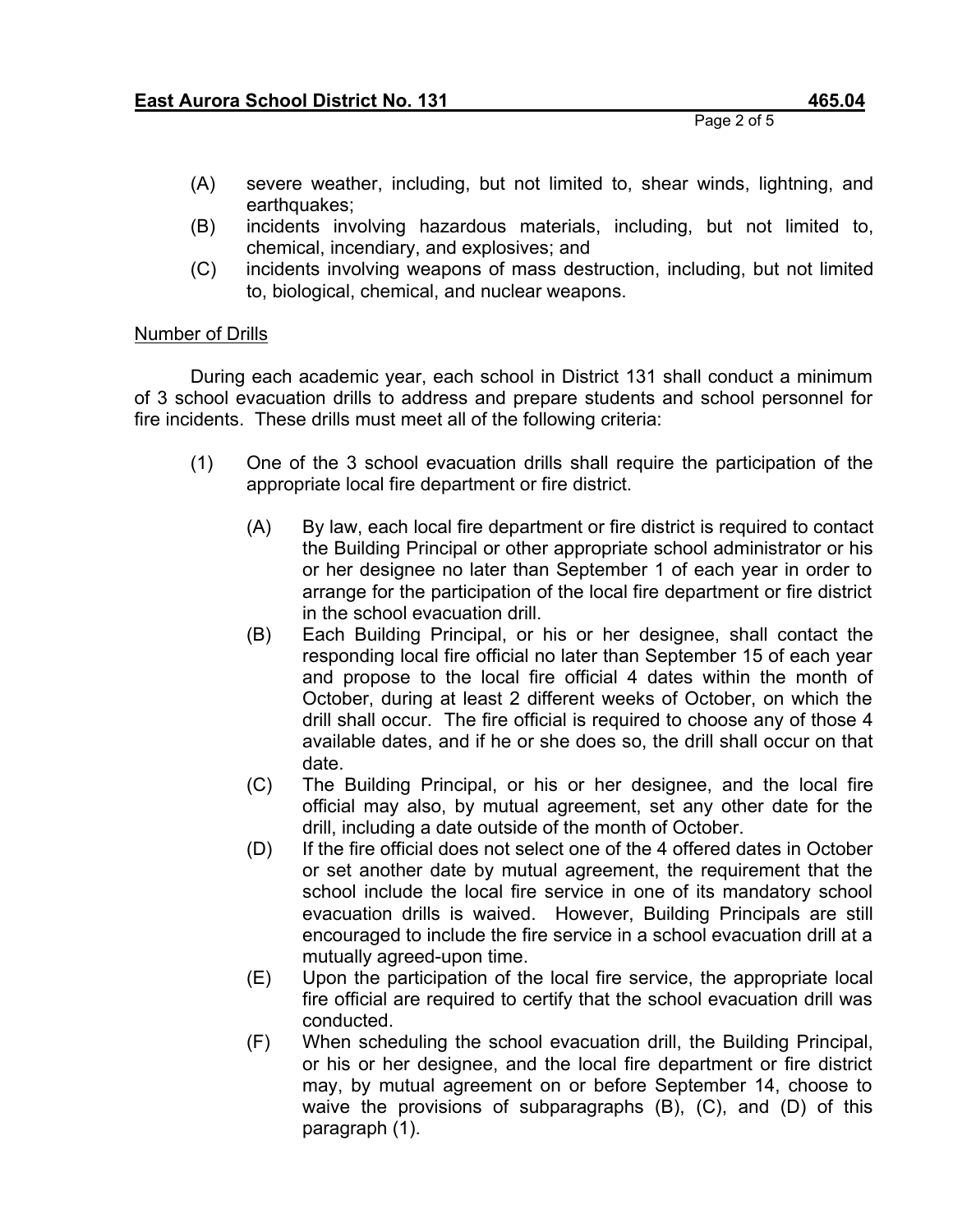(A) severe weather, including, but not limited to, shear winds, lightning, and earthquakes;

(B) incidents involving hazardous materials, including, but not limited to, chemical, incendiary, and explosives; and

(C) incidents involving weapons of mass destruction, including, but not limited to, biological, chemical, and nuclear weapons.

<u>Number of Drills</u>

During each academic year, each school in District 131 shall conduct a minimum of 3 school evacuation drills to address and prepare students and school personnel for fire incidents. These drills must meet all of the following criteria:

(1) One of the 3 school evacuation drills shall require the participation of the appropriate local fire department or fire district.

   (A) By law, each local fire department or fire district is required to contact the Building Principal or other appropriate school administrator or his or her designee no later than September 1 of each year in order to arrange for the participation of the local fire department or fire district in the school evacuation drill.

   (B) Each Building Principal, or his or her designee, shall contact the responding local fire official no later than September 15 of each year and propose to the local fire official 4 dates within the month of October, during at least 2 different weeks of October, on which the drill shall occur. The fire official is required to choose any of those 4 available dates, and if he or she does so, the drill shall occur on that date.

   (C) The Building Principal, or his or her designee, and the local fire official may also, by mutual agreement, set any other date for the drill, including a date outside of the month of October.

   (D) If the fire official does not select one of the 4 offered dates in October or set another date by mutual agreement, the requirement that the school include the local fire service in one of its mandatory school evacuation drills is waived. However, Building Principals are still encouraged to include the fire service in a school evacuation drill at a mutually agreed-upon time.

   (E) Upon the participation of the local fire service, the appropriate local fire official are required to certify that the school evacuation drill was conducted.

   (F) When scheduling the school evacuation drill, the Building Principal, or his or her designee, and the local fire department or fire district may, by mutual agreement on or before September 14, choose to waive the provisions of subparagraphs (B), (C), and (D) of this paragraph (1).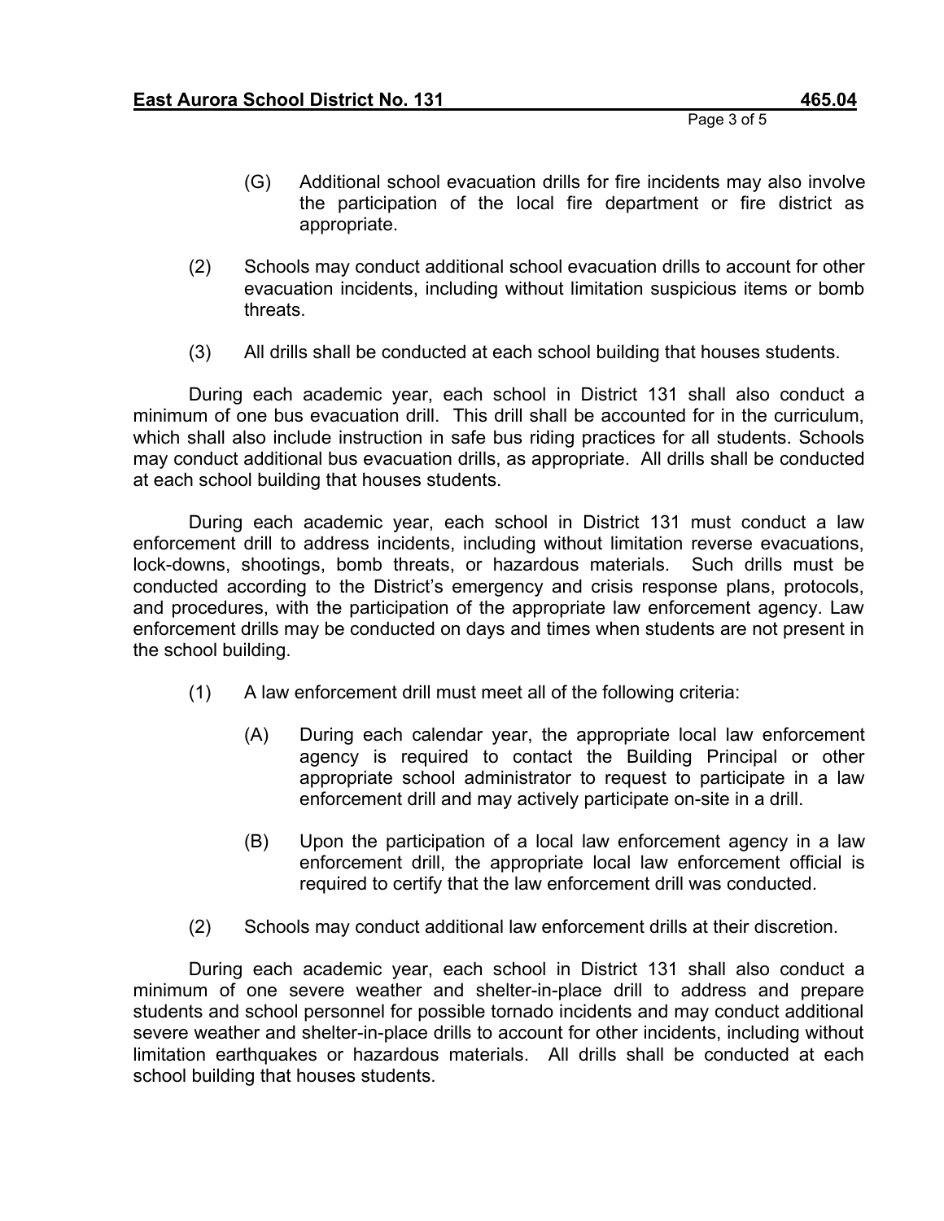(G) Additional school evacuation drills for fire incidents may also involve the participation of the local fire department or fire district as appropriate.

(2) Schools may conduct additional school evacuation drills to account for other evacuation incidents, including without limitation suspicious items or bomb threats.

(3) All drills shall be conducted at each school building that houses students.

During each academic year, each school in District 131 shall also conduct a minimum of one bus evacuation drill. This drill shall be accounted for in the curriculum, which shall also include instruction in safe bus riding practices for all students. Schools may conduct additional bus evacuation drills, as appropriate. All drills shall be conducted at each school building that houses students.

During each academic year, each school in District 131 must conduct a law enforcement drill to address incidents, including without limitation reverse evacuations, lock-downs, shootings, bomb threats, or hazardous materials. Such drills must be conducted according to the District's emergency and crisis response plans, protocols, and procedures, with the participation of the appropriate law enforcement agency. Law enforcement drills may be conducted on days and times when students are not present in the school building.

(1) A law enforcement drill must meet all of the following criteria:

(A) During each calendar year, the appropriate local law enforcement agency is required to contact the Building Principal or other appropriate school administrator to request to participate in a law enforcement drill and may actively participate on-site in a drill.

(B) Upon the participation of a local law enforcement agency in a law enforcement drill, the appropriate local law enforcement official is required to certify that the law enforcement drill was conducted.

(2) Schools may conduct additional law enforcement drills at their discretion.

During each academic year, each school in District 131 shall also conduct a minimum of one severe weather and shelter-in-place drill to address and prepare students and school personnel for possible tornado incidents and may conduct additional severe weather and shelter-in-place drills to account for other incidents, including without limitation earthquakes or hazardous materials. All drills shall be conducted at each school building that houses students.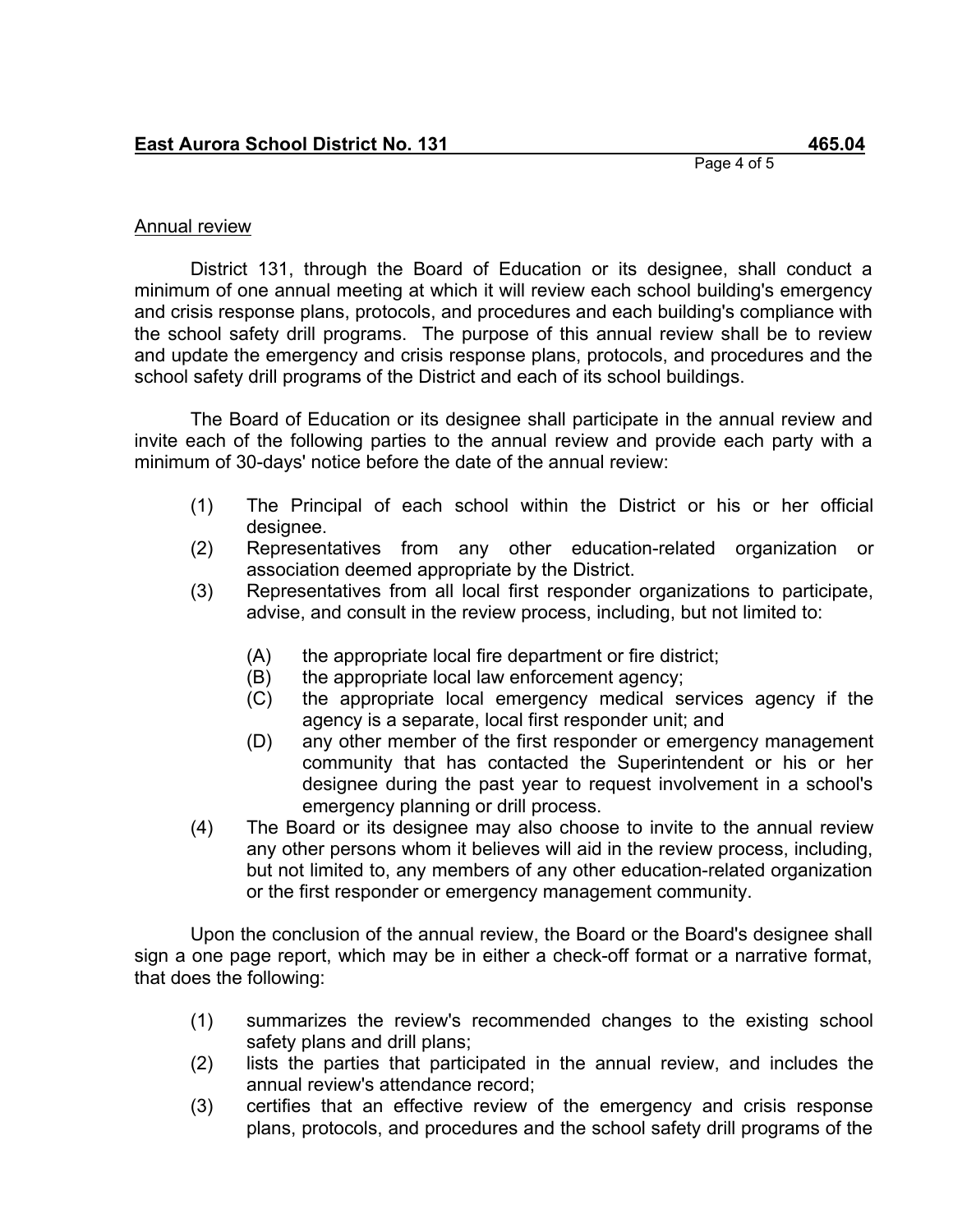Annual review

District 131, through the Board of Education or its designee, shall conduct a minimum of one annual meeting at which it will review each school building's emergency and crisis response plans, protocols, and procedures and each building's compliance with the school safety drill programs. The purpose of this annual review shall be to review and update the emergency and crisis response plans, protocols, and procedures and the school safety drill programs of the District and each of its school buildings.

The Board of Education or its designee shall participate in the annual review and invite each of the following parties to the annual review and provide each party with a minimum of 30-days' notice before the date of the annual review:

(1) The Principal of each school within the District or his or her official designee.

(2) Representatives from any other education-related organization or association deemed appropriate by the District.

(3) Representatives from all local first responder organizations to participate, advise, and consult in the review process, including, but not limited to:

  (A) the appropriate local fire department or fire district;
  (B) the appropriate local law enforcement agency;
  (C) the appropriate local emergency medical services agency if the agency is a separate, local first responder unit; and
  (D) any other member of the first responder or emergency management community that has contacted the Superintendent or his or her designee during the past year to request involvement in a school's emergency planning or drill process.

(4) The Board or its designee may also choose to invite to the annual review any other persons whom it believes will aid in the review process, including, but not limited to, any members of any other education-related organization or the first responder or emergency management community.

Upon the conclusion of the annual review, the Board or the Board's designee shall sign a one page report, which may be in either a check-off format or a narrative format, that does the following:

(1) summarizes the review's recommended changes to the existing school safety plans and drill plans;

(2) lists the parties that participated in the annual review, and includes the annual review's attendance record;

(3) certifies that an effective review of the emergency and crisis response plans, protocols, and procedures and the school safety drill programs of the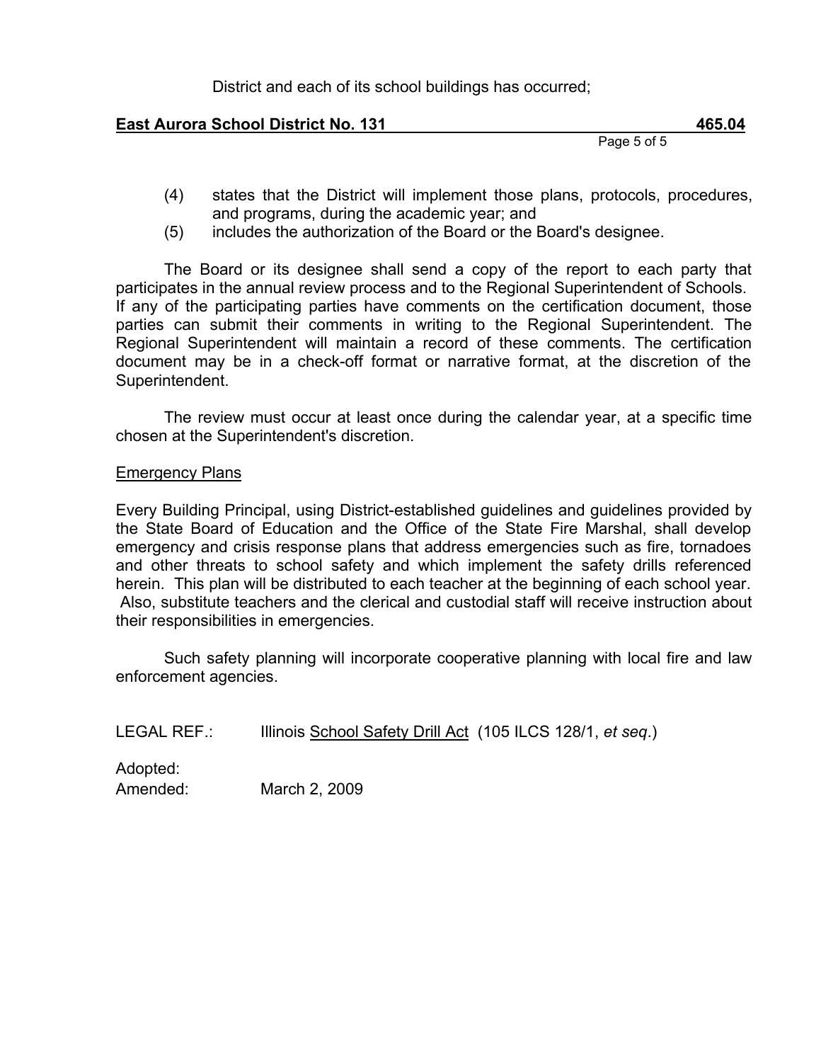District and each of its school buildings has occurred;

(4) states that the District will implement those plans, protocols, procedures, and programs, during the academic year; and
(5) includes the authorization of the Board or the Board's designee.

The Board or its designee shall send a copy of the report to each party that participates in the annual review process and to the Regional Superintendent of Schools. If any of the participating parties have comments on the certification document, those parties can submit their comments in writing to the Regional Superintendent. The Regional Superintendent will maintain a record of these comments. The certification document may be in a check-off format or narrative format, at the discretion of the Superintendent.

The review must occur at least once during the calendar year, at a specific time chosen at the Superintendent's discretion.

Emergency Plans

Every Building Principal, using District-established guidelines and guidelines provided by the State Board of Education and the Office of the State Fire Marshal, shall develop emergency and crisis response plans that address emergencies such as fire, tornadoes and other threats to school safety and which implement the safety drills referenced herein. This plan will be distributed to each teacher at the beginning of each school year. Also, substitute teachers and the clerical and custodial staff will receive instruction about their responsibilities in emergencies.

Such safety planning will incorporate cooperative planning with local fire and law enforcement agencies.

LEGAL REF.: Illinois School Safety Drill Act (105 ILCS 128/1, *et seq.*)

Adopted:
Amended: March 2, 2009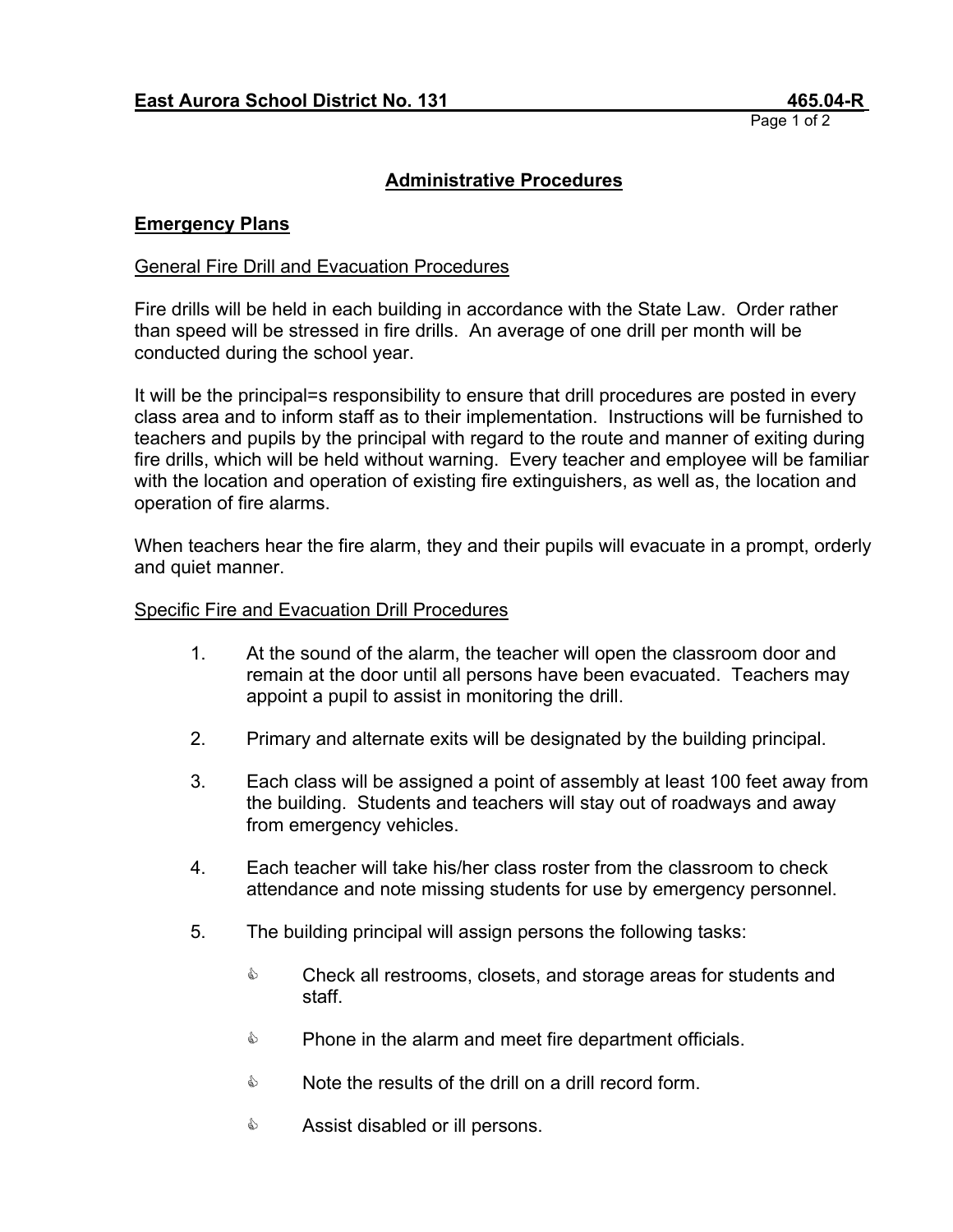**East Aurora School District No. 131** **465.04-R**

## Administrative Procedures

### Emergency Plans

General Fire Drill and Evacuation Procedures

Fire drills will be held in each building in accordance with the State Law. Order rather than speed will be stressed in fire drills. An average of one drill per month will be conducted during the school year.

It will be the principal=s responsibility to ensure that drill procedures are posted in every class area and to inform staff as to their implementation. Instructions will be furnished to teachers and pupils by the principal with regard to the route and manner of exiting during fire drills, which will be held without warning. Every teacher and employee will be familiar with the location and operation of existing fire extinguishers, as well as, the location and operation of fire alarms.

When teachers hear the fire alarm, they and their pupils will evacuate in a prompt, orderly and quiet manner.

Specific Fire and Evacuation Drill Procedures

1. At the sound of the alarm, the teacher will open the classroom door and remain at the door until all persons have been evacuated. Teachers may appoint a pupil to assist in monitoring the drill.

2. Primary and alternate exits will be designated by the building principal.

3. Each class will be assigned a point of assembly at least 100 feet away from the building. Students and teachers will stay out of roadways and away from emergency vehicles.

4. Each teacher will take his/her class roster from the classroom to check attendance and note missing students for use by emergency personnel.

5. The building principal will assign persons the following tasks:

   - Check all restrooms, closets, and storage areas for students and staff.
   - Phone in the alarm and meet fire department officials.
   - Note the results of the drill on a drill record form.
   - Assist disabled or ill persons.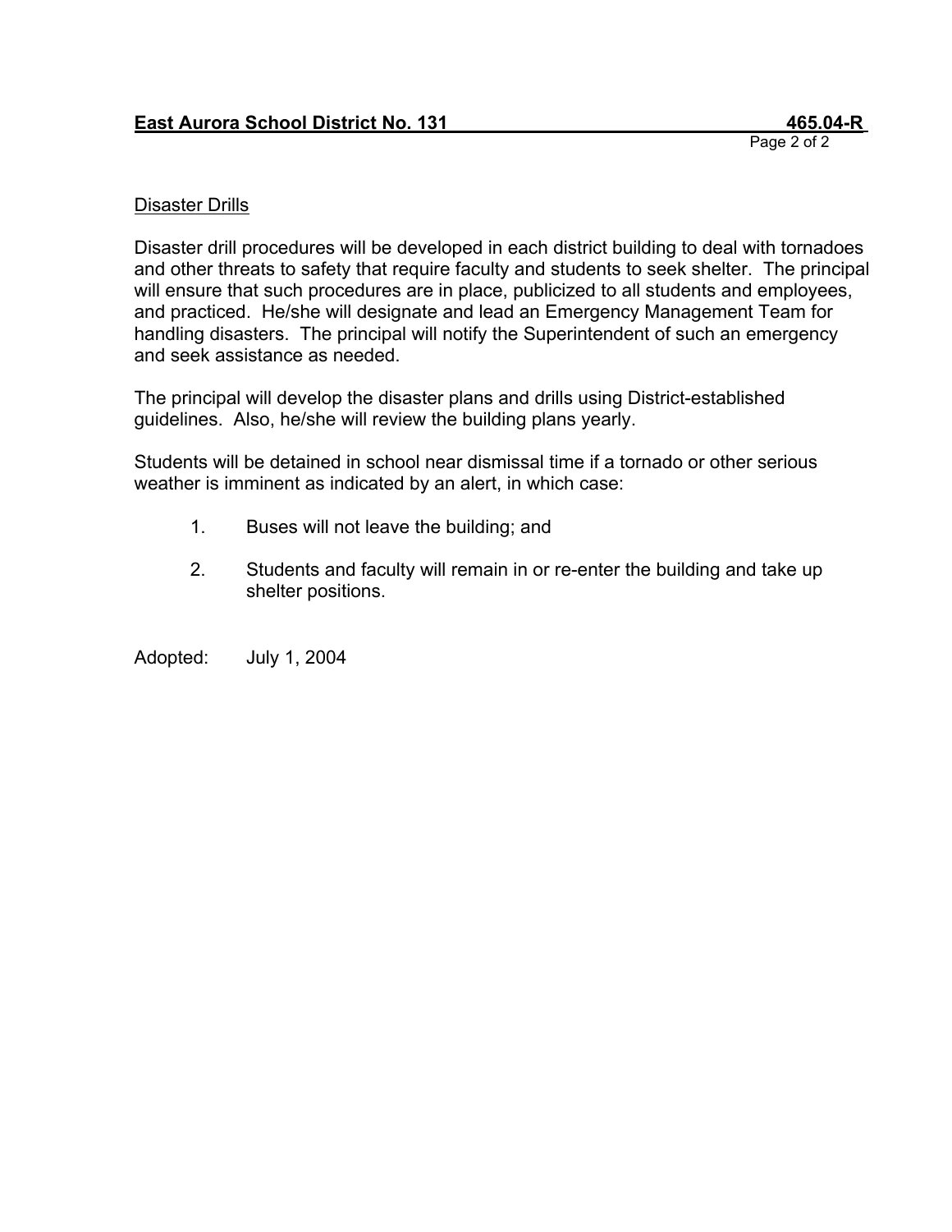## Disaster Drills

Disaster drill procedures will be developed in each district building to deal with tornadoes and other threats to safety that require faculty and students to seek shelter. The principal will ensure that such procedures are in place, publicized to all students and employees, and practiced. He/she will designate and lead an Emergency Management Team for handling disasters. The principal will notify the Superintendent of such an emergency and seek assistance as needed.

The principal will develop the disaster plans and drills using District-established guidelines. Also, he/she will review the building plans yearly.

Students will be detained in school near dismissal time if a tornado or other serious weather is imminent as indicated by an alert, in which case:

1. Buses will not leave the building; and
2. Students and faculty will remain in or re-enter the building and take up shelter positions.

Adopted: July 1, 2004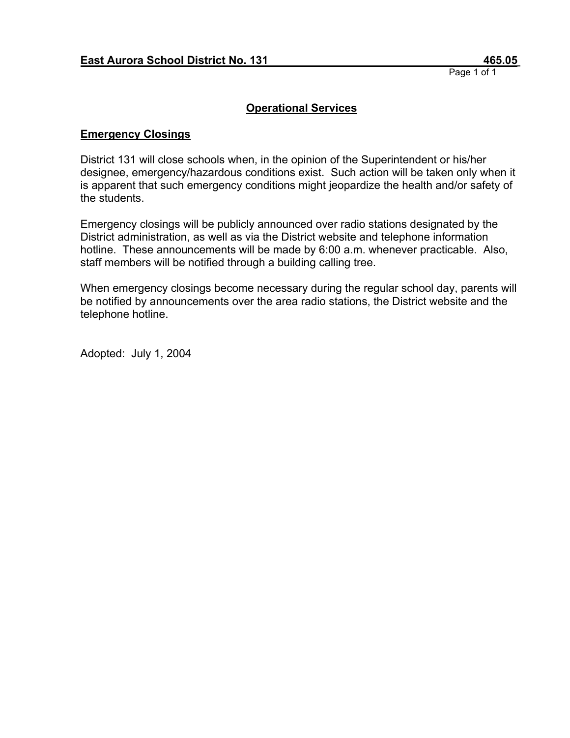**East Aurora School District No. 131** **465.05**

## Operational Services

### Emergency Closings

District 131 will close schools when, in the opinion of the Superintendent or his/her designee, emergency/hazardous conditions exist. Such action will be taken only when it is apparent that such emergency conditions might jeopardize the health and/or safety of the students.

Emergency closings will be publicly announced over radio stations designated by the District administration, as well as via the District website and telephone information hotline. These announcements will be made by 6:00 a.m. whenever practicable. Also, staff members will be notified through a building calling tree.

When emergency closings become necessary during the regular school day, parents will be notified by announcements over the area radio stations, the District website and the telephone hotline.

Adopted: July 1, 2004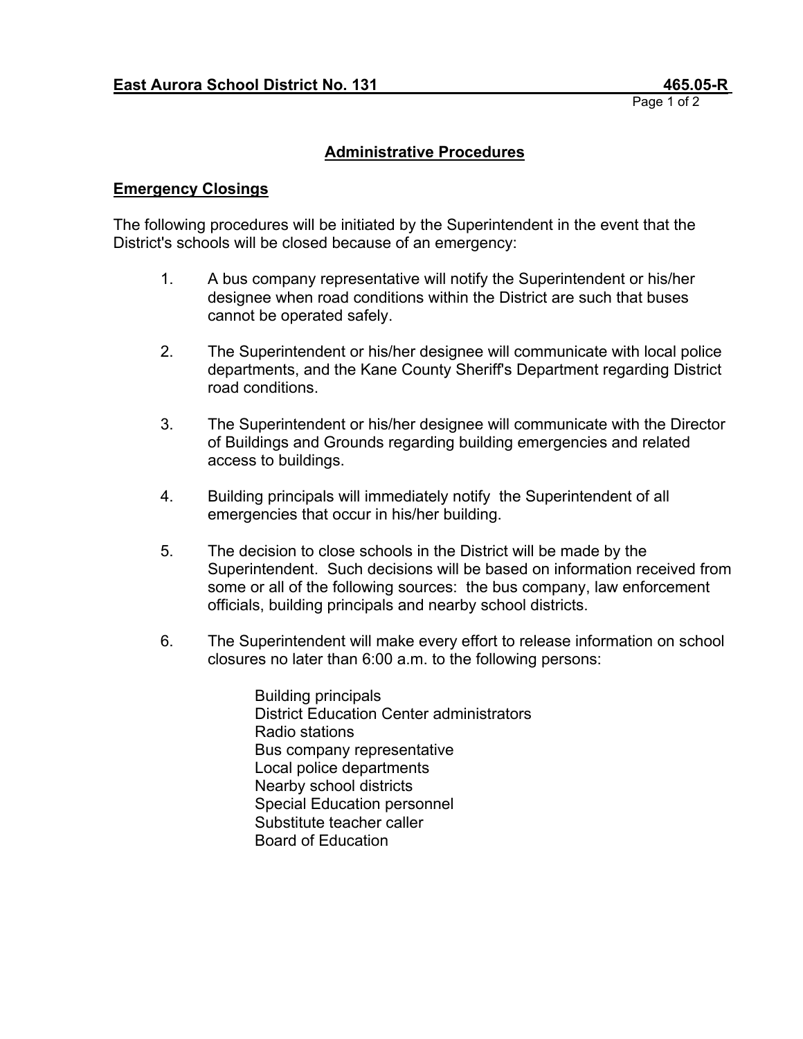**East Aurora School District No. 131** **465.05-R**

## Administrative Procedures

### Emergency Closings

The following procedures will be initiated by the Superintendent in the event that the District's schools will be closed because of an emergency:

1. A bus company representative will notify the Superintendent or his/her designee when road conditions within the District are such that buses cannot be operated safely.

2. The Superintendent or his/her designee will communicate with local police departments, and the Kane County Sheriff's Department regarding District road conditions.

3. The Superintendent or his/her designee will communicate with the Director of Buildings and Grounds regarding building emergencies and related access to buildings.

4. Building principals will immediately notify the Superintendent of all emergencies that occur in his/her building.

5. The decision to close schools in the District will be made by the Superintendent. Such decisions will be based on information received from some or all of the following sources: the bus company, law enforcement officials, building principals and nearby school districts.

6. The Superintendent will make every effort to release information on school closures no later than 6:00 a.m. to the following persons:

   Building principals
   District Education Center administrators
   Radio stations
   Bus company representative
   Local police departments
   Nearby school districts
   Special Education personnel
   Substitute teacher caller
   Board of Education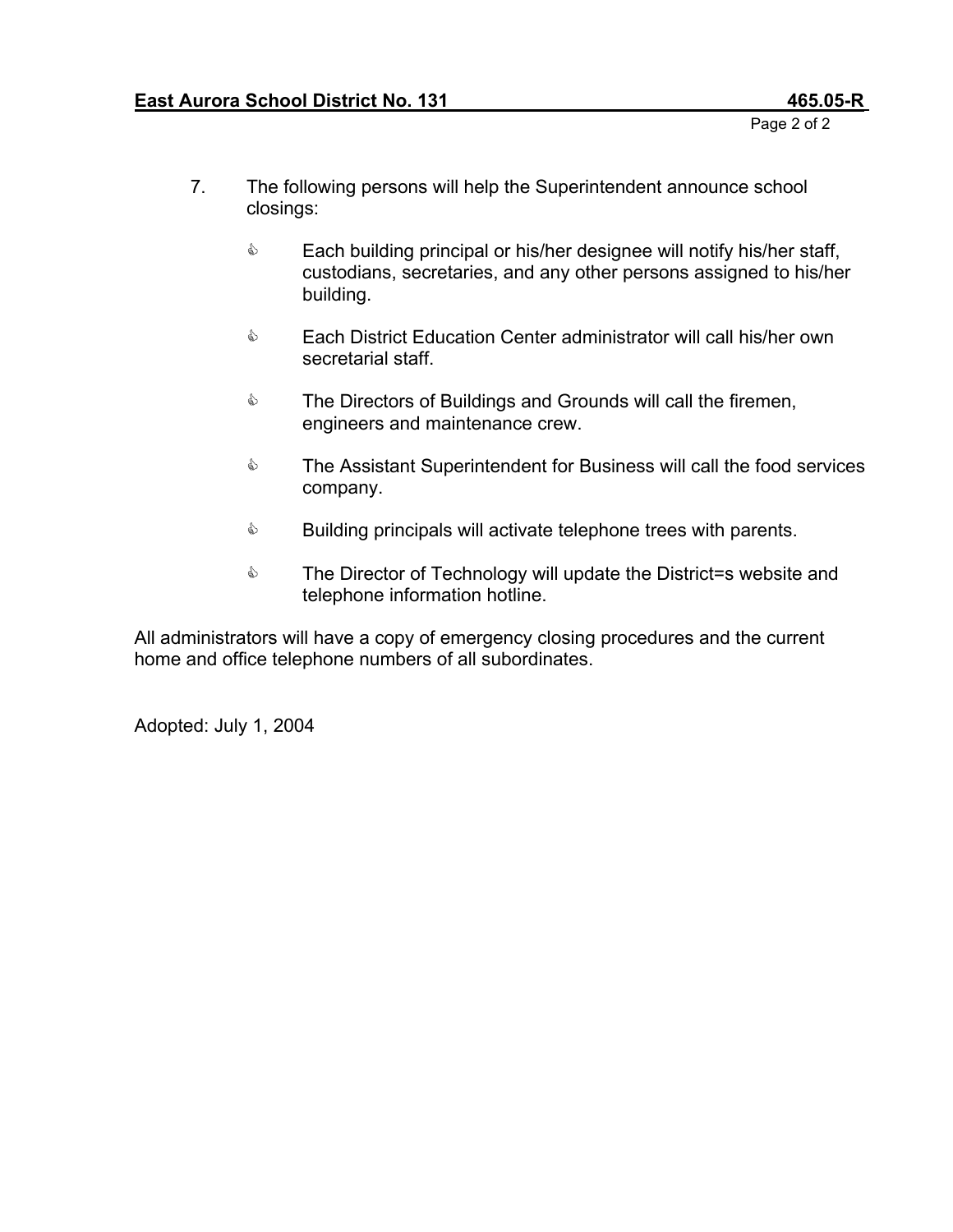7. The following persons will help the Superintendent announce school closings:

   - Each building principal or his/her designee will notify his/her staff, custodians, secretaries, and any other persons assigned to his/her building.
   - Each District Education Center administrator will call his/her own secretarial staff.
   - The Directors of Buildings and Grounds will call the firemen, engineers and maintenance crew.
   - The Assistant Superintendent for Business will call the food services company.
   - Building principals will activate telephone trees with parents.
   - The Director of Technology will update the District=s website and telephone information hotline.

All administrators will have a copy of emergency closing procedures and the current home and office telephone numbers of all subordinates.

Adopted: July 1, 2004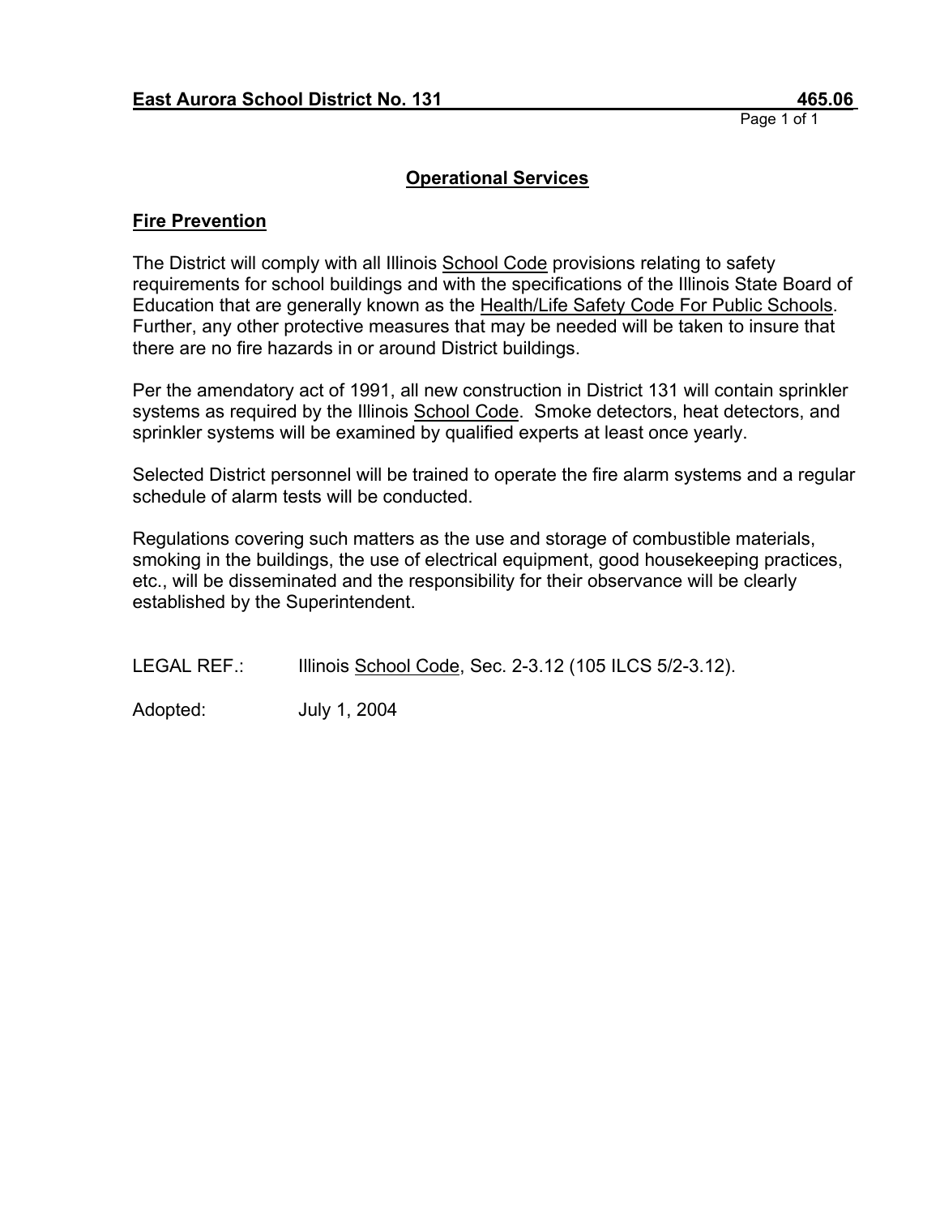**East Aurora School District No. 131 465.06**

## Operational Services

### Fire Prevention

The District will comply with all Illinois School Code provisions relating to safety requirements for school buildings and with the specifications of the Illinois State Board of Education that are generally known as the Health/Life Safety Code For Public Schools. Further, any other protective measures that may be needed will be taken to insure that there are no fire hazards in or around District buildings.

Per the amendatory act of 1991, all new construction in District 131 will contain sprinkler systems as required by the Illinois School Code. Smoke detectors, heat detectors, and sprinkler systems will be examined by qualified experts at least once yearly.

Selected District personnel will be trained to operate the fire alarm systems and a regular schedule of alarm tests will be conducted.

Regulations covering such matters as the use and storage of combustible materials, smoking in the buildings, the use of electrical equipment, good housekeeping practices, etc., will be disseminated and the responsibility for their observance will be clearly established by the Superintendent.

LEGAL REF.: Illinois School Code, Sec. 2-3.12 (105 ILCS 5/2-3.12).

Adopted: July 1, 2004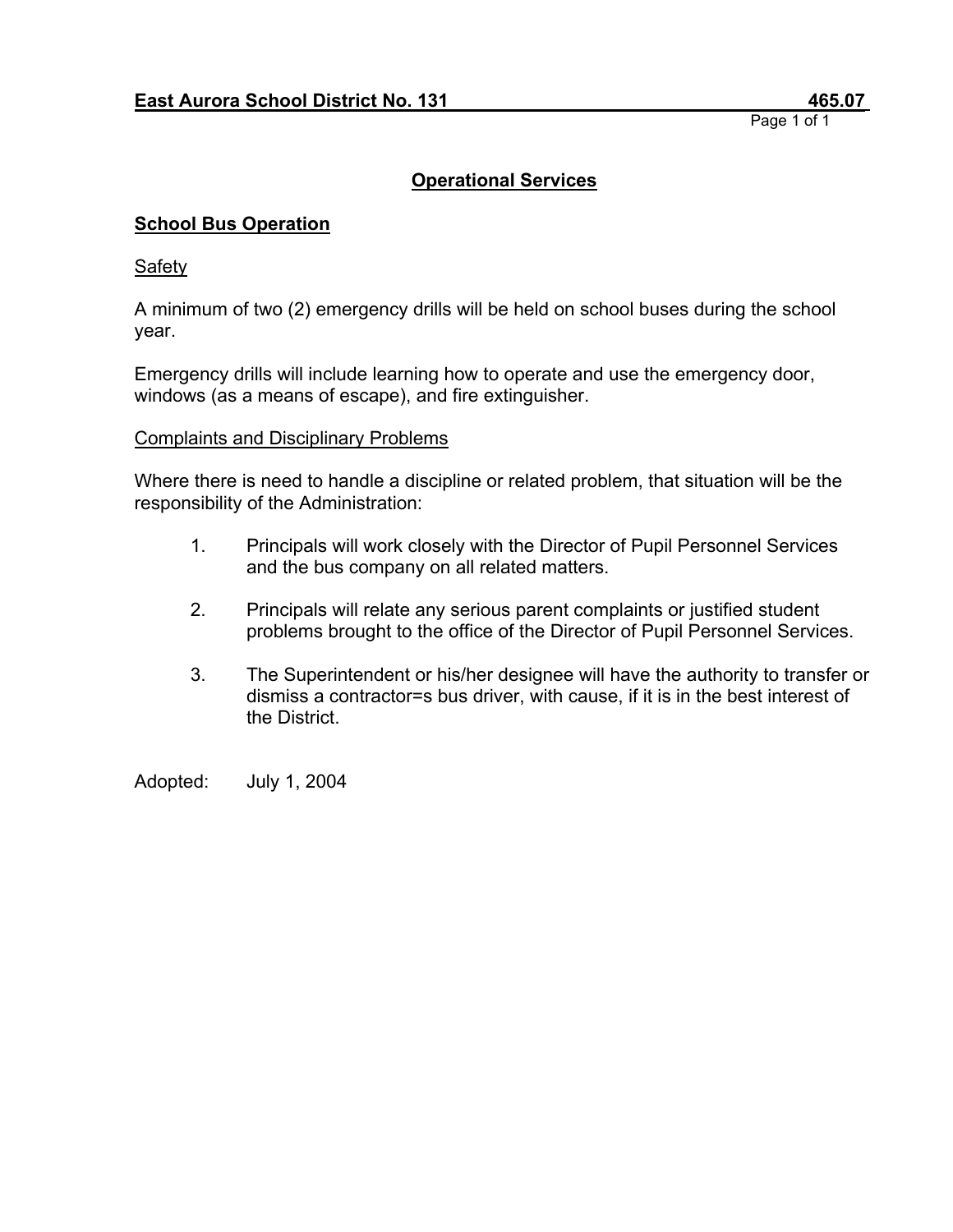**East Aurora School District No. 131** **465.07**

## Operational Services

### School Bus Operation

Safety

A minimum of two (2) emergency drills will be held on school buses during the school year.

Emergency drills will include learning how to operate and use the emergency door, windows (as a means of escape), and fire extinguisher.

Complaints and Disciplinary Problems

Where there is need to handle a discipline or related problem, that situation will be the responsibility of the Administration:

1. Principals will work closely with the Director of Pupil Personnel Services and the bus company on all related matters.

2. Principals will relate any serious parent complaints or justified student problems brought to the office of the Director of Pupil Personnel Services.

3. The Superintendent or his/her designee will have the authority to transfer or dismiss a contractor=s bus driver, with cause, if it is in the best interest of the District.

Adopted: July 1, 2004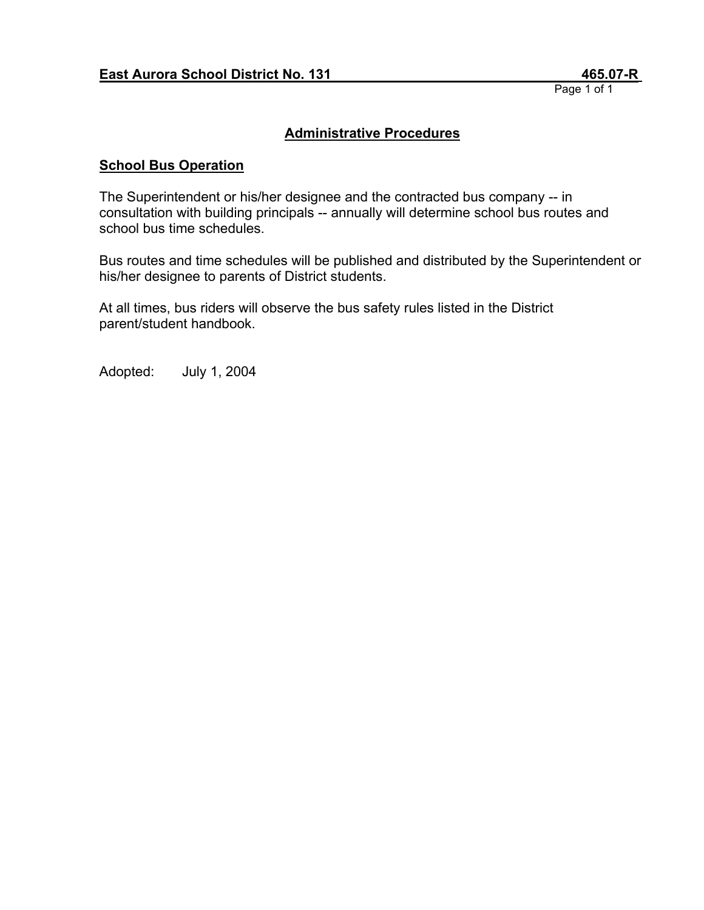**East Aurora School District No. 131** **465.07-R**

## Administrative Procedures

### School Bus Operation

The Superintendent or his/her designee and the contracted bus company -- in consultation with building principals -- annually will determine school bus routes and school bus time schedules.

Bus routes and time schedules will be published and distributed by the Superintendent or his/her designee to parents of District students.

At all times, bus riders will observe the bus safety rules listed in the District parent/student handbook.

Adopted: July 1, 2004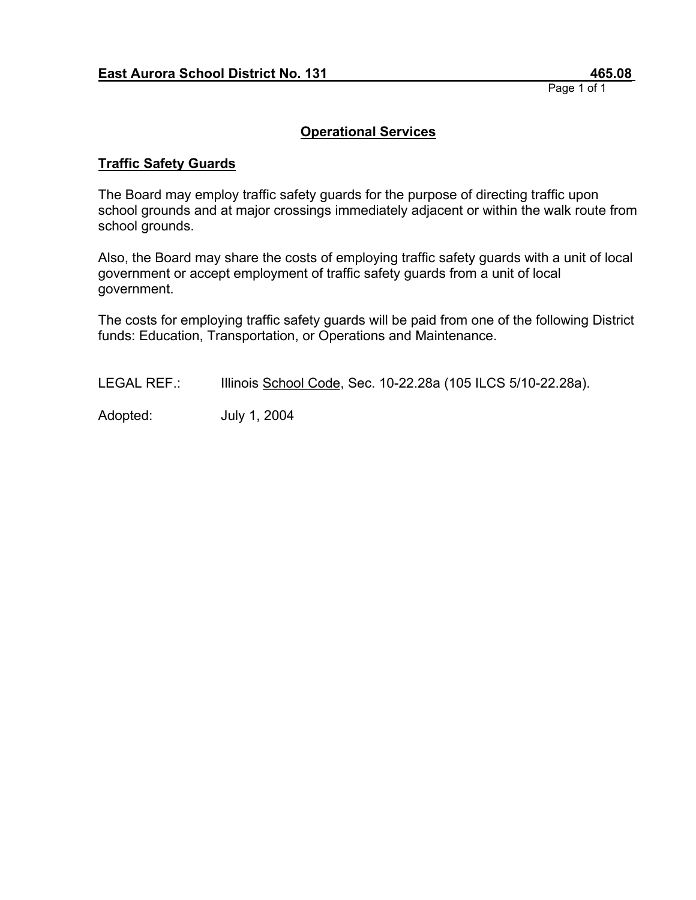**East Aurora School District No. 131** **465.08**

## Operational Services

### Traffic Safety Guards

The Board may employ traffic safety guards for the purpose of directing traffic upon school grounds and at major crossings immediately adjacent or within the walk route from school grounds.

Also, the Board may share the costs of employing traffic safety guards with a unit of local government or accept employment of traffic safety guards from a unit of local government.

The costs for employing traffic safety guards will be paid from one of the following District funds: Education, Transportation, or Operations and Maintenance.

LEGAL REF.: Illinois School Code, Sec. 10-22.28a (105 ILCS 5/10-22.28a).

Adopted: July 1, 2004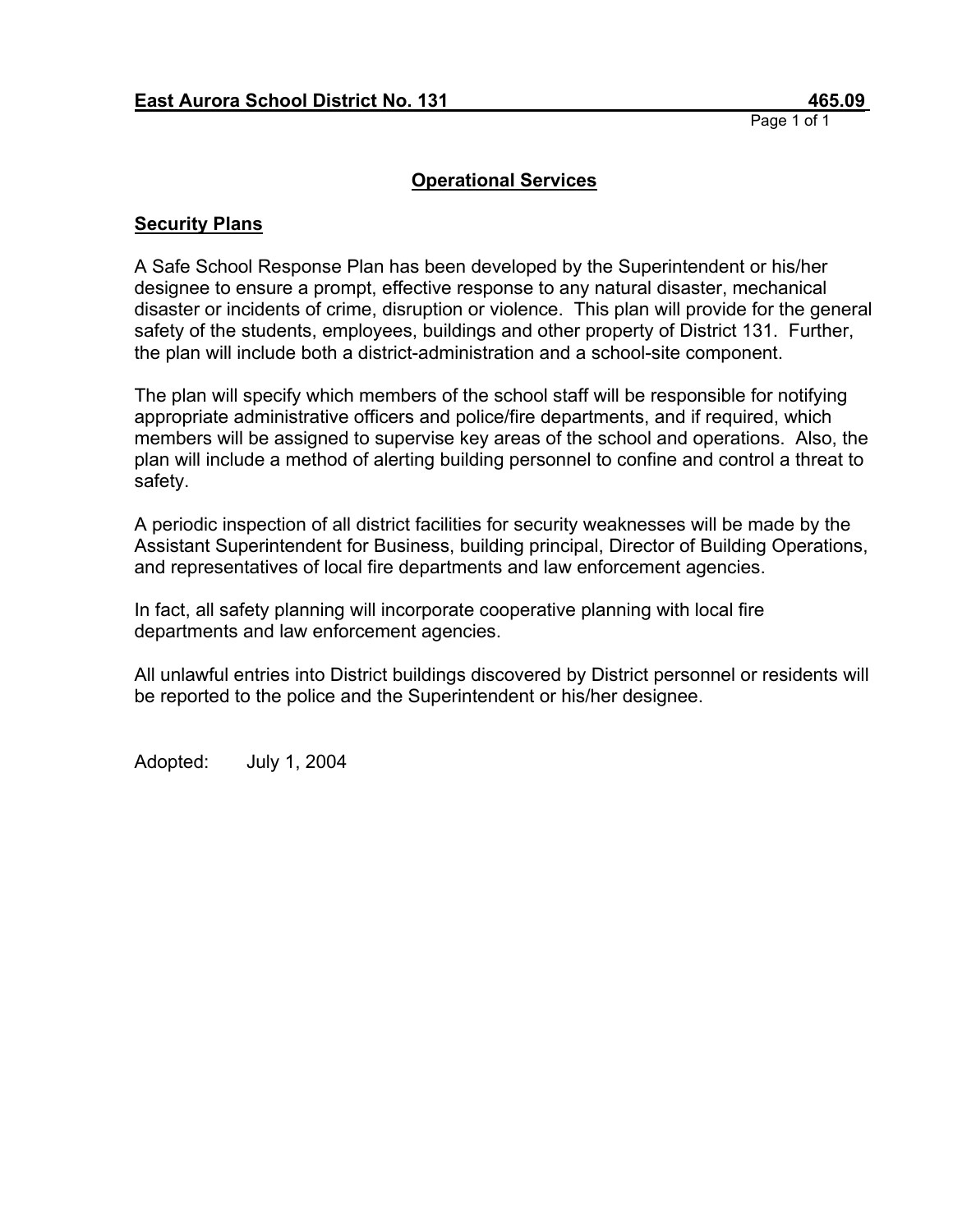**East Aurora School District No. 131** **465.09**

## Operational Services

### Security Plans

A Safe School Response Plan has been developed by the Superintendent or his/her designee to ensure a prompt, effective response to any natural disaster, mechanical disaster or incidents of crime, disruption or violence. This plan will provide for the general safety of the students, employees, buildings and other property of District 131. Further, the plan will include both a district-administration and a school-site component.

The plan will specify which members of the school staff will be responsible for notifying appropriate administrative officers and police/fire departments, and if required, which members will be assigned to supervise key areas of the school and operations. Also, the plan will include a method of alerting building personnel to confine and control a threat to safety.

A periodic inspection of all district facilities for security weaknesses will be made by the Assistant Superintendent for Business, building principal, Director of Building Operations, and representatives of local fire departments and law enforcement agencies.

In fact, all safety planning will incorporate cooperative planning with local fire departments and law enforcement agencies.

All unlawful entries into District buildings discovered by District personnel or residents will be reported to the police and the Superintendent or his/her designee.

Adopted: July 1, 2004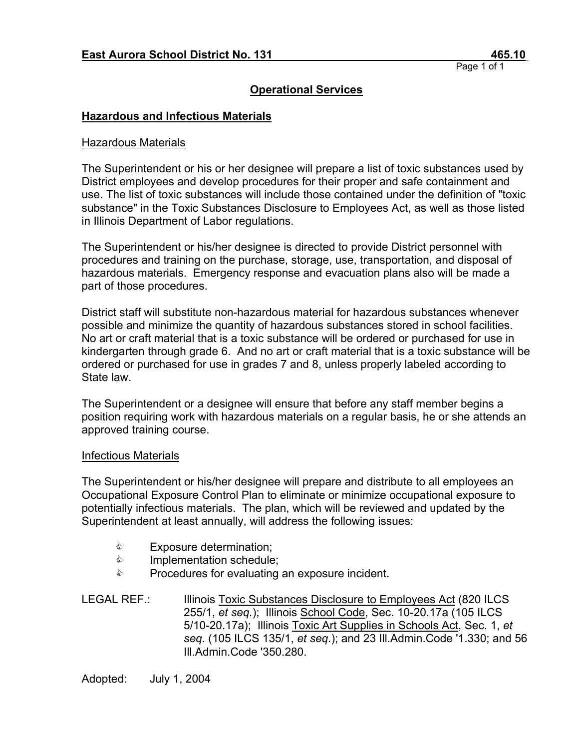**East Aurora School District No. 131** **465.10**

## Operational Services

### Hazardous and Infectious Materials

Hazardous Materials

The Superintendent or his or her designee will prepare a list of toxic substances used by District employees and develop procedures for their proper and safe containment and use. The list of toxic substances will include those contained under the definition of "toxic substance" in the Toxic Substances Disclosure to Employees Act, as well as those listed in Illinois Department of Labor regulations.

The Superintendent or his/her designee is directed to provide District personnel with procedures and training on the purchase, storage, use, transportation, and disposal of hazardous materials. Emergency response and evacuation plans also will be made a part of those procedures.

District staff will substitute non-hazardous material for hazardous substances whenever possible and minimize the quantity of hazardous substances stored in school facilities. No art or craft material that is a toxic substance will be ordered or purchased for use in kindergarten through grade 6. And no art or craft material that is a toxic substance will be ordered or purchased for use in grades 7 and 8, unless properly labeled according to State law.

The Superintendent or a designee will ensure that before any staff member begins a position requiring work with hazardous materials on a regular basis, he or she attends an approved training course.

Infectious Materials

The Superintendent or his/her designee will prepare and distribute to all employees an Occupational Exposure Control Plan to eliminate or minimize occupational exposure to potentially infectious materials. The plan, which will be reviewed and updated by the Superintendent at least annually, will address the following issues:

- Exposure determination;
- Implementation schedule;
- Procedures for evaluating an exposure incident.

LEGAL REF.: Illinois Toxic Substances Disclosure to Employees Act (820 ILCS 255/1, *et seq.*); Illinois School Code, Sec. 10-20.17a (105 ILCS 5/10-20.17a); Illinois Toxic Art Supplies in Schools Act, Sec. 1, *et seq*. (105 ILCS 135/1, *et seq.*); and 23 Ill.Admin.Code '1.330; and 56 Ill.Admin.Code '350.280.

Adopted: July 1, 2004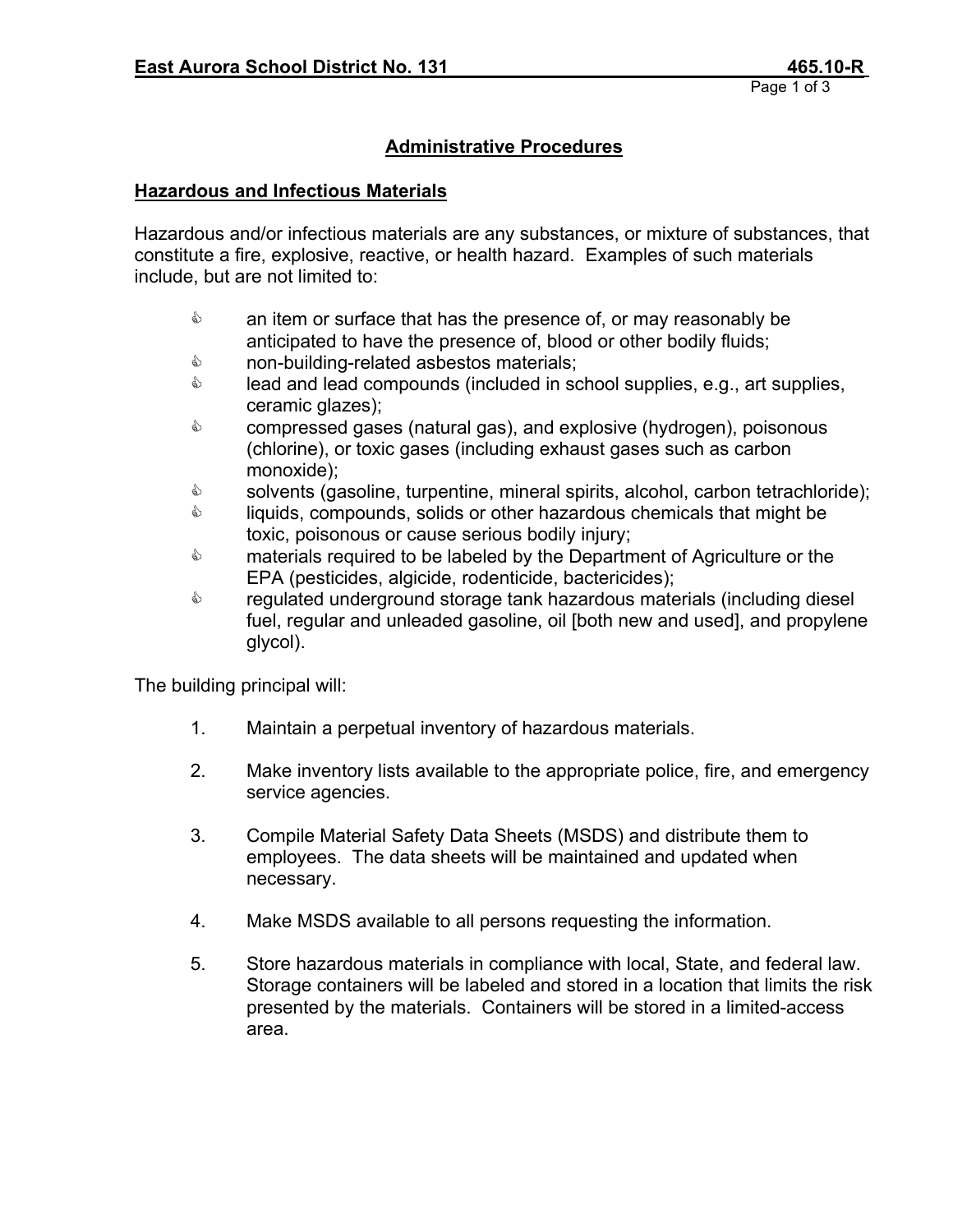## Administrative Procedures

### Hazardous and Infectious Materials

Hazardous and/or infectious materials are any substances, or mixture of substances, that constitute a fire, explosive, reactive, or health hazard. Examples of such materials include, but are not limited to:

- an item or surface that has the presence of, or may reasonably be anticipated to have the presence of, blood or other bodily fluids;
- non-building-related asbestos materials;
- lead and lead compounds (included in school supplies, e.g., art supplies, ceramic glazes);
- compressed gases (natural gas), and explosive (hydrogen), poisonous (chlorine), or toxic gases (including exhaust gases such as carbon monoxide);
- solvents (gasoline, turpentine, mineral spirits, alcohol, carbon tetrachloride);
- liquids, compounds, solids or other hazardous chemicals that might be toxic, poisonous or cause serious bodily injury;
- materials required to be labeled by the Department of Agriculture or the EPA (pesticides, algicide, rodenticide, bactericides);
- regulated underground storage tank hazardous materials (including diesel fuel, regular and unleaded gasoline, oil [both new and used], and propylene glycol).

The building principal will:

1. Maintain a perpetual inventory of hazardous materials.

2. Make inventory lists available to the appropriate police, fire, and emergency service agencies.

3. Compile Material Safety Data Sheets (MSDS) and distribute them to employees. The data sheets will be maintained and updated when necessary.

4. Make MSDS available to all persons requesting the information.

5. Store hazardous materials in compliance with local, State, and federal law. Storage containers will be labeled and stored in a location that limits the risk presented by the materials. Containers will be stored in a limited-access area.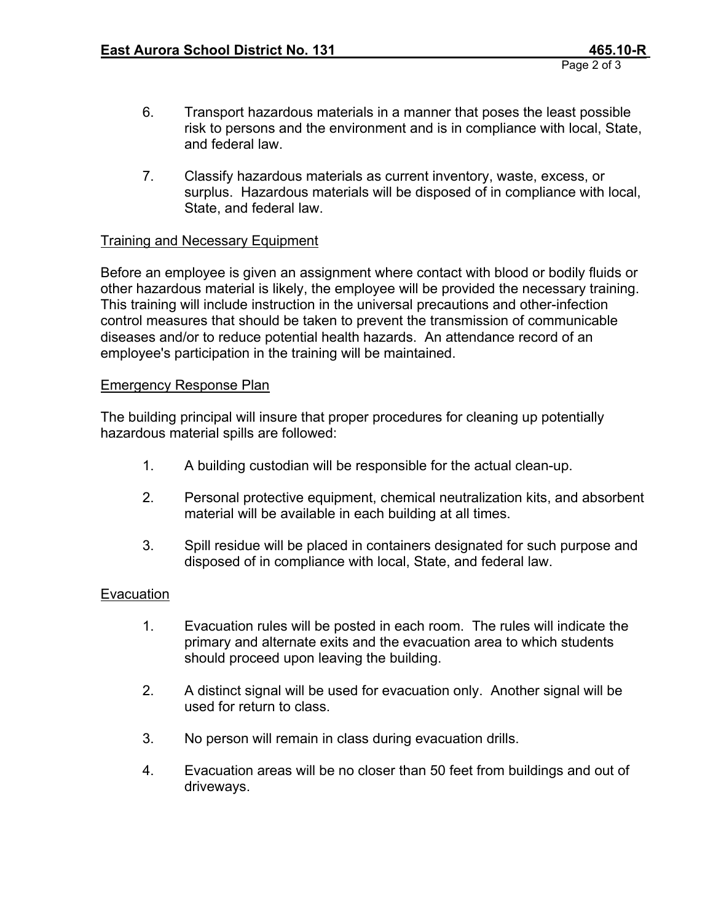6. Transport hazardous materials in a manner that poses the least possible risk to persons and the environment and is in compliance with local, State, and federal law.

7. Classify hazardous materials as current inventory, waste, excess, or surplus. Hazardous materials will be disposed of in compliance with local, State, and federal law.

## Training and Necessary Equipment

Before an employee is given an assignment where contact with blood or bodily fluids or other hazardous material is likely, the employee will be provided the necessary training. This training will include instruction in the universal precautions and other-infection control measures that should be taken to prevent the transmission of communicable diseases and/or to reduce potential health hazards. An attendance record of an employee's participation in the training will be maintained.

## Emergency Response Plan

The building principal will insure that proper procedures for cleaning up potentially hazardous material spills are followed:

1. A building custodian will be responsible for the actual clean-up.

2. Personal protective equipment, chemical neutralization kits, and absorbent material will be available in each building at all times.

3. Spill residue will be placed in containers designated for such purpose and disposed of in compliance with local, State, and federal law.

## Evacuation

1. Evacuation rules will be posted in each room. The rules will indicate the primary and alternate exits and the evacuation area to which students should proceed upon leaving the building.

2. A distinct signal will be used for evacuation only. Another signal will be used for return to class.

3. No person will remain in class during evacuation drills.

4. Evacuation areas will be no closer than 50 feet from buildings and out of driveways.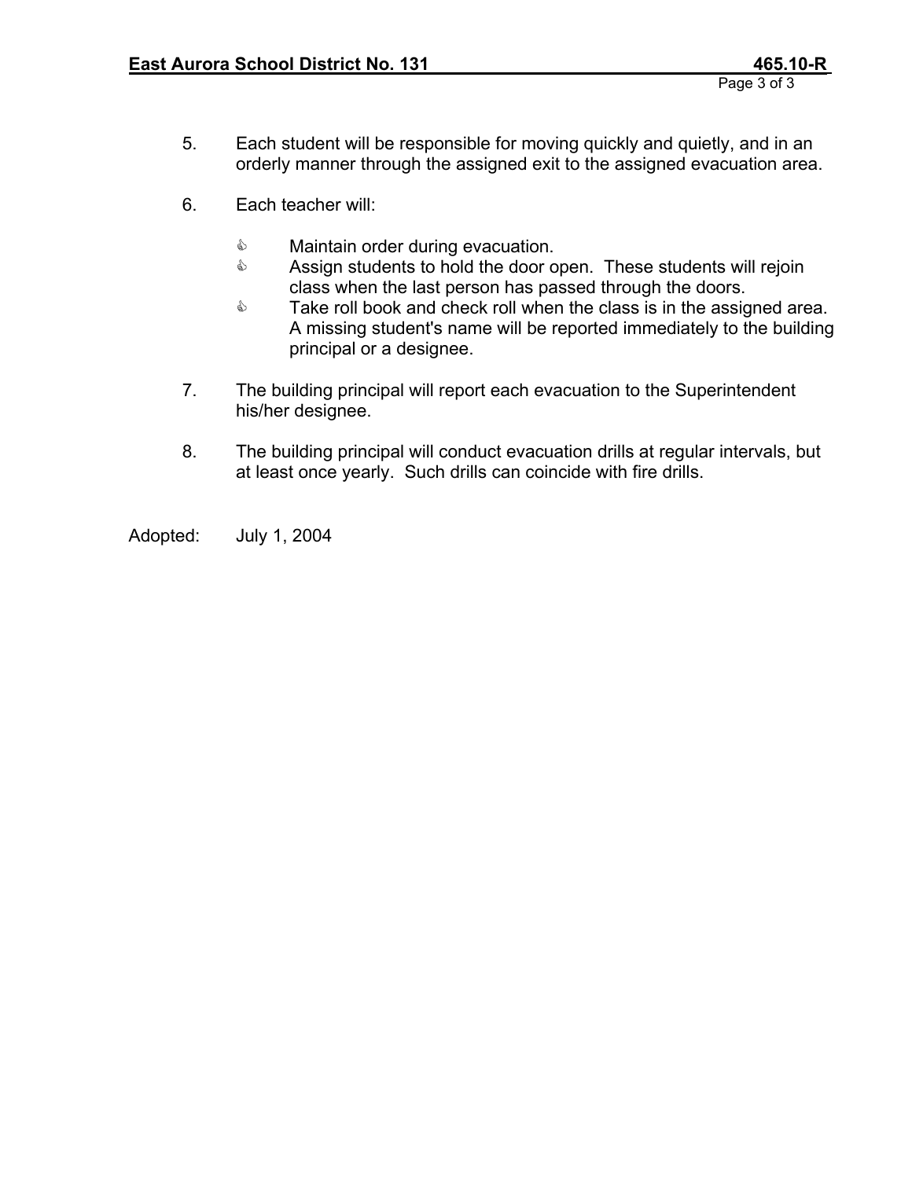5. Each student will be responsible for moving quickly and quietly, and in an orderly manner through the assigned exit to the assigned evacuation area.

6. Each teacher will:

   - Maintain order during evacuation.
   - Assign students to hold the door open. These students will rejoin class when the last person has passed through the doors.
   - Take roll book and check roll when the class is in the assigned area. A missing student's name will be reported immediately to the building principal or a designee.

7. The building principal will report each evacuation to the Superintendent his/her designee.

8. The building principal will conduct evacuation drills at regular intervals, but at least once yearly. Such drills can coincide with fire drills.

Adopted: July 1, 2004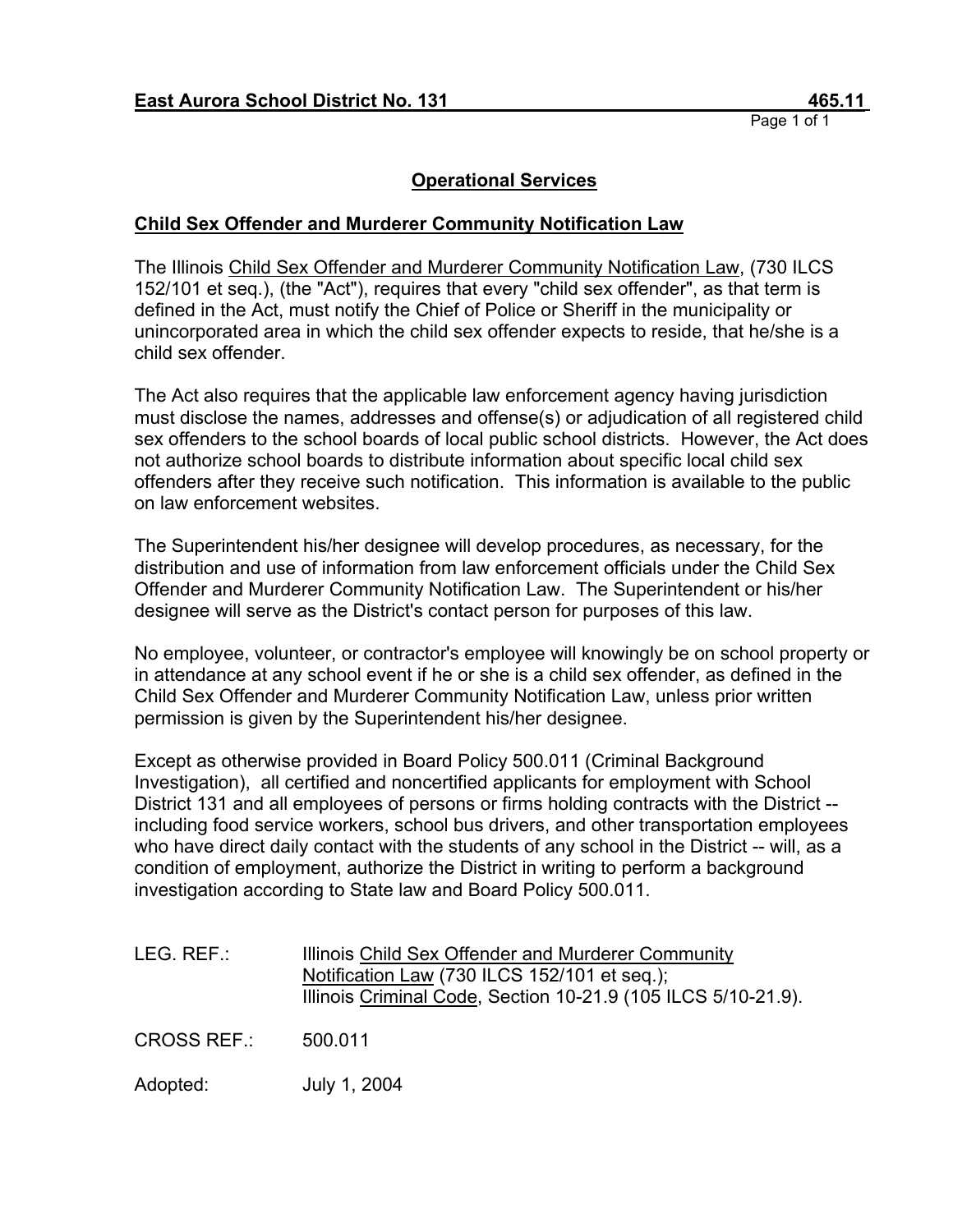**East Aurora School District No. 131** **465.11**

## Operational Services

### Child Sex Offender and Murderer Community Notification Law

The Illinois Child Sex Offender and Murderer Community Notification Law, (730 ILCS 152/101 et seq.), (the "Act"), requires that every "child sex offender", as that term is defined in the Act, must notify the Chief of Police or Sheriff in the municipality or unincorporated area in which the child sex offender expects to reside, that he/she is a child sex offender.

The Act also requires that the applicable law enforcement agency having jurisdiction must disclose the names, addresses and offense(s) or adjudication of all registered child sex offenders to the school boards of local public school districts. However, the Act does not authorize school boards to distribute information about specific local child sex offenders after they receive such notification. This information is available to the public on law enforcement websites.

The Superintendent his/her designee will develop procedures, as necessary, for the distribution and use of information from law enforcement officials under the Child Sex Offender and Murderer Community Notification Law. The Superintendent or his/her designee will serve as the District's contact person for purposes of this law.

No employee, volunteer, or contractor's employee will knowingly be on school property or in attendance at any school event if he or she is a child sex offender, as defined in the Child Sex Offender and Murderer Community Notification Law, unless prior written permission is given by the Superintendent his/her designee.

Except as otherwise provided in Board Policy 500.011 (Criminal Background Investigation), all certified and noncertified applicants for employment with School District 131 and all employees of persons or firms holding contracts with the District -- including food service workers, school bus drivers, and other transportation employees who have direct daily contact with the students of any school in the District -- will, as a condition of employment, authorize the District in writing to perform a background investigation according to State law and Board Policy 500.011.

LEG. REF.: Illinois Child Sex Offender and Murderer Community Notification Law (730 ILCS 152/101 et seq.); Illinois Criminal Code, Section 10-21.9 (105 ILCS 5/10-21.9).

CROSS REF.: 500.011

Adopted: July 1, 2004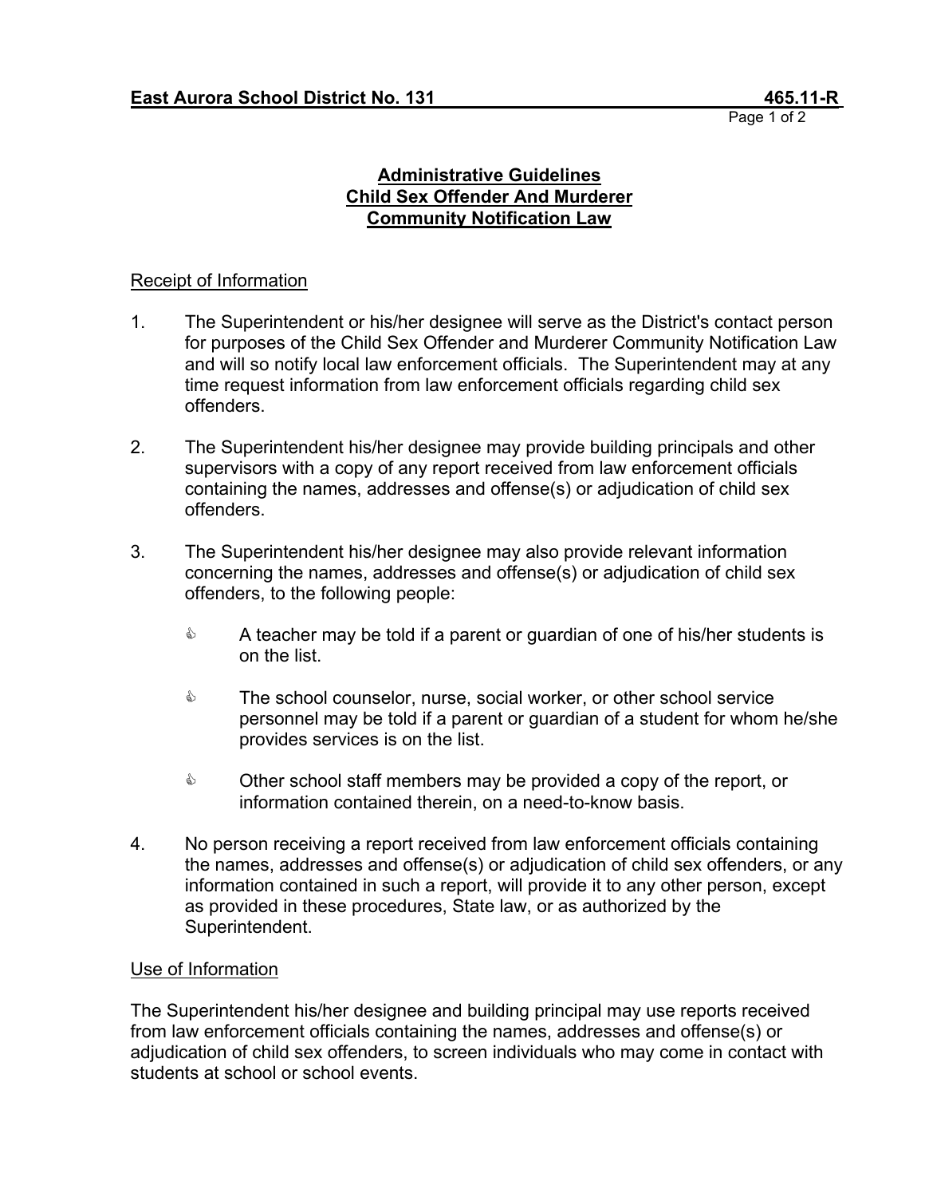**East Aurora School District No. 131 465.11-R**

# Administrative Guidelines
# Child Sex Offender And Murderer Community Notification Law

## Receipt of Information

1. The Superintendent or his/her designee will serve as the District's contact person for purposes of the Child Sex Offender and Murderer Community Notification Law and will so notify local law enforcement officials. The Superintendent may at any time request information from law enforcement officials regarding child sex offenders.

2. The Superintendent his/her designee may provide building principals and other supervisors with a copy of any report received from law enforcement officials containing the names, addresses and offense(s) or adjudication of child sex offenders.

3. The Superintendent his/her designee may also provide relevant information concerning the names, addresses and offense(s) or adjudication of child sex offenders, to the following people:

   - A teacher may be told if a parent or guardian of one of his/her students is on the list.
   - The school counselor, nurse, social worker, or other school service personnel may be told if a parent or guardian of a student for whom he/she provides services is on the list.
   - Other school staff members may be provided a copy of the report, or information contained therein, on a need-to-know basis.

4. No person receiving a report received from law enforcement officials containing the names, addresses and offense(s) or adjudication of child sex offenders, or any information contained in such a report, will provide it to any other person, except as provided in these procedures, State law, or as authorized by the Superintendent.

## Use of Information

The Superintendent his/her designee and building principal may use reports received from law enforcement officials containing the names, addresses and offense(s) or adjudication of child sex offenders, to screen individuals who may come in contact with students at school or school events.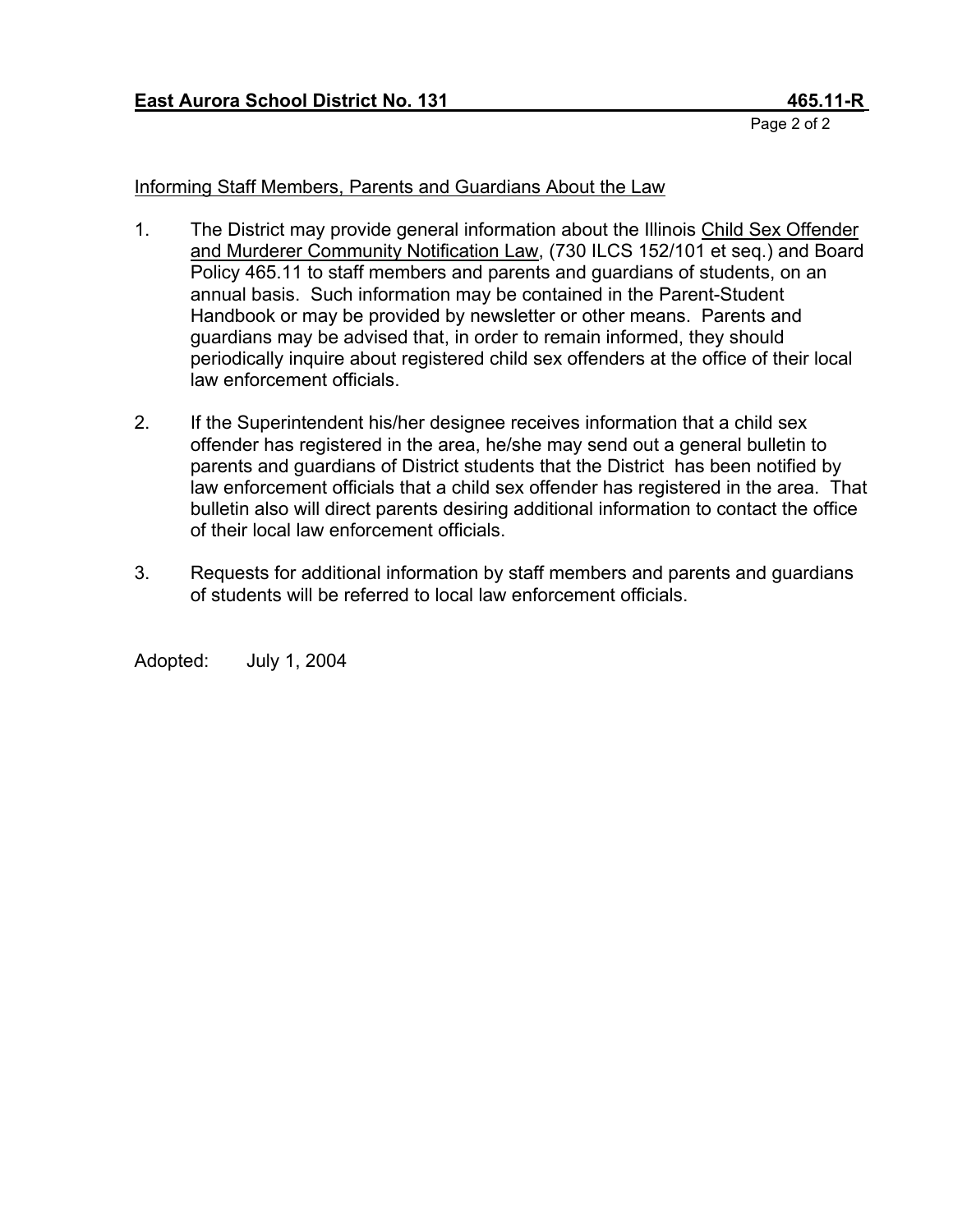Informing Staff Members, Parents and Guardians About the Law

1. The District may provide general information about the Illinois Child Sex Offender and Murderer Community Notification Law, (730 ILCS 152/101 et seq.) and Board Policy 465.11 to staff members and parents and guardians of students, on an annual basis. Such information may be contained in the Parent-Student Handbook or may be provided by newsletter or other means. Parents and guardians may be advised that, in order to remain informed, they should periodically inquire about registered child sex offenders at the office of their local law enforcement officials.

2. If the Superintendent his/her designee receives information that a child sex offender has registered in the area, he/she may send out a general bulletin to parents and guardians of District students that the District has been notified by law enforcement officials that a child sex offender has registered in the area. That bulletin also will direct parents desiring additional information to contact the office of their local law enforcement officials.

3. Requests for additional information by staff members and parents and guardians of students will be referred to local law enforcement officials.

Adopted: July 1, 2004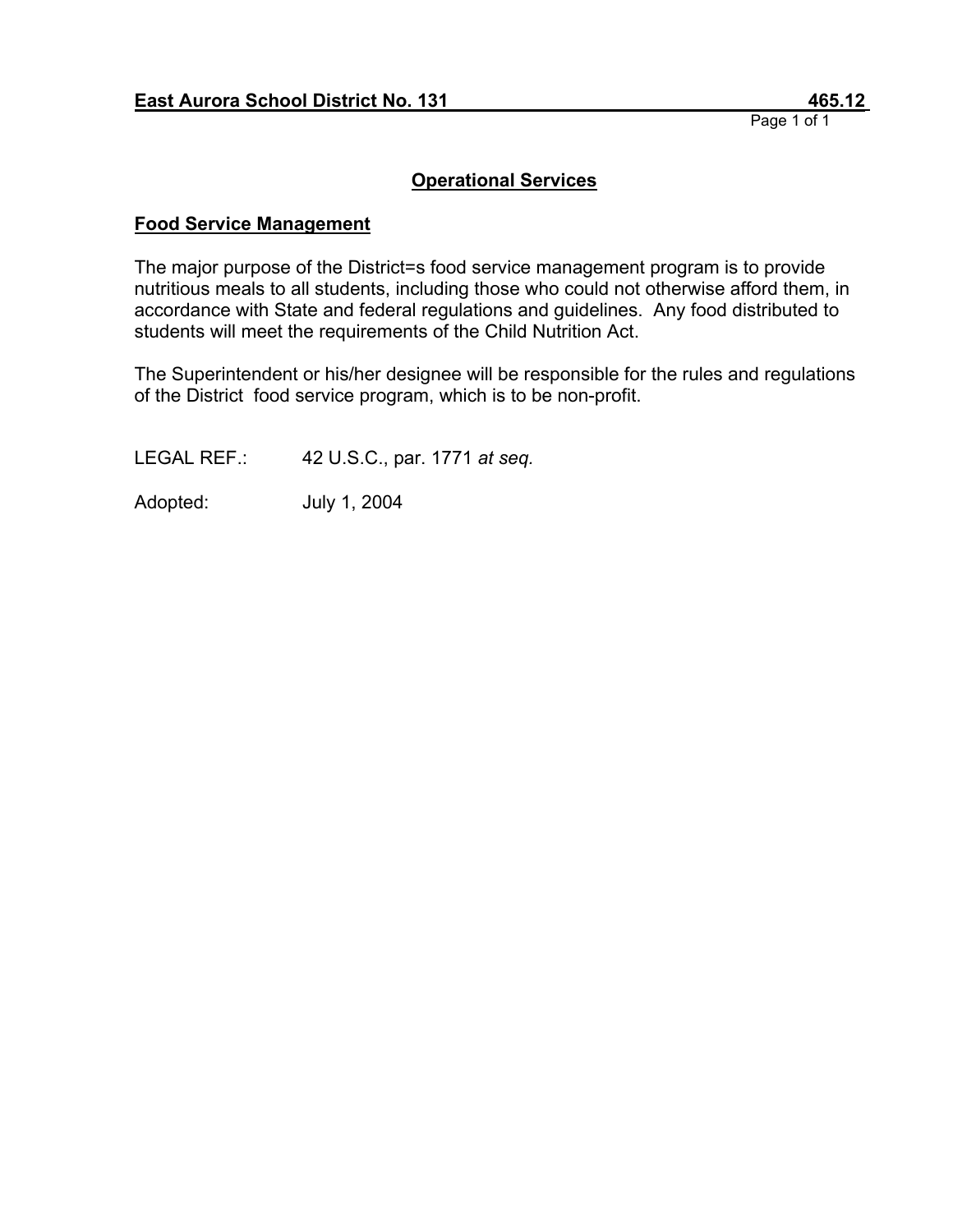**East Aurora School District No. 131 465.12**

## Operational Services

### Food Service Management

The major purpose of the District=s food service management program is to provide nutritious meals to all students, including those who could not otherwise afford them, in accordance with State and federal regulations and guidelines. Any food distributed to students will meet the requirements of the Child Nutrition Act.

The Superintendent or his/her designee will be responsible for the rules and regulations of the District food service program, which is to be non-profit.

LEGAL REF.: 42 U.S.C., par. 1771 *at seq.*

Adopted: July 1, 2004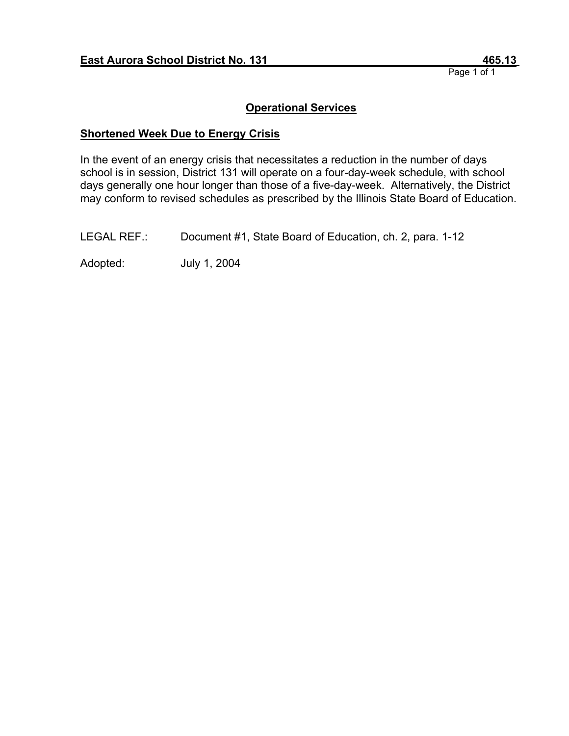**East Aurora School District No. 131 465.13**

## Operational Services

### Shortened Week Due to Energy Crisis

In the event of an energy crisis that necessitates a reduction in the number of days school is in session, District 131 will operate on a four-day-week schedule, with school days generally one hour longer than those of a five-day-week. Alternatively, the District may conform to revised schedules as prescribed by the Illinois State Board of Education.

LEGAL REF.: Document #1, State Board of Education, ch. 2, para. 1-12

Adopted: July 1, 2004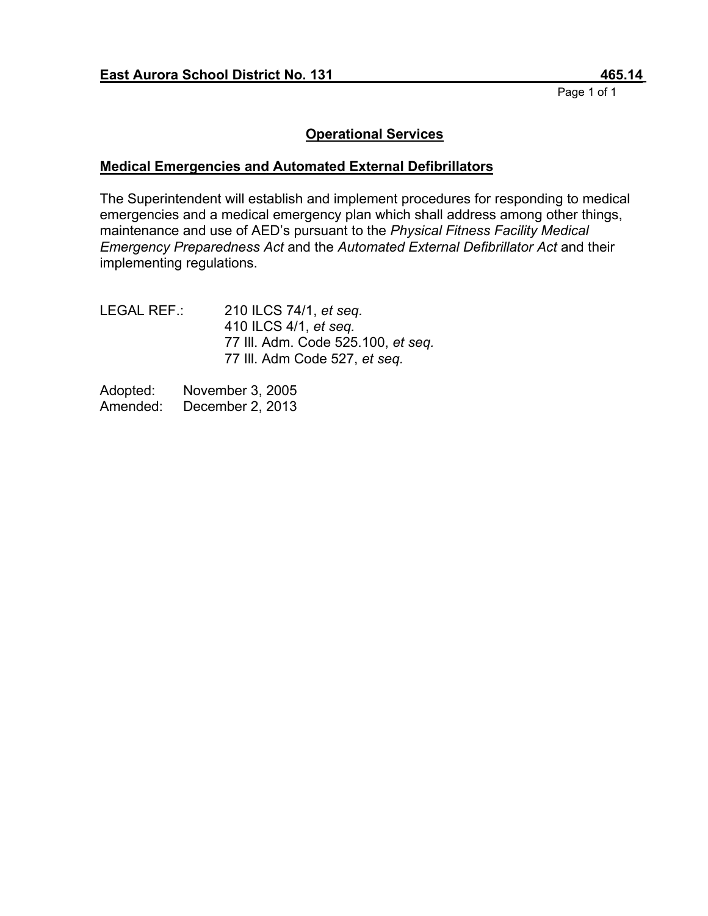**East Aurora School District No. 131** **465.14**

## Operational Services

### Medical Emergencies and Automated External Defibrillators

The Superintendent will establish and implement procedures for responding to medical emergencies and a medical emergency plan which shall address among other things, maintenance and use of AED's pursuant to the *Physical Fitness Facility Medical Emergency Preparedness Act* and the *Automated External Defibrillator Act* and their implementing regulations.

LEGAL REF.: 210 ILCS 74/1, *et seq.*
410 ILCS 4/1, *et seq.*
77 Ill. Adm. Code 525.100, *et seq.*
77 Ill. Adm Code 527, *et seq.*

Adopted: November 3, 2005
Amended: December 2, 2013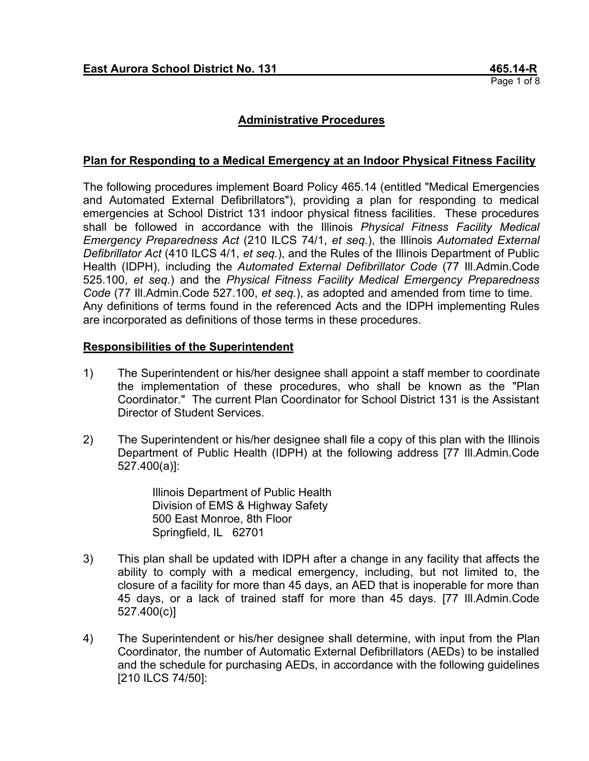**East Aurora School District No. 131** **465.14-R**

## Administrative Procedures

### Plan for Responding to a Medical Emergency at an Indoor Physical Fitness Facility

The following procedures implement Board Policy 465.14 (entitled "Medical Emergencies and Automated External Defibrillators"), providing a plan for responding to medical emergencies at School District 131 indoor physical fitness facilities. These procedures shall be followed in accordance with the Illinois *Physical Fitness Facility Medical Emergency Preparedness Act* (210 ILCS 74/1, *et seq.*), the Illinois *Automated External Defibrillator Act* (410 ILCS 4/1, *et seq.*), and the Rules of the Illinois Department of Public Health (IDPH), including the *Automated External Defibrillator Code* (77 Ill.Admin.Code 525.100, *et seq.*) and the *Physical Fitness Facility Medical Emergency Preparedness Code* (77 Ill.Admin.Code 527.100, *et seq.*), as adopted and amended from time to time. Any definitions of terms found in the referenced Acts and the IDPH implementing Rules are incorporated as definitions of those terms in these procedures.

### Responsibilities of the Superintendent

1) The Superintendent or his/her designee shall appoint a staff member to coordinate the implementation of these procedures, who shall be known as the "Plan Coordinator." The current Plan Coordinator for School District 131 is the Assistant Director of Student Services.

2) The Superintendent or his/her designee shall file a copy of this plan with the Illinois Department of Public Health (IDPH) at the following address [77 Ill.Admin.Code 527.400(a)]:

   Illinois Department of Public Health
   Division of EMS & Highway Safety
   500 East Monroe, 8th Floor
   Springfield, IL 62701

3) This plan shall be updated with IDPH after a change in any facility that affects the ability to comply with a medical emergency, including, but not limited to, the closure of a facility for more than 45 days, an AED that is inoperable for more than 45 days, or a lack of trained staff for more than 45 days. [77 Ill.Admin.Code 527.400(c)]

4) The Superintendent or his/her designee shall determine, with input from the Plan Coordinator, the number of Automatic External Defibrillators (AEDs) to be installed and the schedule for purchasing AEDs, in accordance with the following guidelines [210 ILCS 74/50]: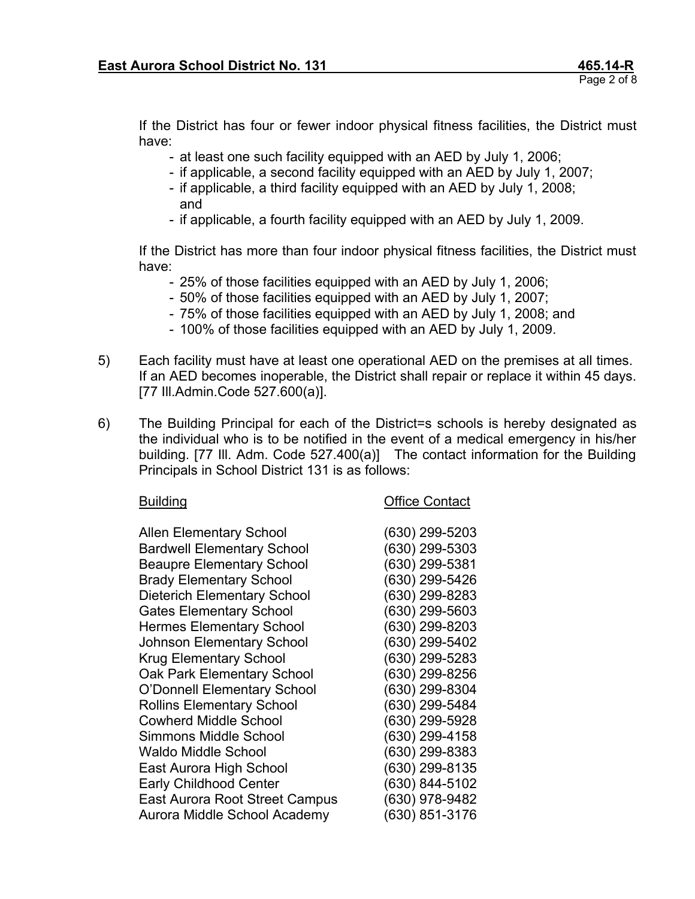If the District has four or fewer indoor physical fitness facilities, the District must have:

- at least one such facility equipped with an AED by July 1, 2006;
- if applicable, a second facility equipped with an AED by July 1, 2007;
- if applicable, a third facility equipped with an AED by July 1, 2008; and
- if applicable, a fourth facility equipped with an AED by July 1, 2009.

If the District has more than four indoor physical fitness facilities, the District must have:

- 25% of those facilities equipped with an AED by July 1, 2006;
- 50% of those facilities equipped with an AED by July 1, 2007;
- 75% of those facilities equipped with an AED by July 1, 2008; and
- 100% of those facilities equipped with an AED by July 1, 2009.

5) Each facility must have at least one operational AED on the premises at all times. If an AED becomes inoperable, the District shall repair or replace it within 45 days. [77 Ill.Admin.Code 527.600(a)].

6) The Building Principal for each of the District=s schools is hereby designated as the individual who is to be notified in the event of a medical emergency in his/her building. [77 Ill. Adm. Code 527.400(a)] The contact information for the Building Principals in School District 131 is as follows:

| Building | Office Contact |
|---|---|
| Allen Elementary School | (630) 299-5203 |
| Bardwell Elementary School | (630) 299-5303 |
| Beaupre Elementary School | (630) 299-5381 |
| Brady Elementary School | (630) 299-5426 |
| Dieterich Elementary School | (630) 299-8283 |
| Gates Elementary School | (630) 299-5603 |
| Hermes Elementary School | (630) 299-8203 |
| Johnson Elementary School | (630) 299-5402 |
| Krug Elementary School | (630) 299-5283 |
| Oak Park Elementary School | (630) 299-8256 |
| O'Donnell Elementary School | (630) 299-8304 |
| Rollins Elementary School | (630) 299-5484 |
| Cowherd Middle School | (630) 299-5928 |
| Simmons Middle School | (630) 299-4158 |
| Waldo Middle School | (630) 299-8383 |
| East Aurora High School | (630) 299-8135 |
| Early Childhood Center | (630) 844-5102 |
| East Aurora Root Street Campus | (630) 978-9482 |
| Aurora Middle School Academy | (630) 851-3176 |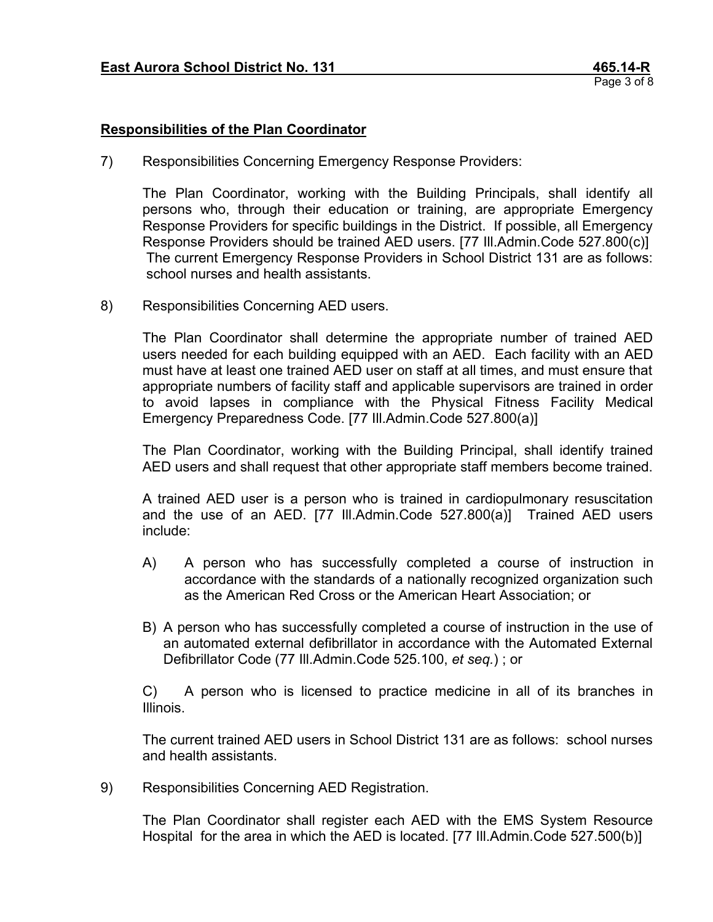## Responsibilities of the Plan Coordinator

7) Responsibilities Concerning Emergency Response Providers:

   The Plan Coordinator, working with the Building Principals, shall identify all persons who, through their education or training, are appropriate Emergency Response Providers for specific buildings in the District. If possible, all Emergency Response Providers should be trained AED users. [77 Ill.Admin.Code 527.800(c)] The current Emergency Response Providers in School District 131 are as follows: school nurses and health assistants.

8) Responsibilities Concerning AED users.

   The Plan Coordinator shall determine the appropriate number of trained AED users needed for each building equipped with an AED. Each facility with an AED must have at least one trained AED user on staff at all times, and must ensure that appropriate numbers of facility staff and applicable supervisors are trained in order to avoid lapses in compliance with the Physical Fitness Facility Medical Emergency Preparedness Code. [77 Ill.Admin.Code 527.800(a)]

   The Plan Coordinator, working with the Building Principal, shall identify trained AED users and shall request that other appropriate staff members become trained.

   A trained AED user is a person who is trained in cardiopulmonary resuscitation and the use of an AED. [77 Ill.Admin.Code 527.800(a)] Trained AED users include:

   A) A person who has successfully completed a course of instruction in accordance with the standards of a nationally recognized organization such as the American Red Cross or the American Heart Association; or

   B) A person who has successfully completed a course of instruction in the use of an automated external defibrillator in accordance with the Automated External Defibrillator Code (77 Ill.Admin.Code 525.100, *et seq.*) ; or

   C) A person who is licensed to practice medicine in all of its branches in Illinois.

   The current trained AED users in School District 131 are as follows: school nurses and health assistants.

9) Responsibilities Concerning AED Registration.

   The Plan Coordinator shall register each AED with the EMS System Resource Hospital for the area in which the AED is located. [77 Ill.Admin.Code 527.500(b)]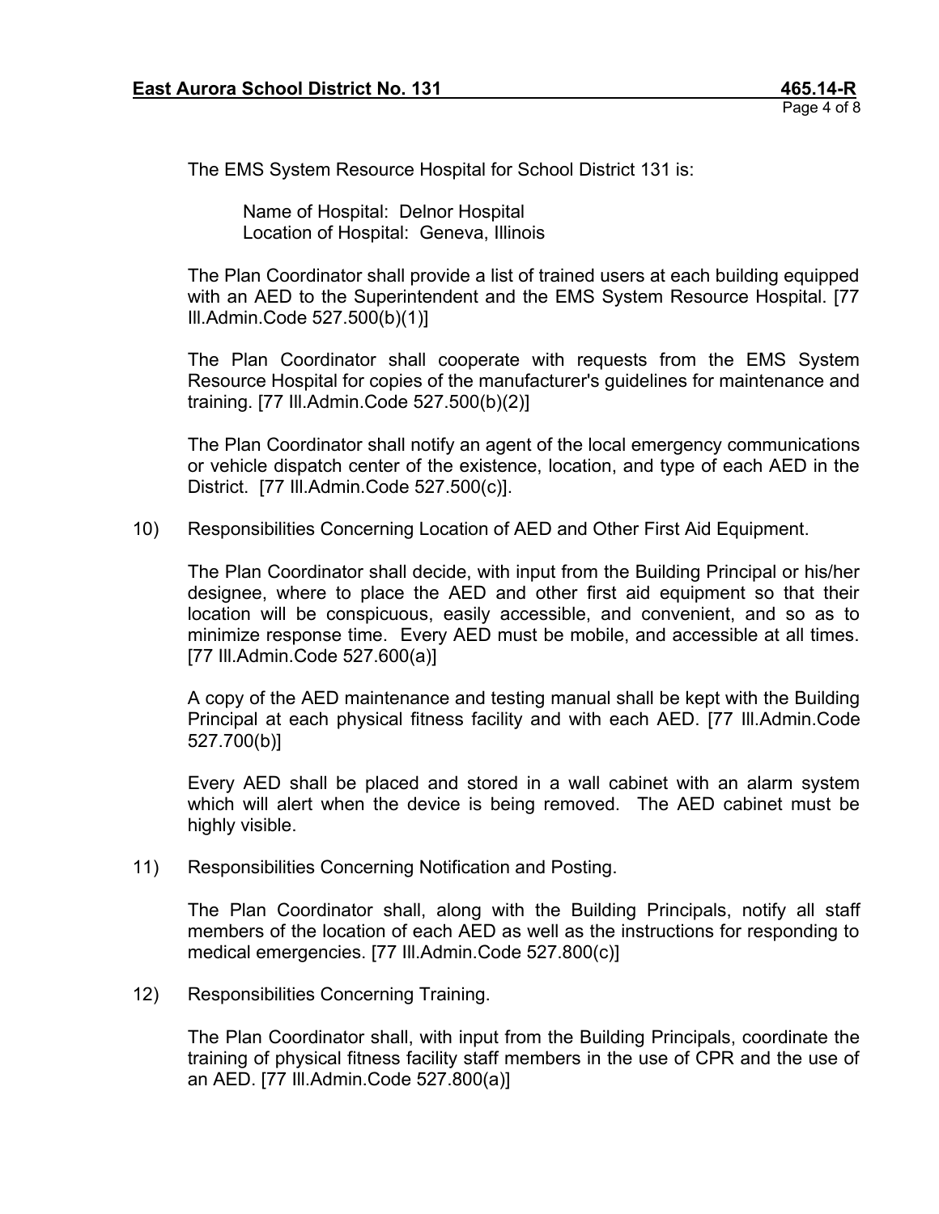The EMS System Resource Hospital for School District 131 is:

Name of Hospital: Delnor Hospital
Location of Hospital: Geneva, Illinois

The Plan Coordinator shall provide a list of trained users at each building equipped with an AED to the Superintendent and the EMS System Resource Hospital. [77 Ill.Admin.Code 527.500(b)(1)]

The Plan Coordinator shall cooperate with requests from the EMS System Resource Hospital for copies of the manufacturer's guidelines for maintenance and training. [77 Ill.Admin.Code 527.500(b)(2)]

The Plan Coordinator shall notify an agent of the local emergency communications or vehicle dispatch center of the existence, location, and type of each AED in the District. [77 Ill.Admin.Code 527.500(c)].

10) Responsibilities Concerning Location of AED and Other First Aid Equipment.

The Plan Coordinator shall decide, with input from the Building Principal or his/her designee, where to place the AED and other first aid equipment so that their location will be conspicuous, easily accessible, and convenient, and so as to minimize response time. Every AED must be mobile, and accessible at all times. [77 Ill.Admin.Code 527.600(a)]

A copy of the AED maintenance and testing manual shall be kept with the Building Principal at each physical fitness facility and with each AED. [77 Ill.Admin.Code 527.700(b)]

Every AED shall be placed and stored in a wall cabinet with an alarm system which will alert when the device is being removed. The AED cabinet must be highly visible.

11) Responsibilities Concerning Notification and Posting.

The Plan Coordinator shall, along with the Building Principals, notify all staff members of the location of each AED as well as the instructions for responding to medical emergencies. [77 Ill.Admin.Code 527.800(c)]

12) Responsibilities Concerning Training.

The Plan Coordinator shall, with input from the Building Principals, coordinate the training of physical fitness facility staff members in the use of CPR and the use of an AED. [77 Ill.Admin.Code 527.800(a)]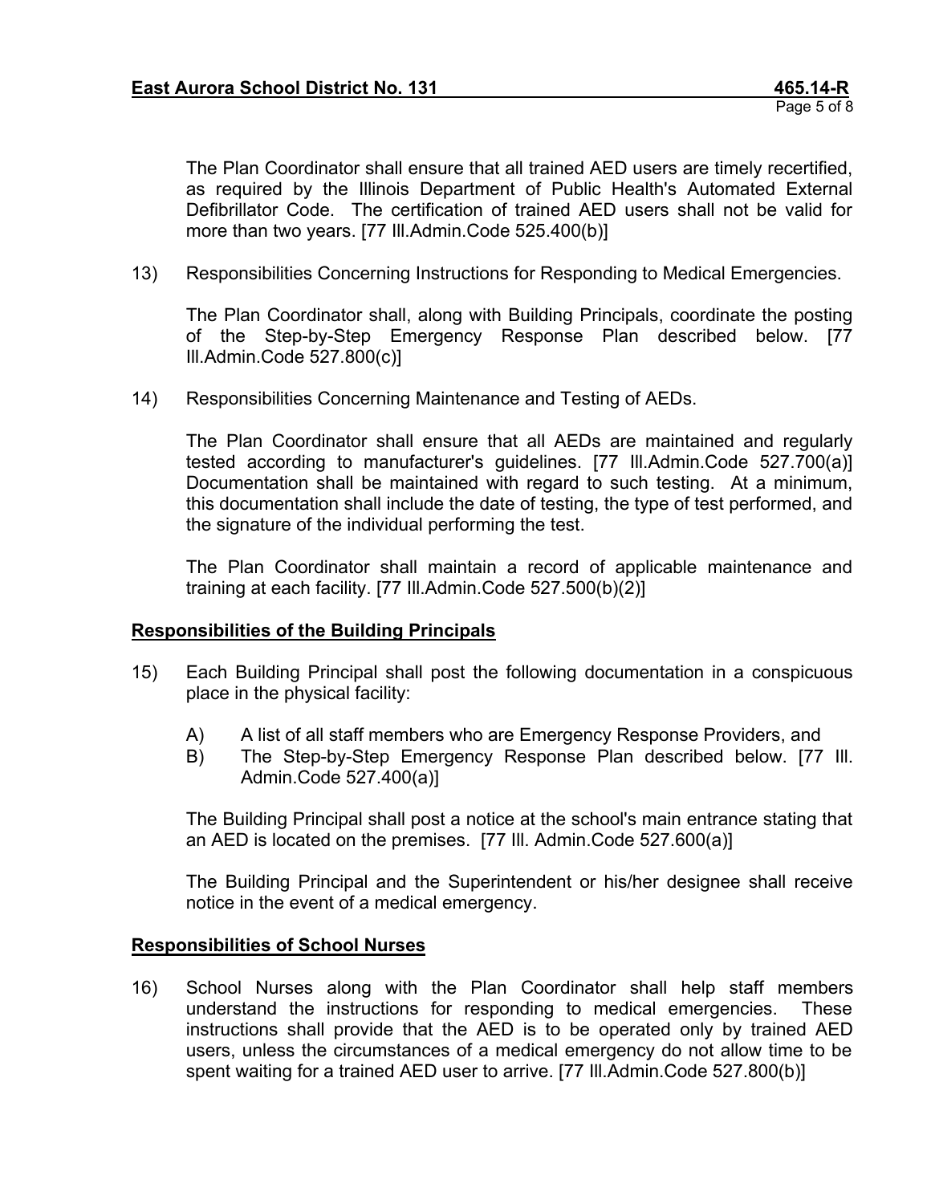The Plan Coordinator shall ensure that all trained AED users are timely recertified, as required by the Illinois Department of Public Health's Automated External Defibrillator Code. The certification of trained AED users shall not be valid for more than two years. [77 Ill.Admin.Code 525.400(b)]

13) Responsibilities Concerning Instructions for Responding to Medical Emergencies.

    The Plan Coordinator shall, along with Building Principals, coordinate the posting of the Step-by-Step Emergency Response Plan described below. [77 Ill.Admin.Code 527.800(c)]

14) Responsibilities Concerning Maintenance and Testing of AEDs.

    The Plan Coordinator shall ensure that all AEDs are maintained and regularly tested according to manufacturer's guidelines. [77 Ill.Admin.Code 527.700(a)] Documentation shall be maintained with regard to such testing. At a minimum, this documentation shall include the date of testing, the type of test performed, and the signature of the individual performing the test.

    The Plan Coordinator shall maintain a record of applicable maintenance and training at each facility. [77 Ill.Admin.Code 527.500(b)(2)]

**<u>Responsibilities of the Building Principals</u>**

15) Each Building Principal shall post the following documentation in a conspicuous place in the physical facility:

    A) A list of all staff members who are Emergency Response Providers, and
    B) The Step-by-Step Emergency Response Plan described below. [77 Ill. Admin.Code 527.400(a)]

    The Building Principal shall post a notice at the school's main entrance stating that an AED is located on the premises. [77 Ill. Admin.Code 527.600(a)]

    The Building Principal and the Superintendent or his/her designee shall receive notice in the event of a medical emergency.

**<u>Responsibilities of School Nurses</u>**

16) School Nurses along with the Plan Coordinator shall help staff members understand the instructions for responding to medical emergencies. These instructions shall provide that the AED is to be operated only by trained AED users, unless the circumstances of a medical emergency do not allow time to be spent waiting for a trained AED user to arrive. [77 Ill.Admin.Code 527.800(b)]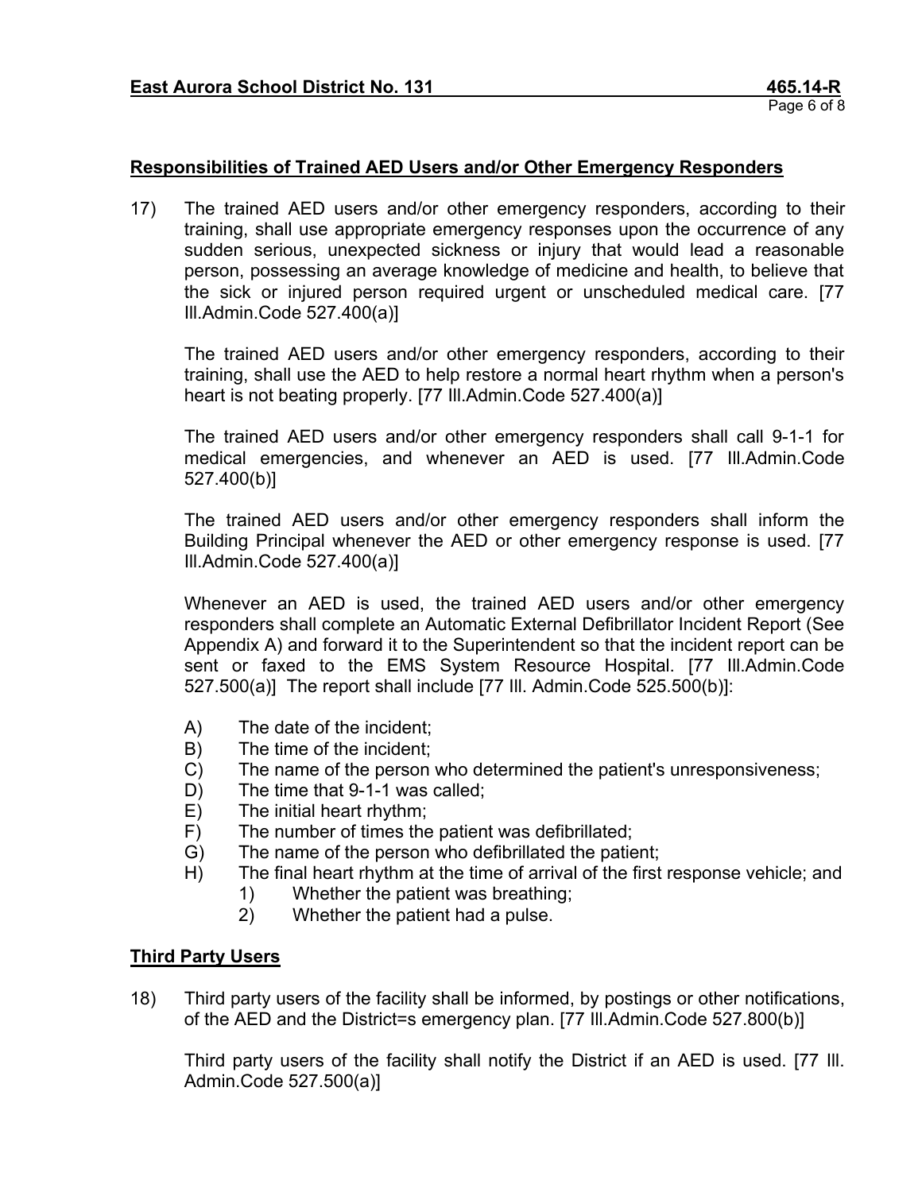**Responsibilities of Trained AED Users and/or Other Emergency Responders**

17) The trained AED users and/or other emergency responders, according to their training, shall use appropriate emergency responses upon the occurrence of any sudden serious, unexpected sickness or injury that would lead a reasonable person, possessing an average knowledge of medicine and health, to believe that the sick or injured person required urgent or unscheduled medical care. [77 Ill.Admin.Code 527.400(a)]

The trained AED users and/or other emergency responders, according to their training, shall use the AED to help restore a normal heart rhythm when a person's heart is not beating properly. [77 Ill.Admin.Code 527.400(a)]

The trained AED users and/or other emergency responders shall call 9-1-1 for medical emergencies, and whenever an AED is used. [77 Ill.Admin.Code 527.400(b)]

The trained AED users and/or other emergency responders shall inform the Building Principal whenever the AED or other emergency response is used. [77 Ill.Admin.Code 527.400(a)]

Whenever an AED is used, the trained AED users and/or other emergency responders shall complete an Automatic External Defibrillator Incident Report (See Appendix A) and forward it to the Superintendent so that the incident report can be sent or faxed to the EMS System Resource Hospital. [77 Ill.Admin.Code 527.500(a)] The report shall include [77 Ill. Admin.Code 525.500(b)]:

A) The date of the incident;
B) The time of the incident;
C) The name of the person who determined the patient's unresponsiveness;
D) The time that 9-1-1 was called;
E) The initial heart rhythm;
F) The number of times the patient was defibrillated;
G) The name of the person who defibrillated the patient;
H) The final heart rhythm at the time of arrival of the first response vehicle; and
   1) Whether the patient was breathing;
   2) Whether the patient had a pulse.

**Third Party Users**

18) Third party users of the facility shall be informed, by postings or other notifications, of the AED and the District=s emergency plan. [77 Ill.Admin.Code 527.800(b)]

Third party users of the facility shall notify the District if an AED is used. [77 Ill. Admin.Code 527.500(a)]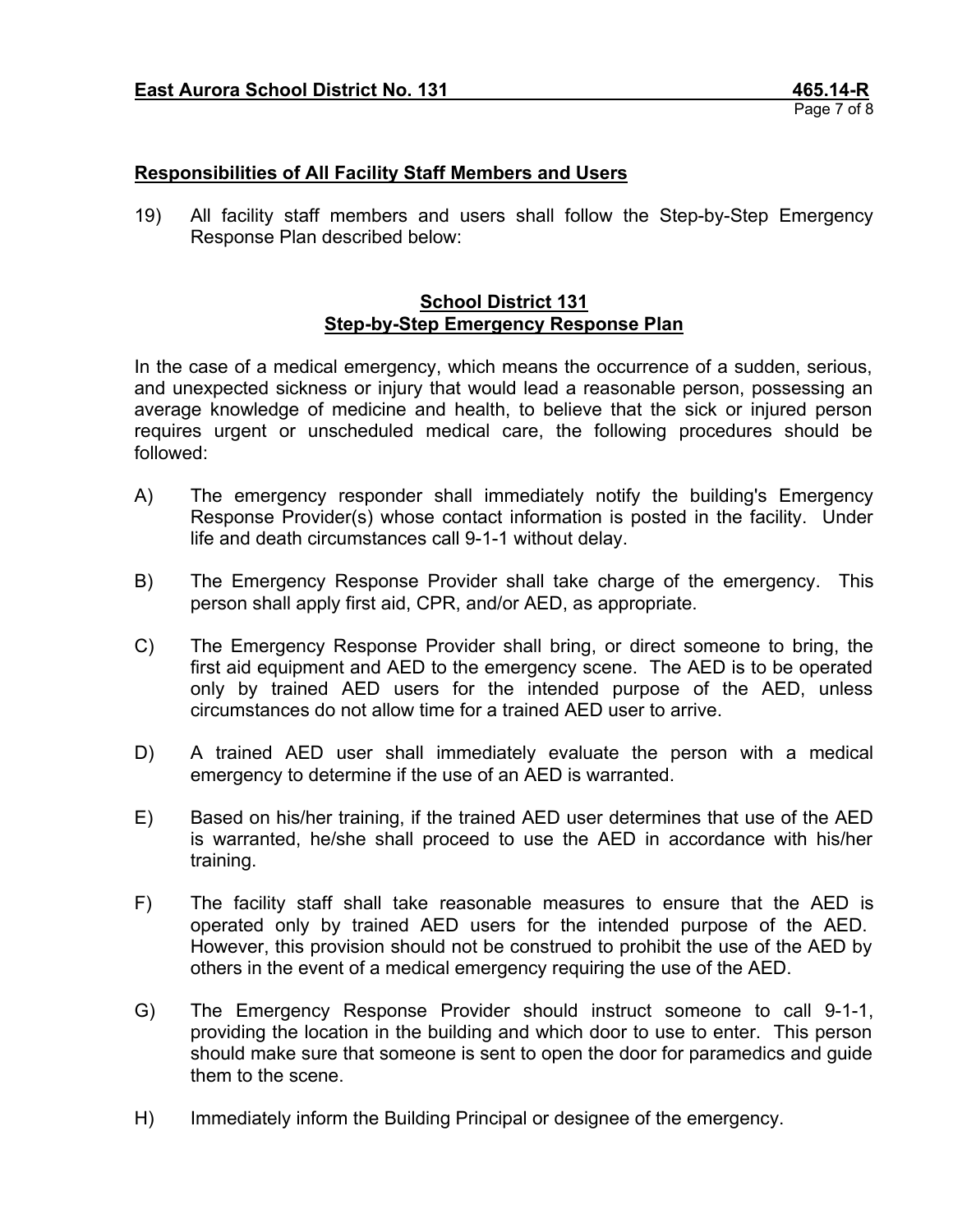### Responsibilities of All Facility Staff Members and Users

19) All facility staff members and users shall follow the Step-by-Step Emergency Response Plan described below:

## School District 131
## Step-by-Step Emergency Response Plan

In the case of a medical emergency, which means the occurrence of a sudden, serious, and unexpected sickness or injury that would lead a reasonable person, possessing an average knowledge of medicine and health, to believe that the sick or injured person requires urgent or unscheduled medical care, the following procedures should be followed:

A) The emergency responder shall immediately notify the building's Emergency Response Provider(s) whose contact information is posted in the facility. Under life and death circumstances call 9-1-1 without delay.

B) The Emergency Response Provider shall take charge of the emergency. This person shall apply first aid, CPR, and/or AED, as appropriate.

C) The Emergency Response Provider shall bring, or direct someone to bring, the first aid equipment and AED to the emergency scene. The AED is to be operated only by trained AED users for the intended purpose of the AED, unless circumstances do not allow time for a trained AED user to arrive.

D) A trained AED user shall immediately evaluate the person with a medical emergency to determine if the use of an AED is warranted.

E) Based on his/her training, if the trained AED user determines that use of the AED is warranted, he/she shall proceed to use the AED in accordance with his/her training.

F) The facility staff shall take reasonable measures to ensure that the AED is operated only by trained AED users for the intended purpose of the AED. However, this provision should not be construed to prohibit the use of the AED by others in the event of a medical emergency requiring the use of the AED.

G) The Emergency Response Provider should instruct someone to call 9-1-1, providing the location in the building and which door to use to enter. This person should make sure that someone is sent to open the door for paramedics and guide them to the scene.

H) Immediately inform the Building Principal or designee of the emergency.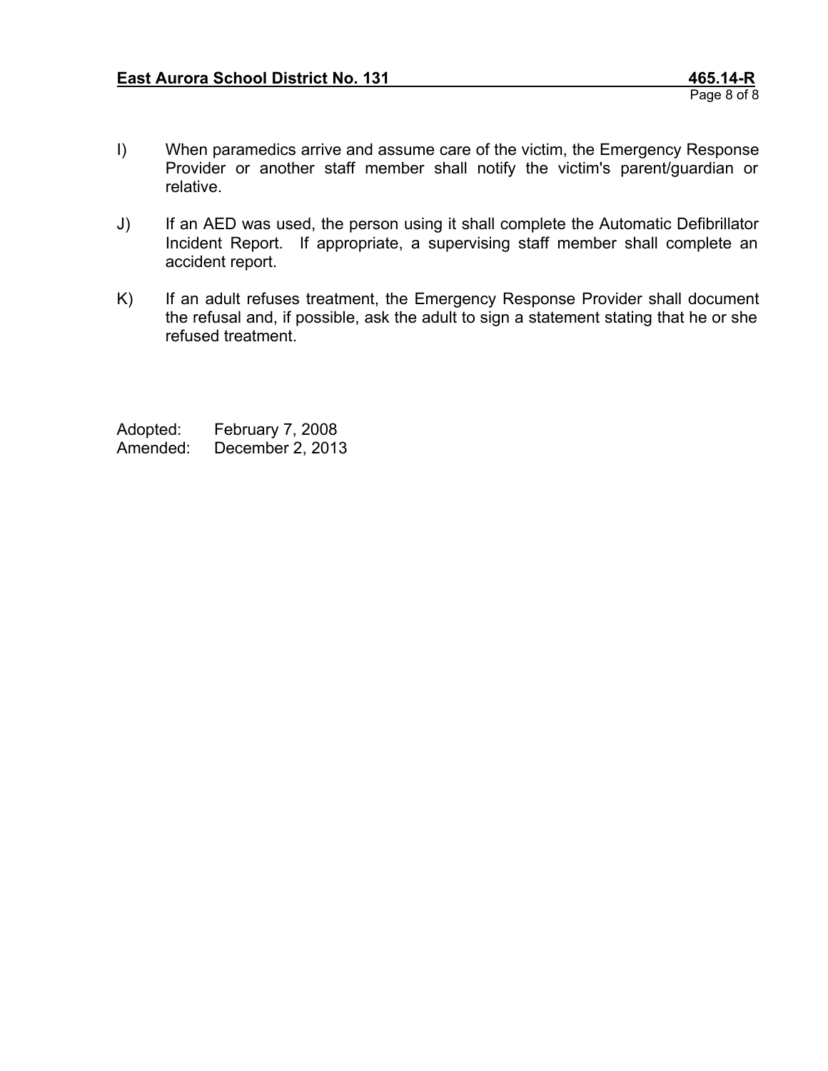I) When paramedics arrive and assume care of the victim, the Emergency Response Provider or another staff member shall notify the victim's parent/guardian or relative.

J) If an AED was used, the person using it shall complete the Automatic Defibrillator Incident Report. If appropriate, a supervising staff member shall complete an accident report.

K) If an adult refuses treatment, the Emergency Response Provider shall document the refusal and, if possible, ask the adult to sign a statement stating that he or she refused treatment.

Adopted: February 7, 2008
Amended: December 2, 2013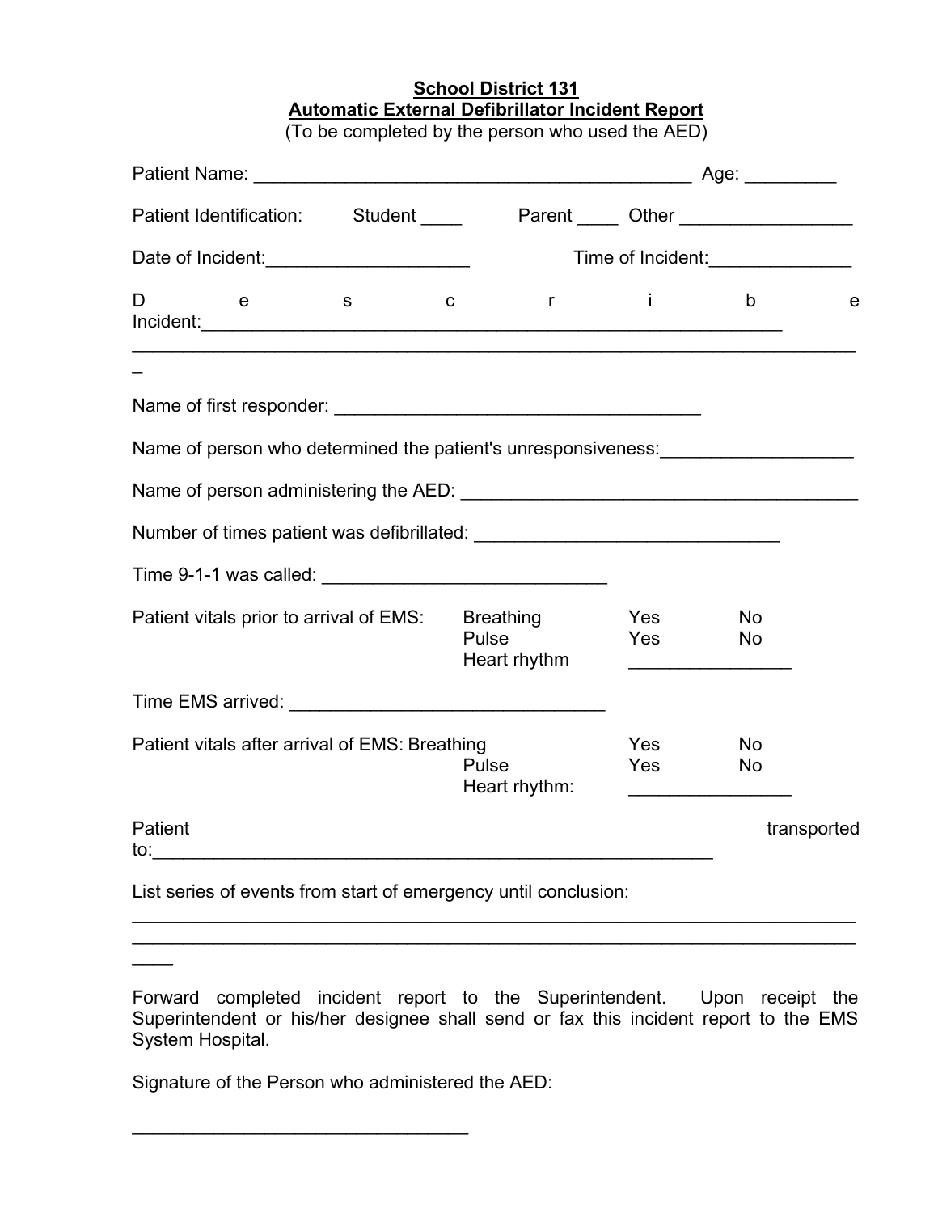**School District 131**
**Automatic External Defibrillator Incident Report**
(To be completed by the person who used the AED)

Patient Name: ___________________________________________ Age: _________

Patient Identification: Student ____ Parent ____ Other _________________

Date of Incident:____________________ Time of Incident:______________

Describe Incident:__________________________________________________________
_________________________________________________________________________

Name of first responder: _____________________________________

Name of person who determined the patient's unresponsiveness:___________________

Name of person administering the AED: _______________________________________

Number of times patient was defibrillated: ______________________________

Time 9-1-1 was called: ____________________________

| Patient vitals prior to arrival of EMS: | Breathing | Yes | No |
|---|---|---|---|
| | Pulse | Yes | No |
| | Heart rhythm | ________________ | |

Time EMS arrived: _______________________________

| Patient vitals after arrival of EMS: | Breathing | Yes | No |
|---|---|---|---|
| | Pulse | Yes | No |
| | Heart rhythm: | ________________ | |

Patient transported to:________________________________________________________

List series of events from start of emergency until conclusion:
_________________________________________________________________________
_________________________________________________________________________

Forward completed incident report to the Superintendent. Upon receipt the Superintendent or his/her designee shall send or fax this incident report to the EMS System Hospital.

Signature of the Person who administered the AED:

_________________________________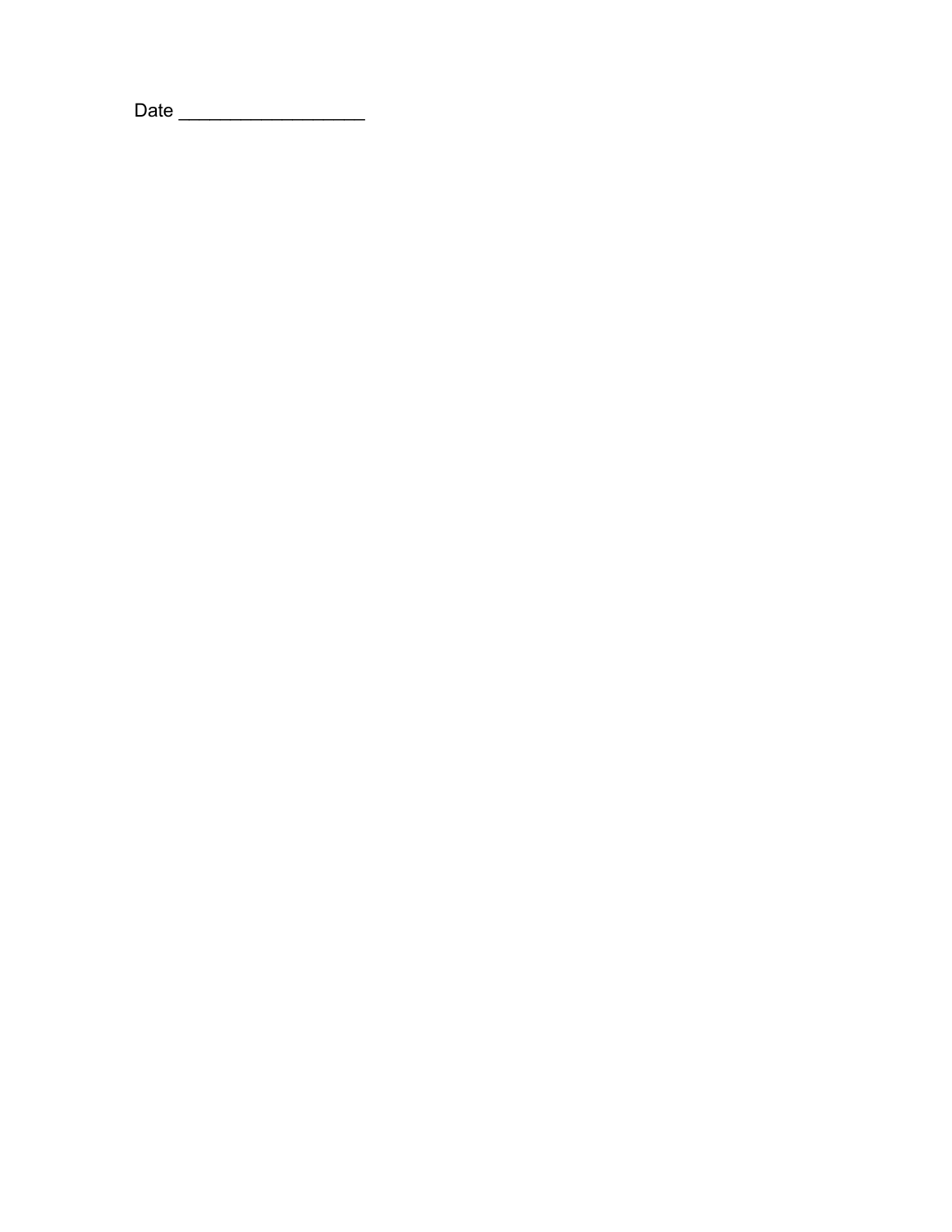Date ___________________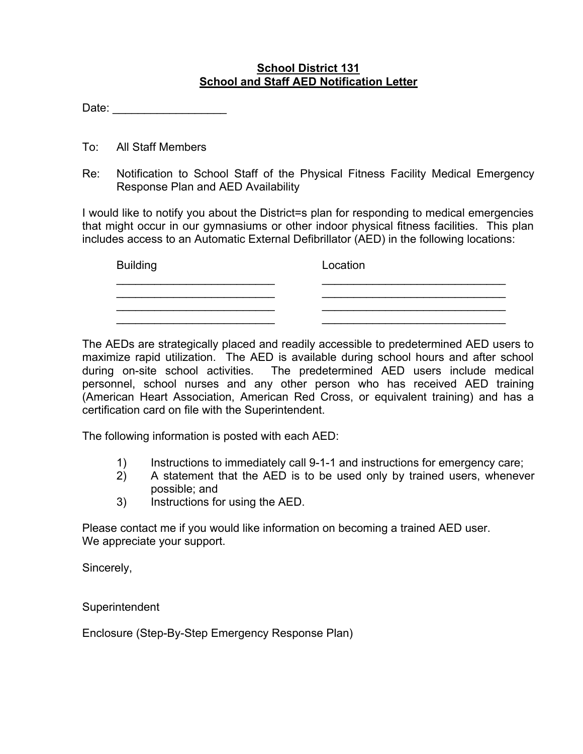**School District 131**
**School and Staff AED Notification Letter**

Date: __________________

To: All Staff Members

Re: Notification to School Staff of the Physical Fitness Facility Medical Emergency Response Plan and AED Availability

I would like to notify you about the District=s plan for responding to medical emergencies that might occur in our gymnasiums or other indoor physical fitness facilities. This plan includes access to an Automatic External Defibrillator (AED) in the following locations:

| Building | Location |
|---|---|
| _________________________ | _____________________________ |
| _________________________ | _____________________________ |
| _________________________ | _____________________________ |
| _________________________ | _____________________________ |

The AEDs are strategically placed and readily accessible to predetermined AED users to maximize rapid utilization. The AED is available during school hours and after school during on-site school activities. The predetermined AED users include medical personnel, school nurses and any other person who has received AED training (American Heart Association, American Red Cross, or equivalent training) and has a certification card on file with the Superintendent.

The following information is posted with each AED:

1) Instructions to immediately call 9-1-1 and instructions for emergency care;
2) A statement that the AED is to be used only by trained users, whenever possible; and
3) Instructions for using the AED.

Please contact me if you would like information on becoming a trained AED user.
We appreciate your support.

Sincerely,

Superintendent

Enclosure (Step-By-Step Emergency Response Plan)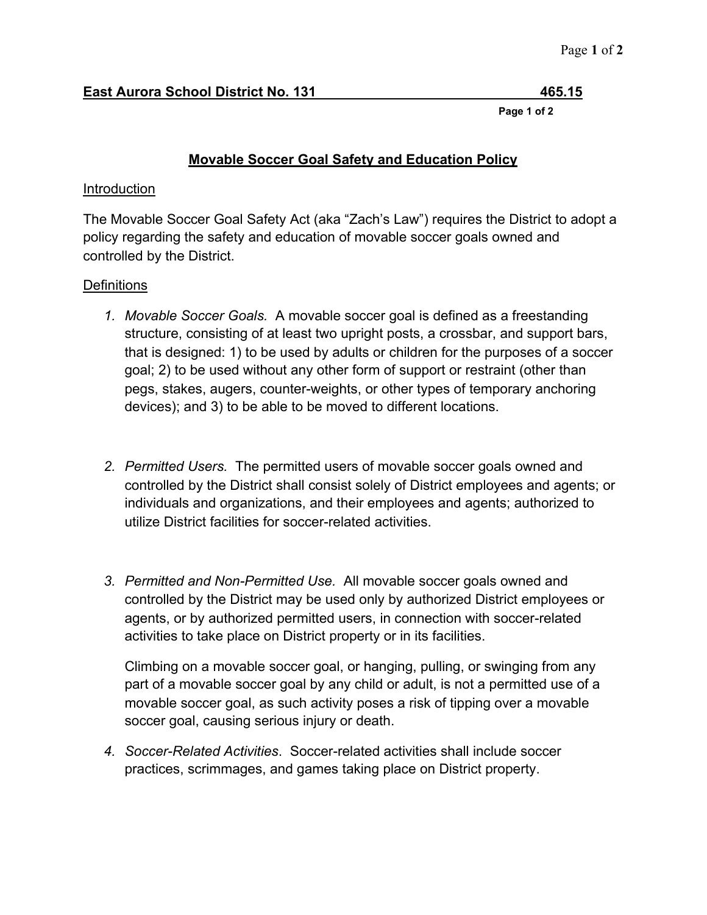**East Aurora School District No. 131** **465.15**

## Movable Soccer Goal Safety and Education Policy

### Introduction

The Movable Soccer Goal Safety Act (aka "Zach's Law") requires the District to adopt a policy regarding the safety and education of movable soccer goals owned and controlled by the District.

### Definitions

1. *Movable Soccer Goals.* A movable soccer goal is defined as a freestanding structure, consisting of at least two upright posts, a crossbar, and support bars, that is designed: 1) to be used by adults or children for the purposes of a soccer goal; 2) to be used without any other form of support or restraint (other than pegs, stakes, augers, counter-weights, or other types of temporary anchoring devices); and 3) to be able to be moved to different locations.

2. *Permitted Users.* The permitted users of movable soccer goals owned and controlled by the District shall consist solely of District employees and agents; or individuals and organizations, and their employees and agents; authorized to utilize District facilities for soccer-related activities.

3. *Permitted and Non-Permitted Use.* All movable soccer goals owned and controlled by the District may be used only by authorized District employees or agents, or by authorized permitted users, in connection with soccer-related activities to take place on District property or in its facilities.

   Climbing on a movable soccer goal, or hanging, pulling, or swinging from any part of a movable soccer goal by any child or adult, is not a permitted use of a movable soccer goal, as such activity poses a risk of tipping over a movable soccer goal, causing serious injury or death.

4. *Soccer-Related Activities*. Soccer-related activities shall include soccer practices, scrimmages, and games taking place on District property.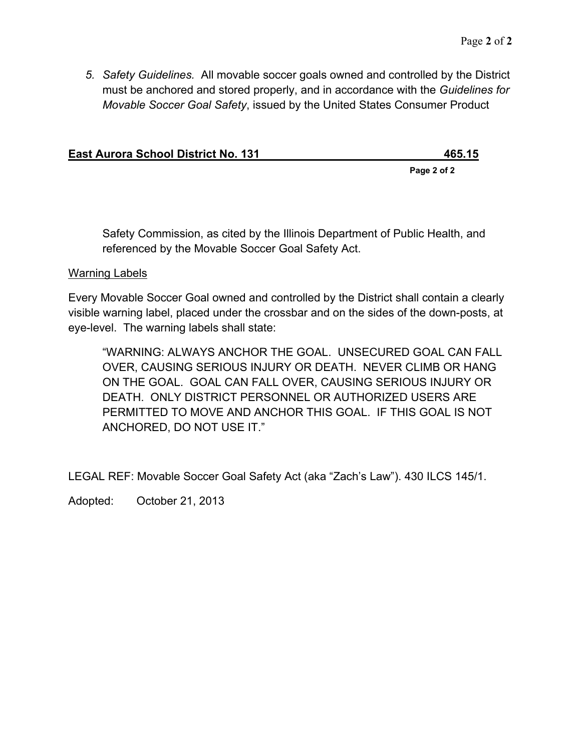5. *Safety Guidelines*. All movable soccer goals owned and controlled by the District must be anchored and stored properly, and in accordance with the *Guidelines for Movable Soccer Goal Safety*, issued by the United States Consumer Product Safety Commission, as cited by the Illinois Department of Public Health, and referenced by the Movable Soccer Goal Safety Act.

Warning Labels

Every Movable Soccer Goal owned and controlled by the District shall contain a clearly visible warning label, placed under the crossbar and on the sides of the down-posts, at eye-level. The warning labels shall state:

> "WARNING: ALWAYS ANCHOR THE GOAL. UNSECURED GOAL CAN FALL OVER, CAUSING SERIOUS INJURY OR DEATH. NEVER CLIMB OR HANG ON THE GOAL. GOAL CAN FALL OVER, CAUSING SERIOUS INJURY OR DEATH. ONLY DISTRICT PERSONNEL OR AUTHORIZED USERS ARE PERMITTED TO MOVE AND ANCHOR THIS GOAL. IF THIS GOAL IS NOT ANCHORED, DO NOT USE IT."

LEGAL REF: Movable Soccer Goal Safety Act (aka "Zach's Law"). 430 ILCS 145/1.

Adopted: October 21, 2013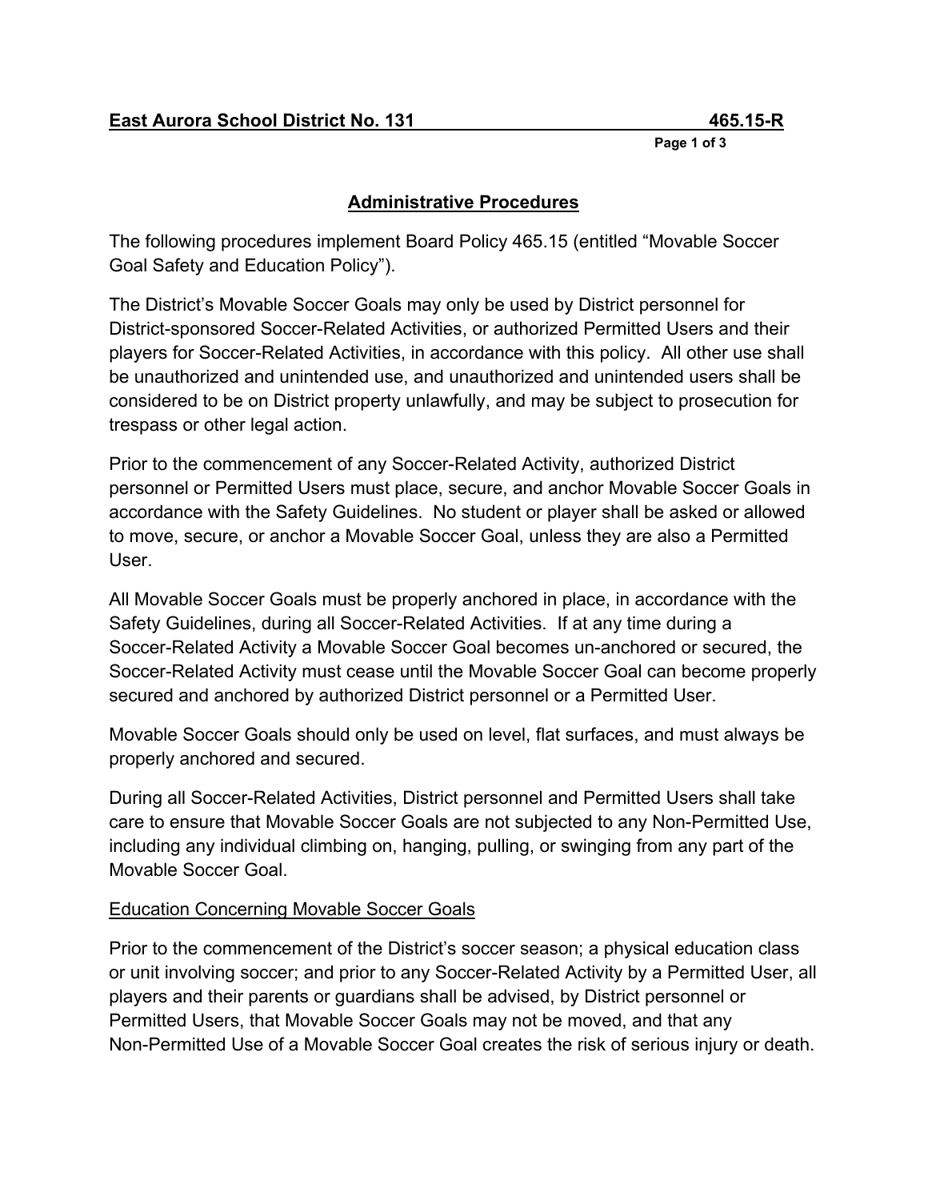**East Aurora School District No. 131 465.15-R**

## Administrative Procedures

The following procedures implement Board Policy 465.15 (entitled "Movable Soccer Goal Safety and Education Policy").

The District's Movable Soccer Goals may only be used by District personnel for District-sponsored Soccer-Related Activities, or authorized Permitted Users and their players for Soccer-Related Activities, in accordance with this policy. All other use shall be unauthorized and unintended use, and unauthorized and unintended users shall be considered to be on District property unlawfully, and may be subject to prosecution for trespass or other legal action.

Prior to the commencement of any Soccer-Related Activity, authorized District personnel or Permitted Users must place, secure, and anchor Movable Soccer Goals in accordance with the Safety Guidelines. No student or player shall be asked or allowed to move, secure, or anchor a Movable Soccer Goal, unless they are also a Permitted User.

All Movable Soccer Goals must be properly anchored in place, in accordance with the Safety Guidelines, during all Soccer-Related Activities. If at any time during a Soccer-Related Activity a Movable Soccer Goal becomes un-anchored or secured, the Soccer-Related Activity must cease until the Movable Soccer Goal can become properly secured and anchored by authorized District personnel or a Permitted User.

Movable Soccer Goals should only be used on level, flat surfaces, and must always be properly anchored and secured.

During all Soccer-Related Activities, District personnel and Permitted Users shall take care to ensure that Movable Soccer Goals are not subjected to any Non-Permitted Use, including any individual climbing on, hanging, pulling, or swinging from any part of the Movable Soccer Goal.

<u>Education Concerning Movable Soccer Goals</u>

Prior to the commencement of the District's soccer season; a physical education class or unit involving soccer; and prior to any Soccer-Related Activity by a Permitted User, all players and their parents or guardians shall be advised, by District personnel or Permitted Users, that Movable Soccer Goals may not be moved, and that any Non-Permitted Use of a Movable Soccer Goal creates the risk of serious injury or death.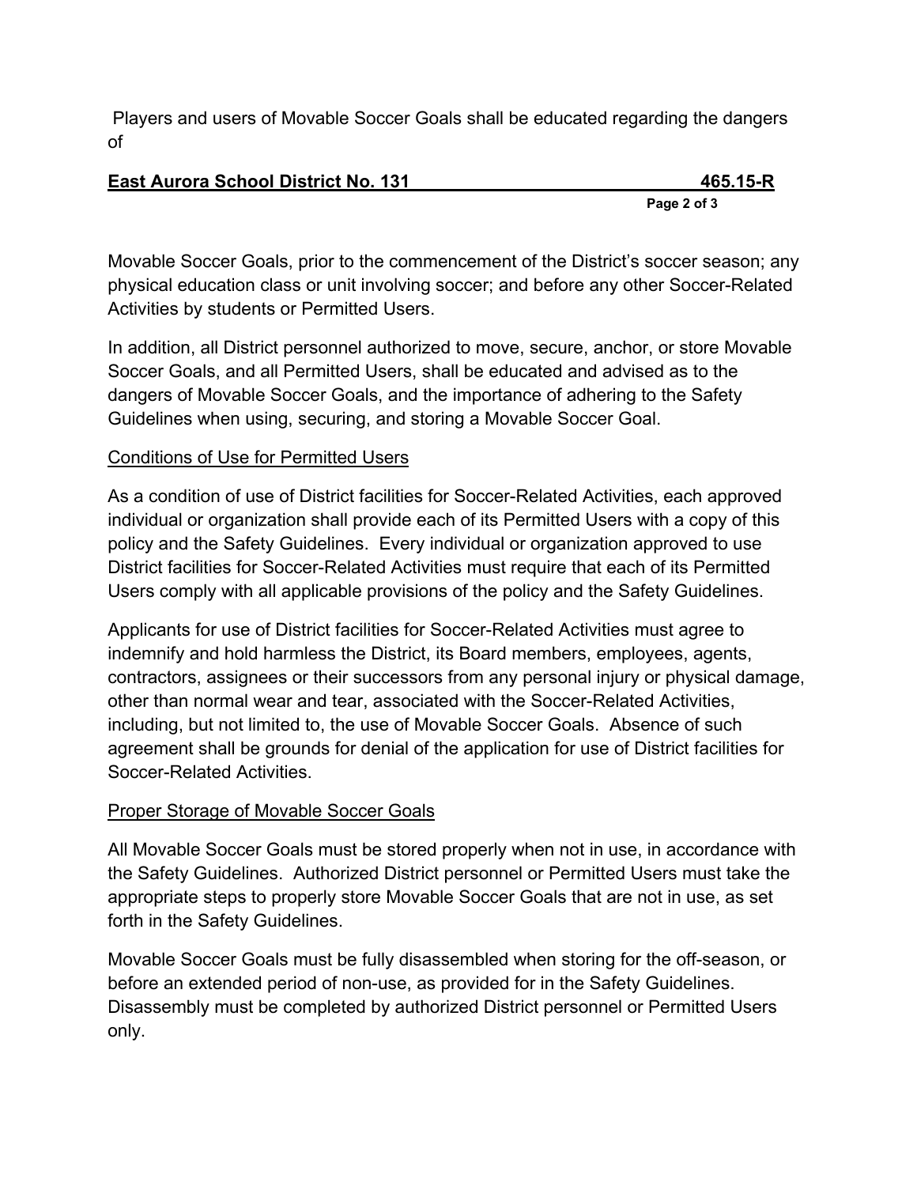Players and users of Movable Soccer Goals shall be educated regarding the dangers of

Movable Soccer Goals, prior to the commencement of the District's soccer season; any physical education class or unit involving soccer; and before any other Soccer-Related Activities by students or Permitted Users.

In addition, all District personnel authorized to move, secure, anchor, or store Movable Soccer Goals, and all Permitted Users, shall be educated and advised as to the dangers of Movable Soccer Goals, and the importance of adhering to the Safety Guidelines when using, securing, and storing a Movable Soccer Goal.

<u>Conditions of Use for Permitted Users</u>

As a condition of use of District facilities for Soccer-Related Activities, each approved individual or organization shall provide each of its Permitted Users with a copy of this policy and the Safety Guidelines. Every individual or organization approved to use District facilities for Soccer-Related Activities must require that each of its Permitted Users comply with all applicable provisions of the policy and the Safety Guidelines.

Applicants for use of District facilities for Soccer-Related Activities must agree to indemnify and hold harmless the District, its Board members, employees, agents, contractors, assignees or their successors from any personal injury or physical damage, other than normal wear and tear, associated with the Soccer-Related Activities, including, but not limited to, the use of Movable Soccer Goals. Absence of such agreement shall be grounds for denial of the application for use of District facilities for Soccer-Related Activities.

<u>Proper Storage of Movable Soccer Goals</u>

All Movable Soccer Goals must be stored properly when not in use, in accordance with the Safety Guidelines. Authorized District personnel or Permitted Users must take the appropriate steps to properly store Movable Soccer Goals that are not in use, as set forth in the Safety Guidelines.

Movable Soccer Goals must be fully disassembled when storing for the off-season, or before an extended period of non-use, as provided for in the Safety Guidelines. Disassembly must be completed by authorized District personnel or Permitted Users only.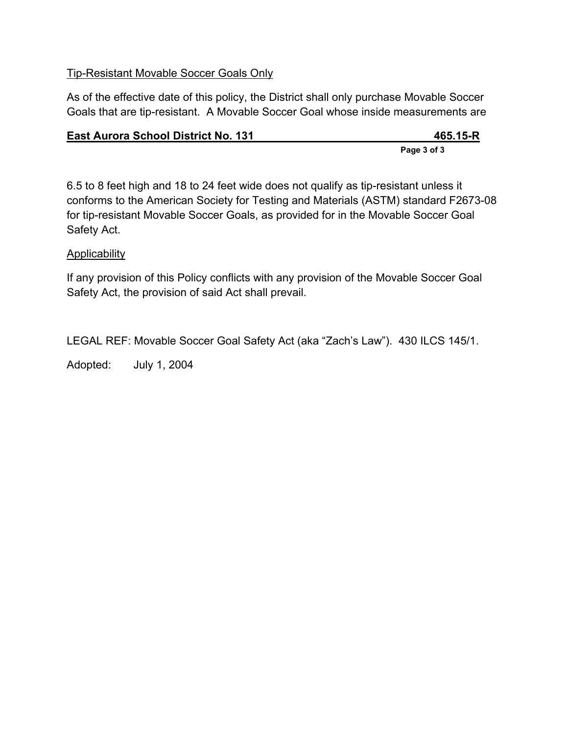Tip-Resistant Movable Soccer Goals Only

As of the effective date of this policy, the District shall only purchase Movable Soccer Goals that are tip-resistant. A Movable Soccer Goal whose inside measurements are 6.5 to 8 feet high and 18 to 24 feet wide does not qualify as tip-resistant unless it conforms to the American Society for Testing and Materials (ASTM) standard F2673-08 for tip-resistant Movable Soccer Goals, as provided for in the Movable Soccer Goal Safety Act.

Applicability

If any provision of this Policy conflicts with any provision of the Movable Soccer Goal Safety Act, the provision of said Act shall prevail.

LEGAL REF: Movable Soccer Goal Safety Act (aka "Zach's Law"). 430 ILCS 145/1.

Adopted: July 1, 2004